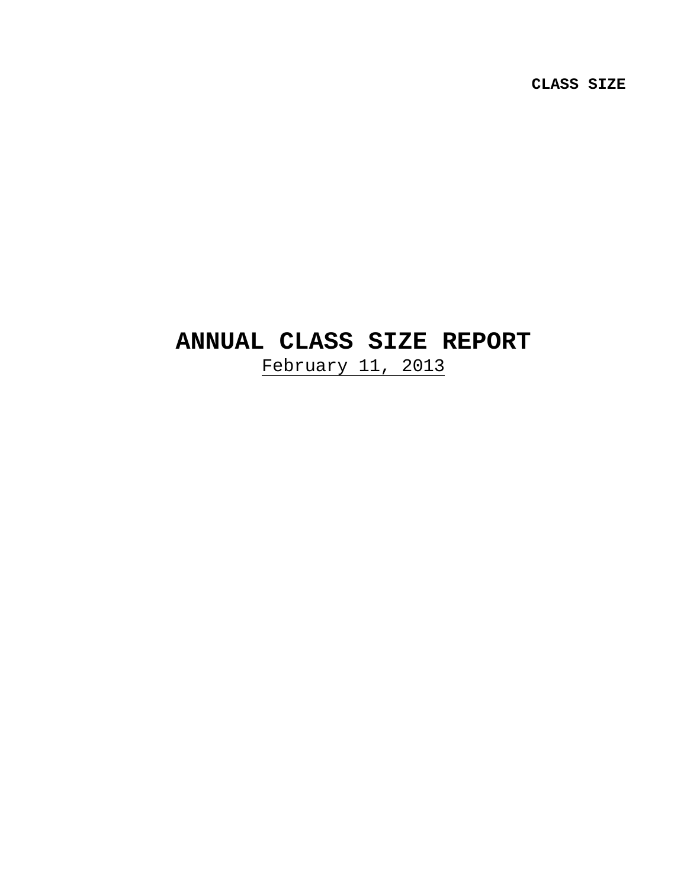**CLASS SIZE**

# ANNUAL CLASS SIZE REPORT

February 11, 2013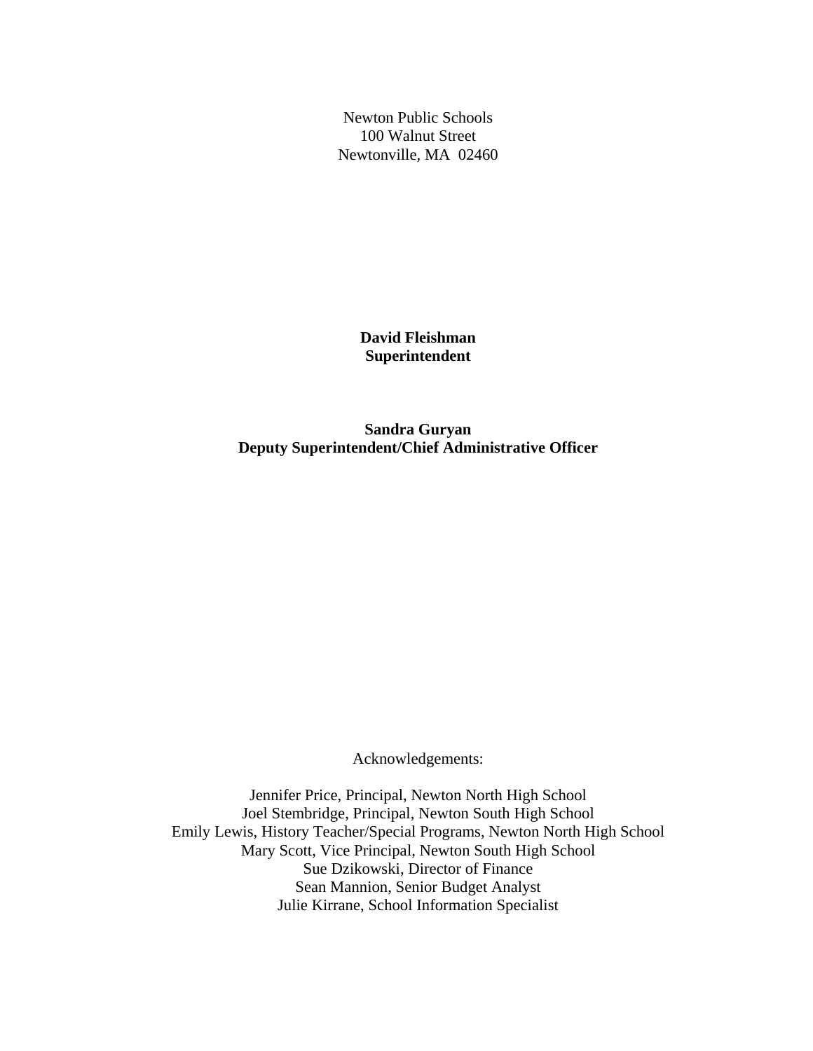Newton Public Schools
100 Walnut Street
Newtonville, MA 02460

**David Fleishman**
**Superintendent**

**Sandra Guryan**
**Deputy Superintendent/Chief Administrative Officer**

Acknowledgements:

Jennifer Price, Principal, Newton North High School
Joel Stembridge, Principal, Newton South High School
Emily Lewis, History Teacher/Special Programs, Newton North High School
Mary Scott, Vice Principal, Newton South High School
Sue Dzikowski, Director of Finance
Sean Mannion, Senior Budget Analyst
Julie Kirrane, School Information Specialist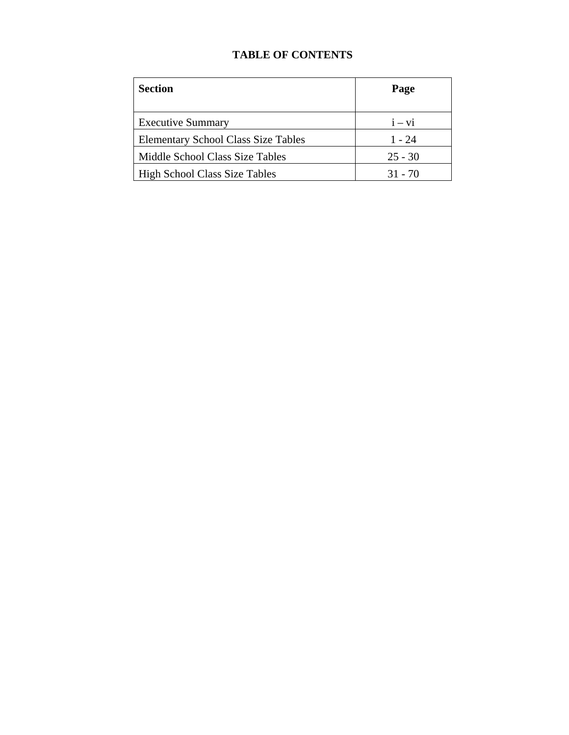# TABLE OF CONTENTS

| Section | Page |
|---|---|
| Executive Summary | i – vi |
| Elementary School Class Size Tables | 1 - 24 |
| Middle School Class Size Tables | 25 - 30 |
| High School Class Size Tables | 31 - 70 |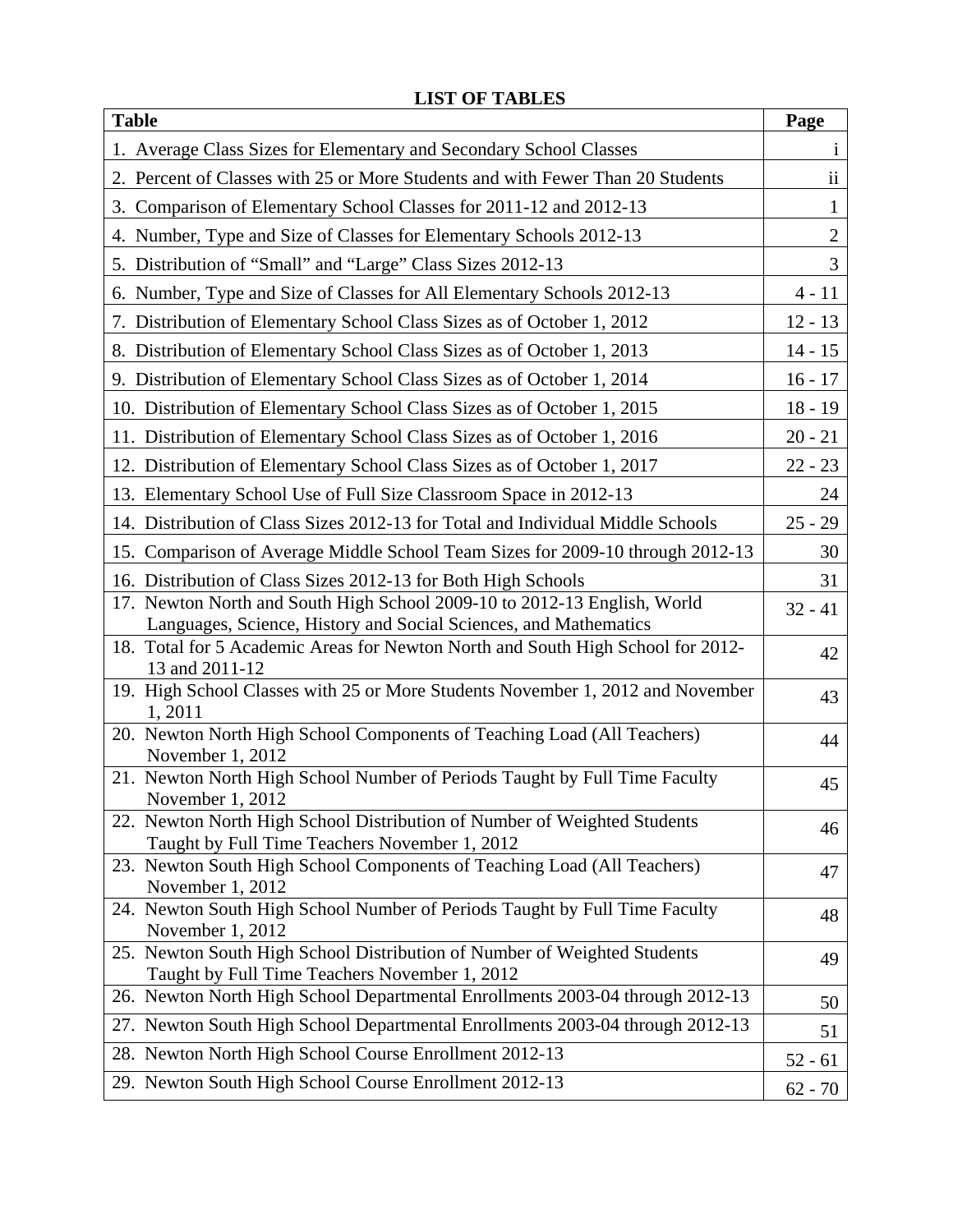# LIST OF TABLES

| Table | Page |
|---|---|
| 1. Average Class Sizes for Elementary and Secondary School Classes | i |
| 2. Percent of Classes with 25 or More Students and with Fewer Than 20 Students | ii |
| 3. Comparison of Elementary School Classes for 2011-12 and 2012-13 | 1 |
| 4. Number, Type and Size of Classes for Elementary Schools 2012-13 | 2 |
| 5. Distribution of "Small" and "Large" Class Sizes 2012-13 | 3 |
| 6. Number, Type and Size of Classes for All Elementary Schools 2012-13 | 4 - 11 |
| 7. Distribution of Elementary School Class Sizes as of October 1, 2012 | 12 - 13 |
| 8. Distribution of Elementary School Class Sizes as of October 1, 2013 | 14 - 15 |
| 9. Distribution of Elementary School Class Sizes as of October 1, 2014 | 16 - 17 |
| 10. Distribution of Elementary School Class Sizes as of October 1, 2015 | 18 - 19 |
| 11. Distribution of Elementary School Class Sizes as of October 1, 2016 | 20 - 21 |
| 12. Distribution of Elementary School Class Sizes as of October 1, 2017 | 22 - 23 |
| 13. Elementary School Use of Full Size Classroom Space in 2012-13 | 24 |
| 14. Distribution of Class Sizes 2012-13 for Total and Individual Middle Schools | 25 - 29 |
| 15. Comparison of Average Middle School Team Sizes for 2009-10 through 2012-13 | 30 |
| 16. Distribution of Class Sizes 2012-13 for Both High Schools | 31 |
| 17. Newton North and South High School 2009-10 to 2012-13 English, World Languages, Science, History and Social Sciences, and Mathematics | 32 - 41 |
| 18. Total for 5 Academic Areas for Newton North and South High School for 2012-13 and 2011-12 | 42 |
| 19. High School Classes with 25 or More Students November 1, 2012 and November 1, 2011 | 43 |
| 20. Newton North High School Components of Teaching Load (All Teachers) November 1, 2012 | 44 |
| 21. Newton North High School Number of Periods Taught by Full Time Faculty November 1, 2012 | 45 |
| 22. Newton North High School Distribution of Number of Weighted Students Taught by Full Time Teachers November 1, 2012 | 46 |
| 23. Newton South High School Components of Teaching Load (All Teachers) November 1, 2012 | 47 |
| 24. Newton South High School Number of Periods Taught by Full Time Faculty November 1, 2012 | 48 |
| 25. Newton South High School Distribution of Number of Weighted Students Taught by Full Time Teachers November 1, 2012 | 49 |
| 26. Newton North High School Departmental Enrollments 2003-04 through 2012-13 | 50 |
| 27. Newton South High School Departmental Enrollments 2003-04 through 2012-13 | 51 |
| 28. Newton North High School Course Enrollment 2012-13 | 52 - 61 |
| 29. Newton South High School Course Enrollment 2012-13 | 62 - 70 |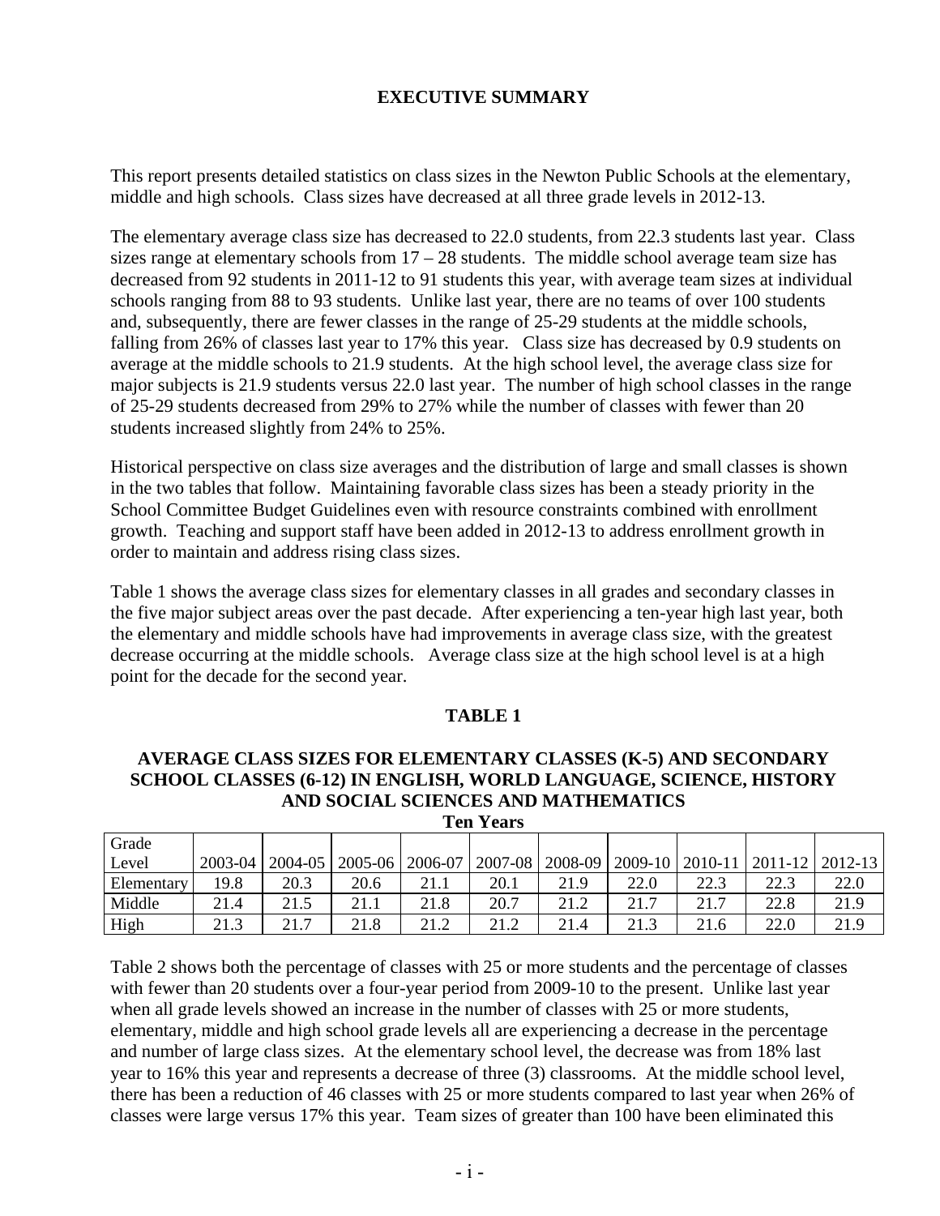# EXECUTIVE SUMMARY

This report presents detailed statistics on class sizes in the Newton Public Schools at the elementary, middle and high schools. Class sizes have decreased at all three grade levels in 2012-13.

The elementary average class size has decreased to 22.0 students, from 22.3 students last year. Class sizes range at elementary schools from 17 – 28 students. The middle school average team size has decreased from 92 students in 2011-12 to 91 students this year, with average team sizes at individual schools ranging from 88 to 93 students. Unlike last year, there are no teams of over 100 students and, subsequently, there are fewer classes in the range of 25-29 students at the middle schools, falling from 26% of classes last year to 17% this year. Class size has decreased by 0.9 students on average at the middle schools to 21.9 students. At the high school level, the average class size for major subjects is 21.9 students versus 22.0 last year. The number of high school classes in the range of 25-29 students decreased from 29% to 27% while the number of classes with fewer than 20 students increased slightly from 24% to 25%.

Historical perspective on class size averages and the distribution of large and small classes is shown in the two tables that follow. Maintaining favorable class sizes has been a steady priority in the School Committee Budget Guidelines even with resource constraints combined with enrollment growth. Teaching and support staff have been added in 2012-13 to address enrollment growth in order to maintain and address rising class sizes.

Table 1 shows the average class sizes for elementary classes in all grades and secondary classes in the five major subject areas over the past decade. After experiencing a ten-year high last year, both the elementary and middle schools have had improvements in average class size, with the greatest decrease occurring at the middle schools. Average class size at the high school level is at a high point for the decade for the second year.

**TABLE 1**

**AVERAGE CLASS SIZES FOR ELEMENTARY CLASSES (K-5) AND SECONDARY SCHOOL CLASSES (6-12) IN ENGLISH, WORLD LANGUAGE, SCIENCE, HISTORY AND SOCIAL SCIENCES AND MATHEMATICS**

**Ten Years**

| Grade Level | 2003-04 | 2004-05 | 2005-06 | 2006-07 | 2007-08 | 2008-09 | 2009-10 | 2010-11 | 2011-12 | 2012-13 |
|---|---|---|---|---|---|---|---|---|---|---|
| Elementary | 19.8 | 20.3 | 20.6 | 21.1 | 20.1 | 21.9 | 22.0 | 22.3 | 22.3 | 22.0 |
| Middle | 21.4 | 21.5 | 21.1 | 21.8 | 20.7 | 21.2 | 21.7 | 21.7 | 22.8 | 21.9 |
| High | 21.3 | 21.7 | 21.8 | 21.2 | 21.2 | 21.4 | 21.3 | 21.6 | 22.0 | 21.9 |

Table 2 shows both the percentage of classes with 25 or more students and the percentage of classes with fewer than 20 students over a four-year period from 2009-10 to the present. Unlike last year when all grade levels showed an increase in the number of classes with 25 or more students, elementary, middle and high school grade levels all are experiencing a decrease in the percentage and number of large class sizes. At the elementary school level, the decrease was from 18% last year to 16% this year and represents a decrease of three (3) classrooms. At the middle school level, there has been a reduction of 46 classes with 25 or more students compared to last year when 26% of classes were large versus 17% this year. Team sizes of greater than 100 have been eliminated this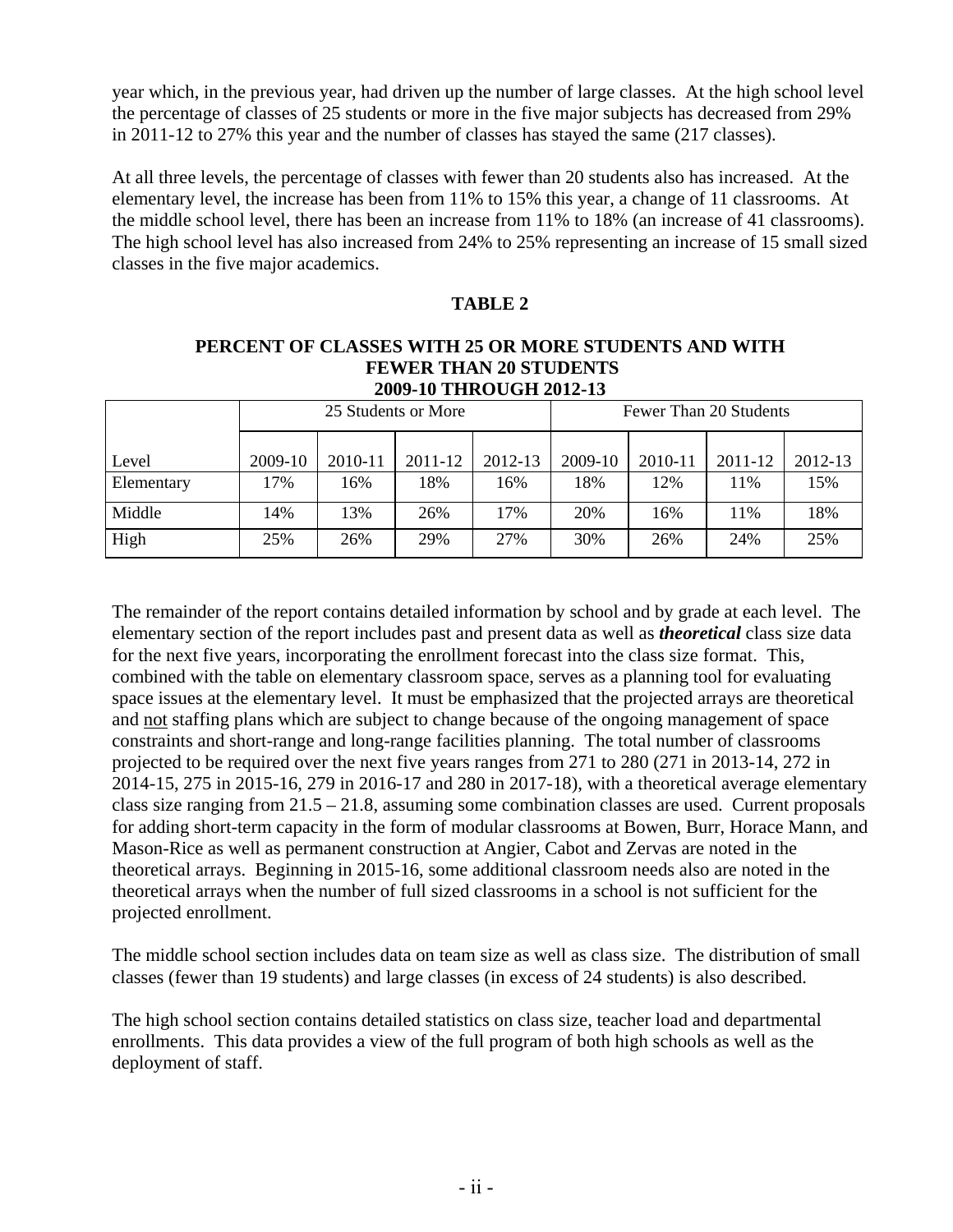year which, in the previous year, had driven up the number of large classes. At the high school level the percentage of classes of 25 students or more in the five major subjects has decreased from 29% in 2011-12 to 27% this year and the number of classes has stayed the same (217 classes).

At all three levels, the percentage of classes with fewer than 20 students also has increased. At the elementary level, the increase has been from 11% to 15% this year, a change of 11 classrooms. At the middle school level, there has been an increase from 11% to 18% (an increase of 41 classrooms). The high school level has also increased from 24% to 25% representing an increase of 15 small sized classes in the five major academics.

**TABLE 2**

**PERCENT OF CLASSES WITH 25 OR MORE STUDENTS AND WITH FEWER THAN 20 STUDENTS 2009-10 THROUGH 2012-13**

| | 25 Students or More | | | | Fewer Than 20 Students | | | |
|---|---|---|---|---|---|---|---|---|
| Level | 2009-10 | 2010-11 | 2011-12 | 2012-13 | 2009-10 | 2010-11 | 2011-12 | 2012-13 |
| Elementary | 17% | 16% | 18% | 16% | 18% | 12% | 11% | 15% |
| Middle | 14% | 13% | 26% | 17% | 20% | 16% | 11% | 18% |
| High | 25% | 26% | 29% | 27% | 30% | 26% | 24% | 25% |

The remainder of the report contains detailed information by school and by grade at each level. The elementary section of the report includes past and present data as well as ***theoretical*** class size data for the next five years, incorporating the enrollment forecast into the class size format. This, combined with the table on elementary classroom space, serves as a planning tool for evaluating space issues at the elementary level. It must be emphasized that the projected arrays are theoretical and not staffing plans which are subject to change because of the ongoing management of space constraints and short-range and long-range facilities planning. The total number of classrooms projected to be required over the next five years ranges from 271 to 280 (271 in 2013-14, 272 in 2014-15, 275 in 2015-16, 279 in 2016-17 and 280 in 2017-18), with a theoretical average elementary class size ranging from 21.5 – 21.8, assuming some combination classes are used. Current proposals for adding short-term capacity in the form of modular classrooms at Bowen, Burr, Horace Mann, and Mason-Rice as well as permanent construction at Angier, Cabot and Zervas are noted in the theoretical arrays. Beginning in 2015-16, some additional classroom needs also are noted in the theoretical arrays when the number of full sized classrooms in a school is not sufficient for the projected enrollment.

The middle school section includes data on team size as well as class size. The distribution of small classes (fewer than 19 students) and large classes (in excess of 24 students) is also described.

The high school section contains detailed statistics on class size, teacher load and departmental enrollments. This data provides a view of the full program of both high schools as well as the deployment of staff.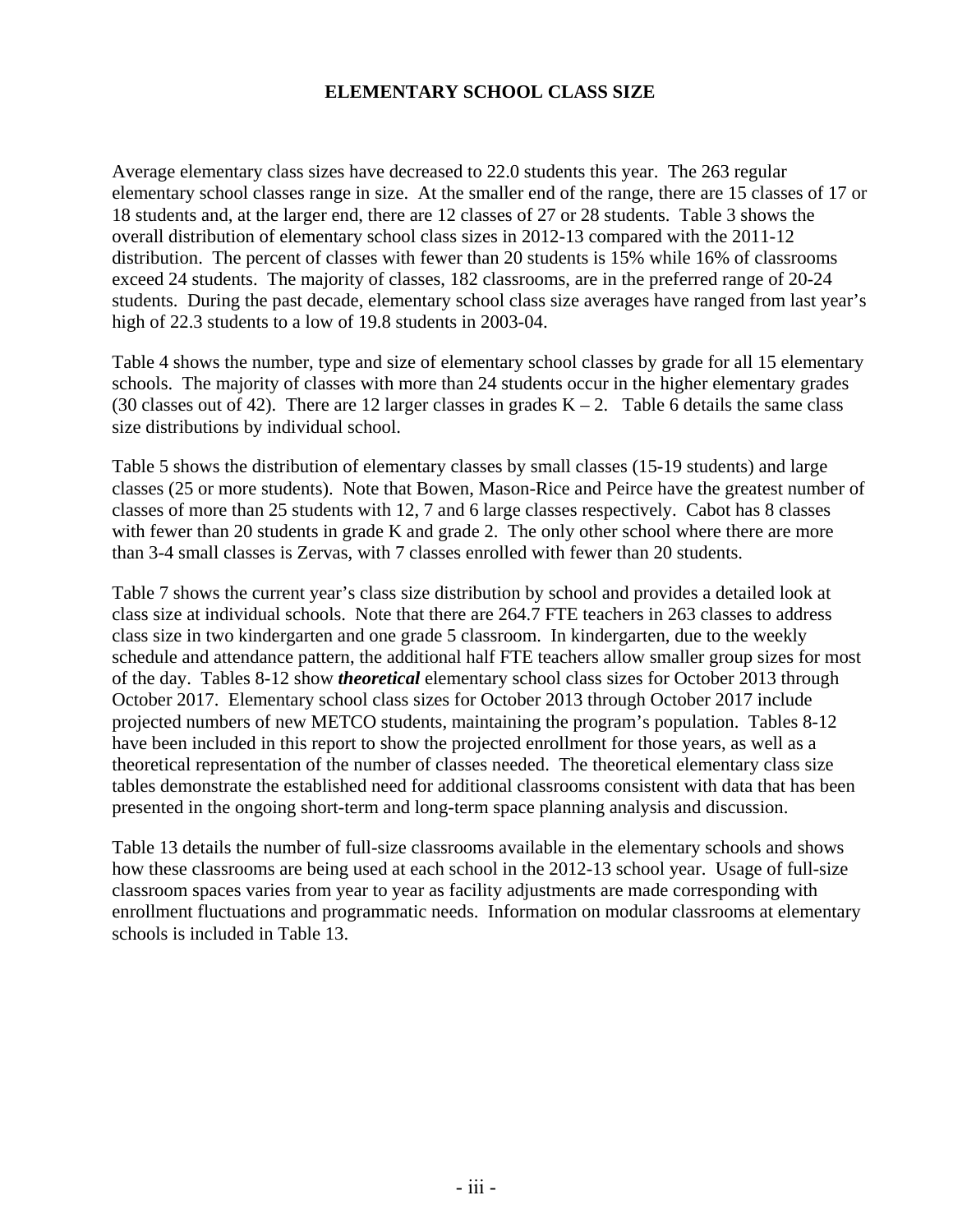# ELEMENTARY SCHOOL CLASS SIZE

Average elementary class sizes have decreased to 22.0 students this year. The 263 regular elementary school classes range in size. At the smaller end of the range, there are 15 classes of 17 or 18 students and, at the larger end, there are 12 classes of 27 or 28 students. Table 3 shows the overall distribution of elementary school class sizes in 2012-13 compared with the 2011-12 distribution. The percent of classes with fewer than 20 students is 15% while 16% of classrooms exceed 24 students. The majority of classes, 182 classrooms, are in the preferred range of 20-24 students. During the past decade, elementary school class size averages have ranged from last year's high of 22.3 students to a low of 19.8 students in 2003-04.

Table 4 shows the number, type and size of elementary school classes by grade for all 15 elementary schools. The majority of classes with more than 24 students occur in the higher elementary grades (30 classes out of 42). There are 12 larger classes in grades K – 2. Table 6 details the same class size distributions by individual school.

Table 5 shows the distribution of elementary classes by small classes (15-19 students) and large classes (25 or more students). Note that Bowen, Mason-Rice and Peirce have the greatest number of classes of more than 25 students with 12, 7 and 6 large classes respectively. Cabot has 8 classes with fewer than 20 students in grade K and grade 2. The only other school where there are more than 3-4 small classes is Zervas, with 7 classes enrolled with fewer than 20 students.

Table 7 shows the current year's class size distribution by school and provides a detailed look at class size at individual schools. Note that there are 264.7 FTE teachers in 263 classes to address class size in two kindergarten and one grade 5 classroom. In kindergarten, due to the weekly schedule and attendance pattern, the additional half FTE teachers allow smaller group sizes for most of the day. Tables 8-12 show ***theoretical*** elementary school class sizes for October 2013 through October 2017. Elementary school class sizes for October 2013 through October 2017 include projected numbers of new METCO students, maintaining the program's population. Tables 8-12 have been included in this report to show the projected enrollment for those years, as well as a theoretical representation of the number of classes needed. The theoretical elementary class size tables demonstrate the established need for additional classrooms consistent with data that has been presented in the ongoing short-term and long-term space planning analysis and discussion.

Table 13 details the number of full-size classrooms available in the elementary schools and shows how these classrooms are being used at each school in the 2012-13 school year. Usage of full-size classroom spaces varies from year to year as facility adjustments are made corresponding with enrollment fluctuations and programmatic needs. Information on modular classrooms at elementary schools is included in Table 13.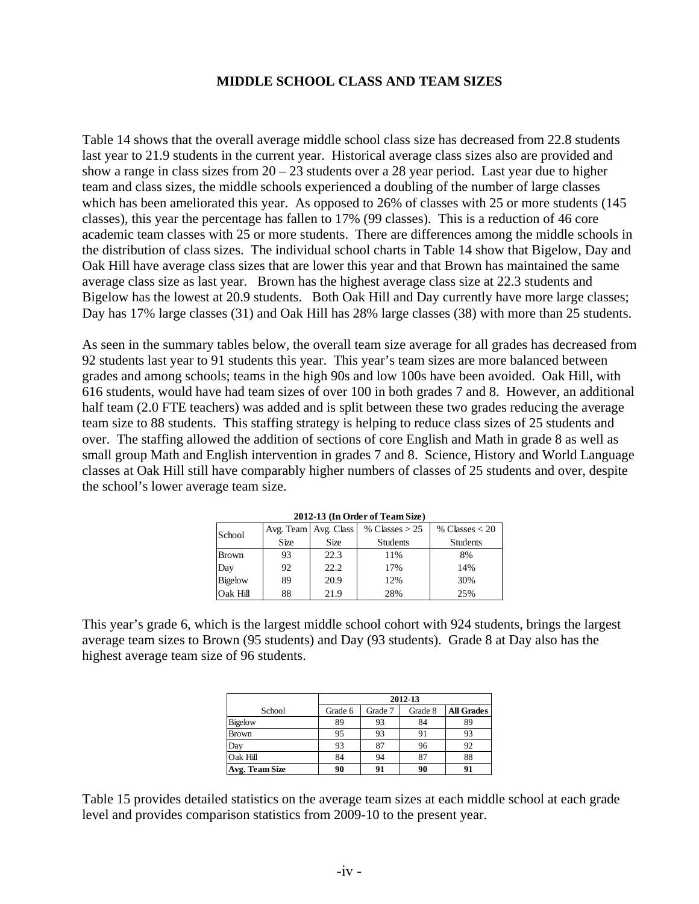## MIDDLE SCHOOL CLASS AND TEAM SIZES

Table 14 shows that the overall average middle school class size has decreased from 22.8 students last year to 21.9 students in the current year. Historical average class sizes also are provided and show a range in class sizes from 20 – 23 students over a 28 year period. Last year due to higher team and class sizes, the middle schools experienced a doubling of the number of large classes which has been ameliorated this year. As opposed to 26% of classes with 25 or more students (145 classes), this year the percentage has fallen to 17% (99 classes). This is a reduction of 46 core academic team classes with 25 or more students. There are differences among the middle schools in the distribution of class sizes. The individual school charts in Table 14 show that Bigelow, Day and Oak Hill have average class sizes that are lower this year and that Brown has maintained the same average class size as last year. Brown has the highest average class size at 22.3 students and Bigelow has the lowest at 20.9 students. Both Oak Hill and Day currently have more large classes; Day has 17% large classes (31) and Oak Hill has 28% large classes (38) with more than 25 students.

As seen in the summary tables below, the overall team size average for all grades has decreased from 92 students last year to 91 students this year. This year's team sizes are more balanced between grades and among schools; teams in the high 90s and low 100s have been avoided. Oak Hill, with 616 students, would have had team sizes of over 100 in both grades 7 and 8. However, an additional half team (2.0 FTE teachers) was added and is split between these two grades reducing the average team size to 88 students. This staffing strategy is helping to reduce class sizes of 25 students and over. The staffing allowed the addition of sections of core English and Math in grade 8 as well as small group Math and English intervention in grades 7 and 8. Science, History and World Language classes at Oak Hill still have comparably higher numbers of classes of 25 students and over, despite the school's lower average team size.

**2012-13 (In Order of Team Size)**

| School | Avg. Team Size | Avg. Class Size | % Classes > 25 Students | % Classes < 20 Students |
|---|---|---|---|---|
| Brown | 93 | 22.3 | 11% | 8% |
| Day | 92 | 22.2 | 17% | 14% |
| Bigelow | 89 | 20.9 | 12% | 30% |
| Oak Hill | 88 | 21.9 | 28% | 25% |

This year's grade 6, which is the largest middle school cohort with 924 students, brings the largest average team sizes to Brown (95 students) and Day (93 students). Grade 8 at Day also has the highest average team size of 96 students.

| | 2012-13 | | | |
|---|---|---|---|---|
| School | Grade 6 | Grade 7 | Grade 8 | **All Grades** |
| Bigelow | 89 | 93 | 84 | 89 |
| Brown | 95 | 93 | 91 | 93 |
| Day | 93 | 87 | 96 | 92 |
| Oak Hill | 84 | 94 | 87 | 88 |
| **Avg. Team Size** | **90** | **91** | **90** | **91** |

Table 15 provides detailed statistics on the average team sizes at each middle school at each grade level and provides comparison statistics from 2009-10 to the present year.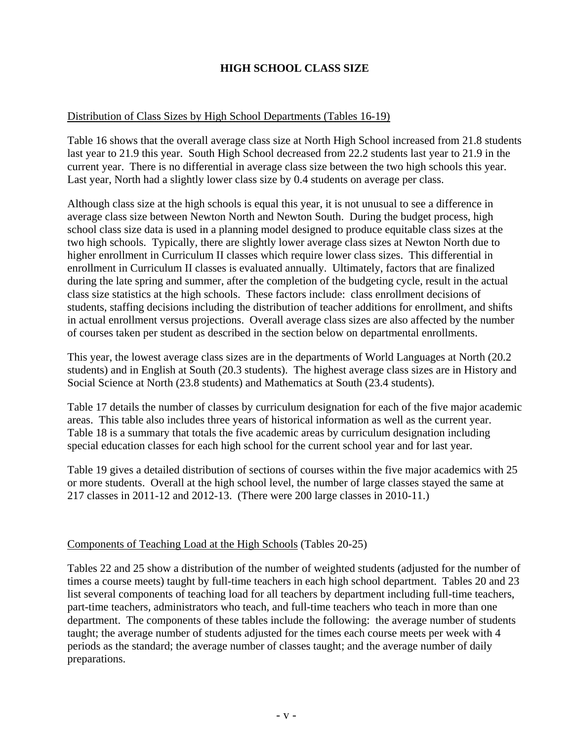# HIGH SCHOOL CLASS SIZE

Distribution of Class Sizes by High School Departments (Tables 16-19)

Table 16 shows that the overall average class size at North High School increased from 21.8 students last year to 21.9 this year. South High School decreased from 22.2 students last year to 21.9 in the current year. There is no differential in average class size between the two high schools this year. Last year, North had a slightly lower class size by 0.4 students on average per class.

Although class size at the high schools is equal this year, it is not unusual to see a difference in average class size between Newton North and Newton South. During the budget process, high school class size data is used in a planning model designed to produce equitable class sizes at the two high schools. Typically, there are slightly lower average class sizes at Newton North due to higher enrollment in Curriculum II classes which require lower class sizes. This differential in enrollment in Curriculum II classes is evaluated annually. Ultimately, factors that are finalized during the late spring and summer, after the completion of the budgeting cycle, result in the actual class size statistics at the high schools. These factors include: class enrollment decisions of students, staffing decisions including the distribution of teacher additions for enrollment, and shifts in actual enrollment versus projections. Overall average class sizes are also affected by the number of courses taken per student as described in the section below on departmental enrollments.

This year, the lowest average class sizes are in the departments of World Languages at North (20.2 students) and in English at South (20.3 students). The highest average class sizes are in History and Social Science at North (23.8 students) and Mathematics at South (23.4 students).

Table 17 details the number of classes by curriculum designation for each of the five major academic areas. This table also includes three years of historical information as well as the current year. Table 18 is a summary that totals the five academic areas by curriculum designation including special education classes for each high school for the current school year and for last year.

Table 19 gives a detailed distribution of sections of courses within the five major academics with 25 or more students. Overall at the high school level, the number of large classes stayed the same at 217 classes in 2011-12 and 2012-13. (There were 200 large classes in 2010-11.)

Components of Teaching Load at the High Schools (Tables 20-25)

Tables 22 and 25 show a distribution of the number of weighted students (adjusted for the number of times a course meets) taught by full-time teachers in each high school department. Tables 20 and 23 list several components of teaching load for all teachers by department including full-time teachers, part-time teachers, administrators who teach, and full-time teachers who teach in more than one department. The components of these tables include the following: the average number of students taught; the average number of students adjusted for the times each course meets per week with 4 periods as the standard; the average number of classes taught; and the average number of daily preparations.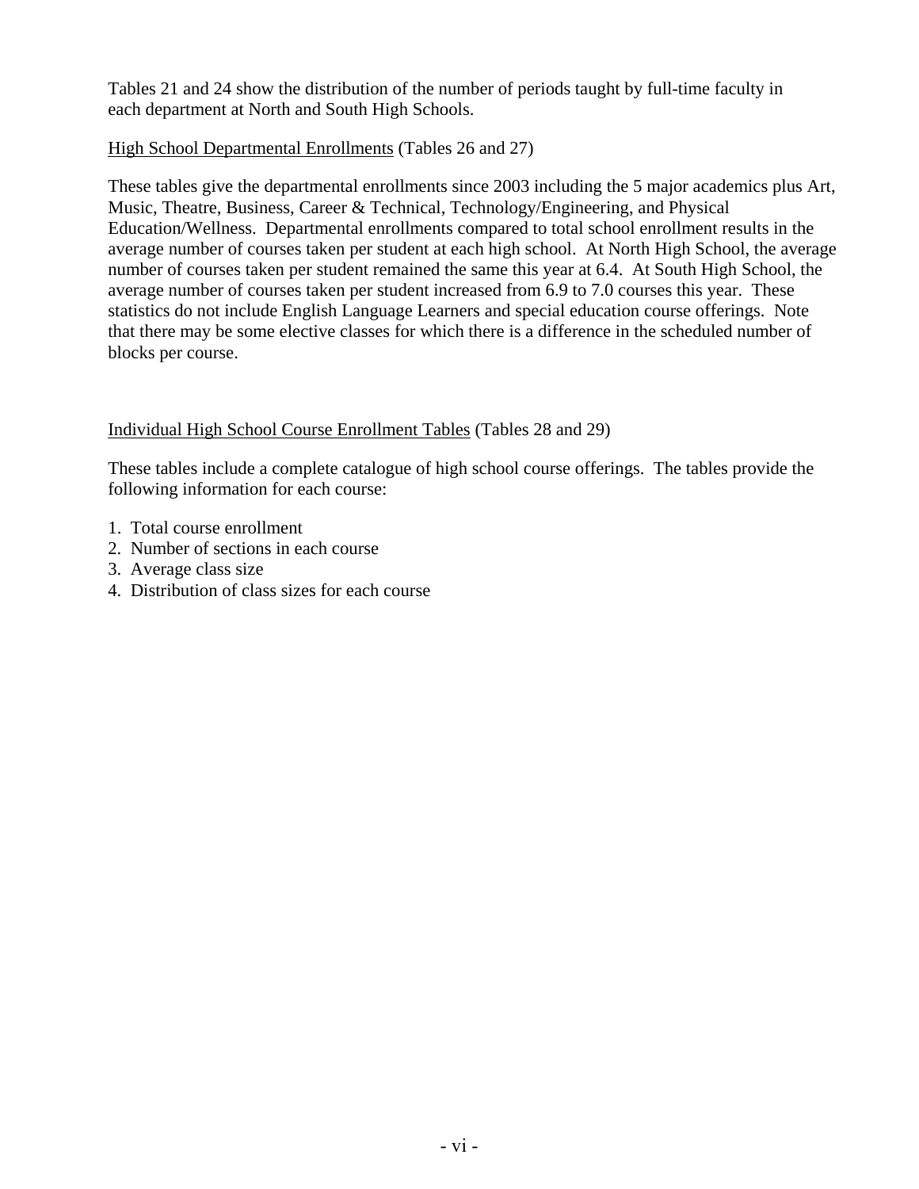Tables 21 and 24 show the distribution of the number of periods taught by full-time faculty in each department at North and South High Schools.

High School Departmental Enrollments (Tables 26 and 27)

These tables give the departmental enrollments since 2003 including the 5 major academics plus Art, Music, Theatre, Business, Career & Technical, Technology/Engineering, and Physical Education/Wellness. Departmental enrollments compared to total school enrollment results in the average number of courses taken per student at each high school. At North High School, the average number of courses taken per student remained the same this year at 6.4. At South High School, the average number of courses taken per student increased from 6.9 to 7.0 courses this year. These statistics do not include English Language Learners and special education course offerings. Note that there may be some elective classes for which there is a difference in the scheduled number of blocks per course.

Individual High School Course Enrollment Tables (Tables 28 and 29)

These tables include a complete catalogue of high school course offerings. The tables provide the following information for each course:

1. Total course enrollment
2. Number of sections in each course
3. Average class size
4. Distribution of class sizes for each course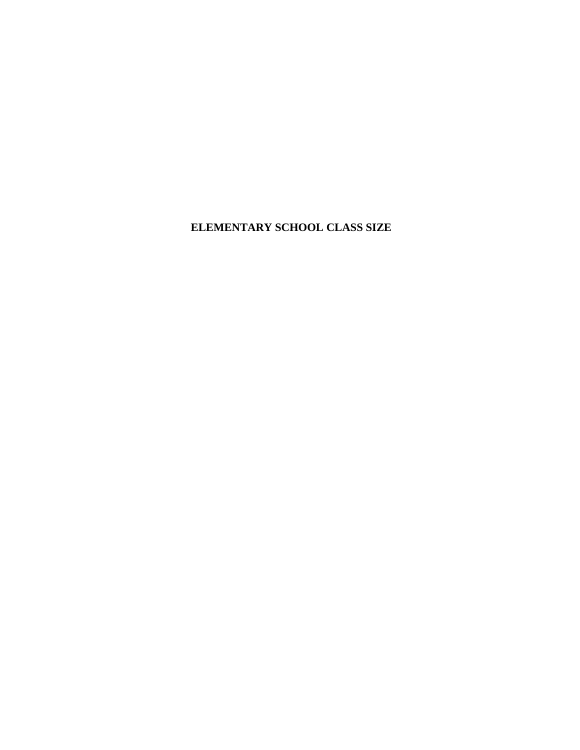# ELEMENTARY SCHOOL CLASS SIZE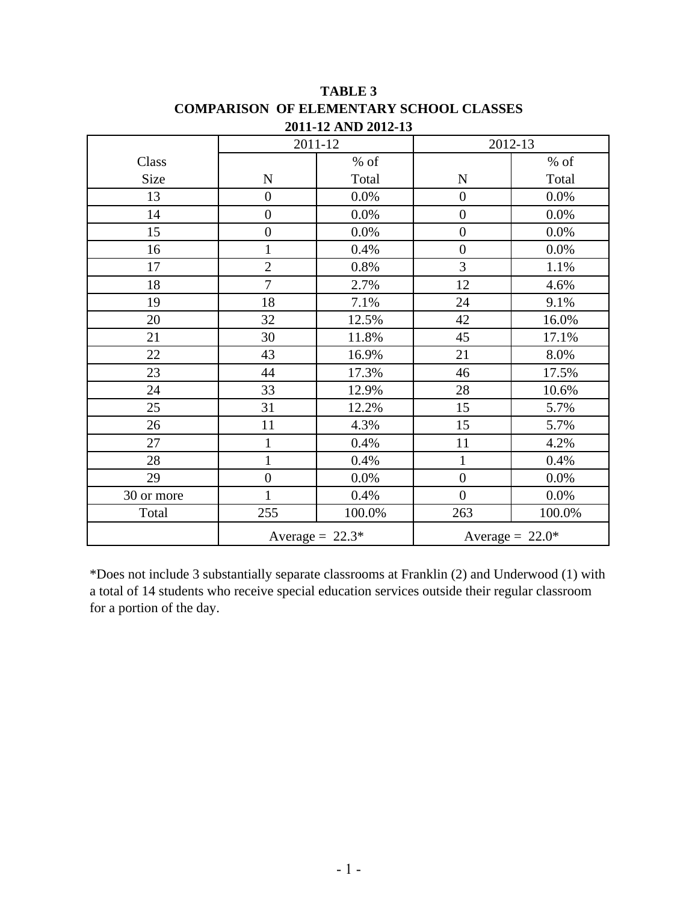**TABLE 3**
**COMPARISON OF ELEMENTARY SCHOOL CLASSES**
**2011-12 AND 2012-13**

| Class Size | 2011-12 | | 2012-13 | |
|---|---|---|---|---|
| | N | % of Total | N | % of Total |
| 13 | 0 | 0.0% | 0 | 0.0% |
| 14 | 0 | 0.0% | 0 | 0.0% |
| 15 | 0 | 0.0% | 0 | 0.0% |
| 16 | 1 | 0.4% | 0 | 0.0% |
| 17 | 2 | 0.8% | 3 | 1.1% |
| 18 | 7 | 2.7% | 12 | 4.6% |
| 19 | 18 | 7.1% | 24 | 9.1% |
| 20 | 32 | 12.5% | 42 | 16.0% |
| 21 | 30 | 11.8% | 45 | 17.1% |
| 22 | 43 | 16.9% | 21 | 8.0% |
| 23 | 44 | 17.3% | 46 | 17.5% |
| 24 | 33 | 12.9% | 28 | 10.6% |
| 25 | 31 | 12.2% | 15 | 5.7% |
| 26 | 11 | 4.3% | 15 | 5.7% |
| 27 | 1 | 0.4% | 11 | 4.2% |
| 28 | 1 | 0.4% | 1 | 0.4% |
| 29 | 0 | 0.0% | 0 | 0.0% |
| 30 or more | 1 | 0.4% | 0 | 0.0% |
| Total | 255 | 100.0% | 263 | 100.0% |
| | Average = 22.3* | | Average = 22.0* | |

*Does not include 3 substantially separate classrooms at Franklin (2) and Underwood (1) with a total of 14 students who receive special education services outside their regular classroom for a portion of the day.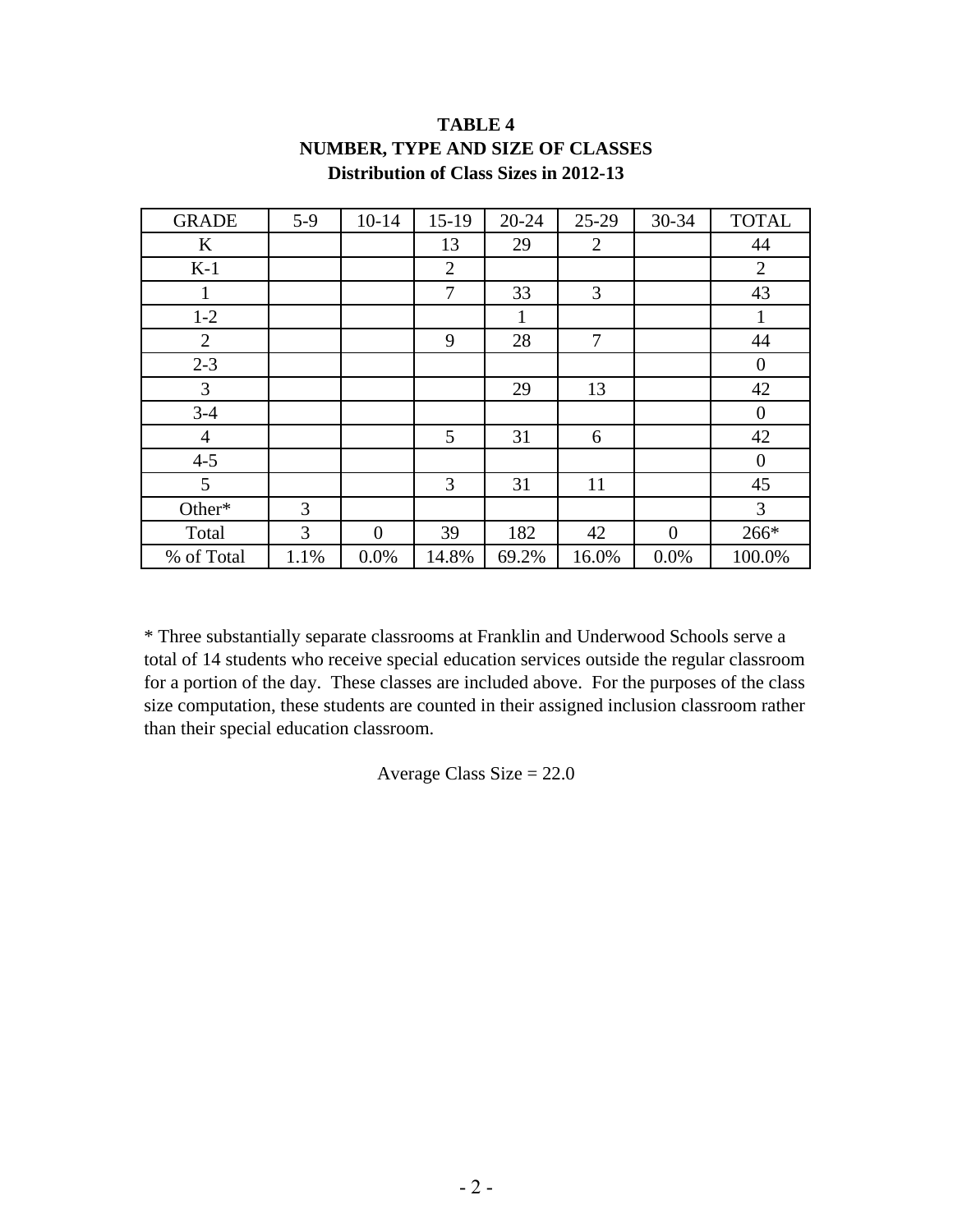**TABLE 4**
**NUMBER, TYPE AND SIZE OF CLASSES**
**Distribution of Class Sizes in 2012-13**

| GRADE | 5-9 | 10-14 | 15-19 | 20-24 | 25-29 | 30-34 | TOTAL |
|---|---|---|---|---|---|---|---|
| K | | | 13 | 29 | 2 | | 44 |
| K-1 | | | 2 | | | | 2 |
| 1 | | | 7 | 33 | 3 | | 43 |
| 1-2 | | | | 1 | | | 1 |
| 2 | | | 9 | 28 | 7 | | 44 |
| 2-3 | | | | | | | 0 |
| 3 | | | | 29 | 13 | | 42 |
| 3-4 | | | | | | | 0 |
| 4 | | | 5 | 31 | 6 | | 42 |
| 4-5 | | | | | | | 0 |
| 5 | | | 3 | 31 | 11 | | 45 |
| Other* | 3 | | | | | | 3 |
| Total | 3 | 0 | 39 | 182 | 42 | 0 | 266* |
| % of Total | 1.1% | 0.0% | 14.8% | 69.2% | 16.0% | 0.0% | 100.0% |

* Three substantially separate classrooms at Franklin and Underwood Schools serve a total of 14 students who receive special education services outside the regular classroom for a portion of the day. These classes are included above. For the purposes of the class size computation, these students are counted in their assigned inclusion classroom rather than their special education classroom.

Average Class Size = 22.0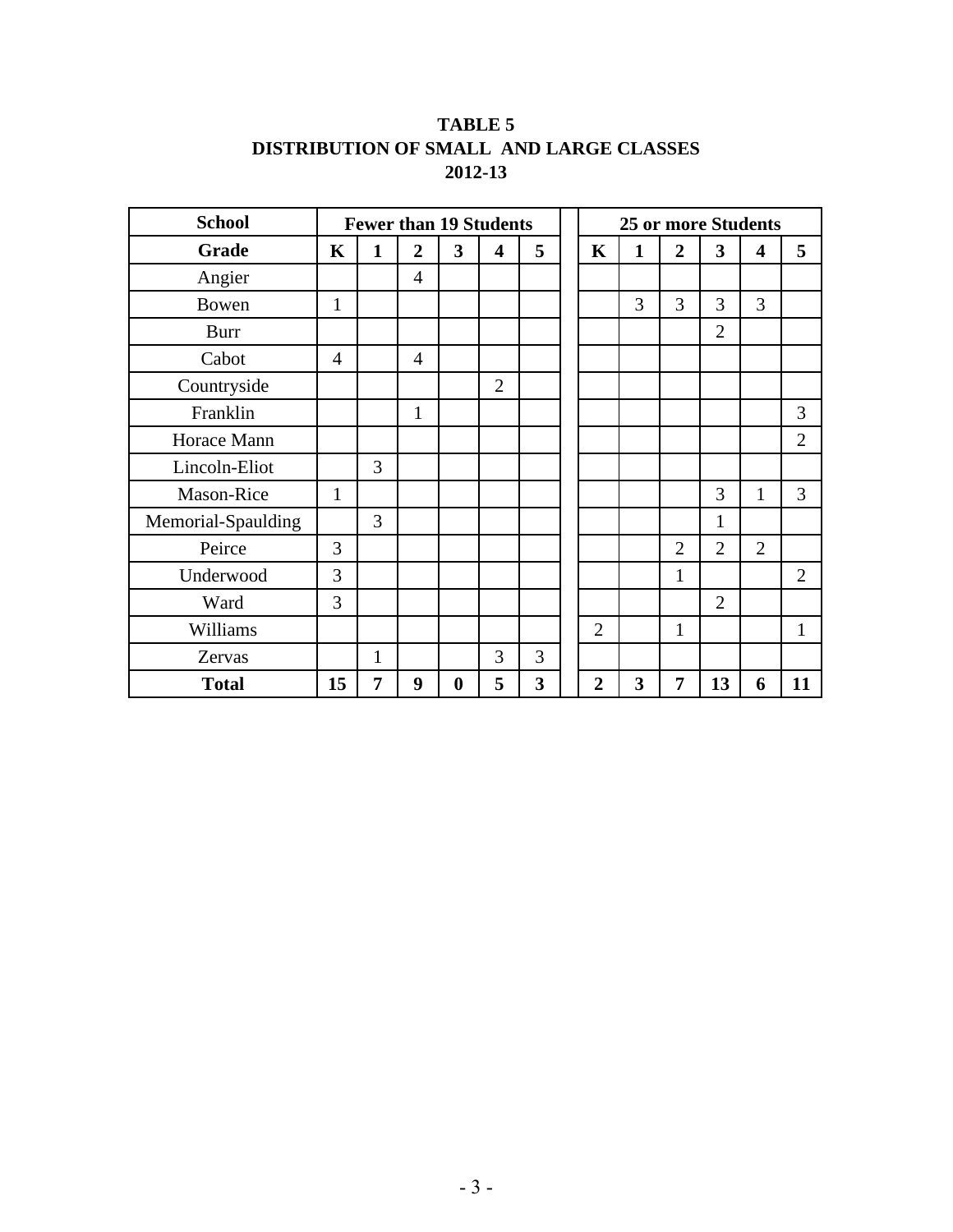**TABLE 5**
**DISTRIBUTION OF SMALL AND LARGE CLASSES**
**2012-13**

| School | Fewer than 19 Students | | | | | | 25 or more Students | | | | | |
|---|---|---|---|---|---|---|---|---|---|---|---|---|
| **Grade** | **K** | **1** | **2** | **3** | **4** | **5** | **K** | **1** | **2** | **3** | **4** | **5** |
| Angier | | | 4 | | | | | | | | | |
| Bowen | 1 | | | | | | | 3 | 3 | 3 | 3 | |
| Burr | | | | | | | | | | 2 | | |
| Cabot | 4 | | 4 | | | | | | | | | |
| Countryside | | | | | 2 | | | | | | | |
| Franklin | | | 1 | | | | | | | | | 3 |
| Horace Mann | | | | | | | | | | | | 2 |
| Lincoln-Eliot | | 3 | | | | | | | | | | |
| Mason-Rice | 1 | | | | | | | | | 3 | 1 | 3 |
| Memorial-Spaulding | | 3 | | | | | | | | 1 | | |
| Peirce | 3 | | | | | | | | 2 | 2 | 2 | |
| Underwood | 3 | | | | | | | | 1 | | | 2 |
| Ward | 3 | | | | | | | | | 2 | | |
| Williams | | | | | | | 2 | | 1 | | | 1 |
| Zervas | | 1 | | | 3 | 3 | | | | | | |
| **Total** | **15** | **7** | **9** | **0** | **5** | **3** | **2** | **3** | **7** | **13** | **6** | **11** |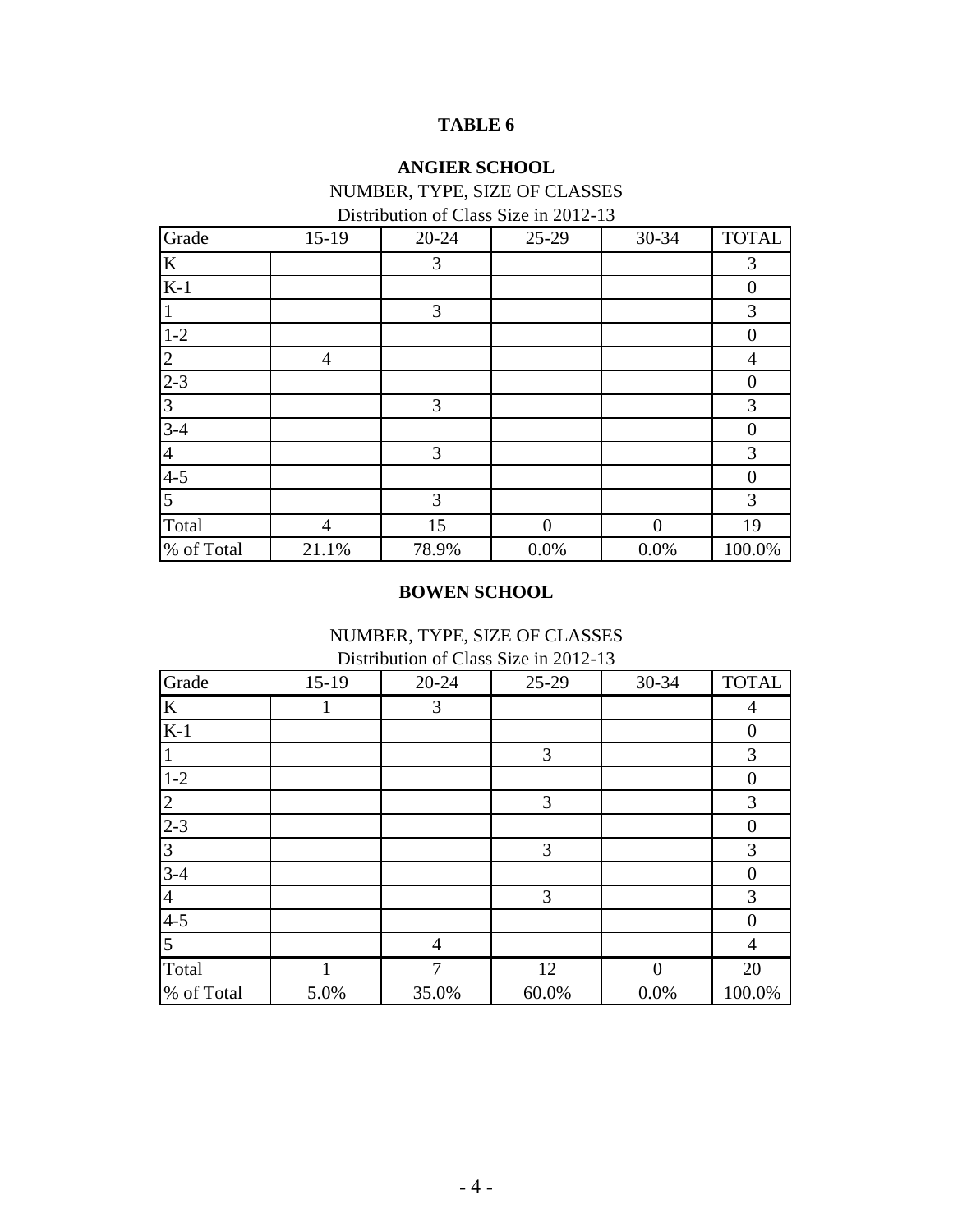**TABLE 6**

**ANGIER SCHOOL**

NUMBER, TYPE, SIZE OF CLASSES

Distribution of Class Size in 2012-13

| Grade | 15-19 | 20-24 | 25-29 | 30-34 | TOTAL |
|---|---|---|---|---|---|
| K | | 3 | | | 3 |
| K-1 | | | | | 0 |
| 1 | | 3 | | | 3 |
| 1-2 | | | | | 0 |
| 2 | 4 | | | | 4 |
| 2-3 | | | | | 0 |
| 3 | | 3 | | | 3 |
| 3-4 | | | | | 0 |
| 4 | | 3 | | | 3 |
| 4-5 | | | | | 0 |
| 5 | | 3 | | | 3 |
| Total | 4 | 15 | 0 | 0 | 19 |
| % of Total | 21.1% | 78.9% | 0.0% | 0.0% | 100.0% |

**BOWEN SCHOOL**

NUMBER, TYPE, SIZE OF CLASSES

Distribution of Class Size in 2012-13

| Grade | 15-19 | 20-24 | 25-29 | 30-34 | TOTAL |
|---|---|---|---|---|---|
| K | 1 | 3 | | | 4 |
| K-1 | | | | | 0 |
| 1 | | | 3 | | 3 |
| 1-2 | | | | | 0 |
| 2 | | | 3 | | 3 |
| 2-3 | | | | | 0 |
| 3 | | | 3 | | 3 |
| 3-4 | | | | | 0 |
| 4 | | | 3 | | 3 |
| 4-5 | | | | | 0 |
| 5 | | 4 | | | 4 |
| Total | 1 | 7 | 12 | 0 | 20 |
| % of Total | 5.0% | 35.0% | 60.0% | 0.0% | 100.0% |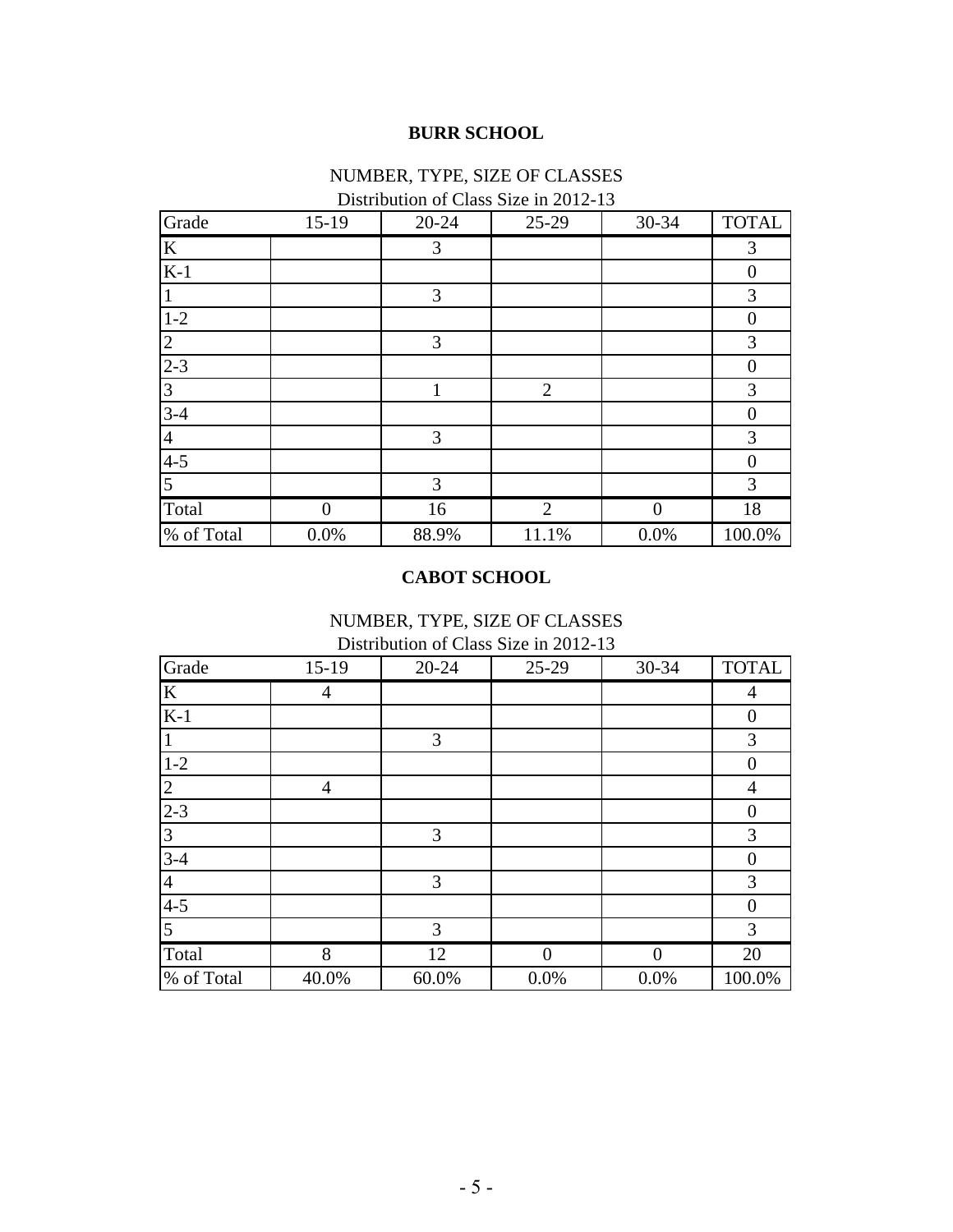## BURR SCHOOL

NUMBER, TYPE, SIZE OF CLASSES

Distribution of Class Size in 2012-13

| Grade | 15-19 | 20-24 | 25-29 | 30-34 | TOTAL |
|---|---|---|---|---|---|
| K | | 3 | | | 3 |
| K-1 | | | | | 0 |
| 1 | | 3 | | | 3 |
| 1-2 | | | | | 0 |
| 2 | | 3 | | | 3 |
| 2-3 | | | | | 0 |
| 3 | | 1 | 2 | | 3 |
| 3-4 | | | | | 0 |
| 4 | | 3 | | | 3 |
| 4-5 | | | | | 0 |
| 5 | | 3 | | | 3 |
| Total | 0 | 16 | 2 | 0 | 18 |
| % of Total | 0.0% | 88.9% | 11.1% | 0.0% | 100.0% |

## CABOT SCHOOL

NUMBER, TYPE, SIZE OF CLASSES

Distribution of Class Size in 2012-13

| Grade | 15-19 | 20-24 | 25-29 | 30-34 | TOTAL |
|---|---|---|---|---|---|
| K | 4 | | | | 4 |
| K-1 | | | | | 0 |
| 1 | | 3 | | | 3 |
| 1-2 | | | | | 0 |
| 2 | 4 | | | | 4 |
| 2-3 | | | | | 0 |
| 3 | | 3 | | | 3 |
| 3-4 | | | | | 0 |
| 4 | | 3 | | | 3 |
| 4-5 | | | | | 0 |
| 5 | | 3 | | | 3 |
| Total | 8 | 12 | 0 | 0 | 20 |
| % of Total | 40.0% | 60.0% | 0.0% | 0.0% | 100.0% |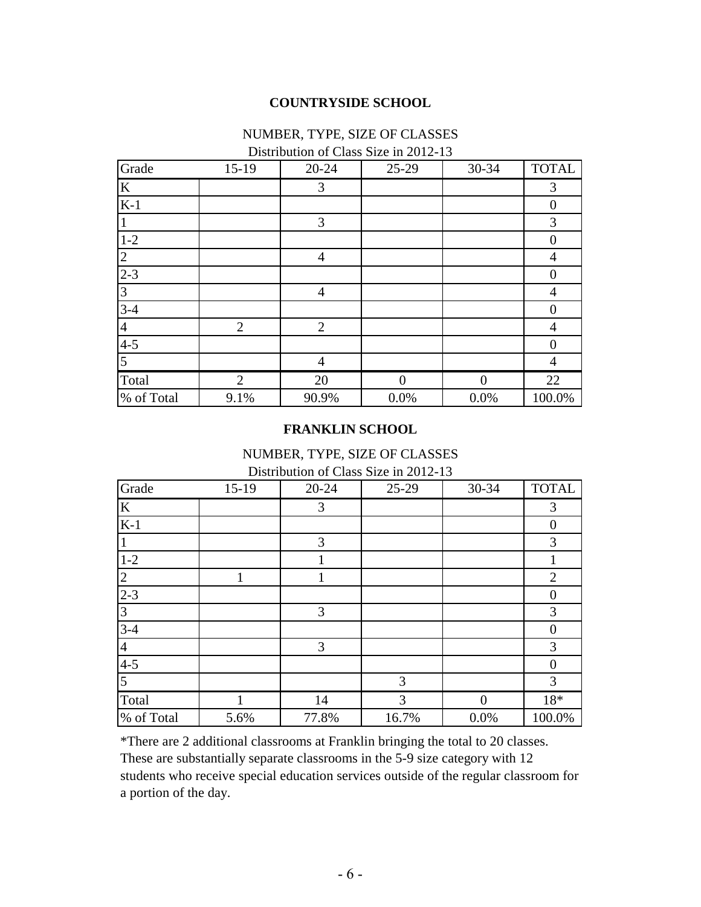## COUNTRYSIDE SCHOOL

NUMBER, TYPE, SIZE OF CLASSES
Distribution of Class Size in 2012-13

| Grade | 15-19 | 20-24 | 25-29 | 30-34 | TOTAL |
|---|---|---|---|---|---|
| K | | 3 | | | 3 |
| K-1 | | | | | 0 |
| 1 | | 3 | | | 3 |
| 1-2 | | | | | 0 |
| 2 | | 4 | | | 4 |
| 2-3 | | | | | 0 |
| 3 | | 4 | | | 4 |
| 3-4 | | | | | 0 |
| 4 | 2 | 2 | | | 4 |
| 4-5 | | | | | 0 |
| 5 | | 4 | | | 4 |
| Total | 2 | 20 | 0 | 0 | 22 |
| % of Total | 9.1% | 90.9% | 0.0% | 0.0% | 100.0% |

## FRANKLIN SCHOOL

NUMBER, TYPE, SIZE OF CLASSES
Distribution of Class Size in 2012-13

| Grade | 15-19 | 20-24 | 25-29 | 30-34 | TOTAL |
|---|---|---|---|---|---|
| K | | 3 | | | 3 |
| K-1 | | | | | 0 |
| 1 | | 3 | | | 3 |
| 1-2 | | 1 | | | 1 |
| 2 | 1 | 1 | | | 2 |
| 2-3 | | | | | 0 |
| 3 | | 3 | | | 3 |
| 3-4 | | | | | 0 |
| 4 | | 3 | | | 3 |
| 4-5 | | | | | 0 |
| 5 | | | 3 | | 3 |
| Total | 1 | 14 | 3 | 0 | 18* |
| % of Total | 5.6% | 77.8% | 16.7% | 0.0% | 100.0% |

*There are 2 additional classrooms at Franklin bringing the total to 20 classes. These are substantially separate classrooms in the 5-9 size category with 12 students who receive special education services outside of the regular classroom for a portion of the day.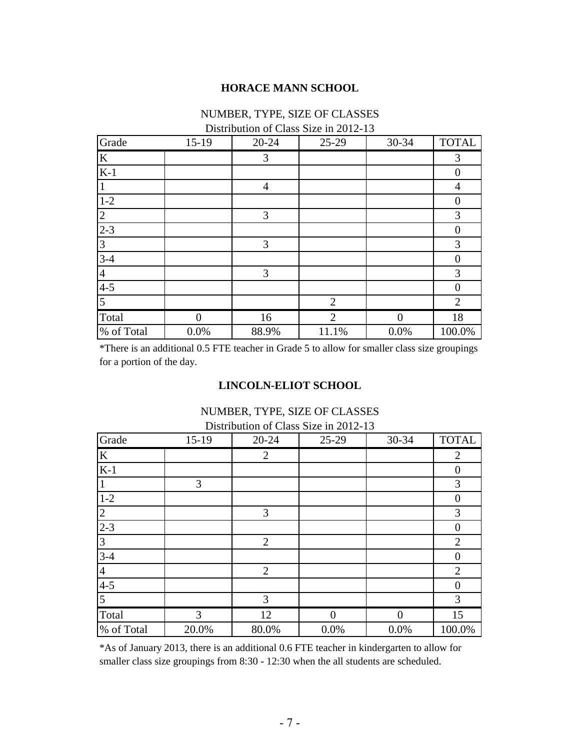## HORACE MANN SCHOOL

NUMBER, TYPE, SIZE OF CLASSES
Distribution of Class Size in 2012-13

| Grade | 15-19 | 20-24 | 25-29 | 30-34 | TOTAL |
|---|---|---|---|---|---|
| K | | 3 | | | 3 |
| K-1 | | | | | 0 |
| 1 | | 4 | | | 4 |
| 1-2 | | | | | 0 |
| 2 | | 3 | | | 3 |
| 2-3 | | | | | 0 |
| 3 | | 3 | | | 3 |
| 3-4 | | | | | 0 |
| 4 | | 3 | | | 3 |
| 4-5 | | | | | 0 |
| 5 | | | 2 | | 2 |
| Total | 0 | 16 | 2 | 0 | 18 |
| % of Total | 0.0% | 88.9% | 11.1% | 0.0% | 100.0% |

*There is an additional 0.5 FTE teacher in Grade 5 to allow for smaller class size groupings for a portion of the day.

## LINCOLN-ELIOT SCHOOL

NUMBER, TYPE, SIZE OF CLASSES
Distribution of Class Size in 2012-13

| Grade | 15-19 | 20-24 | 25-29 | 30-34 | TOTAL |
|---|---|---|---|---|---|
| K | | 2 | | | 2 |
| K-1 | | | | | 0 |
| 1 | 3 | | | | 3 |
| 1-2 | | | | | 0 |
| 2 | | 3 | | | 3 |
| 2-3 | | | | | 0 |
| 3 | | 2 | | | 2 |
| 3-4 | | | | | 0 |
| 4 | | 2 | | | 2 |
| 4-5 | | | | | 0 |
| 5 | | 3 | | | 3 |
| Total | 3 | 12 | 0 | 0 | 15 |
| % of Total | 20.0% | 80.0% | 0.0% | 0.0% | 100.0% |

*As of January 2013, there is an additional 0.6 FTE teacher in kindergarten to allow for smaller class size groupings from 8:30 - 12:30 when the all students are scheduled.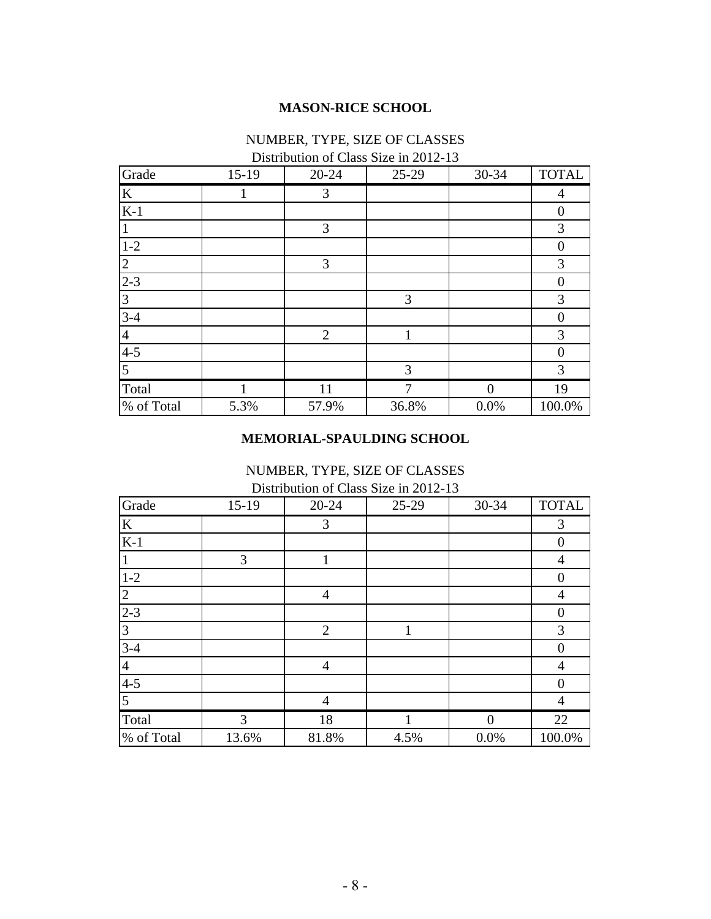## MASON-RICE SCHOOL

NUMBER, TYPE, SIZE OF CLASSES

Distribution of Class Size in 2012-13

| Grade | 15-19 | 20-24 | 25-29 | 30-34 | TOTAL |
|---|---|---|---|---|---|
| K | 1 | 3 | | | 4 |
| K-1 | | | | | 0 |
| 1 | | 3 | | | 3 |
| 1-2 | | | | | 0 |
| 2 | | 3 | | | 3 |
| 2-3 | | | | | 0 |
| 3 | | | 3 | | 3 |
| 3-4 | | | | | 0 |
| 4 | | 2 | 1 | | 3 |
| 4-5 | | | | | 0 |
| 5 | | | 3 | | 3 |
| Total | 1 | 11 | 7 | 0 | 19 |
| % of Total | 5.3% | 57.9% | 36.8% | 0.0% | 100.0% |

## MEMORIAL-SPAULDING SCHOOL

NUMBER, TYPE, SIZE OF CLASSES

Distribution of Class Size in 2012-13

| Grade | 15-19 | 20-24 | 25-29 | 30-34 | TOTAL |
|---|---|---|---|---|---|
| K | | 3 | | | 3 |
| K-1 | | | | | 0 |
| 1 | 3 | 1 | | | 4 |
| 1-2 | | | | | 0 |
| 2 | | 4 | | | 4 |
| 2-3 | | | | | 0 |
| 3 | | 2 | 1 | | 3 |
| 3-4 | | | | | 0 |
| 4 | | 4 | | | 4 |
| 4-5 | | | | | 0 |
| 5 | | 4 | | | 4 |
| Total | 3 | 18 | 1 | 0 | 22 |
| % of Total | 13.6% | 81.8% | 4.5% | 0.0% | 100.0% |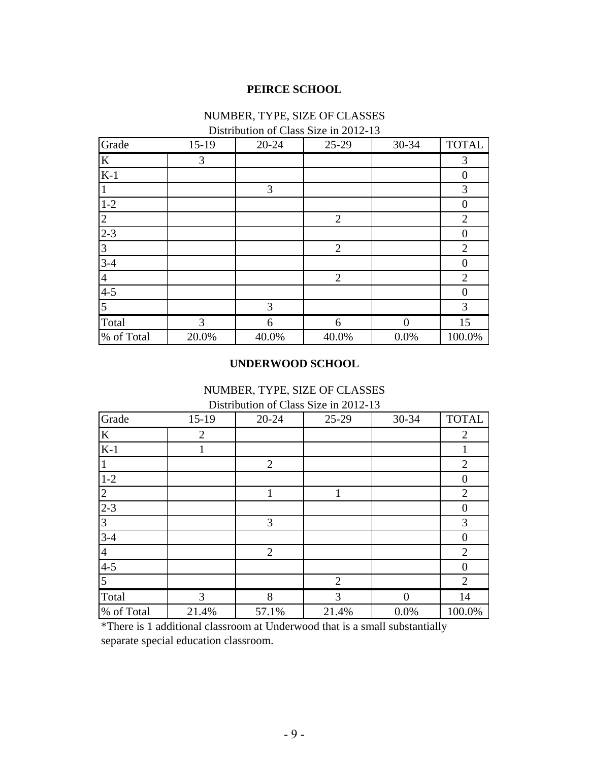### PEIRCE SCHOOL

NUMBER, TYPE, SIZE OF CLASSES

Distribution of Class Size in 2012-13

| Grade | 15-19 | 20-24 | 25-29 | 30-34 | TOTAL |
|---|---|---|---|---|---|
| K | 3 | | | | 3 |
| K-1 | | | | | 0 |
| 1 | | 3 | | | 3 |
| 1-2 | | | | | 0 |
| 2 | | | 2 | | 2 |
| 2-3 | | | | | 0 |
| 3 | | | 2 | | 2 |
| 3-4 | | | | | 0 |
| 4 | | | 2 | | 2 |
| 4-5 | | | | | 0 |
| 5 | | 3 | | | 3 |
| Total | 3 | 6 | 6 | 0 | 15 |
| % of Total | 20.0% | 40.0% | 40.0% | 0.0% | 100.0% |

### UNDERWOOD SCHOOL

NUMBER, TYPE, SIZE OF CLASSES

Distribution of Class Size in 2012-13

| Grade | 15-19 | 20-24 | 25-29 | 30-34 | TOTAL |
|---|---|---|---|---|---|
| K | 2 | | | | 2 |
| K-1 | 1 | | | | 1 |
| 1 | | 2 | | | 2 |
| 1-2 | | | | | 0 |
| 2 | | 1 | 1 | | 2 |
| 2-3 | | | | | 0 |
| 3 | | 3 | | | 3 |
| 3-4 | | | | | 0 |
| 4 | | 2 | | | 2 |
| 4-5 | | | | | 0 |
| 5 | | | 2 | | 2 |
| Total | 3 | 8 | 3 | 0 | 14 |
| % of Total | 21.4% | 57.1% | 21.4% | 0.0% | 100.0% |

*There is 1 additional classroom at Underwood that is a small substantially separate special education classroom.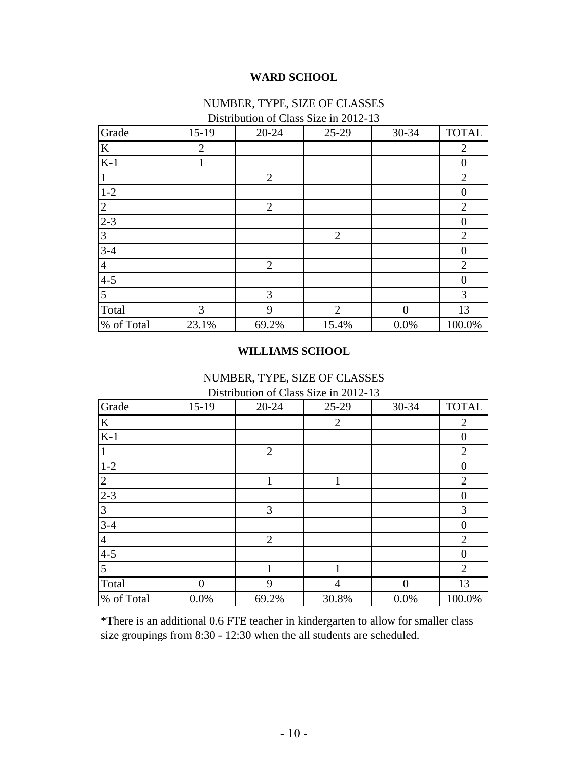**WARD SCHOOL**

NUMBER, TYPE, SIZE OF CLASSES
Distribution of Class Size in 2012-13

| Grade | 15-19 | 20-24 | 25-29 | 30-34 | TOTAL |
|---|---|---|---|---|---|
| K | 2 | | | | 2 |
| K-1 | 1 | | | | 0 |
| 1 | | 2 | | | 2 |
| 1-2 | | | | | 0 |
| 2 | | 2 | | | 2 |
| 2-3 | | | | | 0 |
| 3 | | | 2 | | 2 |
| 3-4 | | | | | 0 |
| 4 | | 2 | | | 2 |
| 4-5 | | | | | 0 |
| 5 | | 3 | | | 3 |
| Total | 3 | 9 | 2 | 0 | 13 |
| % of Total | 23.1% | 69.2% | 15.4% | 0.0% | 100.0% |

**WILLIAMS SCHOOL**

NUMBER, TYPE, SIZE OF CLASSES
Distribution of Class Size in 2012-13

| Grade | 15-19 | 20-24 | 25-29 | 30-34 | TOTAL |
|---|---|---|---|---|---|
| K | | | 2 | | 2 |
| K-1 | | | | | 0 |
| 1 | | 2 | | | 2 |
| 1-2 | | | | | 0 |
| 2 | | 1 | 1 | | 2 |
| 2-3 | | | | | 0 |
| 3 | | 3 | | | 3 |
| 3-4 | | | | | 0 |
| 4 | | 2 | | | 2 |
| 4-5 | | | | | 0 |
| 5 | | 1 | 1 | | 2 |
| Total | 0 | 9 | 4 | 0 | 13 |
| % of Total | 0.0% | 69.2% | 30.8% | 0.0% | 100.0% |

*There is an additional 0.6 FTE teacher in kindergarten to allow for smaller class size groupings from 8:30 - 12:30 when the all students are scheduled.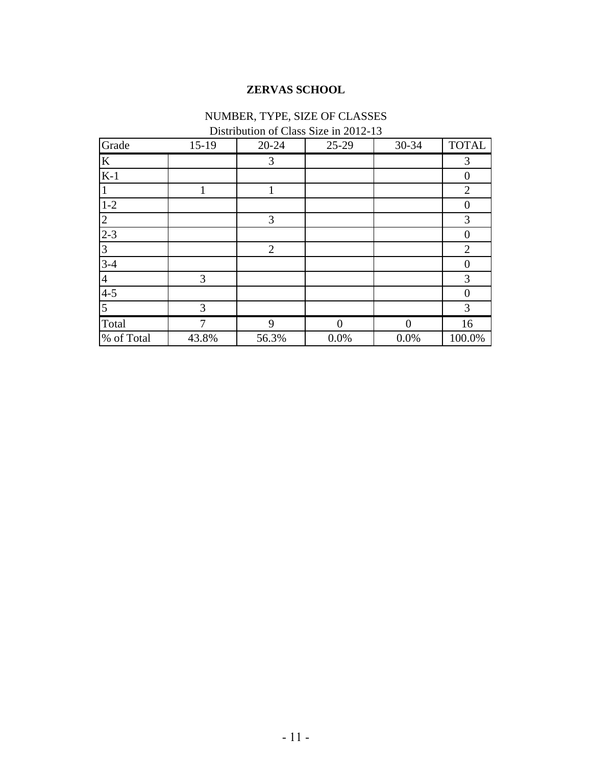# ZERVAS SCHOOL

## NUMBER, TYPE, SIZE OF CLASSES

Distribution of Class Size in 2012-13

| Grade | 15-19 | 20-24 | 25-29 | 30-34 | TOTAL |
|---|---|---|---|---|---|
| K | | 3 | | | 3 |
| K-1 | | | | | 0 |
| 1 | 1 | 1 | | | 2 |
| 1-2 | | | | | 0 |
| 2 | | 3 | | | 3 |
| 2-3 | | | | | 0 |
| 3 | | 2 | | | 2 |
| 3-4 | | | | | 0 |
| 4 | 3 | | | | 3 |
| 4-5 | | | | | 0 |
| 5 | 3 | | | | 3 |
| Total | 7 | 9 | 0 | 0 | 16 |
| % of Total | 43.8% | 56.3% | 0.0% | 0.0% | 100.0% |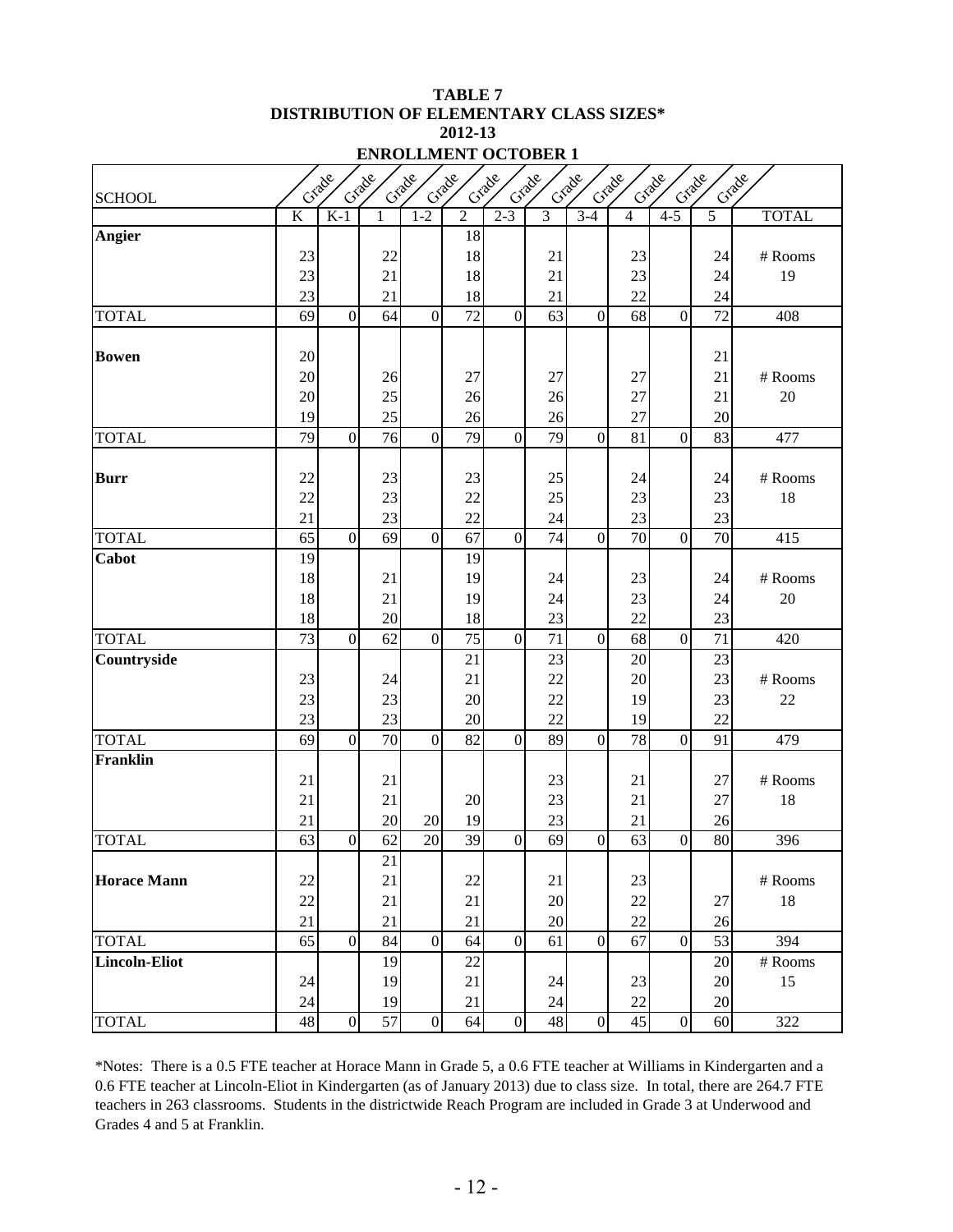**TABLE 7**
**DISTRIBUTION OF ELEMENTARY CLASS SIZES***
**2012-13**
**ENROLLMENT OCTOBER 1**

| SCHOOL | Grade K | Grade K-1 | Grade 1 | Grade 1-2 | Grade 2 | Grade 2-3 | Grade 3 | Grade 3-4 | Grade 4 | Grade 4-5 | Grade 5 | TOTAL |
|---|---|---|---|---|---|---|---|---|---|---|---|---|
| **Angier** | | | | | 18 | | | | | | | |
| | 23 | | 22 | | 18 | | 21 | | 23 | | 24 | # Rooms |
| | 23 | | 21 | | 18 | | 21 | | 23 | | 24 | 19 |
| | 23 | | 21 | | 18 | | 21 | | 22 | | 24 | |
| TOTAL | 69 | 0 | 64 | 0 | 72 | 0 | 63 | 0 | 68 | 0 | 72 | 408 |
| **Bowen** | 20 | | | | | | | | | | 21 | |
| | 20 | | 26 | | 27 | | 27 | | 27 | | 21 | # Rooms |
| | 20 | | 25 | | 26 | | 26 | | 27 | | 21 | 20 |
| | 19 | | 25 | | 26 | | 26 | | 27 | | 20 | |
| TOTAL | 79 | 0 | 76 | 0 | 79 | 0 | 79 | 0 | 81 | 0 | 83 | 477 |
| **Burr** | 22 | | 23 | | 23 | | 25 | | 24 | | 24 | # Rooms |
| | 22 | | 23 | | 22 | | 25 | | 23 | | 23 | 18 |
| | 21 | | 23 | | 22 | | 24 | | 23 | | 23 | |
| TOTAL | 65 | 0 | 69 | 0 | 67 | 0 | 74 | 0 | 70 | 0 | 70 | 415 |
| **Cabot** | 19 | | | | 19 | | | | | | | |
| | 18 | | 21 | | 19 | | 24 | | 23 | | 24 | # Rooms |
| | 18 | | 21 | | 19 | | 24 | | 23 | | 24 | 20 |
| | 18 | | 20 | | 18 | | 23 | | 22 | | 23 | |
| TOTAL | 73 | 0 | 62 | 0 | 75 | 0 | 71 | 0 | 68 | 0 | 71 | 420 |
| **Countryside** | | | | | 21 | | 23 | | 20 | | 23 | |
| | 23 | | 24 | | 21 | | 22 | | 20 | | 23 | # Rooms |
| | 23 | | 23 | | 20 | | 22 | | 19 | | 23 | 22 |
| | 23 | | 23 | | 20 | | 22 | | 19 | | 22 | |
| TOTAL | 69 | 0 | 70 | 0 | 82 | 0 | 89 | 0 | 78 | 0 | 91 | 479 |
| **Franklin** | | | | | | | | | | | | |
| | 21 | | 21 | | | | 23 | | 21 | | 27 | # Rooms |
| | 21 | | 21 | | 20 | | 23 | | 21 | | 27 | 18 |
| | 21 | | 20 | 20 | 19 | | 23 | | 21 | | 26 | |
| TOTAL | 63 | 0 | 62 | 20 | 39 | 0 | 69 | 0 | 63 | 0 | 80 | 396 |
| | | | 21 | | | | | | | | | |
| **Horace Mann** | 22 | | 21 | | 22 | | 21 | | 23 | | | # Rooms |
| | 22 | | 21 | | 21 | | 20 | | 22 | | 27 | 18 |
| | 21 | | 21 | | 21 | | 20 | | 22 | | 26 | |
| TOTAL | 65 | 0 | 84 | 0 | 64 | 0 | 61 | 0 | 67 | 0 | 53 | 394 |
| **Lincoln-Eliot** | | | 19 | | 22 | | | | | | 20 | # Rooms |
| | 24 | | 19 | | 21 | | 24 | | 23 | | 20 | 15 |
| | 24 | | 19 | | 21 | | 24 | | 22 | | 20 | |
| TOTAL | 48 | 0 | 57 | 0 | 64 | 0 | 48 | 0 | 45 | 0 | 60 | 322 |

*Notes: There is a 0.5 FTE teacher at Horace Mann in Grade 5, a 0.6 FTE teacher at Williams in Kindergarten and a 0.6 FTE teacher at Lincoln-Eliot in Kindergarten (as of January 2013) due to class size. In total, there are 264.7 FTE teachers in 263 classrooms. Students in the districtwide Reach Program are included in Grade 3 at Underwood and Grades 4 and 5 at Franklin.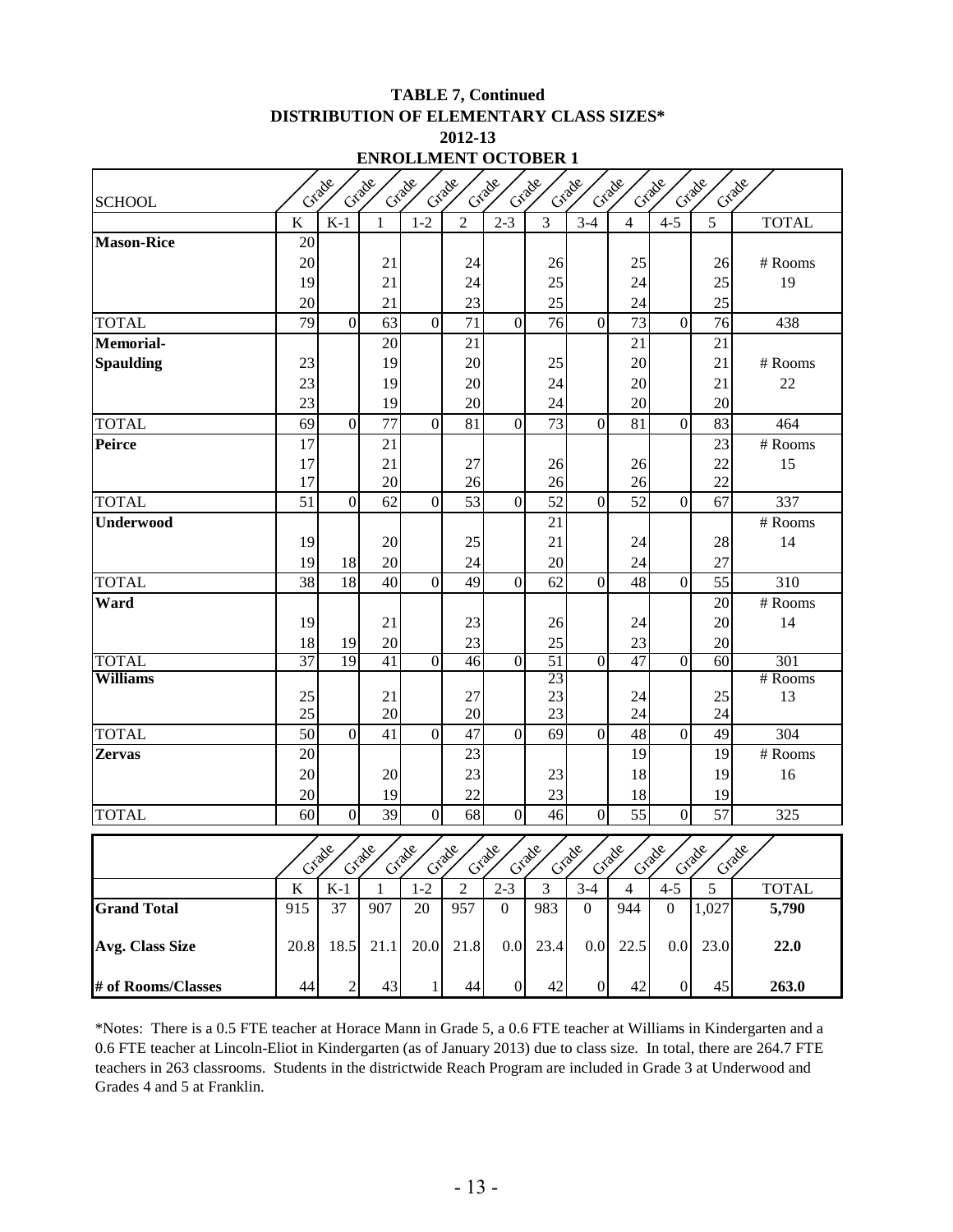**TABLE 7, Continued**
**DISTRIBUTION OF ELEMENTARY CLASS SIZES***
**2012-13**
**ENROLLMENT OCTOBER 1**

| SCHOOL | Grade K | Grade K-1 | Grade 1 | Grade 1-2 | Grade 2 | Grade 2-3 | Grade 3 | Grade 3-4 | Grade 4 | Grade 4-5 | Grade 5 | TOTAL |
|---|---|---|---|---|---|---|---|---|---|---|---|---|
| **Mason-Rice** | 20 | | | | | | | | | | | |
| | 20 | | 21 | | 24 | | 26 | | 25 | | 26 | # Rooms |
| | 19 | | 21 | | 24 | | 25 | | 24 | | 25 | 19 |
| | 20 | | 21 | | 23 | | 25 | | 24 | | 25 | |
| TOTAL | 79 | 0 | 63 | 0 | 71 | 0 | 76 | 0 | 73 | 0 | 76 | 438 |
| **Memorial-** | | | 20 | | 21 | | | | 21 | | 21 | |
| **Spaulding** | 23 | | 19 | | 20 | | 25 | | 20 | | 21 | # Rooms |
| | 23 | | 19 | | 20 | | 24 | | 20 | | 21 | 22 |
| | 23 | | 19 | | 20 | | 24 | | 20 | | 20 | |
| TOTAL | 69 | 0 | 77 | 0 | 81 | 0 | 73 | 0 | 81 | 0 | 83 | 464 |
| **Peirce** | 17 | | 21 | | | | | | | | 23 | # Rooms |
| | 17 | | 21 | | 27 | | 26 | | 26 | | 22 | 15 |
| | 17 | | 20 | | 26 | | 26 | | 26 | | 22 | |
| TOTAL | 51 | 0 | 62 | 0 | 53 | 0 | 52 | 0 | 52 | 0 | 67 | 337 |
| **Underwood** | | | | | | | 21 | | | | | # Rooms |
| | 19 | | 20 | | 25 | | 21 | | 24 | | 28 | 14 |
| | 19 | 18 | 20 | | 24 | | 20 | | 24 | | 27 | |
| TOTAL | 38 | 18 | 40 | 0 | 49 | 0 | 62 | 0 | 48 | 0 | 55 | 310 |
| **Ward** | | | | | | | | | | | 20 | # Rooms |
| | 19 | | 21 | | 23 | | 26 | | 24 | | 20 | 14 |
| | 18 | 19 | 20 | | 23 | | 25 | | 23 | | 20 | |
| TOTAL | 37 | 19 | 41 | 0 | 46 | 0 | 51 | 0 | 47 | 0 | 60 | 301 |
| **Williams** | | | | | | | 23 | | | | | # Rooms |
| | 25 | | 21 | | 27 | | 23 | | 24 | | 25 | 13 |
| | 25 | | 20 | | 20 | | 23 | | 24 | | 24 | |
| TOTAL | 50 | 0 | 41 | 0 | 47 | 0 | 69 | 0 | 48 | 0 | 49 | 304 |
| **Zervas** | 20 | | | | 23 | | | | 19 | | 19 | # Rooms |
| | 20 | | 20 | | 23 | | 23 | | 18 | | 19 | 16 |
| | 20 | | 19 | | 22 | | 23 | | 18 | | 19 | |
| TOTAL | 60 | 0 | 39 | 0 | 68 | 0 | 46 | 0 | 55 | 0 | 57 | 325 |

| | Grade K | Grade K-1 | Grade 1 | Grade 1-2 | Grade 2 | Grade 2-3 | Grade 3 | Grade 3-4 | Grade 4 | Grade 4-5 | Grade 5 | TOTAL |
|---|---|---|---|---|---|---|---|---|---|---|---|---|
| **Grand Total** | 915 | 37 | 907 | 20 | 957 | 0 | 983 | 0 | 944 | 0 | 1,027 | **5,790** |
| **Avg. Class Size** | 20.8 | 18.5 | 21.1 | 20.0 | 21.8 | 0.0 | 23.4 | 0.0 | 22.5 | 0.0 | 23.0 | **22.0** |
| **# of Rooms/Classes** | 44 | 2 | 43 | 1 | 44 | 0 | 42 | 0 | 42 | 0 | 45 | **263.0** |

*Notes: There is a 0.5 FTE teacher at Horace Mann in Grade 5, a 0.6 FTE teacher at Williams in Kindergarten and a 0.6 FTE teacher at Lincoln-Eliot in Kindergarten (as of January 2013) due to class size. In total, there are 264.7 FTE teachers in 263 classrooms. Students in the districtwide Reach Program are included in Grade 3 at Underwood and Grades 4 and 5 at Franklin.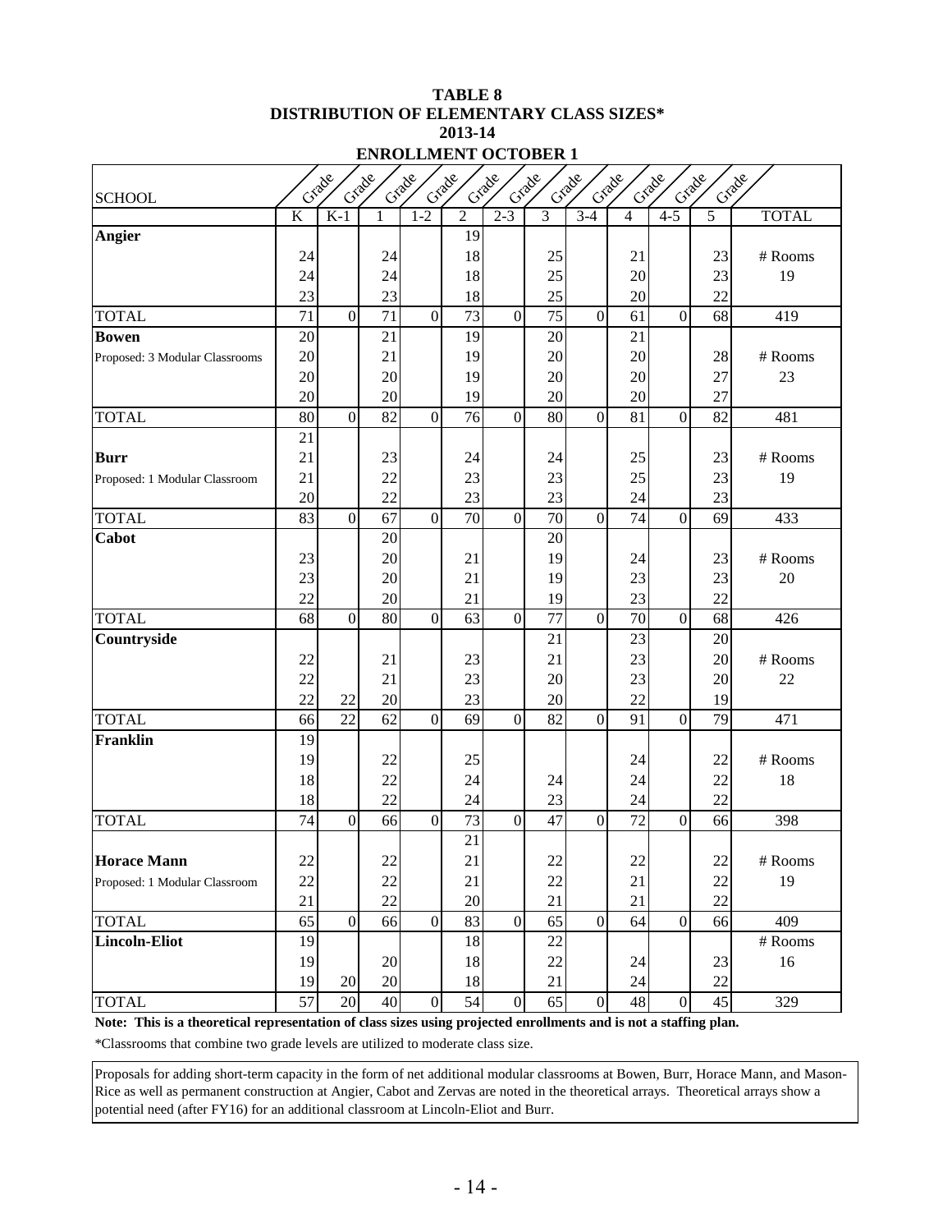# TABLE 8
# DISTRIBUTION OF ELEMENTARY CLASS SIZES*
## 2013-14
## ENROLLMENT OCTOBER 1

| SCHOOL | Grade K | Grade K-1 | Grade 1 | Grade 1-2 | Grade 2 | Grade 2-3 | Grade 3 | Grade 3-4 | Grade 4 | Grade 4-5 | Grade 5 | TOTAL |
|---|---|---|---|---|---|---|---|---|---|---|---|---|
| **Angier** | | | | | 19 | | | | | | | |
| | 24 | | 24 | | 18 | | 25 | | 21 | | 23 | # Rooms |
| | 24 | | 24 | | 18 | | 25 | | 20 | | 23 | 19 |
| | 23 | | 23 | | 18 | | 25 | | 20 | | 22 | |
| TOTAL | 71 | 0 | 71 | 0 | 73 | 0 | 75 | 0 | 61 | 0 | 68 | 419 |
| **Bowen** | 20 | | 21 | | 19 | | 20 | | 21 | | | |
| Proposed: 3 Modular Classrooms | 20 | | 21 | | 19 | | 20 | | 20 | | 28 | # Rooms |
| | 20 | | 20 | | 19 | | 20 | | 20 | | 27 | 23 |
| | 20 | | 20 | | 19 | | 20 | | 20 | | 27 | |
| TOTAL | 80 | 0 | 82 | 0 | 76 | 0 | 80 | 0 | 81 | 0 | 82 | 481 |
| | 21 | | | | | | | | | | | |
| **Burr** | 21 | | 23 | | 24 | | 24 | | 25 | | 23 | # Rooms |
| Proposed: 1 Modular Classroom | 21 | | 22 | | 23 | | 23 | | 25 | | 23 | 19 |
| | 20 | | 22 | | 23 | | 23 | | 24 | | 23 | |
| TOTAL | 83 | 0 | 67 | 0 | 70 | 0 | 70 | 0 | 74 | 0 | 69 | 433 |
| **Cabot** | | | 20 | | | | 20 | | | | | |
| | 23 | | 20 | | 21 | | 19 | | 24 | | 23 | # Rooms |
| | 23 | | 20 | | 21 | | 19 | | 23 | | 23 | 20 |
| | 22 | | 20 | | 21 | | 19 | | 23 | | 22 | |
| TOTAL | 68 | 0 | 80 | 0 | 63 | 0 | 77 | 0 | 70 | 0 | 68 | 426 |
| **Countryside** | | | | | | | 21 | | 23 | | 20 | |
| | 22 | | 21 | | 23 | | 21 | | 23 | | 20 | # Rooms |
| | 22 | | 21 | | 23 | | 20 | | 23 | | 20 | 22 |
| | 22 | 22 | 20 | | 23 | | 20 | | 22 | | 19 | |
| TOTAL | 66 | 22 | 62 | 0 | 69 | 0 | 82 | 0 | 91 | 0 | 79 | 471 |
| **Franklin** | 19 | | | | | | | | | | | |
| | 19 | | 22 | | 25 | | | | 24 | | 22 | # Rooms |
| | 18 | | 22 | | 24 | | 24 | | 24 | | 22 | 18 |
| | 18 | | 22 | | 24 | | 23 | | 24 | | 22 | |
| TOTAL | 74 | 0 | 66 | 0 | 73 | 0 | 47 | 0 | 72 | 0 | 66 | 398 |
| | | | | | 21 | | | | | | | |
| **Horace Mann** | 22 | | 22 | | 21 | | 22 | | 22 | | 22 | # Rooms |
| Proposed: 1 Modular Classroom | 22 | | 22 | | 21 | | 22 | | 21 | | 22 | 19 |
| | 21 | | 22 | | 20 | | 21 | | 21 | | 22 | |
| TOTAL | 65 | 0 | 66 | 0 | 83 | 0 | 65 | 0 | 64 | 0 | 66 | 409 |
| **Lincoln-Eliot** | 19 | | | | 18 | | 22 | | | | | # Rooms |
| | 19 | | 20 | | 18 | | 22 | | 24 | | 23 | 16 |
| | 19 | 20 | 20 | | 18 | | 21 | | 24 | | 22 | |
| TOTAL | 57 | 20 | 40 | 0 | 54 | 0 | 65 | 0 | 48 | 0 | 45 | 329 |

**Note: This is a theoretical representation of class sizes using projected enrollments and is not a staffing plan.**

*Classrooms that combine two grade levels are utilized to moderate class size.

Proposals for adding short-term capacity in the form of net additional modular classrooms at Bowen, Burr, Horace Mann, and Mason-Rice as well as permanent construction at Angier, Cabot and Zervas are noted in the theoretical arrays. Theoretical arrays show a potential need (after FY16) for an additional classroom at Lincoln-Eliot and Burr.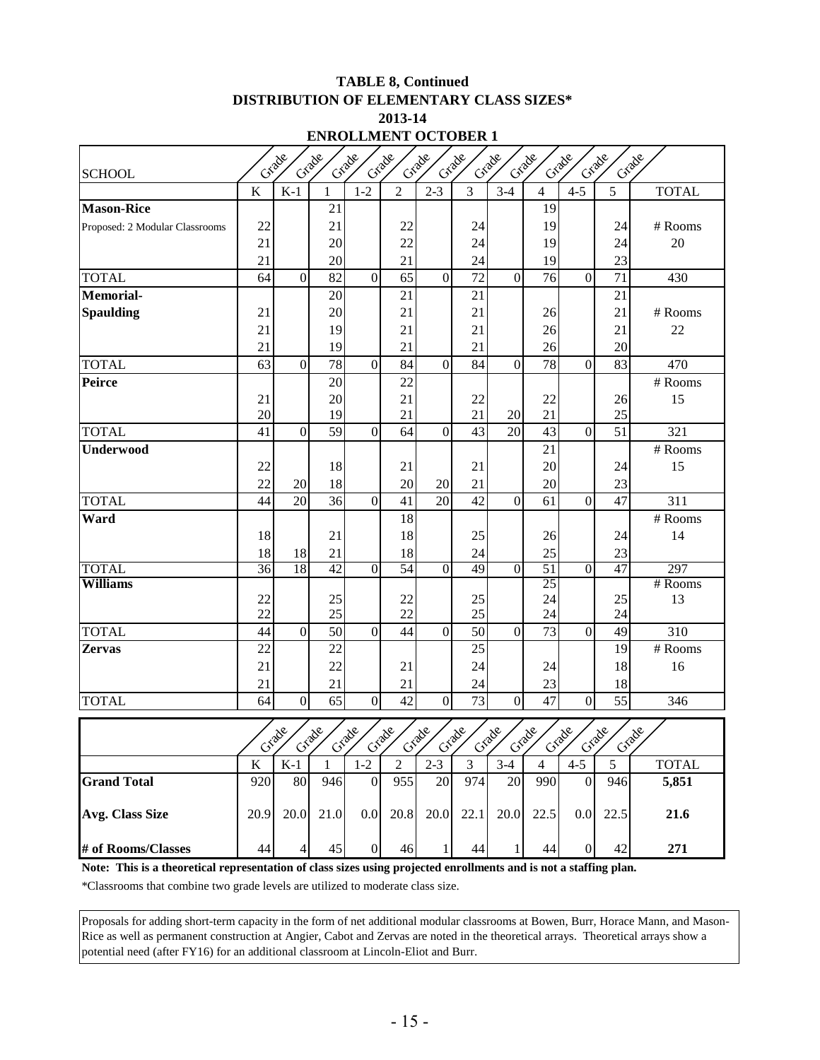**TABLE 8, Continued**
**DISTRIBUTION OF ELEMENTARY CLASS SIZES***
**2013-14**
**ENROLLMENT OCTOBER 1**

| SCHOOL | Grade K | Grade K-1 | Grade 1 | Grade 1-2 | Grade 2 | Grade 2-3 | Grade 3 | Grade 3-4 | Grade 4 | Grade 4-5 | Grade 5 | TOTAL |
|---|---|---|---|---|---|---|---|---|---|---|---|---|
| **Mason-Rice** | | | 21 | | | | | | 19 | | | |
| Proposed: 2 Modular Classrooms | 22 | | 21 | | 22 | | 24 | | 19 | | 24 | # Rooms |
| | 21 | | 20 | | 22 | | 24 | | 19 | | 24 | 20 |
| | 21 | | 20 | | 21 | | 24 | | 19 | | 23 | |
| TOTAL | 64 | 0 | 82 | 0 | 65 | 0 | 72 | 0 | 76 | 0 | 71 | 430 |
| **Memorial-** | | | 20 | | 21 | | 21 | | | | 21 | |
| **Spaulding** | 21 | | 20 | | 21 | | 21 | | 26 | | 21 | # Rooms |
| | 21 | | 19 | | 21 | | 21 | | 26 | | 21 | 22 |
| | 21 | | 19 | | 21 | | 21 | | 26 | | 20 | |
| TOTAL | 63 | 0 | 78 | 0 | 84 | 0 | 84 | 0 | 78 | 0 | 83 | 470 |
| **Peirce** | | | 20 | | 22 | | | | | | | # Rooms |
| | 21 | | 20 | | 21 | | 22 | | 22 | | 26 | 15 |
| | 20 | | 19 | | 21 | | 21 | 20 | 21 | | 25 | |
| TOTAL | 41 | 0 | 59 | 0 | 64 | 0 | 43 | 20 | 43 | 0 | 51 | 321 |
| **Underwood** | | | | | | | | | 21 | | | # Rooms |
| | 22 | | 18 | | 21 | | 21 | | 20 | | 24 | 15 |
| | 22 | 20 | 18 | | 20 | 20 | 21 | | 20 | | 23 | |
| TOTAL | 44 | 20 | 36 | 0 | 41 | 20 | 42 | 0 | 61 | 0 | 47 | 311 |
| **Ward** | | | | | 18 | | | | | | | # Rooms |
| | 18 | | 21 | | 18 | | 25 | | 26 | | 24 | 14 |
| | 18 | 18 | 21 | | 18 | | 24 | | 25 | | 23 | |
| TOTAL | 36 | 18 | 42 | 0 | 54 | 0 | 49 | 0 | 51 | 0 | 47 | 297 |
| **Williams** | | | | | | | | | 25 | | | # Rooms |
| | 22 | | 25 | | 22 | | 25 | | 24 | | 25 | 13 |
| | 22 | | 25 | | 22 | | 25 | | 24 | | 24 | |
| TOTAL | 44 | 0 | 50 | 0 | 44 | 0 | 50 | 0 | 73 | 0 | 49 | 310 |
| **Zervas** | 22 | | 22 | | | | 25 | | | | 19 | # Rooms |
| | 21 | | 22 | | 21 | | 24 | | 24 | | 18 | 16 |
| | 21 | | 21 | | 21 | | 24 | | 23 | | 18 | |
| TOTAL | 64 | 0 | 65 | 0 | 42 | 0 | 73 | 0 | 47 | 0 | 55 | 346 |

| | Grade K | Grade K-1 | Grade 1 | Grade 1-2 | Grade 2 | Grade 2-3 | Grade 3 | Grade 3-4 | Grade 4 | Grade 4-5 | Grade 5 | TOTAL |
|---|---|---|---|---|---|---|---|---|---|---|---|---|
| **Grand Total** | 920 | 80 | 946 | 0 | 955 | 20 | 974 | 20 | 990 | 0 | 946 | **5,851** |
| **Avg. Class Size** | 20.9 | 20.0 | 21.0 | 0.0 | 20.8 | 20.0 | 22.1 | 20.0 | 22.5 | 0.0 | 22.5 | **21.6** |
| **# of Rooms/Classes** | 44 | 4 | 45 | 0 | 46 | 1 | 44 | 1 | 44 | 0 | 42 | **271** |

**Note: This is a theoretical representation of class sizes using projected enrollments and is not a staffing plan.**

*Classrooms that combine two grade levels are utilized to moderate class size.

Proposals for adding short-term capacity in the form of net additional modular classrooms at Bowen, Burr, Horace Mann, and Mason-Rice as well as permanent construction at Angier, Cabot and Zervas are noted in the theoretical arrays. Theoretical arrays show a potential need (after FY16) for an additional classroom at Lincoln-Eliot and Burr.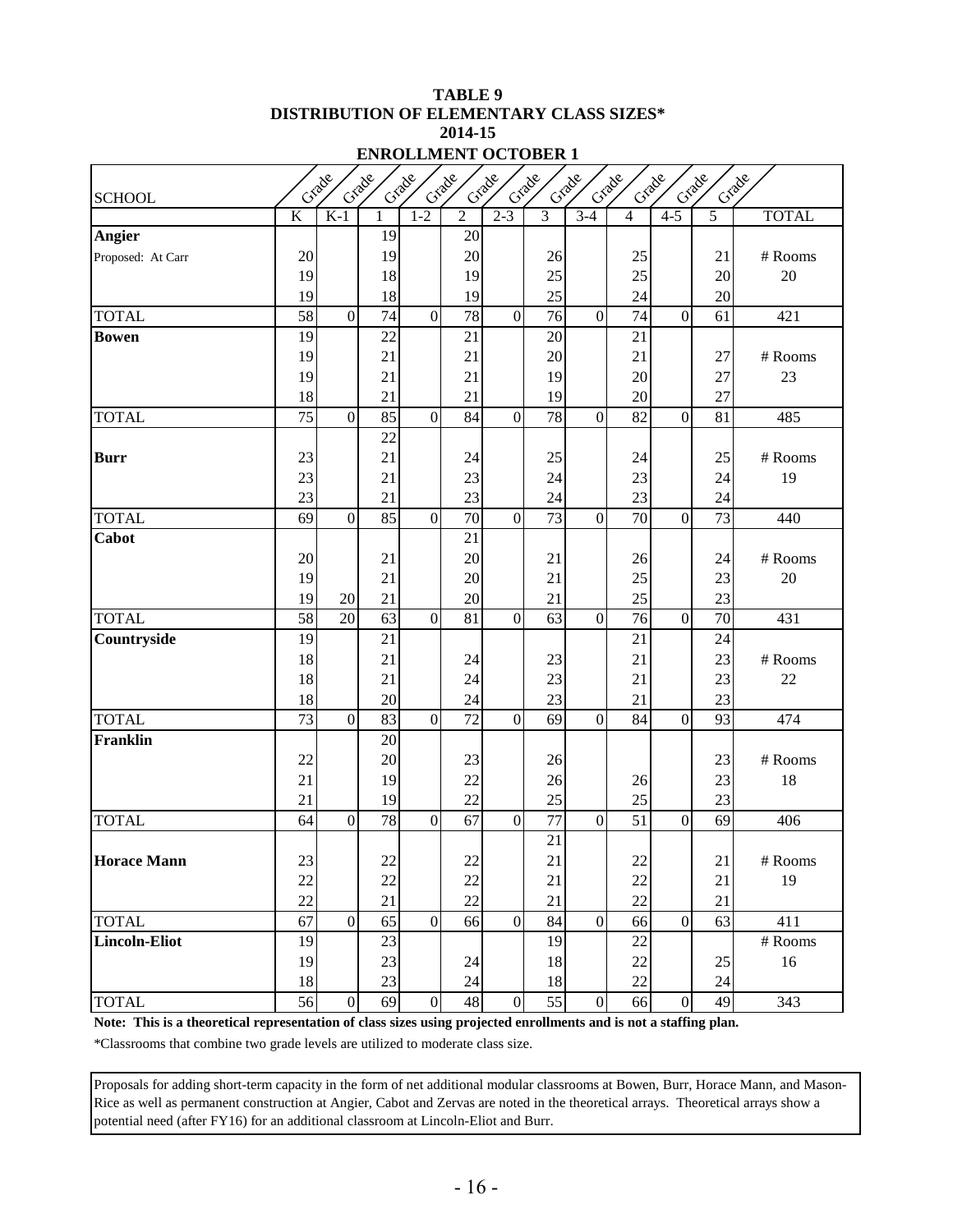# TABLE 9
## DISTRIBUTION OF ELEMENTARY CLASS SIZES*
## 2014-15
## ENROLLMENT OCTOBER 1

| SCHOOL | Grade K | Grade K-1 | Grade 1 | Grade 1-2 | Grade 2 | Grade 2-3 | Grade 3 | Grade 3-4 | Grade 4 | Grade 4-5 | Grade 5 | TOTAL |
|---|---|---|---|---|---|---|---|---|---|---|---|---|
| **Angier** | | | 19 | | 20 | | | | | | | |
| Proposed: At Carr | 20 | | 19 | | 20 | | 26 | | 25 | | 21 | # Rooms |
| | 19 | | 18 | | 19 | | 25 | | 25 | | 20 | 20 |
| | 19 | | 18 | | 19 | | 25 | | 24 | | 20 | |
| TOTAL | 58 | 0 | 74 | 0 | 78 | 0 | 76 | 0 | 74 | 0 | 61 | 421 |
| **Bowen** | 19 | | 22 | | 21 | | 20 | | 21 | | | |
| | 19 | | 21 | | 21 | | 20 | | 21 | | 27 | # Rooms |
| | 19 | | 21 | | 21 | | 19 | | 20 | | 27 | 23 |
| | 18 | | 21 | | 21 | | 19 | | 20 | | 27 | |
| TOTAL | 75 | 0 | 85 | 0 | 84 | 0 | 78 | 0 | 82 | 0 | 81 | 485 |
| | | | 22 | | | | | | | | | |
| **Burr** | 23 | | 21 | | 24 | | 25 | | 24 | | 25 | # Rooms |
| | 23 | | 21 | | 23 | | 24 | | 23 | | 24 | 19 |
| | 23 | | 21 | | 23 | | 24 | | 23 | | 24 | |
| TOTAL | 69 | 0 | 85 | 0 | 70 | 0 | 73 | 0 | 70 | 0 | 73 | 440 |
| **Cabot** | | | | | 21 | | | | | | | |
| | 20 | | 21 | | 20 | | 21 | | 26 | | 24 | # Rooms |
| | 19 | | 21 | | 20 | | 21 | | 25 | | 23 | 20 |
| | 19 | 20 | 21 | | 20 | | 21 | | 25 | | 23 | |
| TOTAL | 58 | 20 | 63 | 0 | 81 | 0 | 63 | 0 | 76 | 0 | 70 | 431 |
| **Countryside** | 19 | | 21 | | | | | | 21 | | 24 | |
| | 18 | | 21 | | 24 | | 23 | | 21 | | 23 | # Rooms |
| | 18 | | 21 | | 24 | | 23 | | 21 | | 23 | 22 |
| | 18 | | 20 | | 24 | | 23 | | 21 | | 23 | |
| TOTAL | 73 | 0 | 83 | 0 | 72 | 0 | 69 | 0 | 84 | 0 | 93 | 474 |
| **Franklin** | | | 20 | | | | | | | | | |
| | 22 | | 20 | | 23 | | 26 | | | | 23 | # Rooms |
| | 21 | | 19 | | 22 | | 26 | | 26 | | 23 | 18 |
| | 21 | | 19 | | 22 | | 25 | | 25 | | 23 | |
| TOTAL | 64 | 0 | 78 | 0 | 67 | 0 | 77 | 0 | 51 | 0 | 69 | 406 |
| | | | | | | | 21 | | | | | |
| **Horace Mann** | 23 | | 22 | | 22 | | 21 | | 22 | | 21 | # Rooms |
| | 22 | | 22 | | 22 | | 21 | | 22 | | 21 | 19 |
| | 22 | | 21 | | 22 | | 21 | | 22 | | 21 | |
| TOTAL | 67 | 0 | 65 | 0 | 66 | 0 | 84 | 0 | 66 | 0 | 63 | 411 |
| **Lincoln-Eliot** | 19 | | 23 | | | | 19 | | 22 | | | # Rooms |
| | 19 | | 23 | | 24 | | 18 | | 22 | | 25 | 16 |
| | 18 | | 23 | | 24 | | 18 | | 22 | | 24 | |
| TOTAL | 56 | 0 | 69 | 0 | 48 | 0 | 55 | 0 | 66 | 0 | 49 | 343 |

**Note: This is a theoretical representation of class sizes using projected enrollments and is not a staffing plan.**

*Classrooms that combine two grade levels are utilized to moderate class size.

Proposals for adding short-term capacity in the form of net additional modular classrooms at Bowen, Burr, Horace Mann, and Mason-Rice as well as permanent construction at Angier, Cabot and Zervas are noted in the theoretical arrays. Theoretical arrays show a potential need (after FY16) for an additional classroom at Lincoln-Eliot and Burr.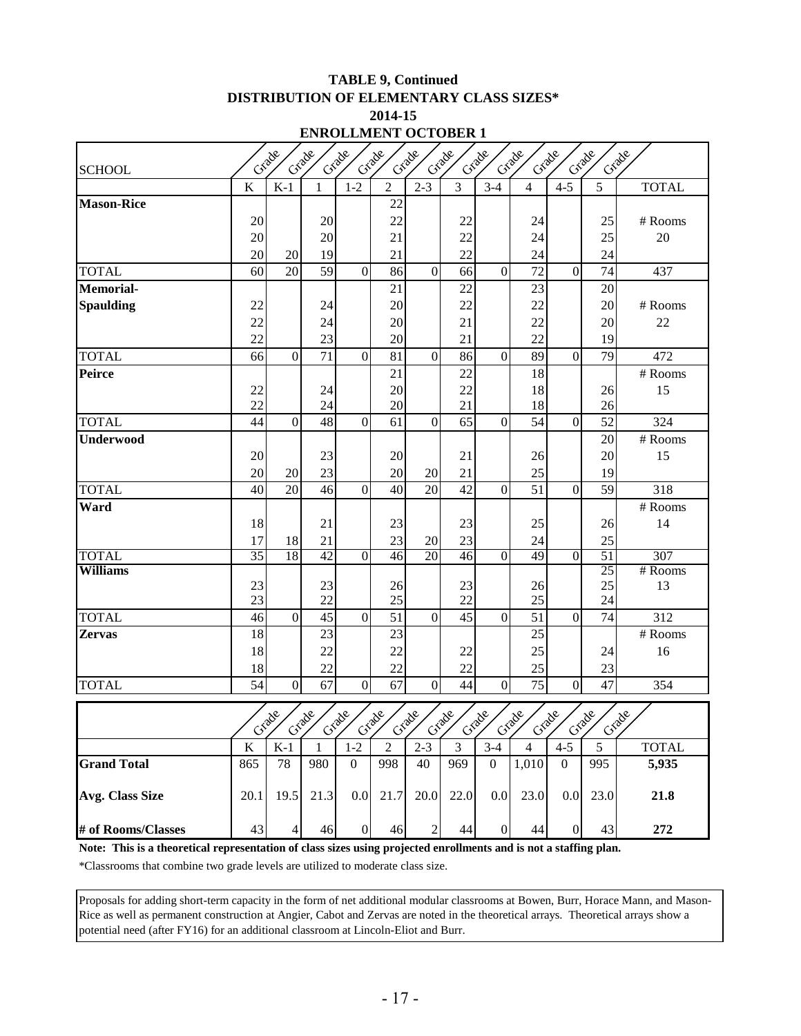# TABLE 9, Continued
## DISTRIBUTION OF ELEMENTARY CLASS SIZES*
## 2014-15
## ENROLLMENT OCTOBER 1

| SCHOOL | Grade K | Grade K-1 | Grade 1 | Grade 1-2 | Grade 2 | Grade 2-3 | Grade 3 | Grade 3-4 | Grade 4 | Grade 4-5 | Grade 5 | TOTAL |
|---|---|---|---|---|---|---|---|---|---|---|---|---|
| **Mason-Rice** | | | | | 22 | | | | | | | |
| | 20 | | 20 | | 22 | | 22 | | 24 | | 25 | # Rooms |
| | 20 | | 20 | | 21 | | 22 | | 24 | | 25 | 20 |
| | 20 | 20 | 19 | | 21 | | 22 | | 24 | | 24 | |
| TOTAL | 60 | 20 | 59 | 0 | 86 | 0 | 66 | 0 | 72 | 0 | 74 | 437 |
| **Memorial-** | | | | | 21 | | 22 | | 23 | | 20 | |
| **Spaulding** | 22 | | 24 | | 20 | | 22 | | 22 | | 20 | # Rooms |
| | 22 | | 24 | | 20 | | 21 | | 22 | | 20 | 22 |
| | 22 | | 23 | | 20 | | 21 | | 22 | | 19 | |
| TOTAL | 66 | 0 | 71 | 0 | 81 | 0 | 86 | 0 | 89 | 0 | 79 | 472 |
| **Peirce** | | | | | 21 | | 22 | | 18 | | | # Rooms |
| | 22 | | 24 | | 20 | | 22 | | 18 | | 26 | 15 |
| | 22 | | 24 | | 20 | | 21 | | 18 | | 26 | |
| TOTAL | 44 | 0 | 48 | 0 | 61 | 0 | 65 | 0 | 54 | 0 | 52 | 324 |
| **Underwood** | | | | | | | | | | | 20 | # Rooms |
| | 20 | | 23 | | 20 | | 21 | | 26 | | 20 | 15 |
| | 20 | 20 | 23 | | 20 | 20 | 21 | | 25 | | 19 | |
| TOTAL | 40 | 20 | 46 | 0 | 40 | 20 | 42 | 0 | 51 | 0 | 59 | 318 |
| **Ward** | | | | | | | | | | | | # Rooms |
| | 18 | | 21 | | 23 | | 23 | | 25 | | 26 | 14 |
| | 17 | 18 | 21 | | 23 | 20 | 23 | | 24 | | 25 | |
| TOTAL | 35 | 18 | 42 | 0 | 46 | 20 | 46 | 0 | 49 | 0 | 51 | 307 |
| **Williams** | | | | | | | | | | | 25 | # Rooms |
| | 23 | | 23 | | 26 | | 23 | | 26 | | 25 | 13 |
| | 23 | | 22 | | 25 | | 22 | | 25 | | 24 | |
| TOTAL | 46 | 0 | 45 | 0 | 51 | 0 | 45 | 0 | 51 | 0 | 74 | 312 |
| **Zervas** | 18 | | 23 | | 23 | | | | 25 | | | # Rooms |
| | 18 | | 22 | | 22 | | 22 | | 25 | | 24 | 16 |
| | 18 | | 22 | | 22 | | 22 | | 25 | | 23 | |
| TOTAL | 54 | 0 | 67 | 0 | 67 | 0 | 44 | 0 | 75 | 0 | 47 | 354 |

| | Grade K | Grade K-1 | Grade 1 | Grade 1-2 | Grade 2 | Grade 2-3 | Grade 3 | Grade 3-4 | Grade 4 | Grade 4-5 | Grade 5 | TOTAL |
|---|---|---|---|---|---|---|---|---|---|---|---|---|
| **Grand Total** | 865 | 78 | 980 | 0 | 998 | 40 | 969 | 0 | 1,010 | 0 | 995 | **5,935** |
| **Avg. Class Size** | 20.1 | 19.5 | 21.3 | 0.0 | 21.7 | 20.0 | 22.0 | 0.0 | 23.0 | 0.0 | 23.0 | **21.8** |
| **# of Rooms/Classes** | 43 | 4 | 46 | 0 | 46 | 2 | 44 | 0 | 44 | 0 | 43 | **272** |

**Note: This is a theoretical representation of class sizes using projected enrollments and is not a staffing plan.**

*Classrooms that combine two grade levels are utilized to moderate class size.

Proposals for adding short-term capacity in the form of net additional modular classrooms at Bowen, Burr, Horace Mann, and Mason-Rice as well as permanent construction at Angier, Cabot and Zervas are noted in the theoretical arrays. Theoretical arrays show a potential need (after FY16) for an additional classroom at Lincoln-Eliot and Burr.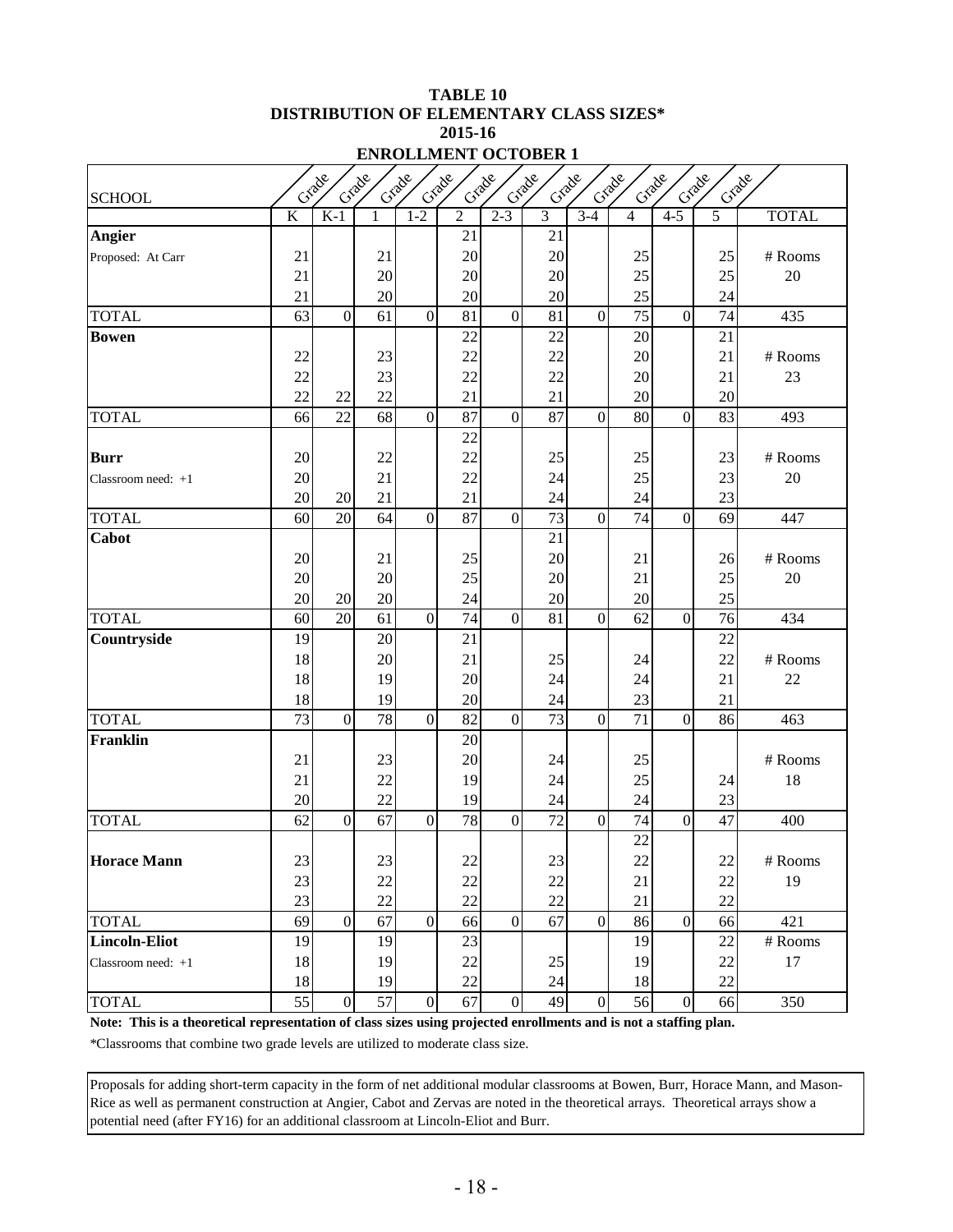**TABLE 10**
**DISTRIBUTION OF ELEMENTARY CLASS SIZES***
**2015-16**
**ENROLLMENT OCTOBER 1**

| SCHOOL | Grade K | Grade K-1 | Grade 1 | Grade 1-2 | Grade 2 | Grade 2-3 | Grade 3 | Grade 3-4 | Grade 4 | Grade 4-5 | Grade 5 | TOTAL |
|---|---|---|---|---|---|---|---|---|---|---|---|---|
| **Angier** | | | | | 21 | | 21 | | | | | |
| Proposed: At Carr | 21 | | 21 | | 20 | | 20 | | 25 | | 25 | # Rooms |
| | 21 | | 20 | | 20 | | 20 | | 25 | | 25 | 20 |
| | 21 | | 20 | | 20 | | 20 | | 25 | | 24 | |
| TOTAL | 63 | 0 | 61 | 0 | 81 | 0 | 81 | 0 | 75 | 0 | 74 | 435 |
| **Bowen** | | | | | 22 | | 22 | | 20 | | 21 | |
| | 22 | | 23 | | 22 | | 22 | | 20 | | 21 | # Rooms |
| | 22 | | 23 | | 22 | | 22 | | 20 | | 21 | 23 |
| | 22 | 22 | 22 | | 21 | | 21 | | 20 | | 20 | |
| TOTAL | 66 | 22 | 68 | 0 | 87 | 0 | 87 | 0 | 80 | 0 | 83 | 493 |
| | | | | | 22 | | | | | | | |
| **Burr** | 20 | | 22 | | 22 | | 25 | | 25 | | 23 | # Rooms |
| Classroom need: +1 | 20 | | 21 | | 22 | | 24 | | 25 | | 23 | 20 |
| | 20 | 20 | 21 | | 21 | | 24 | | 24 | | 23 | |
| TOTAL | 60 | 20 | 64 | 0 | 87 | 0 | 73 | 0 | 74 | 0 | 69 | 447 |
| **Cabot** | | | | | | | 21 | | | | | |
| | 20 | | 21 | | 25 | | 20 | | 21 | | 26 | # Rooms |
| | 20 | | 20 | | 25 | | 20 | | 21 | | 25 | 20 |
| | 20 | 20 | 20 | | 24 | | 20 | | 20 | | 25 | |
| TOTAL | 60 | 20 | 61 | 0 | 74 | 0 | 81 | 0 | 62 | 0 | 76 | 434 |
| **Countryside** | 19 | | 20 | | 21 | | | | | | 22 | |
| | 18 | | 20 | | 21 | | 25 | | 24 | | 22 | # Rooms |
| | 18 | | 19 | | 20 | | 24 | | 24 | | 21 | 22 |
| | 18 | | 19 | | 20 | | 24 | | 23 | | 21 | |
| TOTAL | 73 | 0 | 78 | 0 | 82 | 0 | 73 | 0 | 71 | 0 | 86 | 463 |
| **Franklin** | | | | | 20 | | | | | | | |
| | 21 | | 23 | | 20 | | 24 | | 25 | | | # Rooms |
| | 21 | | 22 | | 19 | | 24 | | 25 | | 24 | 18 |
| | 20 | | 22 | | 19 | | 24 | | 24 | | 23 | |
| TOTAL | 62 | 0 | 67 | 0 | 78 | 0 | 72 | 0 | 74 | 0 | 47 | 400 |
| | | | | | | | | | 22 | | | |
| **Horace Mann** | 23 | | 23 | | 22 | | 23 | | 22 | | 22 | # Rooms |
| | 23 | | 22 | | 22 | | 22 | | 21 | | 22 | 19 |
| | 23 | | 22 | | 22 | | 22 | | 21 | | 22 | |
| TOTAL | 69 | 0 | 67 | 0 | 66 | 0 | 67 | 0 | 86 | 0 | 66 | 421 |
| **Lincoln-Eliot** | 19 | | 19 | | 23 | | | | 19 | | 22 | # Rooms |
| Classroom need: +1 | 18 | | 19 | | 22 | | 25 | | 19 | | 22 | 17 |
| | 18 | | 19 | | 22 | | 24 | | 18 | | 22 | |
| TOTAL | 55 | 0 | 57 | 0 | 67 | 0 | 49 | 0 | 56 | 0 | 66 | 350 |

**Note: This is a theoretical representation of class sizes using projected enrollments and is not a staffing plan.**

*Classrooms that combine two grade levels are utilized to moderate class size.

Proposals for adding short-term capacity in the form of net additional modular classrooms at Bowen, Burr, Horace Mann, and Mason-Rice as well as permanent construction at Angier, Cabot and Zervas are noted in the theoretical arrays. Theoretical arrays show a potential need (after FY16) for an additional classroom at Lincoln-Eliot and Burr.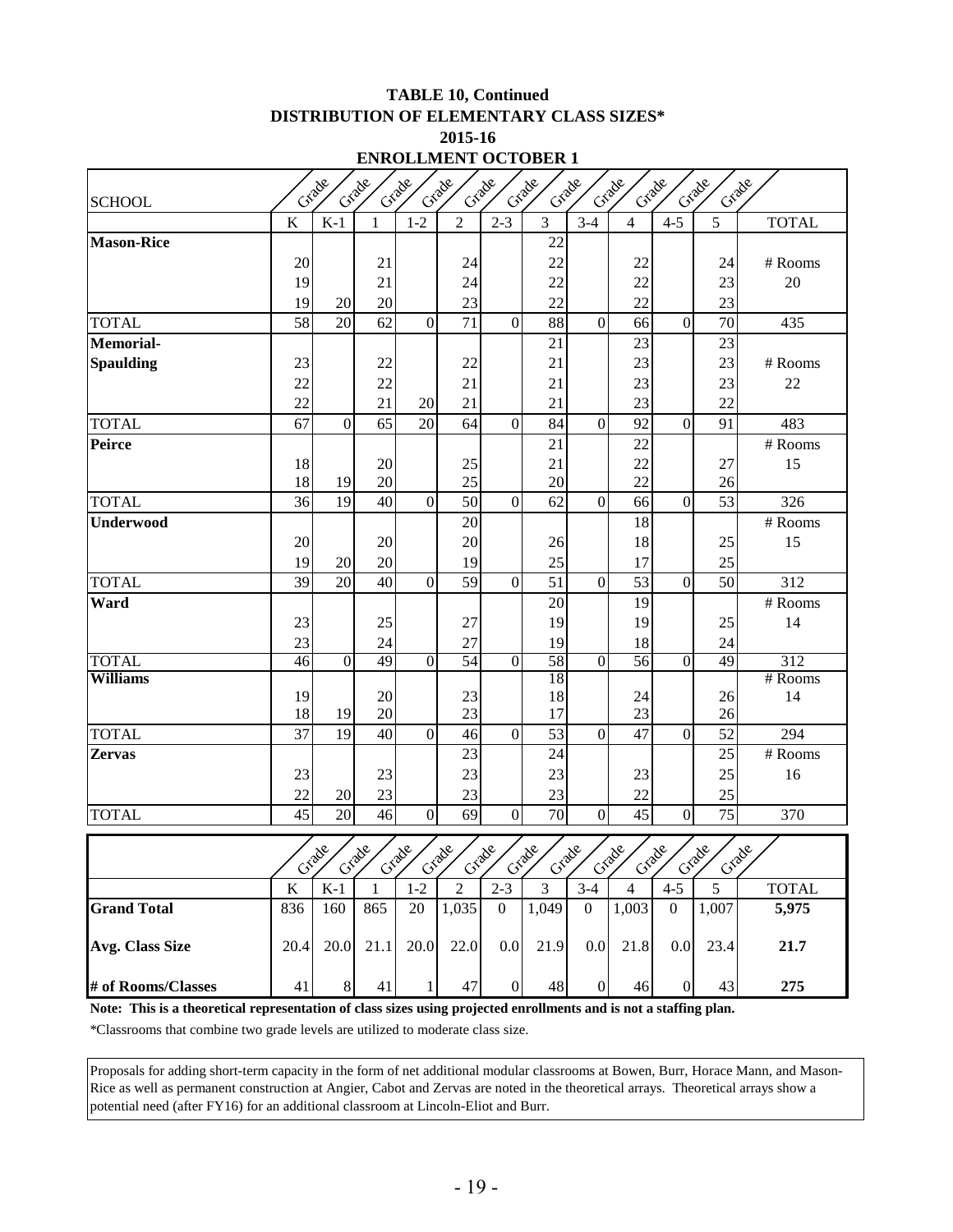**TABLE 10, Continued**
**DISTRIBUTION OF ELEMENTARY CLASS SIZES***
**2015-16**
**ENROLLMENT OCTOBER 1**

| SCHOOL | Grade K | Grade K-1 | Grade 1 | Grade 1-2 | Grade 2 | Grade 2-3 | Grade 3 | Grade 3-4 | Grade 4 | Grade 4-5 | Grade 5 | TOTAL |
|---|---|---|---|---|---|---|---|---|---|---|---|---|
| **Mason-Rice** | | | | | | | 22 | | | | | |
| | 20 | | 21 | | 24 | | 22 | | 22 | | 24 | # Rooms |
| | 19 | | 21 | | 24 | | 22 | | 22 | | 23 | 20 |
| | 19 | 20 | 20 | | 23 | | 22 | | 22 | | 23 | |
| TOTAL | 58 | 20 | 62 | 0 | 71 | 0 | 88 | 0 | 66 | 0 | 70 | 435 |
| **Memorial-** | | | | | | | 21 | | 23 | | 23 | |
| **Spaulding** | 23 | | 22 | | 22 | | 21 | | 23 | | 23 | # Rooms |
| | 22 | | 22 | | 21 | | 21 | | 23 | | 23 | 22 |
| | 22 | | 21 | 20 | 21 | | 21 | | 23 | | 22 | |
| TOTAL | 67 | 0 | 65 | 20 | 64 | 0 | 84 | 0 | 92 | 0 | 91 | 483 |
| **Peirce** | | | | | | | 21 | | 22 | | | # Rooms |
| | 18 | | 20 | | 25 | | 21 | | 22 | | 27 | 15 |
| | 18 | 19 | 20 | | 25 | | 20 | | 22 | | 26 | |
| TOTAL | 36 | 19 | 40 | 0 | 50 | 0 | 62 | 0 | 66 | 0 | 53 | 326 |
| **Underwood** | | | | | 20 | | | | 18 | | | # Rooms |
| | 20 | | 20 | | 20 | | 26 | | 18 | | 25 | 15 |
| | 19 | 20 | 20 | | 19 | | 25 | | 17 | | 25 | |
| TOTAL | 39 | 20 | 40 | 0 | 59 | 0 | 51 | 0 | 53 | 0 | 50 | 312 |
| **Ward** | | | | | | | 20 | | 19 | | | # Rooms |
| | 23 | | 25 | | 27 | | 19 | | 19 | | 25 | 14 |
| | 23 | | 24 | | 27 | | 19 | | 18 | | 24 | |
| TOTAL | 46 | 0 | 49 | 0 | 54 | 0 | 58 | 0 | 56 | 0 | 49 | 312 |
| **Williams** | | | | | | | 18 | | | | | # Rooms |
| | 19 | | 20 | | 23 | | 18 | | 24 | | 26 | 14 |
| | 18 | 19 | 20 | | 23 | | 17 | | 23 | | 26 | |
| TOTAL | 37 | 19 | 40 | 0 | 46 | 0 | 53 | 0 | 47 | 0 | 52 | 294 |
| **Zervas** | | | | | 23 | | 24 | | | | 25 | # Rooms |
| | 23 | | 23 | | 23 | | 23 | | 23 | | 25 | 16 |
| | 22 | 20 | 23 | | 23 | | 23 | | 22 | | 25 | |
| TOTAL | 45 | 20 | 46 | 0 | 69 | 0 | 70 | 0 | 45 | 0 | 75 | 370 |

| | Grade K | Grade K-1 | Grade 1 | Grade 1-2 | Grade 2 | Grade 2-3 | Grade 3 | Grade 3-4 | Grade 4 | Grade 4-5 | Grade 5 | TOTAL |
|---|---|---|---|---|---|---|---|---|---|---|---|---|
| **Grand Total** | 836 | 160 | 865 | 20 | 1,035 | 0 | 1,049 | 0 | 1,003 | 0 | 1,007 | **5,975** |
| **Avg. Class Size** | 20.4 | 20.0 | 21.1 | 20.0 | 22.0 | 0.0 | 21.9 | 0.0 | 21.8 | 0.0 | 23.4 | **21.7** |
| **# of Rooms/Classes** | 41 | 8 | 41 | 1 | 47 | 0 | 48 | 0 | 46 | 0 | 43 | **275** |

**Note: This is a theoretical representation of class sizes using projected enrollments and is not a staffing plan.**

*Classrooms that combine two grade levels are utilized to moderate class size.

Proposals for adding short-term capacity in the form of net additional modular classrooms at Bowen, Burr, Horace Mann, and Mason-Rice as well as permanent construction at Angier, Cabot and Zervas are noted in the theoretical arrays. Theoretical arrays show a potential need (after FY16) for an additional classroom at Lincoln-Eliot and Burr.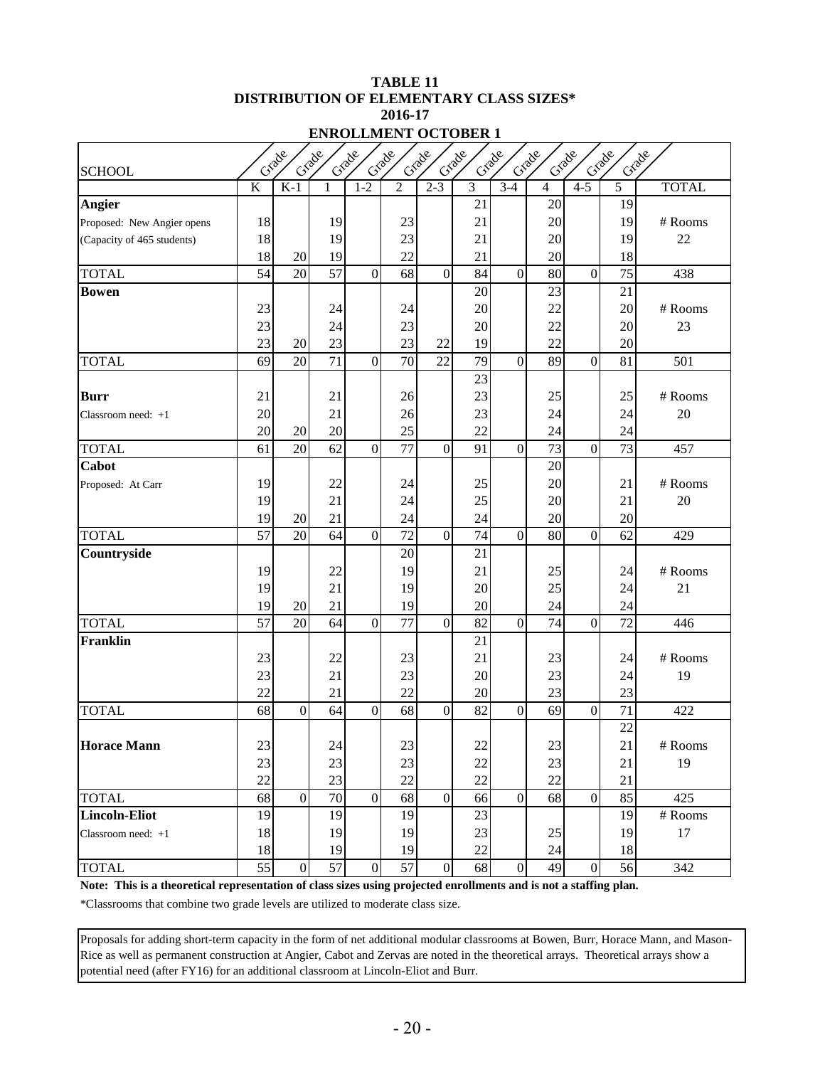**TABLE 11**
**DISTRIBUTION OF ELEMENTARY CLASS SIZES***
**2016-17**
**ENROLLMENT OCTOBER 1**

| SCHOOL | Grade K | Grade K-1 | Grade 1 | Grade 1-2 | Grade 2 | Grade 2-3 | Grade 3 | Grade 3-4 | Grade 4 | Grade 4-5 | Grade 5 | TOTAL |
|---|---|---|---|---|---|---|---|---|---|---|---|---|
| **Angier** | | | | | | | 21 | | 20 | | 19 | |
| Proposed: New Angier opens | 18 | | 19 | | 23 | | 21 | | 20 | | 19 | # Rooms |
| (Capacity of 465 students) | 18 | | 19 | | 23 | | 21 | | 20 | | 19 | 22 |
| | 18 | 20 | 19 | | 22 | | 21 | | 20 | | 18 | |
| TOTAL | 54 | 20 | 57 | 0 | 68 | 0 | 84 | 0 | 80 | 0 | 75 | 438 |
| **Bowen** | | | | | | | 20 | | 23 | | 21 | |
| | 23 | | 24 | | 24 | | 20 | | 22 | | 20 | # Rooms |
| | 23 | | 24 | | 23 | | 20 | | 22 | | 20 | 23 |
| | 23 | 20 | 23 | | 23 | 22 | 19 | | 22 | | 20 | |
| TOTAL | 69 | 20 | 71 | 0 | 70 | 22 | 79 | 0 | 89 | 0 | 81 | 501 |
| | | | | | | | 23 | | | | | |
| **Burr** | 21 | | 21 | | 26 | | 23 | | 25 | | 25 | # Rooms |
| Classroom need: +1 | 20 | | 21 | | 26 | | 23 | | 24 | | 24 | 20 |
| | 20 | 20 | 20 | | 25 | | 22 | | 24 | | 24 | |
| TOTAL | 61 | 20 | 62 | 0 | 77 | 0 | 91 | 0 | 73 | 0 | 73 | 457 |
| **Cabot** | | | | | | | | | 20 | | | |
| Proposed: At Carr | 19 | | 22 | | 24 | | 25 | | 20 | | 21 | # Rooms |
| | 19 | | 21 | | 24 | | 25 | | 20 | | 21 | 20 |
| | 19 | 20 | 21 | | 24 | | 24 | | 20 | | 20 | |
| TOTAL | 57 | 20 | 64 | 0 | 72 | 0 | 74 | 0 | 80 | 0 | 62 | 429 |
| **Countryside** | | | | | 20 | | 21 | | | | | |
| | 19 | | 22 | | 19 | | 21 | | 25 | | 24 | # Rooms |
| | 19 | | 21 | | 19 | | 20 | | 25 | | 24 | 21 |
| | 19 | 20 | 21 | | 19 | | 20 | | 24 | | 24 | |
| TOTAL | 57 | 20 | 64 | 0 | 77 | 0 | 82 | 0 | 74 | 0 | 72 | 446 |
| **Franklin** | | | | | | | 21 | | | | | |
| | 23 | | 22 | | 23 | | 21 | | 23 | | 24 | # Rooms |
| | 23 | | 21 | | 23 | | 20 | | 23 | | 24 | 19 |
| | 22 | | 21 | | 22 | | 20 | | 23 | | 23 | |
| TOTAL | 68 | 0 | 64 | 0 | 68 | 0 | 82 | 0 | 69 | 0 | 71 | 422 |
| | | | | | | | | | | | 22 | |
| **Horace Mann** | 23 | | 24 | | 23 | | 22 | | 23 | | 21 | # Rooms |
| | 23 | | 23 | | 23 | | 22 | | 23 | | 21 | 19 |
| | 22 | | 23 | | 22 | | 22 | | 22 | | 21 | |
| TOTAL | 68 | 0 | 70 | 0 | 68 | 0 | 66 | 0 | 68 | 0 | 85 | 425 |
| **Lincoln-Eliot** | 19 | | 19 | | 19 | | 23 | | | | 19 | # Rooms |
| Classroom need: +1 | 18 | | 19 | | 19 | | 23 | | 25 | | 19 | 17 |
| | 18 | | 19 | | 19 | | 22 | | 24 | | 18 | |
| TOTAL | 55 | 0 | 57 | 0 | 57 | 0 | 68 | 0 | 49 | 0 | 56 | 342 |

**Note: This is a theoretical representation of class sizes using projected enrollments and is not a staffing plan.**

*Classrooms that combine two grade levels are utilized to moderate class size.

Proposals for adding short-term capacity in the form of net additional modular classrooms at Bowen, Burr, Horace Mann, and Mason-Rice as well as permanent construction at Angier, Cabot and Zervas are noted in the theoretical arrays. Theoretical arrays show a potential need (after FY16) for an additional classroom at Lincoln-Eliot and Burr.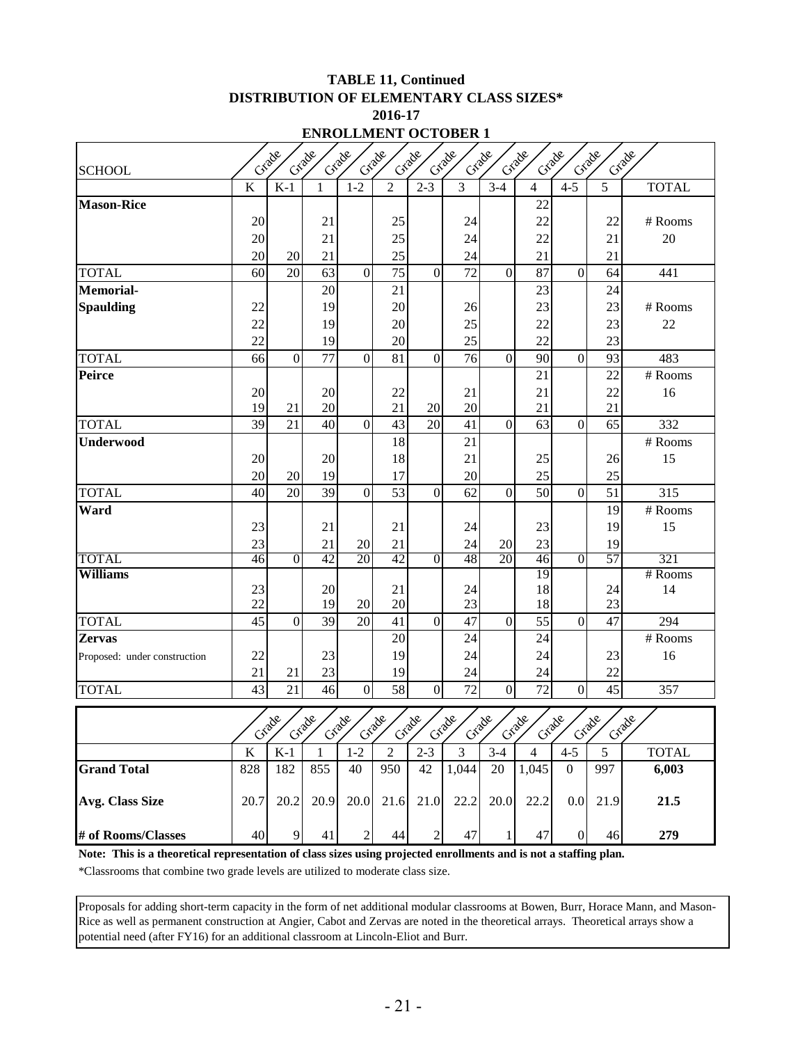**TABLE 11, Continued**
**DISTRIBUTION OF ELEMENTARY CLASS SIZES***
**2016-17**
**ENROLLMENT OCTOBER 1**

| SCHOOL | Grade K | Grade K-1 | Grade 1 | Grade 1-2 | Grade 2 | Grade 2-3 | Grade 3 | Grade 3-4 | Grade 4 | Grade 4-5 | Grade 5 | TOTAL |
|---|---|---|---|---|---|---|---|---|---|---|---|---|
| **Mason-Rice** | | | | | | | | | 22 | | | |
| | 20 | | 21 | | 25 | | 24 | | 22 | | 22 | # Rooms |
| | 20 | | 21 | | 25 | | 24 | | 22 | | 21 | 20 |
| | 20 | 20 | 21 | | 25 | | 24 | | 21 | | 21 | |
| TOTAL | 60 | 20 | 63 | 0 | 75 | 0 | 72 | 0 | 87 | 0 | 64 | 441 |
| **Memorial-** | | | 20 | | 21 | | | | 23 | | 24 | |
| **Spaulding** | 22 | | 19 | | 20 | | 26 | | 23 | | 23 | # Rooms |
| | 22 | | 19 | | 20 | | 25 | | 22 | | 23 | 22 |
| | 22 | | 19 | | 20 | | 25 | | 22 | | 23 | |
| TOTAL | 66 | 0 | 77 | 0 | 81 | 0 | 76 | 0 | 90 | 0 | 93 | 483 |
| **Peirce** | | | | | | | | | 21 | | 22 | # Rooms |
| | 20 | | 20 | | 22 | | 21 | | 21 | | 22 | 16 |
| | 19 | 21 | 20 | | 21 | 20 | 20 | | 21 | | 21 | |
| TOTAL | 39 | 21 | 40 | 0 | 43 | 20 | 41 | 0 | 63 | 0 | 65 | 332 |
| **Underwood** | | | | | 18 | | 21 | | | | | # Rooms |
| | 20 | | 20 | | 18 | | 21 | | 25 | | 26 | 15 |
| | 20 | 20 | 19 | | 17 | | 20 | | 25 | | 25 | |
| TOTAL | 40 | 20 | 39 | 0 | 53 | 0 | 62 | 0 | 50 | 0 | 51 | 315 |
| **Ward** | | | | | | | | | | | 19 | # Rooms |
| | 23 | | 21 | | 21 | | 24 | | 23 | | 19 | 15 |
| | 23 | | 21 | 20 | 21 | | 24 | 20 | 23 | | 19 | |
| TOTAL | 46 | 0 | 42 | 20 | 42 | 0 | 48 | 20 | 46 | 0 | 57 | 321 |
| **Williams** | | | | | | | | | 19 | | | # Rooms |
| | 23 | | 20 | | 21 | | 24 | | 18 | | 24 | 14 |
| | 22 | | 19 | 20 | 20 | | 23 | | 18 | | 23 | |
| TOTAL | 45 | 0 | 39 | 20 | 41 | 0 | 47 | 0 | 55 | 0 | 47 | 294 |
| **Zervas** | | | | | 20 | | 24 | | 24 | | | # Rooms |
| Proposed: under construction | 22 | | 23 | | 19 | | 24 | | 24 | | 23 | 16 |
| | 21 | 21 | 23 | | 19 | | 24 | | 24 | | 22 | |
| TOTAL | 43 | 21 | 46 | 0 | 58 | 0 | 72 | 0 | 72 | 0 | 45 | 357 |

| | Grade K | Grade K-1 | Grade 1 | Grade 1-2 | Grade 2 | Grade 2-3 | Grade 3 | Grade 3-4 | Grade 4 | Grade 4-5 | Grade 5 | TOTAL |
|---|---|---|---|---|---|---|---|---|---|---|---|---|
| **Grand Total** | 828 | 182 | 855 | 40 | 950 | 42 | 1,044 | 20 | 1,045 | 0 | 997 | **6,003** |
| **Avg. Class Size** | 20.7 | 20.2 | 20.9 | 20.0 | 21.6 | 21.0 | 22.2 | 20.0 | 22.2 | 0.0 | 21.9 | **21.5** |
| **# of Rooms/Classes** | 40 | 9 | 41 | 2 | 44 | 2 | 47 | 1 | 47 | 0 | 46 | **279** |

**Note: This is a theoretical representation of class sizes using projected enrollments and is not a staffing plan.**

*Classrooms that combine two grade levels are utilized to moderate class size.

Proposals for adding short-term capacity in the form of net additional modular classrooms at Bowen, Burr, Horace Mann, and Mason-Rice as well as permanent construction at Angier, Cabot and Zervas are noted in the theoretical arrays. Theoretical arrays show a potential need (after FY16) for an additional classroom at Lincoln-Eliot and Burr.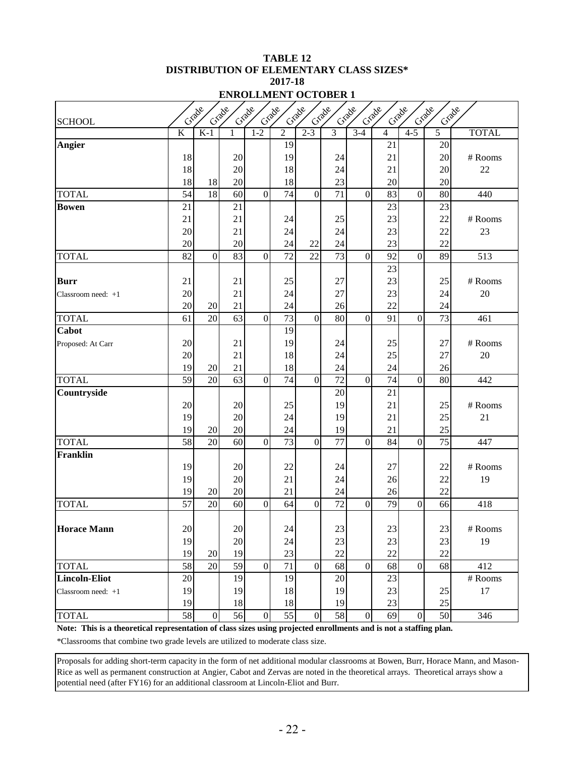**TABLE 12**
**DISTRIBUTION OF ELEMENTARY CLASS SIZES***
**2017-18**
**ENROLLMENT OCTOBER 1**

| SCHOOL | Grade K | Grade K-1 | Grade 1 | Grade 1-2 | Grade 2 | Grade 2-3 | Grade 3 | Grade 3-4 | Grade 4 | Grade 4-5 | Grade 5 | TOTAL |
|---|---|---|---|---|---|---|---|---|---|---|---|---|
| **Angier** | | | | | 19 | | | | 21 | | 20 | |
| | 18 | | 20 | | 19 | | 24 | | 21 | | 20 | # Rooms |
| | 18 | | 20 | | 18 | | 24 | | 21 | | 20 | 22 |
| | 18 | 18 | 20 | | 18 | | 23 | | 20 | | 20 | |
| TOTAL | 54 | 18 | 60 | 0 | 74 | 0 | 71 | 0 | 83 | 0 | 80 | 440 |
| **Bowen** | 21 | | 21 | | | | | | 23 | | 23 | |
| | 21 | | 21 | | 24 | | 25 | | 23 | | 22 | # Rooms |
| | 20 | | 21 | | 24 | | 24 | | 23 | | 22 | 23 |
| | 20 | | 20 | | 24 | 22 | 24 | | 23 | | 22 | |
| TOTAL | 82 | 0 | 83 | 0 | 72 | 22 | 73 | 0 | 92 | 0 | 89 | 513 |
| | | | | | | | | | 23 | | | |
| **Burr** | 21 | | 21 | | 25 | | 27 | | 23 | | 25 | # Rooms |
| Classroom need: +1 | 20 | | 21 | | 24 | | 27 | | 23 | | 24 | 20 |
| | 20 | 20 | 21 | | 24 | | 26 | | 22 | | 24 | |
| TOTAL | 61 | 20 | 63 | 0 | 73 | 0 | 80 | 0 | 91 | 0 | 73 | 461 |
| **Cabot** | | | | | 19 | | | | | | | |
| Proposed: At Carr | 20 | | 21 | | 19 | | 24 | | 25 | | 27 | # Rooms |
| | 20 | | 21 | | 18 | | 24 | | 25 | | 27 | 20 |
| | 19 | 20 | 21 | | 18 | | 24 | | 24 | | 26 | |
| TOTAL | 59 | 20 | 63 | 0 | 74 | 0 | 72 | 0 | 74 | 0 | 80 | 442 |
| **Countryside** | | | | | | | 20 | | 21 | | | |
| | 20 | | 20 | | 25 | | 19 | | 21 | | 25 | # Rooms |
| | 19 | | 20 | | 24 | | 19 | | 21 | | 25 | 21 |
| | 19 | 20 | 20 | | 24 | | 19 | | 21 | | 25 | |
| TOTAL | 58 | 20 | 60 | 0 | 73 | 0 | 77 | 0 | 84 | 0 | 75 | 447 |
| **Franklin** | | | | | | | | | | | | |
| | 19 | | 20 | | 22 | | 24 | | 27 | | 22 | # Rooms |
| | 19 | | 20 | | 21 | | 24 | | 26 | | 22 | 19 |
| | 19 | 20 | 20 | | 21 | | 24 | | 26 | | 22 | |
| TOTAL | 57 | 20 | 60 | 0 | 64 | 0 | 72 | 0 | 79 | 0 | 66 | 418 |
| | | | | | | | | | | | | |
| **Horace Mann** | 20 | | 20 | | 24 | | 23 | | 23 | | 23 | # Rooms |
| | 19 | | 20 | | 24 | | 23 | | 23 | | 23 | 19 |
| | 19 | 20 | 19 | | 23 | | 22 | | 22 | | 22 | |
| TOTAL | 58 | 20 | 59 | 0 | 71 | 0 | 68 | 0 | 68 | 0 | 68 | 412 |
| **Lincoln-Eliot** | 20 | | 19 | | 19 | | 20 | | 23 | | | # Rooms |
| Classroom need: +1 | 19 | | 19 | | 18 | | 19 | | 23 | | 25 | 17 |
| | 19 | | 18 | | 18 | | 19 | | 23 | | 25 | |
| TOTAL | 58 | 0 | 56 | 0 | 55 | 0 | 58 | 0 | 69 | 0 | 50 | 346 |

**Note: This is a theoretical representation of class sizes using projected enrollments and is not a staffing plan.**

*Classrooms that combine two grade levels are utilized to moderate class size.

Proposals for adding short-term capacity in the form of net additional modular classrooms at Bowen, Burr, Horace Mann, and Mason-Rice as well as permanent construction at Angier, Cabot and Zervas are noted in the theoretical arrays. Theoretical arrays show a potential need (after FY16) for an additional classroom at Lincoln-Eliot and Burr.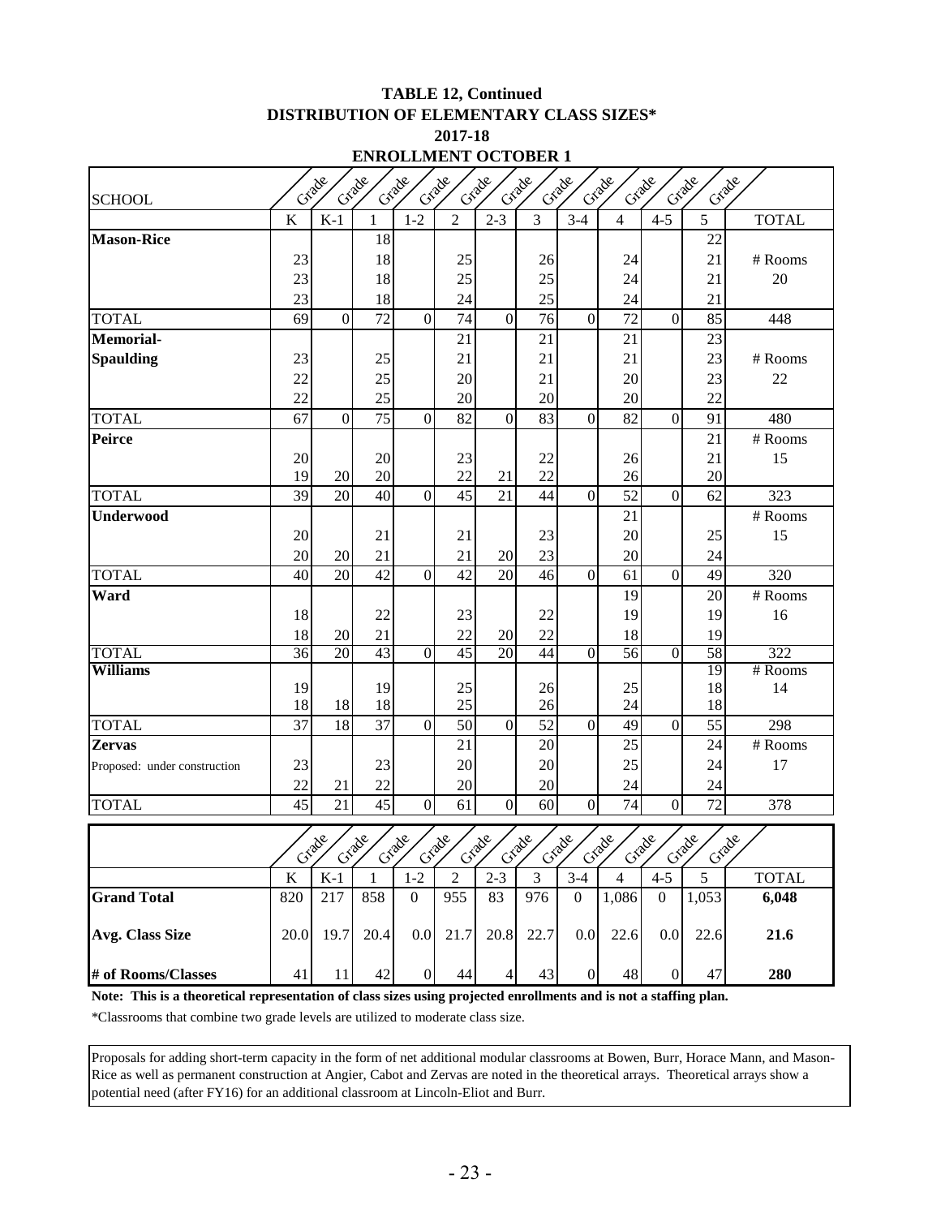**TABLE 12, Continued**
**DISTRIBUTION OF ELEMENTARY CLASS SIZES***
**2017-18**
**ENROLLMENT OCTOBER 1**

| SCHOOL | Grade K | Grade K-1 | Grade 1 | Grade 1-2 | Grade 2 | Grade 2-3 | Grade 3 | Grade 3-4 | Grade 4 | Grade 4-5 | Grade 5 | TOTAL |
|---|---|---|---|---|---|---|---|---|---|---|---|---|
| **Mason-Rice** | | | 18 | | | | | | | | 22 | |
| | 23 | | 18 | | 25 | | 26 | | 24 | | 21 | # Rooms |
| | 23 | | 18 | | 25 | | 25 | | 24 | | 21 | 20 |
| | 23 | | 18 | | 24 | | 25 | | 24 | | 21 | |
| TOTAL | 69 | 0 | 72 | 0 | 74 | 0 | 76 | 0 | 72 | 0 | 85 | 448 |
| **Memorial-** | | | | | 21 | | 21 | | 21 | | 23 | |
| **Spaulding** | 23 | | 25 | | 21 | | 21 | | 21 | | 23 | # Rooms |
| | 22 | | 25 | | 20 | | 21 | | 20 | | 23 | 22 |
| | 22 | | 25 | | 20 | | 20 | | 20 | | 22 | |
| TOTAL | 67 | 0 | 75 | 0 | 82 | 0 | 83 | 0 | 82 | 0 | 91 | 480 |
| **Peirce** | | | | | | | | | | | 21 | # Rooms |
| | 20 | | 20 | | 23 | | 22 | | 26 | | 21 | 15 |
| | 19 | 20 | 20 | | 22 | 21 | 22 | | 26 | | 20 | |
| TOTAL | 39 | 20 | 40 | 0 | 45 | 21 | 44 | 0 | 52 | 0 | 62 | 323 |
| **Underwood** | | | | | | | | | 21 | | | # Rooms |
| | 20 | | 21 | | 21 | | 23 | | 20 | | 25 | 15 |
| | 20 | 20 | 21 | | 21 | 20 | 23 | | 20 | | 24 | |
| TOTAL | 40 | 20 | 42 | 0 | 42 | 20 | 46 | 0 | 61 | 0 | 49 | 320 |
| **Ward** | | | | | | | | | 19 | | 20 | # Rooms |
| | 18 | | 22 | | 23 | | 22 | | 19 | | 19 | 16 |
| | 18 | 20 | 21 | | 22 | 20 | 22 | | 18 | | 19 | |
| TOTAL | 36 | 20 | 43 | 0 | 45 | 20 | 44 | 0 | 56 | 0 | 58 | 322 |
| **Williams** | | | | | | | | | | | 19 | # Rooms |
| | 19 | | 19 | | 25 | | 26 | | 25 | | 18 | 14 |
| | 18 | 18 | 18 | | 25 | | 26 | | 24 | | 18 | |
| TOTAL | 37 | 18 | 37 | 0 | 50 | 0 | 52 | 0 | 49 | 0 | 55 | 298 |
| **Zervas** | | | | | 21 | | 20 | | 25 | | 24 | # Rooms |
| Proposed: under construction | 23 | | 23 | | 20 | | 20 | | 25 | | 24 | 17 |
| | 22 | 21 | 22 | | 20 | | 20 | | 24 | | 24 | |
| TOTAL | 45 | 21 | 45 | 0 | 61 | 0 | 60 | 0 | 74 | 0 | 72 | 378 |

| | Grade K | Grade K-1 | Grade 1 | Grade 1-2 | Grade 2 | Grade 2-3 | Grade 3 | Grade 3-4 | Grade 4 | Grade 4-5 | Grade 5 | TOTAL |
|---|---|---|---|---|---|---|---|---|---|---|---|---|
| **Grand Total** | 820 | 217 | 858 | 0 | 955 | 83 | 976 | 0 | 1,086 | 0 | 1,053 | **6,048** |
| **Avg. Class Size** | 20.0 | 19.7 | 20.4 | 0.0 | 21.7 | 20.8 | 22.7 | 0.0 | 22.6 | 0.0 | 22.6 | **21.6** |
| **# of Rooms/Classes** | 41 | 11 | 42 | 0 | 44 | 4 | 43 | 0 | 48 | 0 | 47 | **280** |

**Note: This is a theoretical representation of class sizes using projected enrollments and is not a staffing plan.**

*Classrooms that combine two grade levels are utilized to moderate class size.

Proposals for adding short-term capacity in the form of net additional modular classrooms at Bowen, Burr, Horace Mann, and Mason-Rice as well as permanent construction at Angier, Cabot and Zervas are noted in the theoretical arrays. Theoretical arrays show a potential need (after FY16) for an additional classroom at Lincoln-Eliot and Burr.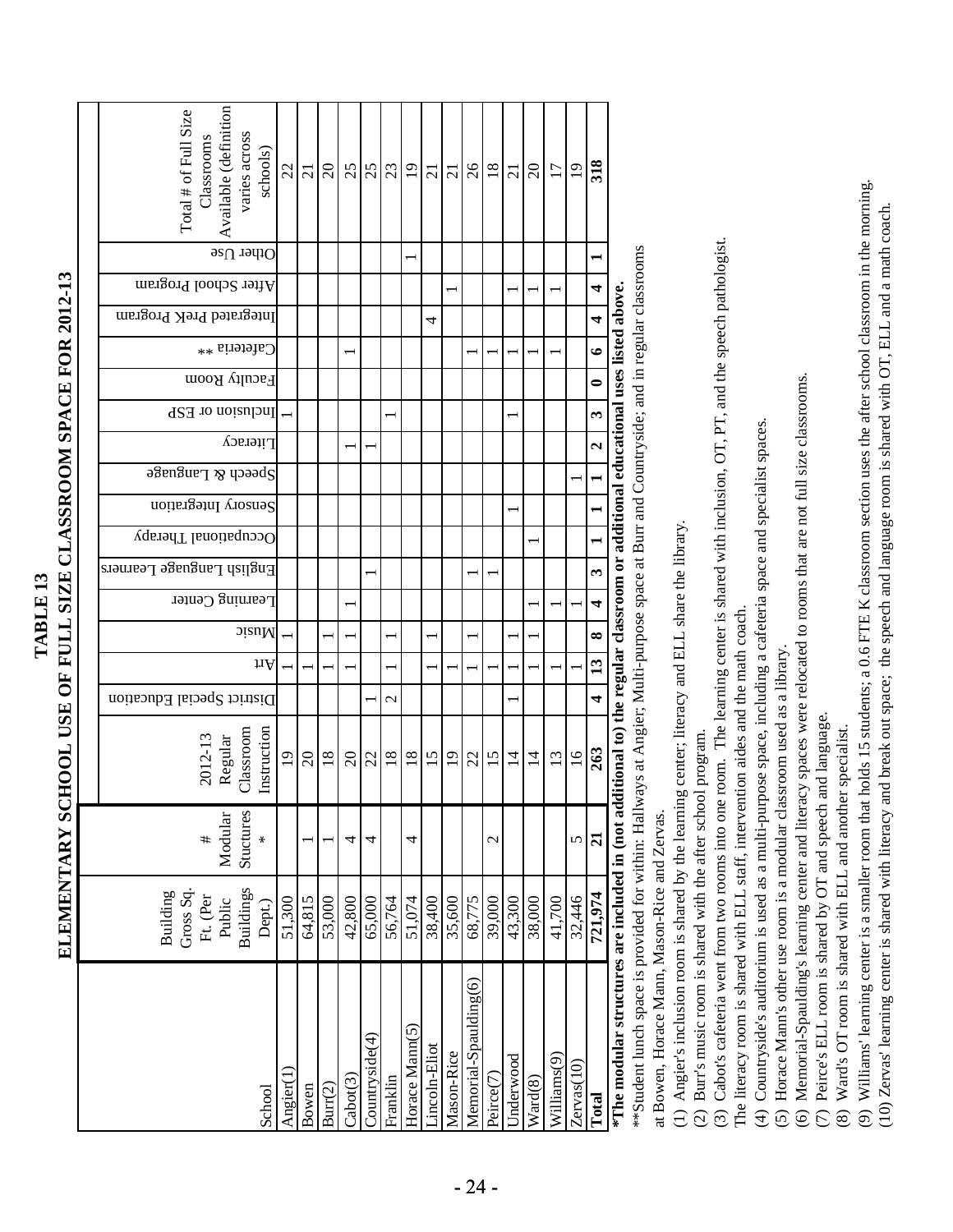# TABLE 13

## ELEMENTARY SCHOOL USE OF FULL SIZE CLASSROOM SPACE FOR 2012-13

| School | Building Gross Sq. Ft. (Per Public Buildings Dept.) | # Modular Stuctures * | 2012-13 Regular Classroom Instruction | District Special Education | Art | Music | Learning Center | English Language Learners | Occupational Therapy | Sensory Integration | Speech & Language | Literacy | Inclusion or ESP | Faculty Room | Cafeteria ** | Integrated PreK Program | After School Program | Other Use | Total # of Full Size Classrooms Available (definition varies across schools) |
|---|---|---|---|---|---|---|---|---|---|---|---|---|---|---|---|---|---|---|---|
| Angier(1) | 51,300 | | 19 | | 1 | 1 | | | | | | | 1 | | | | | | 22 |
| Bowen | 64,815 | 1 | 20 | | 1 | | | | | | | | | | | | | | 21 |
| Burr(2) | 53,000 | 1 | 18 | | 1 | 1 | | | | | | | | | | | | | 20 |
| Cabot(3) | 42,800 | 4 | 20 | | 1 | 1 | 1 | | | | | 1 | | | 1 | | | | 25 |
| Countryside(4) | 65,000 | 4 | 22 | 1 | | | | 1 | | | | 1 | | | | | | | 25 |
| Franklin | 56,764 | | 18 | 2 | 1 | 1 | | | | | | | 1 | | | | | | 23 |
| Horace Mann(5) | 51,074 | 4 | 18 | | | | | | | | | | | | | | | 1 | 19 |
| Lincoln-Eliot | 38,400 | | 15 | | 1 | 1 | | | | | | | | | | 4 | | | 21 |
| Mason-Rice | 35,600 | | 19 | | 1 | | | | | | | | | | | | 1 | | 21 |
| Memorial-Spaulding(6) | 68,775 | | 22 | | 1 | 1 | | 1 | | | | | | | 1 | | | | 26 |
| Peirce(7) | 39,000 | 2 | 15 | | 1 | | | 1 | | | | | | | 1 | | | | 18 |
| Underwood | 43,300 | | 14 | 1 | 1 | 1 | | | | 1 | | | 1 | | 1 | | 1 | | 21 |
| Ward(8) | 38,000 | | 14 | | 1 | 1 | 1 | | 1 | | | | | | 1 | | 1 | | 20 |
| Williams(9) | 41,700 | | 13 | | 1 | | 1 | | | | | | | | 1 | | 1 | | 17 |
| Zervas(10) | 32,446 | 5 | 16 | | 1 | | 1 | | | | 1 | | | | | | | | 19 |
| **Total** | **721,974** | **21** | **263** | **4** | **13** | **8** | **4** | **3** | **1** | **1** | **1** | **2** | **3** | **0** | **6** | **4** | **4** | **1** | **318** |

**\*The modular structures are included in (not additional to) the regular classroom or additional educational uses listed above.**

\*\*Student lunch space is provided for within: Hallways at Angier; Multi-purpose space at Burr and Countryside; and in regular classrooms at Bowen, Horace Mann, Mason-Rice and Zervas.

(1) Angier's inclusion room is shared by the learning center; literacy and ELL share the library.

(2) Burr's music room is shared with the after school program.

(3) Cabot's cafeteria went from two rooms into one room. The learning center is shared with inclusion, OT, PT, and the speech pathologist. The literacy room is shared with ELL staff, intervention aides and the math coach.

(4) Countryside's auditorium is used as a multi-purpose space, including a cafeteria space and specialist spaces.

(5) Horace Mann's other use room is a modular classroom used as a library.

(6) Memorial-Spaulding's learning center and literacy spaces were relocated to rooms that are not full size classrooms.

(7) Peirce's ELL room is shared by OT and speech and language.

(8) Ward's OT room is shared with ELL and another specialist.

(9) Williams' learning center is a smaller room that holds 15 students; a 0.6 FTE K classroom section uses the after school classroom in the morning.

(10) Zervas' learning center is shared with literacy and break out space; the speech and language room is shared with OT, ELL and a math coach.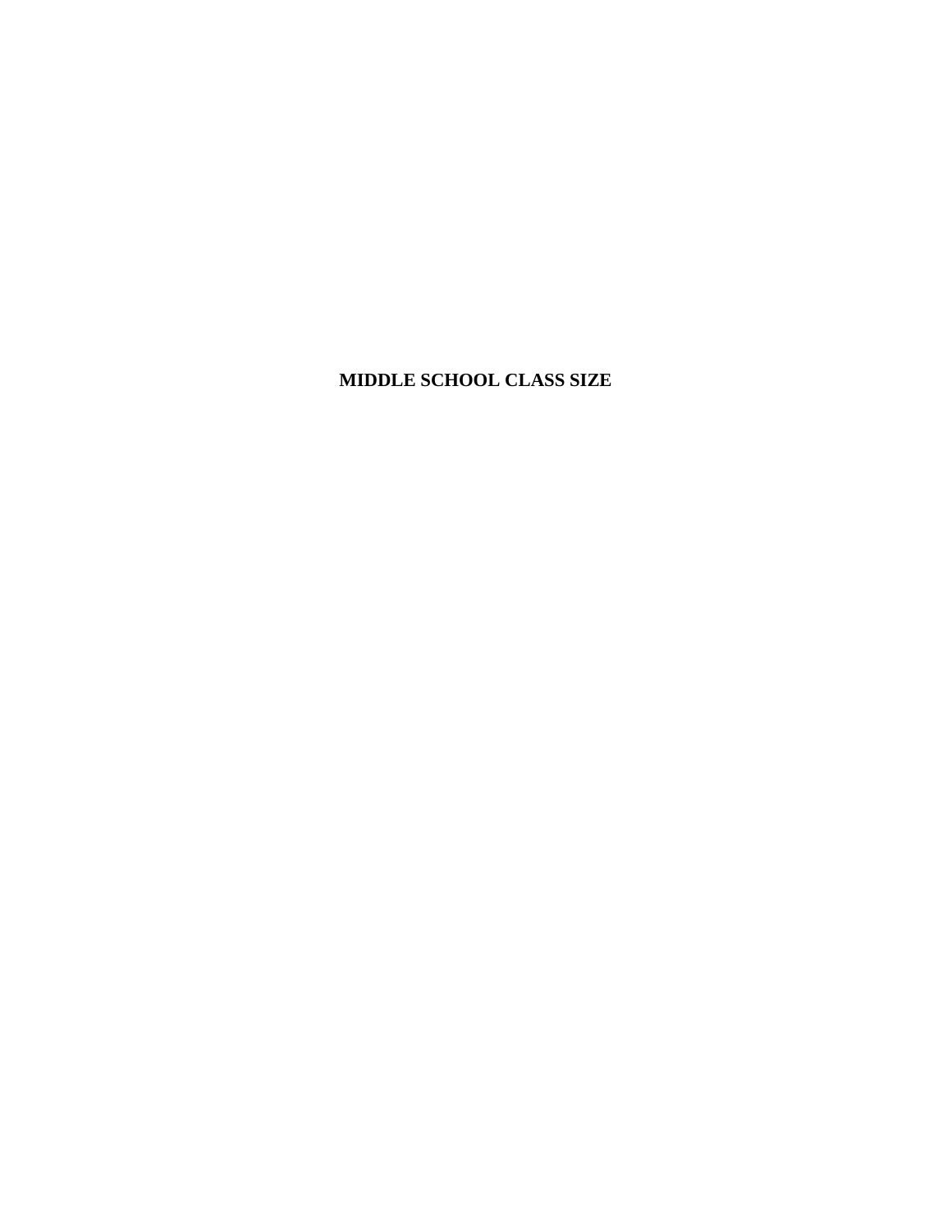**MIDDLE SCHOOL CLASS SIZE**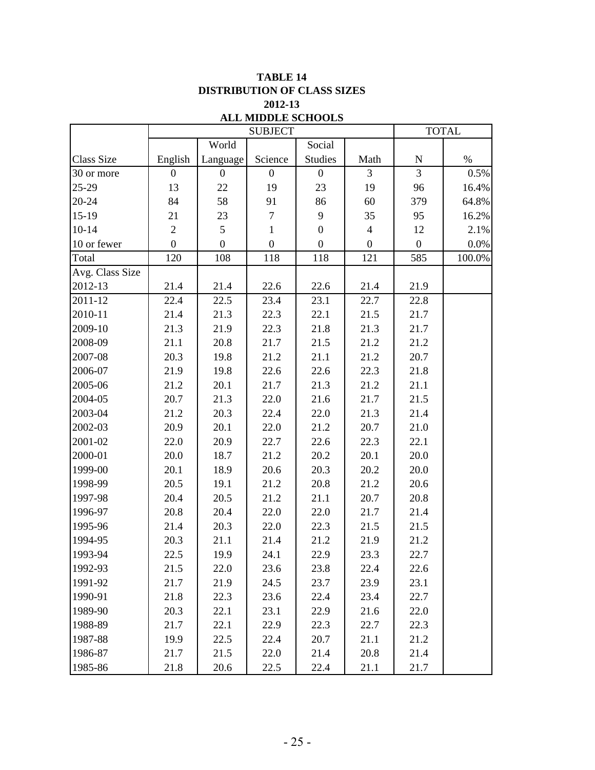**TABLE 14**
**DISTRIBUTION OF CLASS SIZES**
**2012-13**
**ALL MIDDLE SCHOOLS**

| | SUBJECT | | | | | TOTAL | |
|---|---|---|---|---|---|---|---|
| Class Size | English | World Language | Science | Social Studies | Math | N | % |
| 30 or more | 0 | 0 | 0 | 0 | 3 | 3 | 0.5% |
| 25-29 | 13 | 22 | 19 | 23 | 19 | 96 | 16.4% |
| 20-24 | 84 | 58 | 91 | 86 | 60 | 379 | 64.8% |
| 15-19 | 21 | 23 | 7 | 9 | 35 | 95 | 16.2% |
| 10-14 | 2 | 5 | 1 | 0 | 4 | 12 | 2.1% |
| 10 or fewer | 0 | 0 | 0 | 0 | 0 | 0 | 0.0% |
| Total | 120 | 108 | 118 | 118 | 121 | 585 | 100.0% |
| Avg. Class Size | | | | | | | |
| 2012-13 | 21.4 | 21.4 | 22.6 | 22.6 | 21.4 | 21.9 | |
| 2011-12 | 22.4 | 22.5 | 23.4 | 23.1 | 22.7 | 22.8 | |
| 2010-11 | 21.4 | 21.3 | 22.3 | 22.1 | 21.5 | 21.7 | |
| 2009-10 | 21.3 | 21.9 | 22.3 | 21.8 | 21.3 | 21.7 | |
| 2008-09 | 21.1 | 20.8 | 21.7 | 21.5 | 21.2 | 21.2 | |
| 2007-08 | 20.3 | 19.8 | 21.2 | 21.1 | 21.2 | 20.7 | |
| 2006-07 | 21.9 | 19.8 | 22.6 | 22.6 | 22.3 | 21.8 | |
| 2005-06 | 21.2 | 20.1 | 21.7 | 21.3 | 21.2 | 21.1 | |
| 2004-05 | 20.7 | 21.3 | 22.0 | 21.6 | 21.7 | 21.5 | |
| 2003-04 | 21.2 | 20.3 | 22.4 | 22.0 | 21.3 | 21.4 | |
| 2002-03 | 20.9 | 20.1 | 22.0 | 21.2 | 20.7 | 21.0 | |
| 2001-02 | 22.0 | 20.9 | 22.7 | 22.6 | 22.3 | 22.1 | |
| 2000-01 | 20.0 | 18.7 | 21.2 | 20.2 | 20.1 | 20.0 | |
| 1999-00 | 20.1 | 18.9 | 20.6 | 20.3 | 20.2 | 20.0 | |
| 1998-99 | 20.5 | 19.1 | 21.2 | 20.8 | 21.2 | 20.6 | |
| 1997-98 | 20.4 | 20.5 | 21.2 | 21.1 | 20.7 | 20.8 | |
| 1996-97 | 20.8 | 20.4 | 22.0 | 22.0 | 21.7 | 21.4 | |
| 1995-96 | 21.4 | 20.3 | 22.0 | 22.3 | 21.5 | 21.5 | |
| 1994-95 | 20.3 | 21.1 | 21.4 | 21.2 | 21.9 | 21.2 | |
| 1993-94 | 22.5 | 19.9 | 24.1 | 22.9 | 23.3 | 22.7 | |
| 1992-93 | 21.5 | 22.0 | 23.6 | 23.8 | 22.4 | 22.6 | |
| 1991-92 | 21.7 | 21.9 | 24.5 | 23.7 | 23.9 | 23.1 | |
| 1990-91 | 21.8 | 22.3 | 23.6 | 22.4 | 23.4 | 22.7 | |
| 1989-90 | 20.3 | 22.1 | 23.1 | 22.9 | 21.6 | 22.0 | |
| 1988-89 | 21.7 | 22.1 | 22.9 | 22.3 | 22.7 | 22.3 | |
| 1987-88 | 19.9 | 22.5 | 22.4 | 20.7 | 21.1 | 21.2 | |
| 1986-87 | 21.7 | 21.5 | 22.0 | 21.4 | 20.8 | 21.4 | |
| 1985-86 | 21.8 | 20.6 | 22.5 | 22.4 | 21.1 | 21.7 | |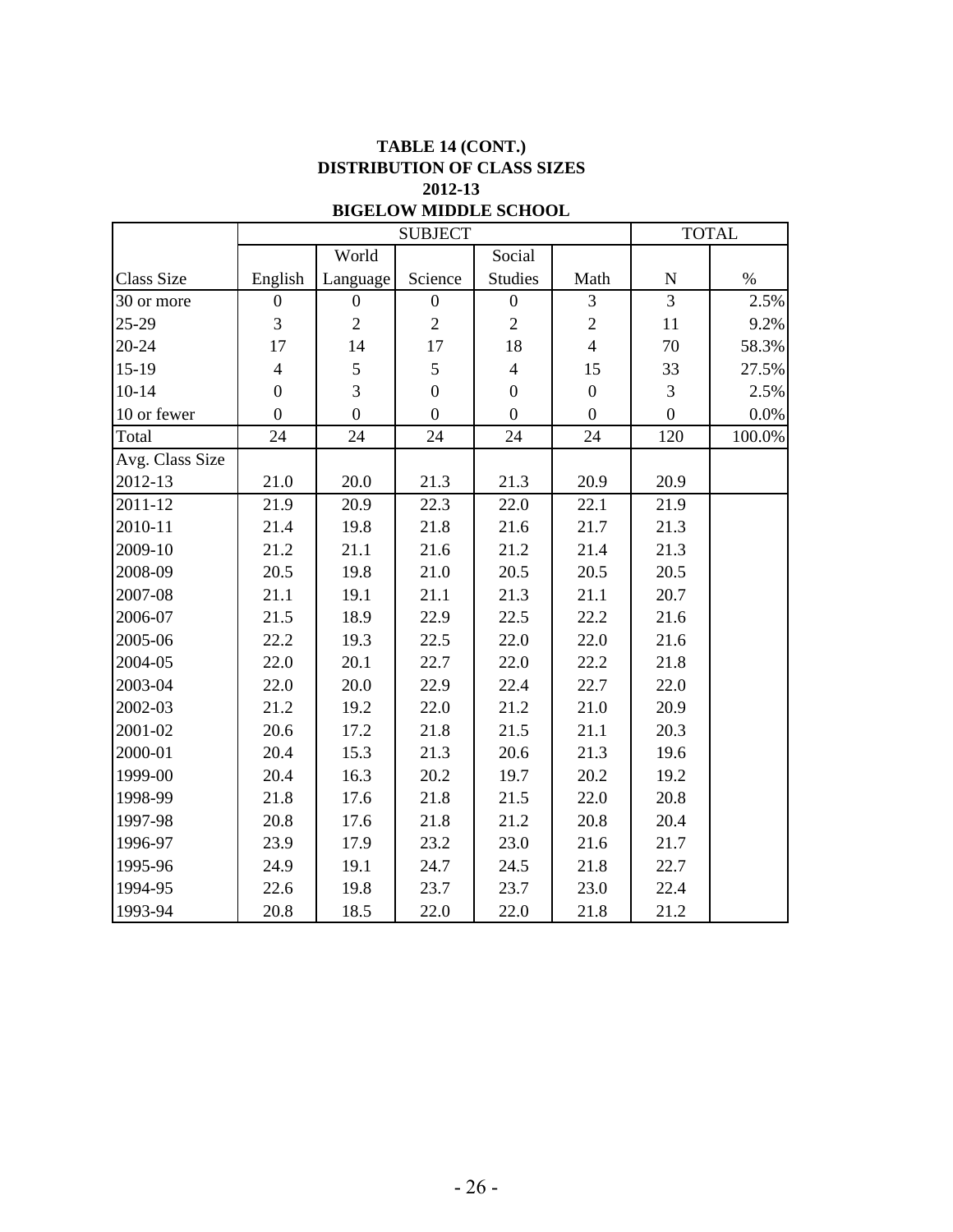**TABLE 14 (CONT.)**
**DISTRIBUTION OF CLASS SIZES**
**2012-13**
**BIGELOW MIDDLE SCHOOL**

| | SUBJECT | | | | | TOTAL | |
|---|---|---|---|---|---|---|---|
| Class Size | English | World Language | Science | Social Studies | Math | N | % |
| 30 or more | 0 | 0 | 0 | 0 | 3 | 3 | 2.5% |
| 25-29 | 3 | 2 | 2 | 2 | 2 | 11 | 9.2% |
| 20-24 | 17 | 14 | 17 | 18 | 4 | 70 | 58.3% |
| 15-19 | 4 | 5 | 5 | 4 | 15 | 33 | 27.5% |
| 10-14 | 0 | 3 | 0 | 0 | 0 | 3 | 2.5% |
| 10 or fewer | 0 | 0 | 0 | 0 | 0 | 0 | 0.0% |
| Total | 24 | 24 | 24 | 24 | 24 | 120 | 100.0% |
| Avg. Class Size | | | | | | | |
| 2012-13 | 21.0 | 20.0 | 21.3 | 21.3 | 20.9 | 20.9 | |
| 2011-12 | 21.9 | 20.9 | 22.3 | 22.0 | 22.1 | 21.9 | |
| 2010-11 | 21.4 | 19.8 | 21.8 | 21.6 | 21.7 | 21.3 | |
| 2009-10 | 21.2 | 21.1 | 21.6 | 21.2 | 21.4 | 21.3 | |
| 2008-09 | 20.5 | 19.8 | 21.0 | 20.5 | 20.5 | 20.5 | |
| 2007-08 | 21.1 | 19.1 | 21.1 | 21.3 | 21.1 | 20.7 | |
| 2006-07 | 21.5 | 18.9 | 22.9 | 22.5 | 22.2 | 21.6 | |
| 2005-06 | 22.2 | 19.3 | 22.5 | 22.0 | 22.0 | 21.6 | |
| 2004-05 | 22.0 | 20.1 | 22.7 | 22.0 | 22.2 | 21.8 | |
| 2003-04 | 22.0 | 20.0 | 22.9 | 22.4 | 22.7 | 22.0 | |
| 2002-03 | 21.2 | 19.2 | 22.0 | 21.2 | 21.0 | 20.9 | |
| 2001-02 | 20.6 | 17.2 | 21.8 | 21.5 | 21.1 | 20.3 | |
| 2000-01 | 20.4 | 15.3 | 21.3 | 20.6 | 21.3 | 19.6 | |
| 1999-00 | 20.4 | 16.3 | 20.2 | 19.7 | 20.2 | 19.2 | |
| 1998-99 | 21.8 | 17.6 | 21.8 | 21.5 | 22.0 | 20.8 | |
| 1997-98 | 20.8 | 17.6 | 21.8 | 21.2 | 20.8 | 20.4 | |
| 1996-97 | 23.9 | 17.9 | 23.2 | 23.0 | 21.6 | 21.7 | |
| 1995-96 | 24.9 | 19.1 | 24.7 | 24.5 | 21.8 | 22.7 | |
| 1994-95 | 22.6 | 19.8 | 23.7 | 23.7 | 23.0 | 22.4 | |
| 1993-94 | 20.8 | 18.5 | 22.0 | 22.0 | 21.8 | 21.2 | |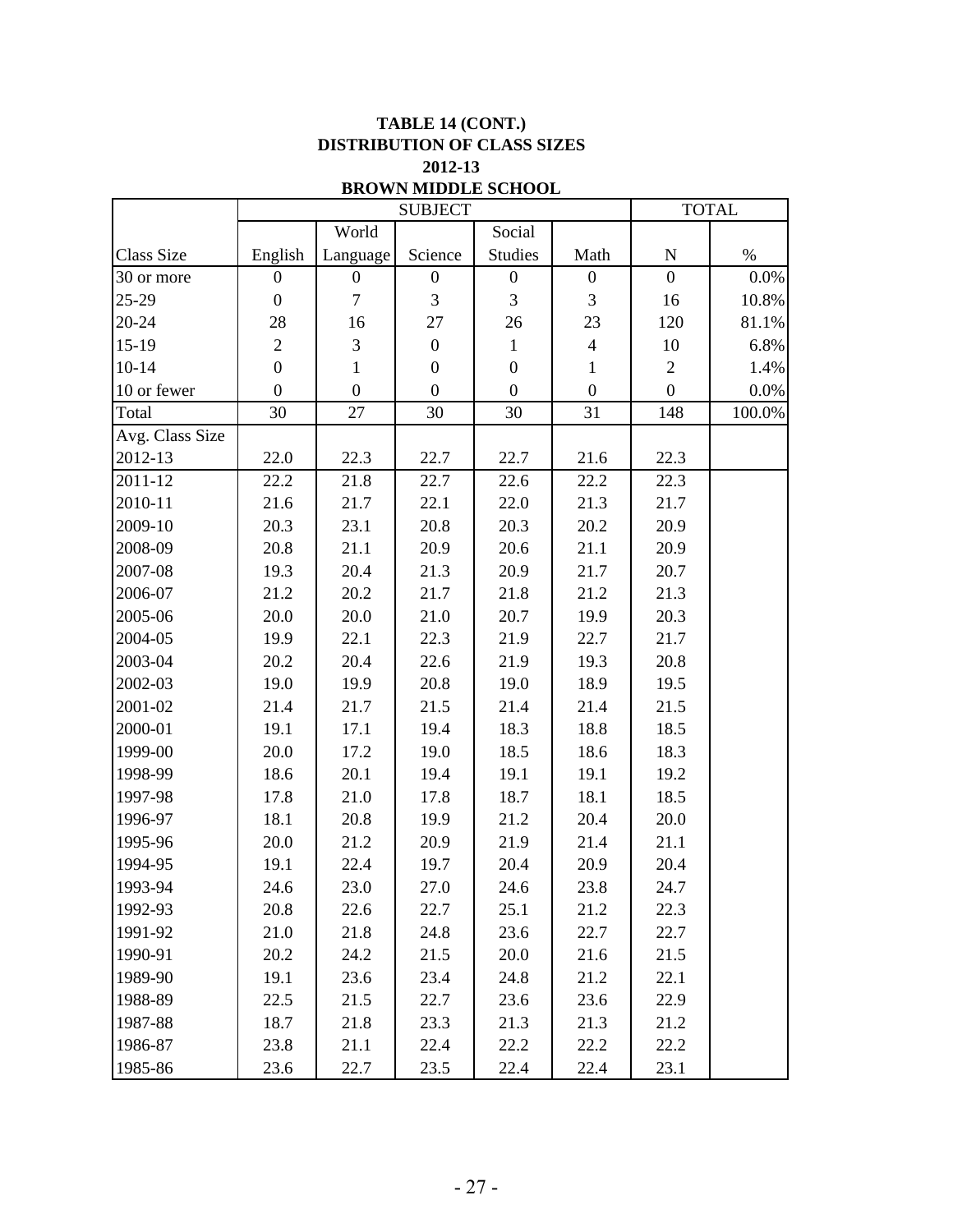**TABLE 14 (CONT.)**
**DISTRIBUTION OF CLASS SIZES**
**2012-13**
**BROWN MIDDLE SCHOOL**

| | SUBJECT | | | | | TOTAL | |
|---|---|---|---|---|---|---|---|
| Class Size | English | World Language | Science | Social Studies | Math | N | % |
| 30 or more | 0 | 0 | 0 | 0 | 0 | 0 | 0.0% |
| 25-29 | 0 | 7 | 3 | 3 | 3 | 16 | 10.8% |
| 20-24 | 28 | 16 | 27 | 26 | 23 | 120 | 81.1% |
| 15-19 | 2 | 3 | 0 | 1 | 4 | 10 | 6.8% |
| 10-14 | 0 | 1 | 0 | 0 | 1 | 2 | 1.4% |
| 10 or fewer | 0 | 0 | 0 | 0 | 0 | 0 | 0.0% |
| Total | 30 | 27 | 30 | 30 | 31 | 148 | 100.0% |
| Avg. Class Size | | | | | | | |
| 2012-13 | 22.0 | 22.3 | 22.7 | 22.7 | 21.6 | 22.3 | |
| 2011-12 | 22.2 | 21.8 | 22.7 | 22.6 | 22.2 | 22.3 | |
| 2010-11 | 21.6 | 21.7 | 22.1 | 22.0 | 21.3 | 21.7 | |
| 2009-10 | 20.3 | 23.1 | 20.8 | 20.3 | 20.2 | 20.9 | |
| 2008-09 | 20.8 | 21.1 | 20.9 | 20.6 | 21.1 | 20.9 | |
| 2007-08 | 19.3 | 20.4 | 21.3 | 20.9 | 21.7 | 20.7 | |
| 2006-07 | 21.2 | 20.2 | 21.7 | 21.8 | 21.2 | 21.3 | |
| 2005-06 | 20.0 | 20.0 | 21.0 | 20.7 | 19.9 | 20.3 | |
| 2004-05 | 19.9 | 22.1 | 22.3 | 21.9 | 22.7 | 21.7 | |
| 2003-04 | 20.2 | 20.4 | 22.6 | 21.9 | 19.3 | 20.8 | |
| 2002-03 | 19.0 | 19.9 | 20.8 | 19.0 | 18.9 | 19.5 | |
| 2001-02 | 21.4 | 21.7 | 21.5 | 21.4 | 21.4 | 21.5 | |
| 2000-01 | 19.1 | 17.1 | 19.4 | 18.3 | 18.8 | 18.5 | |
| 1999-00 | 20.0 | 17.2 | 19.0 | 18.5 | 18.6 | 18.3 | |
| 1998-99 | 18.6 | 20.1 | 19.4 | 19.1 | 19.1 | 19.2 | |
| 1997-98 | 17.8 | 21.0 | 17.8 | 18.7 | 18.1 | 18.5 | |
| 1996-97 | 18.1 | 20.8 | 19.9 | 21.2 | 20.4 | 20.0 | |
| 1995-96 | 20.0 | 21.2 | 20.9 | 21.9 | 21.4 | 21.1 | |
| 1994-95 | 19.1 | 22.4 | 19.7 | 20.4 | 20.9 | 20.4 | |
| 1993-94 | 24.6 | 23.0 | 27.0 | 24.6 | 23.8 | 24.7 | |
| 1992-93 | 20.8 | 22.6 | 22.7 | 25.1 | 21.2 | 22.3 | |
| 1991-92 | 21.0 | 21.8 | 24.8 | 23.6 | 22.7 | 22.7 | |
| 1990-91 | 20.2 | 24.2 | 21.5 | 20.0 | 21.6 | 21.5 | |
| 1989-90 | 19.1 | 23.6 | 23.4 | 24.8 | 21.2 | 22.1 | |
| 1988-89 | 22.5 | 21.5 | 22.7 | 23.6 | 23.6 | 22.9 | |
| 1987-88 | 18.7 | 21.8 | 23.3 | 21.3 | 21.3 | 21.2 | |
| 1986-87 | 23.8 | 21.1 | 22.4 | 22.2 | 22.2 | 22.2 | |
| 1985-86 | 23.6 | 22.7 | 23.5 | 22.4 | 22.4 | 23.1 | |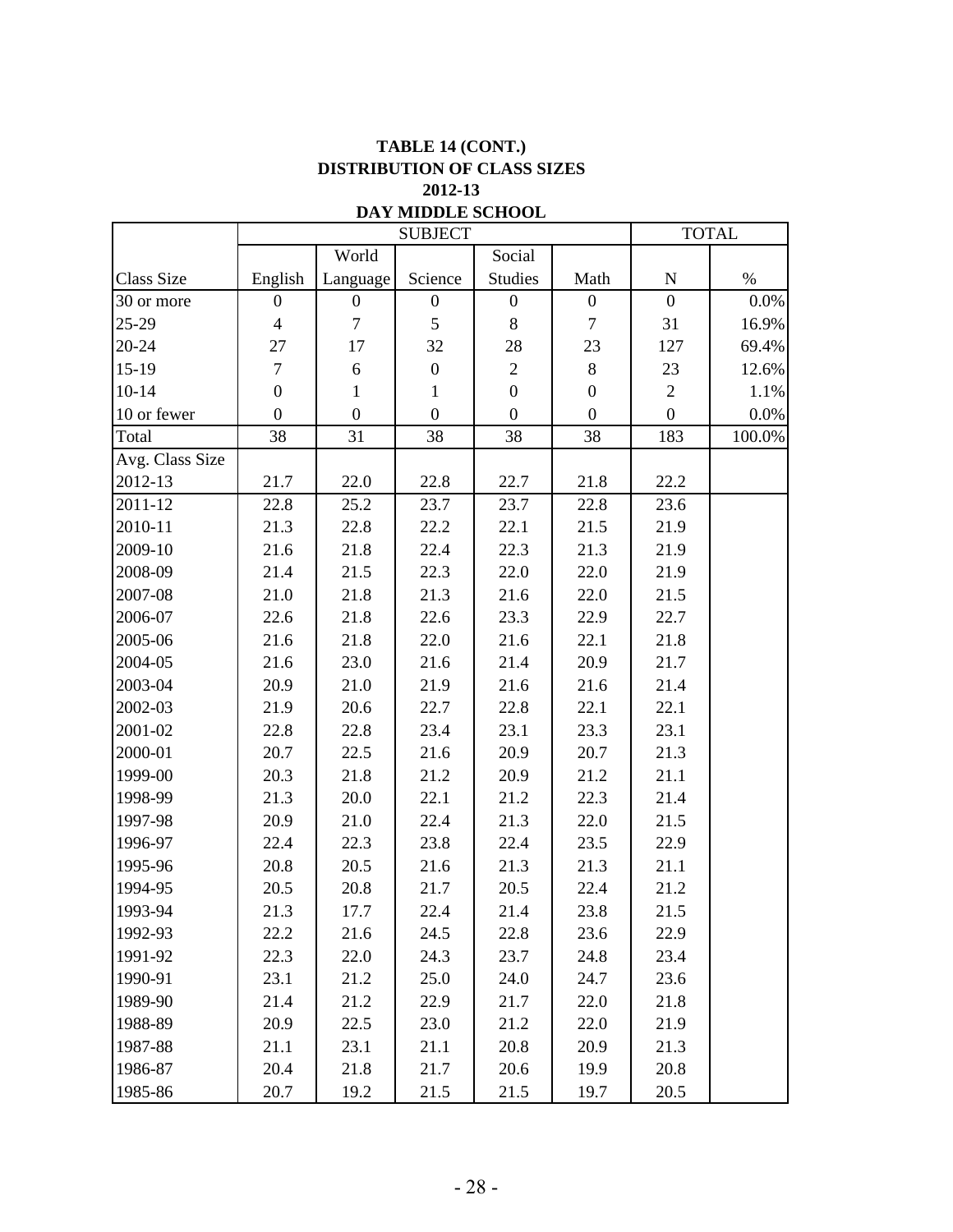**TABLE 14 (CONT.)**
**DISTRIBUTION OF CLASS SIZES**
**2012-13**
**DAY MIDDLE SCHOOL**

| | SUBJECT | | | | | TOTAL | |
|---|---|---|---|---|---|---|---|
| Class Size | English | World Language | Science | Social Studies | Math | N | % |
| 30 or more | 0 | 0 | 0 | 0 | 0 | 0 | 0.0% |
| 25-29 | 4 | 7 | 5 | 8 | 7 | 31 | 16.9% |
| 20-24 | 27 | 17 | 32 | 28 | 23 | 127 | 69.4% |
| 15-19 | 7 | 6 | 0 | 2 | 8 | 23 | 12.6% |
| 10-14 | 0 | 1 | 1 | 0 | 0 | 2 | 1.1% |
| 10 or fewer | 0 | 0 | 0 | 0 | 0 | 0 | 0.0% |
| Total | 38 | 31 | 38 | 38 | 38 | 183 | 100.0% |
| Avg. Class Size | | | | | | | |
| 2012-13 | 21.7 | 22.0 | 22.8 | 22.7 | 21.8 | 22.2 | |
| 2011-12 | 22.8 | 25.2 | 23.7 | 23.7 | 22.8 | 23.6 | |
| 2010-11 | 21.3 | 22.8 | 22.2 | 22.1 | 21.5 | 21.9 | |
| 2009-10 | 21.6 | 21.8 | 22.4 | 22.3 | 21.3 | 21.9 | |
| 2008-09 | 21.4 | 21.5 | 22.3 | 22.0 | 22.0 | 21.9 | |
| 2007-08 | 21.0 | 21.8 | 21.3 | 21.6 | 22.0 | 21.5 | |
| 2006-07 | 22.6 | 21.8 | 22.6 | 23.3 | 22.9 | 22.7 | |
| 2005-06 | 21.6 | 21.8 | 22.0 | 21.6 | 22.1 | 21.8 | |
| 2004-05 | 21.6 | 23.0 | 21.6 | 21.4 | 20.9 | 21.7 | |
| 2003-04 | 20.9 | 21.0 | 21.9 | 21.6 | 21.6 | 21.4 | |
| 2002-03 | 21.9 | 20.6 | 22.7 | 22.8 | 22.1 | 22.1 | |
| 2001-02 | 22.8 | 22.8 | 23.4 | 23.1 | 23.3 | 23.1 | |
| 2000-01 | 20.7 | 22.5 | 21.6 | 20.9 | 20.7 | 21.3 | |
| 1999-00 | 20.3 | 21.8 | 21.2 | 20.9 | 21.2 | 21.1 | |
| 1998-99 | 21.3 | 20.0 | 22.1 | 21.2 | 22.3 | 21.4 | |
| 1997-98 | 20.9 | 21.0 | 22.4 | 21.3 | 22.0 | 21.5 | |
| 1996-97 | 22.4 | 22.3 | 23.8 | 22.4 | 23.5 | 22.9 | |
| 1995-96 | 20.8 | 20.5 | 21.6 | 21.3 | 21.3 | 21.1 | |
| 1994-95 | 20.5 | 20.8 | 21.7 | 20.5 | 22.4 | 21.2 | |
| 1993-94 | 21.3 | 17.7 | 22.4 | 21.4 | 23.8 | 21.5 | |
| 1992-93 | 22.2 | 21.6 | 24.5 | 22.8 | 23.6 | 22.9 | |
| 1991-92 | 22.3 | 22.0 | 24.3 | 23.7 | 24.8 | 23.4 | |
| 1990-91 | 23.1 | 21.2 | 25.0 | 24.0 | 24.7 | 23.6 | |
| 1989-90 | 21.4 | 21.2 | 22.9 | 21.7 | 22.0 | 21.8 | |
| 1988-89 | 20.9 | 22.5 | 23.0 | 21.2 | 22.0 | 21.9 | |
| 1987-88 | 21.1 | 23.1 | 21.1 | 20.8 | 20.9 | 21.3 | |
| 1986-87 | 20.4 | 21.8 | 21.7 | 20.6 | 19.9 | 20.8 | |
| 1985-86 | 20.7 | 19.2 | 21.5 | 21.5 | 19.7 | 20.5 | |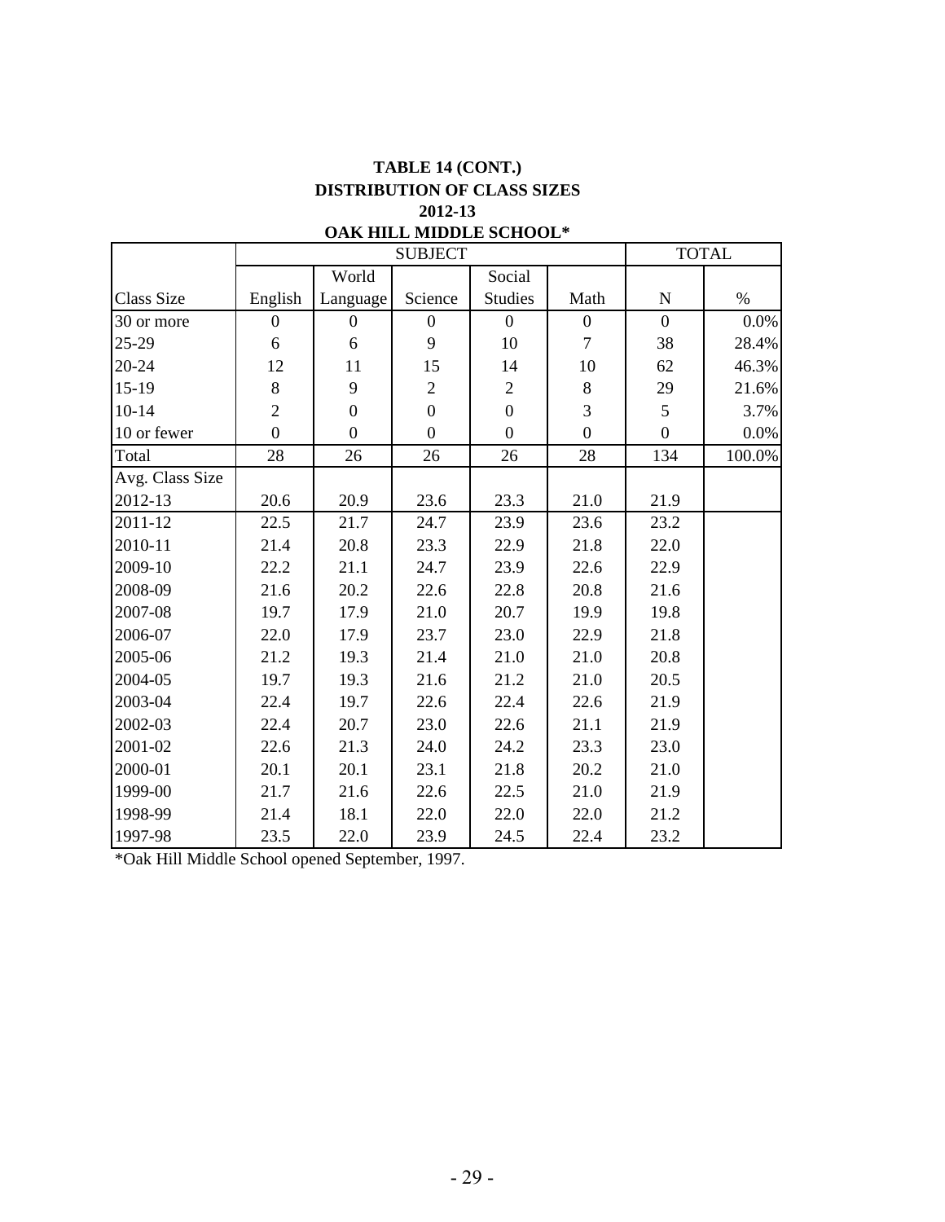# TABLE 14 (CONT.)
## DISTRIBUTION OF CLASS SIZES
## 2012-13
## OAK HILL MIDDLE SCHOOL*

| | SUBJECT | | | | | TOTAL | |
|---|---|---|---|---|---|---|---|
| Class Size | English | World Language | Science | Social Studies | Math | N | % |
| 30 or more | 0 | 0 | 0 | 0 | 0 | 0 | 0.0% |
| 25-29 | 6 | 6 | 9 | 10 | 7 | 38 | 28.4% |
| 20-24 | 12 | 11 | 15 | 14 | 10 | 62 | 46.3% |
| 15-19 | 8 | 9 | 2 | 2 | 8 | 29 | 21.6% |
| 10-14 | 2 | 0 | 0 | 0 | 3 | 5 | 3.7% |
| 10 or fewer | 0 | 0 | 0 | 0 | 0 | 0 | 0.0% |
| Total | 28 | 26 | 26 | 26 | 28 | 134 | 100.0% |
| Avg. Class Size | | | | | | | |
| 2012-13 | 20.6 | 20.9 | 23.6 | 23.3 | 21.0 | 21.9 | |
| 2011-12 | 22.5 | 21.7 | 24.7 | 23.9 | 23.6 | 23.2 | |
| 2010-11 | 21.4 | 20.8 | 23.3 | 22.9 | 21.8 | 22.0 | |
| 2009-10 | 22.2 | 21.1 | 24.7 | 23.9 | 22.6 | 22.9 | |
| 2008-09 | 21.6 | 20.2 | 22.6 | 22.8 | 20.8 | 21.6 | |
| 2007-08 | 19.7 | 17.9 | 21.0 | 20.7 | 19.9 | 19.8 | |
| 2006-07 | 22.0 | 17.9 | 23.7 | 23.0 | 22.9 | 21.8 | |
| 2005-06 | 21.2 | 19.3 | 21.4 | 21.0 | 21.0 | 20.8 | |
| 2004-05 | 19.7 | 19.3 | 21.6 | 21.2 | 21.0 | 20.5 | |
| 2003-04 | 22.4 | 19.7 | 22.6 | 22.4 | 22.6 | 21.9 | |
| 2002-03 | 22.4 | 20.7 | 23.0 | 22.6 | 21.1 | 21.9 | |
| 2001-02 | 22.6 | 21.3 | 24.0 | 24.2 | 23.3 | 23.0 | |
| 2000-01 | 20.1 | 20.1 | 23.1 | 21.8 | 20.2 | 21.0 | |
| 1999-00 | 21.7 | 21.6 | 22.6 | 22.5 | 21.0 | 21.9 | |
| 1998-99 | 21.4 | 18.1 | 22.0 | 22.0 | 22.0 | 21.2 | |
| 1997-98 | 23.5 | 22.0 | 23.9 | 24.5 | 22.4 | 23.2 | |

*Oak Hill Middle School opened September, 1997.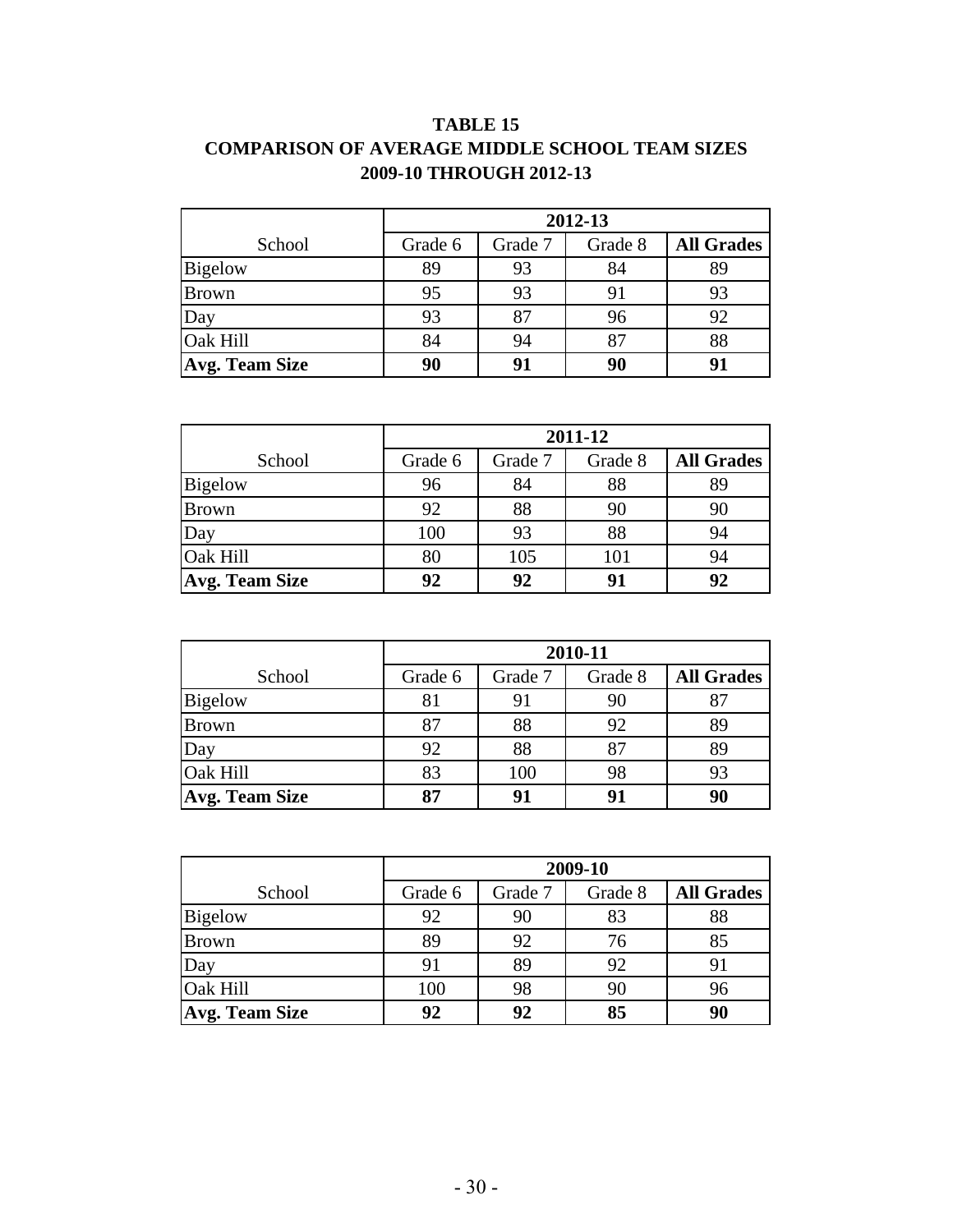**TABLE 15**
**COMPARISON OF AVERAGE MIDDLE SCHOOL TEAM SIZES**
**2009-10 THROUGH 2012-13**

| | **2012-13** | | | |
|---|---|---|---|---|
| School | Grade 6 | Grade 7 | Grade 8 | **All Grades** |
| Bigelow | 89 | 93 | 84 | 89 |
| Brown | 95 | 93 | 91 | 93 |
| Day | 93 | 87 | 96 | 92 |
| Oak Hill | 84 | 94 | 87 | 88 |
| **Avg. Team Size** | **90** | **91** | **90** | **91** |

| | **2011-12** | | | |
|---|---|---|---|---|
| School | Grade 6 | Grade 7 | Grade 8 | **All Grades** |
| Bigelow | 96 | 84 | 88 | 89 |
| Brown | 92 | 88 | 90 | 90 |
| Day | 100 | 93 | 88 | 94 |
| Oak Hill | 80 | 105 | 101 | 94 |
| **Avg. Team Size** | **92** | **92** | **91** | **92** |

| | **2010-11** | | | |
|---|---|---|---|---|
| School | Grade 6 | Grade 7 | Grade 8 | **All Grades** |
| Bigelow | 81 | 91 | 90 | 87 |
| Brown | 87 | 88 | 92 | 89 |
| Day | 92 | 88 | 87 | 89 |
| Oak Hill | 83 | 100 | 98 | 93 |
| **Avg. Team Size** | **87** | **91** | **91** | **90** |

| | **2009-10** | | | |
|---|---|---|---|---|
| School | Grade 6 | Grade 7 | Grade 8 | **All Grades** |
| Bigelow | 92 | 90 | 83 | 88 |
| Brown | 89 | 92 | 76 | 85 |
| Day | 91 | 89 | 92 | 91 |
| Oak Hill | 100 | 98 | 90 | 96 |
| **Avg. Team Size** | **92** | **92** | **85** | **90** |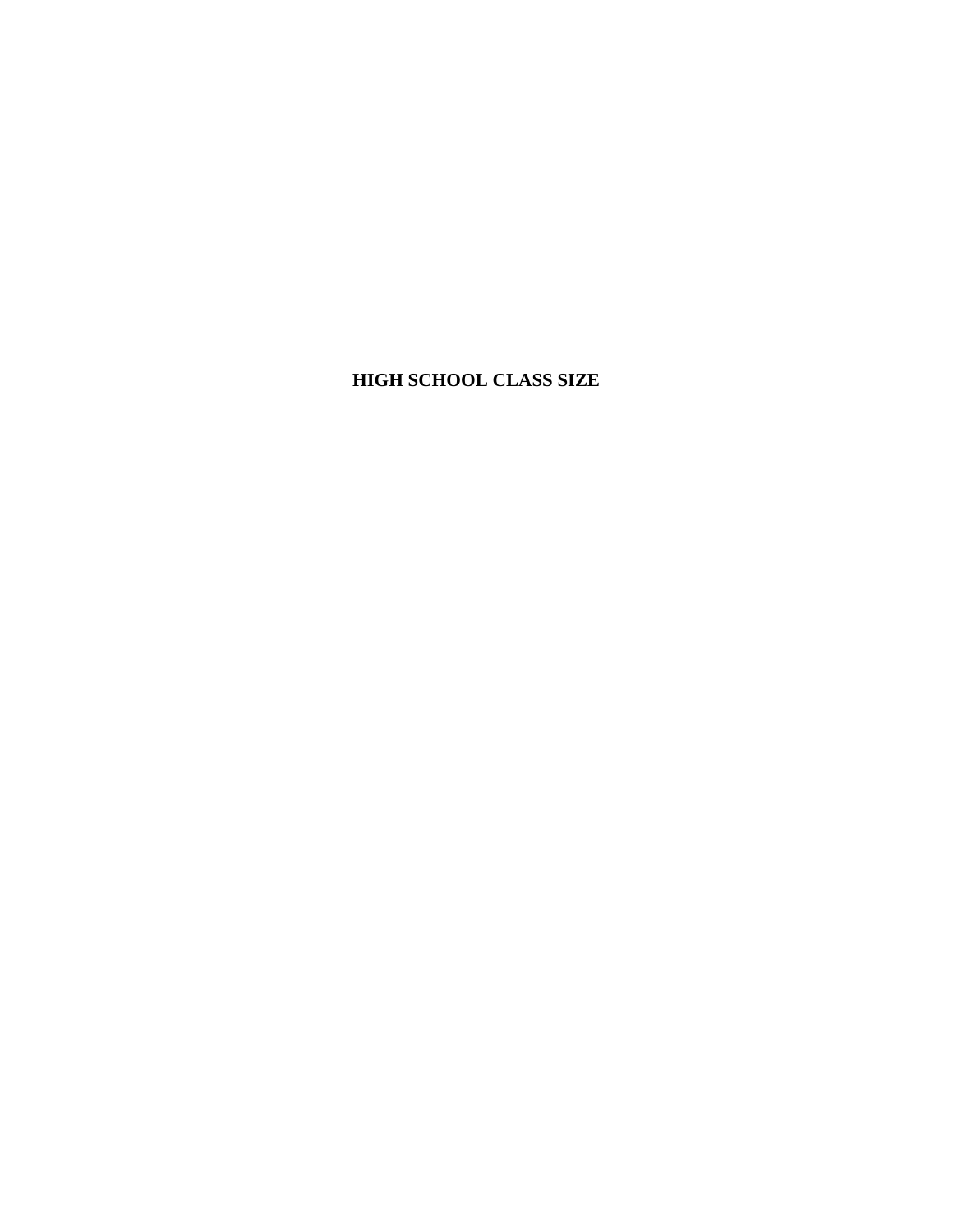# HIGH SCHOOL CLASS SIZE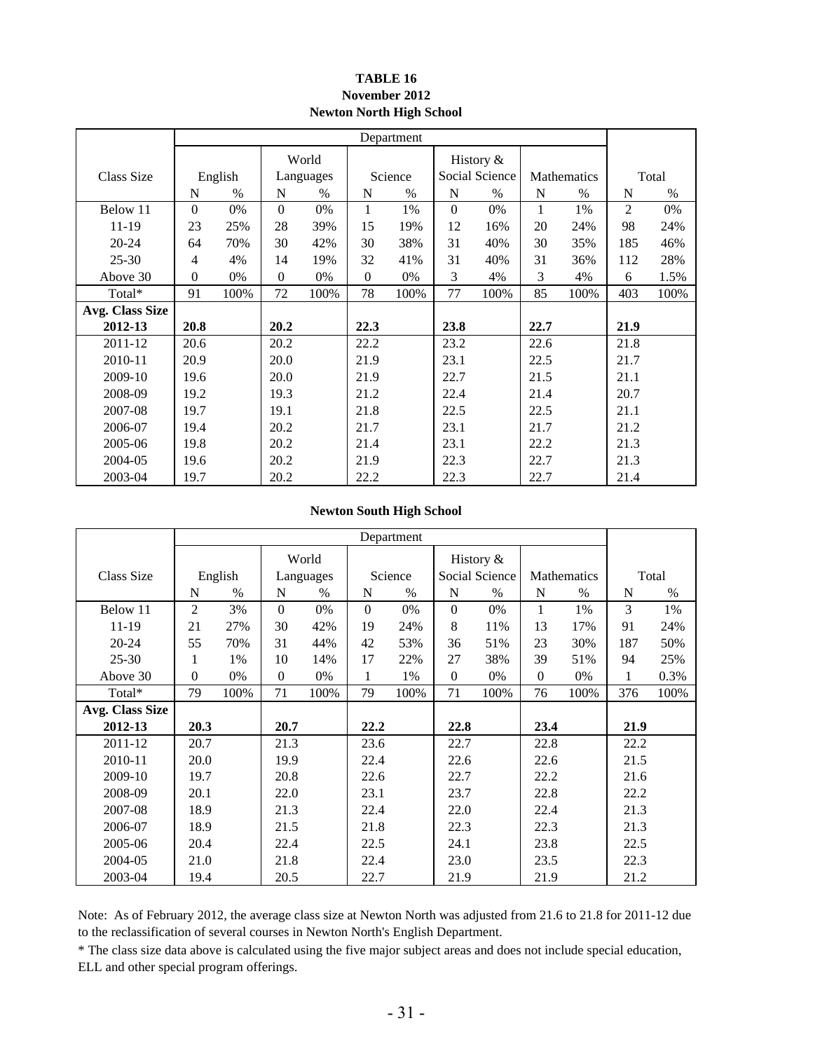**TABLE 16**
**November 2012**
**Newton North High School**

| | Department | | | | | | | | | | | |
|---|---|---|---|---|---|---|---|---|---|---|---|---|
| Class Size | English | | World Languages | | Science | | History & Social Science | | Mathematics | | Total | |
| | N | % | N | % | N | % | N | % | N | % | N | % |
| Below 11 | 0 | 0% | 0 | 0% | 1 | 1% | 0 | 0% | 1 | 1% | 2 | 0% |
| 11-19 | 23 | 25% | 28 | 39% | 15 | 19% | 12 | 16% | 20 | 24% | 98 | 24% |
| 20-24 | 64 | 70% | 30 | 42% | 30 | 38% | 31 | 40% | 30 | 35% | 185 | 46% |
| 25-30 | 4 | 4% | 14 | 19% | 32 | 41% | 31 | 40% | 31 | 36% | 112 | 28% |
| Above 30 | 0 | 0% | 0 | 0% | 0 | 0% | 3 | 4% | 3 | 4% | 6 | 1.5% |
| Total* | 91 | 100% | 72 | 100% | 78 | 100% | 77 | 100% | 85 | 100% | 403 | 100% |
| **Avg. Class Size 2012-13** | **20.8** | | **20.2** | | **22.3** | | **23.8** | | **22.7** | | **21.9** | |
| 2011-12 | 20.6 | | 20.2 | | 22.2 | | 23.2 | | 22.6 | | 21.8 | |
| 2010-11 | 20.9 | | 20.0 | | 21.9 | | 23.1 | | 22.5 | | 21.7 | |
| 2009-10 | 19.6 | | 20.0 | | 21.9 | | 22.7 | | 21.5 | | 21.1 | |
| 2008-09 | 19.2 | | 19.3 | | 21.2 | | 22.4 | | 21.4 | | 20.7 | |
| 2007-08 | 19.7 | | 19.1 | | 21.8 | | 22.5 | | 22.5 | | 21.1 | |
| 2006-07 | 19.4 | | 20.2 | | 21.7 | | 23.1 | | 21.7 | | 21.2 | |
| 2005-06 | 19.8 | | 20.2 | | 21.4 | | 23.1 | | 22.2 | | 21.3 | |
| 2004-05 | 19.6 | | 20.2 | | 21.9 | | 22.3 | | 22.7 | | 21.3 | |
| 2003-04 | 19.7 | | 20.2 | | 22.2 | | 22.3 | | 22.7 | | 21.4 | |

**Newton South High School**

| | Department | | | | | | | | | | | |
|---|---|---|---|---|---|---|---|---|---|---|---|---|
| Class Size | English | | World Languages | | Science | | History & Social Science | | Mathematics | | Total | |
| | N | % | N | % | N | % | N | % | N | % | N | % |
| Below 11 | 2 | 3% | 0 | 0% | 0 | 0% | 0 | 0% | 1 | 1% | 3 | 1% |
| 11-19 | 21 | 27% | 30 | 42% | 19 | 24% | 8 | 11% | 13 | 17% | 91 | 24% |
| 20-24 | 55 | 70% | 31 | 44% | 42 | 53% | 36 | 51% | 23 | 30% | 187 | 50% |
| 25-30 | 1 | 1% | 10 | 14% | 17 | 22% | 27 | 38% | 39 | 51% | 94 | 25% |
| Above 30 | 0 | 0% | 0 | 0% | 1 | 1% | 0 | 0% | 0 | 0% | 1 | 0.3% |
| Total* | 79 | 100% | 71 | 100% | 79 | 100% | 71 | 100% | 76 | 100% | 376 | 100% |
| **Avg. Class Size 2012-13** | **20.3** | | **20.7** | | **22.2** | | **22.8** | | **23.4** | | **21.9** | |
| 2011-12 | 20.7 | | 21.3 | | 23.6 | | 22.7 | | 22.8 | | 22.2 | |
| 2010-11 | 20.0 | | 19.9 | | 22.4 | | 22.6 | | 22.6 | | 21.5 | |
| 2009-10 | 19.7 | | 20.8 | | 22.6 | | 22.7 | | 22.2 | | 21.6 | |
| 2008-09 | 20.1 | | 22.0 | | 23.1 | | 23.7 | | 22.8 | | 22.2 | |
| 2007-08 | 18.9 | | 21.3 | | 22.4 | | 22.0 | | 22.4 | | 21.3 | |
| 2006-07 | 18.9 | | 21.5 | | 21.8 | | 22.3 | | 22.3 | | 21.3 | |
| 2005-06 | 20.4 | | 22.4 | | 22.5 | | 24.1 | | 23.8 | | 22.5 | |
| 2004-05 | 21.0 | | 21.8 | | 22.4 | | 23.0 | | 23.5 | | 22.3 | |
| 2003-04 | 19.4 | | 20.5 | | 22.7 | | 21.9 | | 21.9 | | 21.2 | |

Note: As of February 2012, the average class size at Newton North was adjusted from 21.6 to 21.8 for 2011-12 due to the reclassification of several courses in Newton North's English Department.

* The class size data above is calculated using the five major subject areas and does not include special education, ELL and other special program offerings.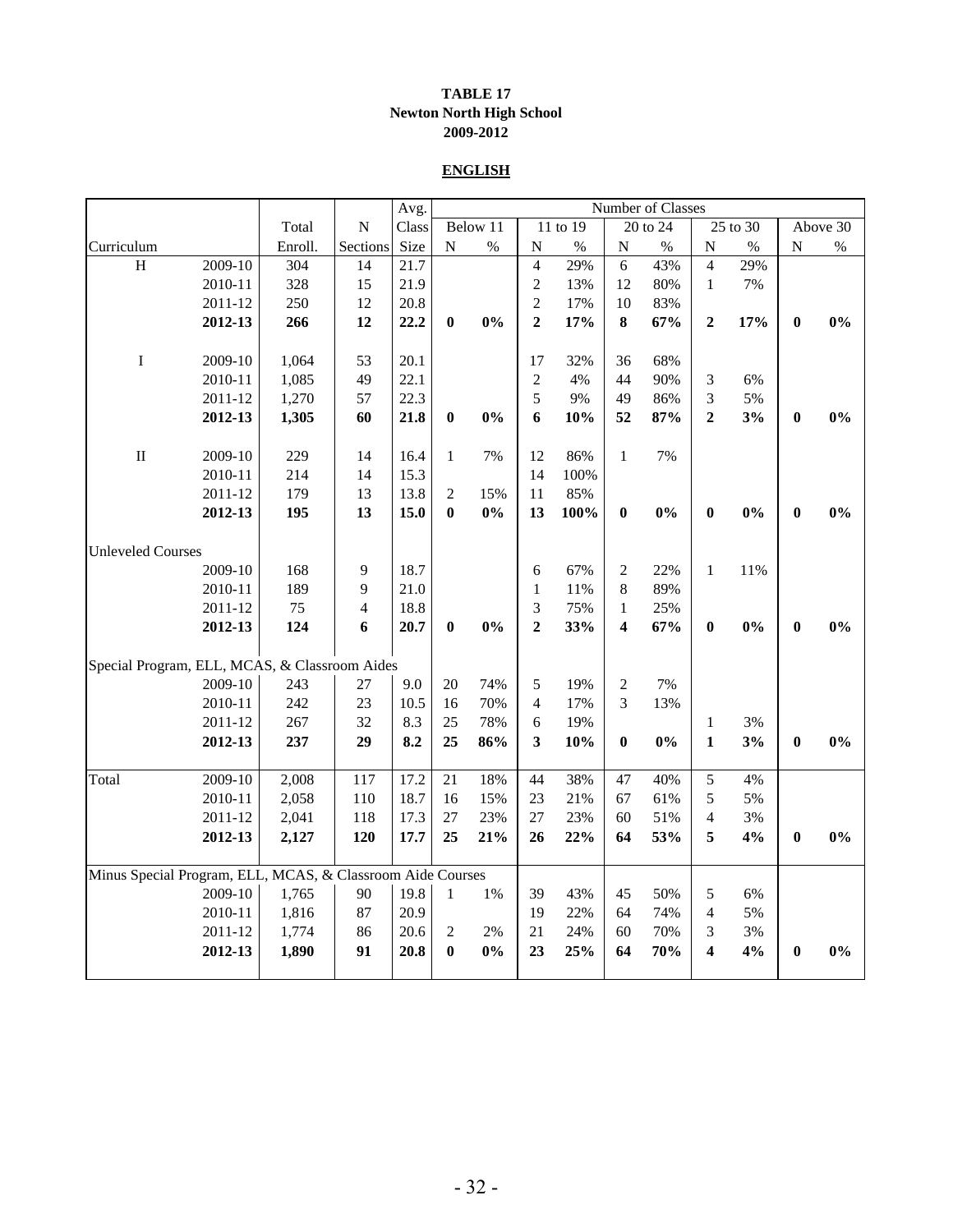# TABLE 17
## Newton North High School
## 2009-2012

### ENGLISH

| | | Total | N | Avg. Class | Number of Classes | | | | | | | | | |
|---|---|---|---|---|---|---|---|---|---|---|---|---|---|---|
| | | | | | Below 11 | | 11 to 19 | | 20 to 24 | | 25 to 30 | | Above 30 | |
| Curriculum | | Enroll. | Sections | Size | N | % | N | % | N | % | N | % | N | % |
| H | 2009-10 | 304 | 14 | 21.7 | | | 4 | 29% | 6 | 43% | 4 | 29% | | |
| | 2010-11 | 328 | 15 | 21.9 | | | 2 | 13% | 12 | 80% | 1 | 7% | | |
| | 2011-12 | 250 | 12 | 20.8 | | | 2 | 17% | 10 | 83% | | | | |
| | **2012-13** | **266** | **12** | **22.2** | **0** | **0%** | **2** | **17%** | **8** | **67%** | **2** | **17%** | **0** | **0%** |
| I | 2009-10 | 1,064 | 53 | 20.1 | | | 17 | 32% | 36 | 68% | | | | |
| | 2010-11 | 1,085 | 49 | 22.1 | | | 2 | 4% | 44 | 90% | 3 | 6% | | |
| | 2011-12 | 1,270 | 57 | 22.3 | | | 5 | 9% | 49 | 86% | 3 | 5% | | |
| | **2012-13** | **1,305** | **60** | **21.8** | **0** | **0%** | **6** | **10%** | **52** | **87%** | **2** | **3%** | **0** | **0%** |
| II | 2009-10 | 229 | 14 | 16.4 | 1 | 7% | 12 | 86% | 1 | 7% | | | | |
| | 2010-11 | 214 | 14 | 15.3 | | | 14 | 100% | | | | | | |
| | 2011-12 | 179 | 13 | 13.8 | 2 | 15% | 11 | 85% | | | | | | |
| | **2012-13** | **195** | **13** | **15.0** | **0** | **0%** | **13** | **100%** | **0** | **0%** | **0** | **0%** | **0** | **0%** |
| Unleveled Courses | | | | | | | | | | | | | | |
| | 2009-10 | 168 | 9 | 18.7 | | | 6 | 67% | 2 | 22% | 1 | 11% | | |
| | 2010-11 | 189 | 9 | 21.0 | | | 1 | 11% | 8 | 89% | | | | |
| | 2011-12 | 75 | 4 | 18.8 | | | 3 | 75% | 1 | 25% | | | | |
| | **2012-13** | **124** | **6** | **20.7** | **0** | **0%** | **2** | **33%** | **4** | **67%** | **0** | **0%** | **0** | **0%** |
| Special Program, ELL, MCAS, & Classroom Aides | | | | | | | | | | | | | | |
| | 2009-10 | 243 | 27 | 9.0 | 20 | 74% | 5 | 19% | 2 | 7% | | | | |
| | 2010-11 | 242 | 23 | 10.5 | 16 | 70% | 4 | 17% | 3 | 13% | | | | |
| | 2011-12 | 267 | 32 | 8.3 | 25 | 78% | 6 | 19% | | | 1 | 3% | | |
| | **2012-13** | **237** | **29** | **8.2** | **25** | **86%** | **3** | **10%** | **0** | **0%** | **1** | **3%** | **0** | **0%** |
| Total | 2009-10 | 2,008 | 117 | 17.2 | 21 | 18% | 44 | 38% | 47 | 40% | 5 | 4% | | |
| | 2010-11 | 2,058 | 110 | 18.7 | 16 | 15% | 23 | 21% | 67 | 61% | 5 | 5% | | |
| | 2011-12 | 2,041 | 118 | 17.3 | 27 | 23% | 27 | 23% | 60 | 51% | 4 | 3% | | |
| | **2012-13** | **2,127** | **120** | **17.7** | **25** | **21%** | **26** | **22%** | **64** | **53%** | **5** | **4%** | **0** | **0%** |
| Minus Special Program, ELL, MCAS, & Classroom Aide Courses | | | | | | | | | | | | | | |
| | 2009-10 | 1,765 | 90 | 19.8 | 1 | 1% | 39 | 43% | 45 | 50% | 5 | 6% | | |
| | 2010-11 | 1,816 | 87 | 20.9 | | | 19 | 22% | 64 | 74% | 4 | 5% | | |
| | 2011-12 | 1,774 | 86 | 20.6 | 2 | 2% | 21 | 24% | 60 | 70% | 3 | 3% | | |
| | **2012-13** | **1,890** | **91** | **20.8** | **0** | **0%** | **23** | **25%** | **64** | **70%** | **4** | **4%** | **0** | **0%** |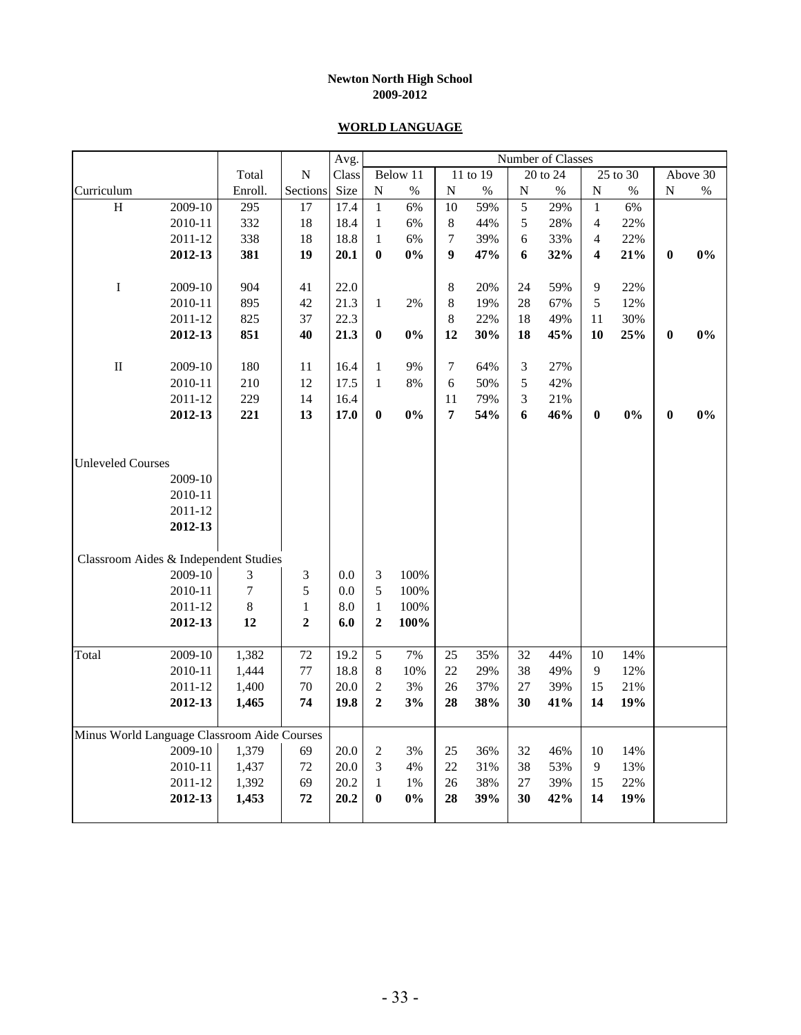**Newton North High School**
**2009-2012**

**WORLD LANGUAGE**

| Curriculum | | Total Enroll. | N Sections | Avg. Class Size | Number of Classes: Below 11 N | % | 11 to 19 N | % | 20 to 24 N | % | 25 to 30 N | % | Above 30 N | % |
|---|---|---|---|---|---|---|---|---|---|---|---|---|---|---|
| H | 2009-10 | 295 | 17 | 17.4 | 1 | 6% | 10 | 59% | 5 | 29% | 1 | 6% | | |
| | 2010-11 | 332 | 18 | 18.4 | 1 | 6% | 8 | 44% | 5 | 28% | 4 | 22% | | |
| | 2011-12 | 338 | 18 | 18.8 | 1 | 6% | 7 | 39% | 6 | 33% | 4 | 22% | | |
| | **2012-13** | **381** | **19** | **20.1** | **0** | **0%** | **9** | **47%** | **6** | **32%** | **4** | **21%** | **0** | **0%** |
| I | 2009-10 | 904 | 41 | 22.0 | | | 8 | 20% | 24 | 59% | 9 | 22% | | |
| | 2010-11 | 895 | 42 | 21.3 | 1 | 2% | 8 | 19% | 28 | 67% | 5 | 12% | | |
| | 2011-12 | 825 | 37 | 22.3 | | | 8 | 22% | 18 | 49% | 11 | 30% | | |
| | **2012-13** | **851** | **40** | **21.3** | **0** | **0%** | **12** | **30%** | **18** | **45%** | **10** | **25%** | **0** | **0%** |
| II | 2009-10 | 180 | 11 | 16.4 | 1 | 9% | 7 | 64% | 3 | 27% | | | | |
| | 2010-11 | 210 | 12 | 17.5 | 1 | 8% | 6 | 50% | 5 | 42% | | | | |
| | 2011-12 | 229 | 14 | 16.4 | | | 11 | 79% | 3 | 21% | | | | |
| | **2012-13** | **221** | **13** | **17.0** | **0** | **0%** | **7** | **54%** | **6** | **46%** | **0** | **0%** | **0** | **0%** |
| Unleveled Courses | | | | | | | | | | | | | | |
| | 2009-10 | | | | | | | | | | | | | |
| | 2010-11 | | | | | | | | | | | | | |
| | 2011-12 | | | | | | | | | | | | | |
| | **2012-13** | | | | | | | | | | | | | |
| Classroom Aides & Independent Studies | | | | | | | | | | | | | | |
| | 2009-10 | 3 | 3 | 0.0 | 3 | 100% | | | | | | | | |
| | 2010-11 | 7 | 5 | 0.0 | 5 | 100% | | | | | | | | |
| | 2011-12 | 8 | 1 | 8.0 | 1 | 100% | | | | | | | | |
| | **2012-13** | **12** | **2** | **6.0** | **2** | **100%** | | | | | | | | |
| Total | 2009-10 | 1,382 | 72 | 19.2 | 5 | 7% | 25 | 35% | 32 | 44% | 10 | 14% | | |
| | 2010-11 | 1,444 | 77 | 18.8 | 8 | 10% | 22 | 29% | 38 | 49% | 9 | 12% | | |
| | 2011-12 | 1,400 | 70 | 20.0 | 2 | 3% | 26 | 37% | 27 | 39% | 15 | 21% | | |
| | **2012-13** | **1,465** | **74** | **19.8** | **2** | **3%** | **28** | **38%** | **30** | **41%** | **14** | **19%** | | |
| Minus World Language Classroom Aide Courses | | | | | | | | | | | | | | |
| | 2009-10 | 1,379 | 69 | 20.0 | 2 | 3% | 25 | 36% | 32 | 46% | 10 | 14% | | |
| | 2010-11 | 1,437 | 72 | 20.0 | 3 | 4% | 22 | 31% | 38 | 53% | 9 | 13% | | |
| | 2011-12 | 1,392 | 69 | 20.2 | 1 | 1% | 26 | 38% | 27 | 39% | 15 | 22% | | |
| | **2012-13** | **1,453** | **72** | **20.2** | **0** | **0%** | **28** | **39%** | **30** | **42%** | **14** | **19%** | | |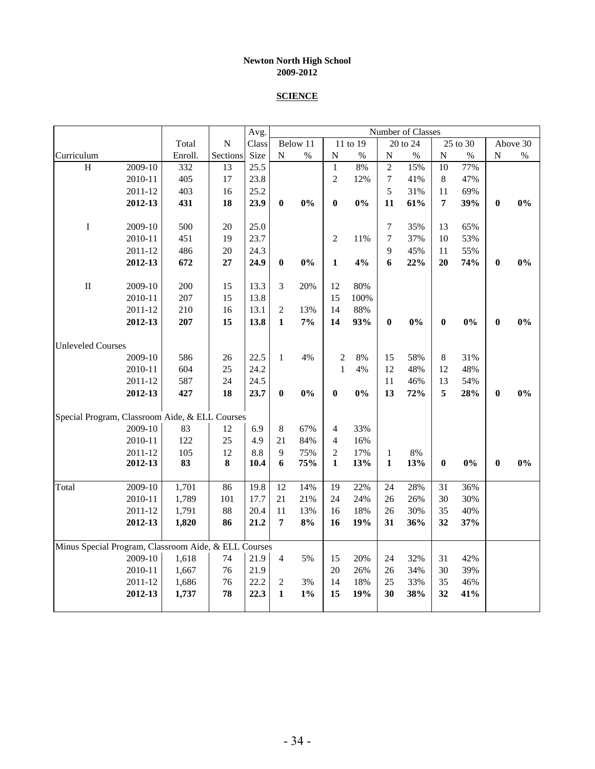**Newton North High School**
**2009-2012**

**SCIENCE**

| Curriculum | | Total Enroll. | N Sections | Avg. Class Size | Below 11 N | Below 11 % | 11 to 19 N | 11 to 19 % | 20 to 24 N | 20 to 24 % | 25 to 30 N | 25 to 30 % | Above 30 N | Above 30 % |
|---|---|---|---|---|---|---|---|---|---|---|---|---|---|---|
| H | 2009-10 | 332 | 13 | 25.5 | | | 1 | 8% | 2 | 15% | 10 | 77% | | |
| | 2010-11 | 405 | 17 | 23.8 | | | 2 | 12% | 7 | 41% | 8 | 47% | | |
| | 2011-12 | 403 | 16 | 25.2 | | | | | 5 | 31% | 11 | 69% | | |
| | **2012-13** | **431** | **18** | **23.9** | **0** | **0%** | **0** | **0%** | **11** | **61%** | **7** | **39%** | **0** | **0%** |
| I | 2009-10 | 500 | 20 | 25.0 | | | | | 7 | 35% | 13 | 65% | | |
| | 2010-11 | 451 | 19 | 23.7 | | | 2 | 11% | 7 | 37% | 10 | 53% | | |
| | 2011-12 | 486 | 20 | 24.3 | | | | | 9 | 45% | 11 | 55% | | |
| | **2012-13** | **672** | **27** | **24.9** | **0** | **0%** | **1** | **4%** | **6** | **22%** | **20** | **74%** | **0** | **0%** |
| II | 2009-10 | 200 | 15 | 13.3 | 3 | 20% | 12 | 80% | | | | | | |
| | 2010-11 | 207 | 15 | 13.8 | | | 15 | 100% | | | | | | |
| | 2011-12 | 210 | 16 | 13.1 | 2 | 13% | 14 | 88% | | | | | | |
| | **2012-13** | **207** | **15** | **13.8** | **1** | **7%** | **14** | **93%** | **0** | **0%** | **0** | **0%** | **0** | **0%** |
| Unleveled Courses | | | | | | | | | | | | | | |
| | 2009-10 | 586 | 26 | 22.5 | 1 | 4% | 2 | 8% | 15 | 58% | 8 | 31% | | |
| | 2010-11 | 604 | 25 | 24.2 | | | 1 | 4% | 12 | 48% | 12 | 48% | | |
| | 2011-12 | 587 | 24 | 24.5 | | | | | 11 | 46% | 13 | 54% | | |
| | **2012-13** | **427** | **18** | **23.7** | **0** | **0%** | **0** | **0%** | **13** | **72%** | **5** | **28%** | **0** | **0%** |
| Special Program, Classroom Aide, & ELL Courses | | | | | | | | | | | | | | |
| | 2009-10 | 83 | 12 | 6.9 | 8 | 67% | 4 | 33% | | | | | | |
| | 2010-11 | 122 | 25 | 4.9 | 21 | 84% | 4 | 16% | | | | | | |
| | 2011-12 | 105 | 12 | 8.8 | 9 | 75% | 2 | 17% | 1 | 8% | | | | |
| | **2012-13** | **83** | **8** | **10.4** | **6** | **75%** | **1** | **13%** | **1** | **13%** | **0** | **0%** | **0** | **0%** |
| Total | 2009-10 | 1,701 | 86 | 19.8 | 12 | 14% | 19 | 22% | 24 | 28% | 31 | 36% | | |
| | 2010-11 | 1,789 | 101 | 17.7 | 21 | 21% | 24 | 24% | 26 | 26% | 30 | 30% | | |
| | 2011-12 | 1,791 | 88 | 20.4 | 11 | 13% | 16 | 18% | 26 | 30% | 35 | 40% | | |
| | **2012-13** | **1,820** | **86** | **21.2** | **7** | **8%** | **16** | **19%** | **31** | **36%** | **32** | **37%** | | |
| Minus Special Program, Classroom Aide, & ELL Courses | | | | | | | | | | | | | | |
| | 2009-10 | 1,618 | 74 | 21.9 | 4 | 5% | 15 | 20% | 24 | 32% | 31 | 42% | | |
| | 2010-11 | 1,667 | 76 | 21.9 | | | 20 | 26% | 26 | 34% | 30 | 39% | | |
| | 2011-12 | 1,686 | 76 | 22.2 | 2 | 3% | 14 | 18% | 25 | 33% | 35 | 46% | | |
| | **2012-13** | **1,737** | **78** | **22.3** | **1** | **1%** | **15** | **19%** | **30** | **38%** | **32** | **41%** | | |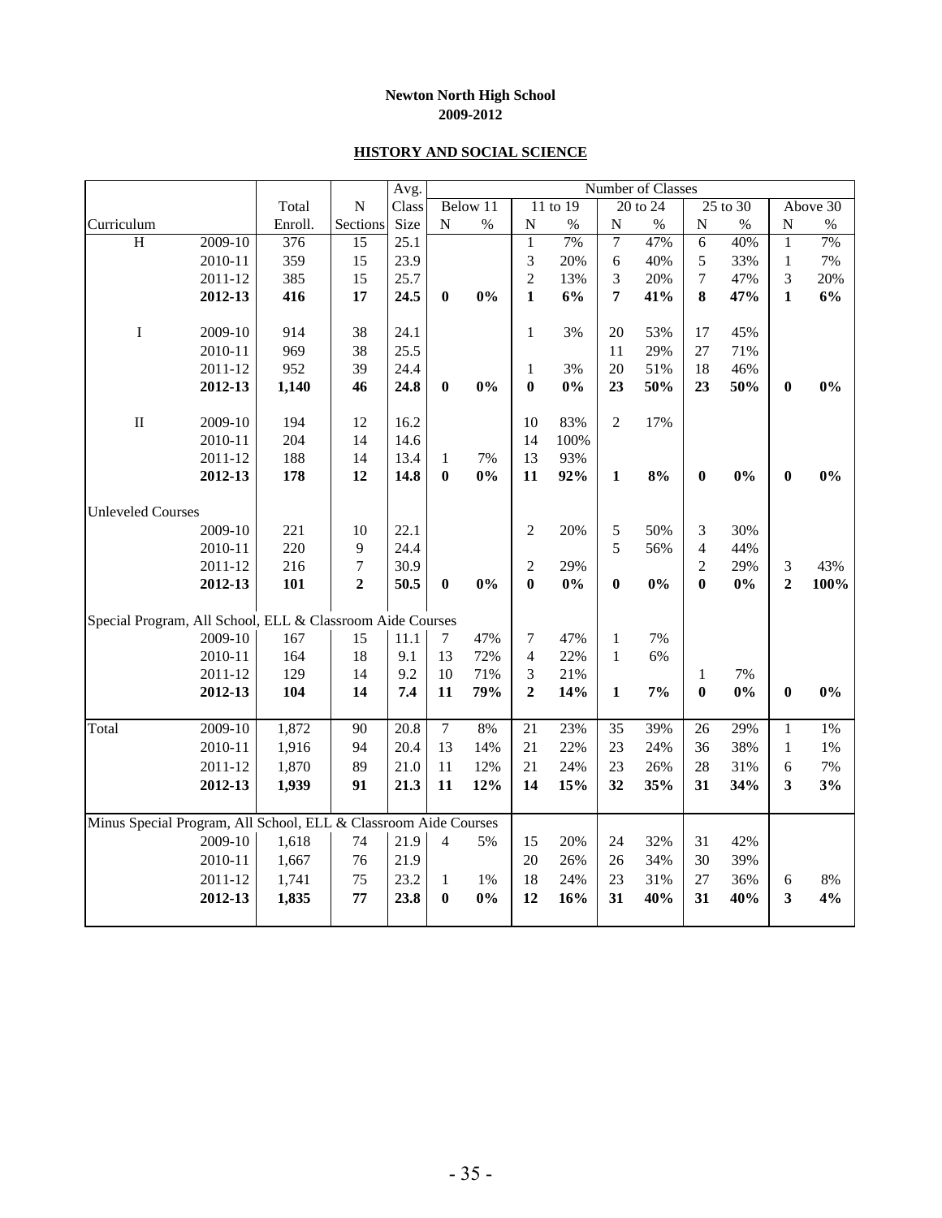**Newton North High School**
**2009-2012**

**HISTORY AND SOCIAL SCIENCE**

| | | | | Avg. | Number of Classes | | | | | | | | | |
|---|---|---|---|---|---|---|---|---|---|---|---|---|---|---|
| | | Total | N | Class | Below 11 | | 11 to 19 | | 20 to 24 | | 25 to 30 | | Above 30 | |
| Curriculum | | Enroll. | Sections | Size | N | % | N | % | N | % | N | % | N | % |
| H | 2009-10 | 376 | 15 | 25.1 | | | 1 | 7% | 7 | 47% | 6 | 40% | 1 | 7% |
| | 2010-11 | 359 | 15 | 23.9 | | | 3 | 20% | 6 | 40% | 5 | 33% | 1 | 7% |
| | 2011-12 | 385 | 15 | 25.7 | | | 2 | 13% | 3 | 20% | 7 | 47% | 3 | 20% |
| | **2012-13** | **416** | **17** | **24.5** | **0** | **0%** | **1** | **6%** | **7** | **41%** | **8** | **47%** | **1** | **6%** |
| I | 2009-10 | 914 | 38 | 24.1 | | | 1 | 3% | 20 | 53% | 17 | 45% | | |
| | 2010-11 | 969 | 38 | 25.5 | | | | | 11 | 29% | 27 | 71% | | |
| | 2011-12 | 952 | 39 | 24.4 | | | 1 | 3% | 20 | 51% | 18 | 46% | | |
| | **2012-13** | **1,140** | **46** | **24.8** | **0** | **0%** | **0** | **0%** | **23** | **50%** | **23** | **50%** | **0** | **0%** |
| II | 2009-10 | 194 | 12 | 16.2 | | | 10 | 83% | 2 | 17% | | | | |
| | 2010-11 | 204 | 14 | 14.6 | | | 14 | 100% | | | | | | |
| | 2011-12 | 188 | 14 | 13.4 | 1 | 7% | 13 | 93% | | | | | | |
| | **2012-13** | **178** | **12** | **14.8** | **0** | **0%** | **11** | **92%** | **1** | **8%** | **0** | **0%** | **0** | **0%** |
| Unleveled Courses | | | | | | | | | | | | | | |
| | 2009-10 | 221 | 10 | 22.1 | | | 2 | 20% | 5 | 50% | 3 | 30% | | |
| | 2010-11 | 220 | 9 | 24.4 | | | | | 5 | 56% | 4 | 44% | | |
| | 2011-12 | 216 | 7 | 30.9 | | | 2 | 29% | | | 2 | 29% | 3 | 43% |
| | **2012-13** | **101** | **2** | **50.5** | **0** | **0%** | **0** | **0%** | **0** | **0%** | **0** | **0%** | **2** | **100%** |
| Special Program, All School, ELL & Classroom Aide Courses | | | | | | | | | | | | | | |
| | 2009-10 | 167 | 15 | 11.1 | 7 | 47% | 7 | 47% | 1 | 7% | | | | |
| | 2010-11 | 164 | 18 | 9.1 | 13 | 72% | 4 | 22% | 1 | 6% | | | | |
| | 2011-12 | 129 | 14 | 9.2 | 10 | 71% | 3 | 21% | | | 1 | 7% | | |
| | **2012-13** | **104** | **14** | **7.4** | **11** | **79%** | **2** | **14%** | **1** | **7%** | **0** | **0%** | **0** | **0%** |
| Total | 2009-10 | 1,872 | 90 | 20.8 | 7 | 8% | 21 | 23% | 35 | 39% | 26 | 29% | 1 | 1% |
| | 2010-11 | 1,916 | 94 | 20.4 | 13 | 14% | 21 | 22% | 23 | 24% | 36 | 38% | 1 | 1% |
| | 2011-12 | 1,870 | 89 | 21.0 | 11 | 12% | 21 | 24% | 23 | 26% | 28 | 31% | 6 | 7% |
| | **2012-13** | **1,939** | **91** | **21.3** | **11** | **12%** | **14** | **15%** | **32** | **35%** | **31** | **34%** | **3** | **3%** |
| Minus Special Program, All School, ELL & Classroom Aide Courses | | | | | | | | | | | | | | |
| | 2009-10 | 1,618 | 74 | 21.9 | 4 | 5% | 15 | 20% | 24 | 32% | 31 | 42% | | |
| | 2010-11 | 1,667 | 76 | 21.9 | | | 20 | 26% | 26 | 34% | 30 | 39% | | |
| | 2011-12 | 1,741 | 75 | 23.2 | 1 | 1% | 18 | 24% | 23 | 31% | 27 | 36% | 6 | 8% |
| | **2012-13** | **1,835** | **77** | **23.8** | **0** | **0%** | **12** | **16%** | **31** | **40%** | **31** | **40%** | **3** | **4%** |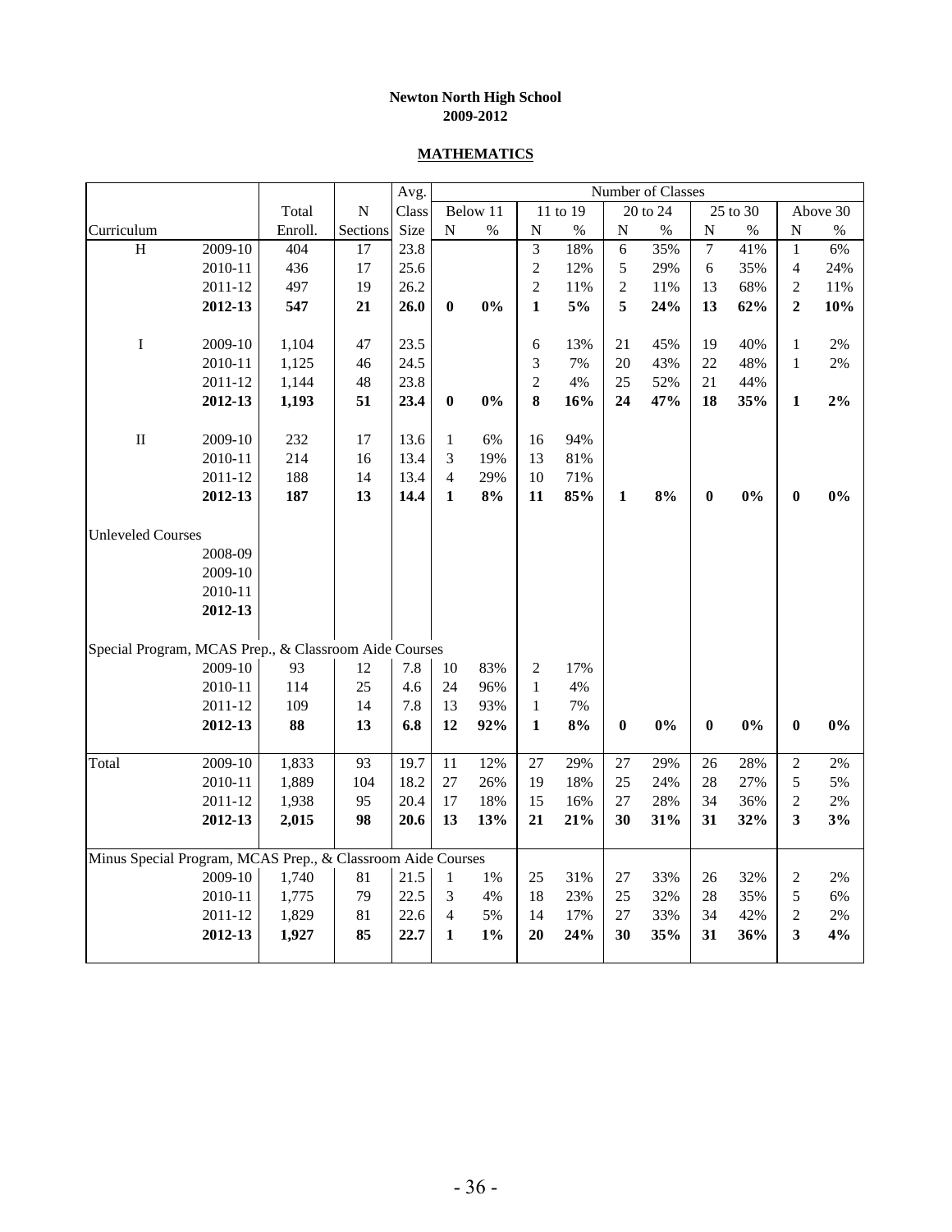**Newton North High School**
**2009-2012**

**MATHEMATICS**

| Curriculum | | Total Enroll. | N Sections | Avg. Class Size | Below 11 N | Below 11 % | 11 to 19 N | 11 to 19 % | 20 to 24 N | 20 to 24 % | 25 to 30 N | 25 to 30 % | Above 30 N | Above 30 % |
|---|---|---|---|---|---|---|---|---|---|---|---|---|---|---|
| H | 2009-10 | 404 | 17 | 23.8 | | | 3 | 18% | 6 | 35% | 7 | 41% | 1 | 6% |
| | 2010-11 | 436 | 17 | 25.6 | | | 2 | 12% | 5 | 29% | 6 | 35% | 4 | 24% |
| | 2011-12 | 497 | 19 | 26.2 | | | 2 | 11% | 2 | 11% | 13 | 68% | 2 | 11% |
| | **2012-13** | **547** | **21** | **26.0** | **0** | **0%** | **1** | **5%** | **5** | **24%** | **13** | **62%** | **2** | **10%** |
| I | 2009-10 | 1,104 | 47 | 23.5 | | | 6 | 13% | 21 | 45% | 19 | 40% | 1 | 2% |
| | 2010-11 | 1,125 | 46 | 24.5 | | | 3 | 7% | 20 | 43% | 22 | 48% | 1 | 2% |
| | 2011-12 | 1,144 | 48 | 23.8 | | | 2 | 4% | 25 | 52% | 21 | 44% | | |
| | **2012-13** | **1,193** | **51** | **23.4** | **0** | **0%** | **8** | **16%** | **24** | **47%** | **18** | **35%** | **1** | **2%** |
| II | 2009-10 | 232 | 17 | 13.6 | 1 | 6% | 16 | 94% | | | | | | |
| | 2010-11 | 214 | 16 | 13.4 | 3 | 19% | 13 | 81% | | | | | | |
| | 2011-12 | 188 | 14 | 13.4 | 4 | 29% | 10 | 71% | | | | | | |
| | **2012-13** | **187** | **13** | **14.4** | **1** | **8%** | **11** | **85%** | **1** | **8%** | **0** | **0%** | **0** | **0%** |
| Unleveled Courses | | | | | | | | | | | | | | |
| | 2008-09 | | | | | | | | | | | | | |
| | 2009-10 | | | | | | | | | | | | | |
| | 2010-11 | | | | | | | | | | | | | |
| | **2012-13** | | | | | | | | | | | | | |
| Special Program, MCAS Prep., & Classroom Aide Courses | | | | | | | | | | | | | | |
| | 2009-10 | 93 | 12 | 7.8 | 10 | 83% | 2 | 17% | | | | | | |
| | 2010-11 | 114 | 25 | 4.6 | 24 | 96% | 1 | 4% | | | | | | |
| | 2011-12 | 109 | 14 | 7.8 | 13 | 93% | 1 | 7% | | | | | | |
| | **2012-13** | **88** | **13** | **6.8** | **12** | **92%** | **1** | **8%** | **0** | **0%** | **0** | **0%** | **0** | **0%** |
| Total | 2009-10 | 1,833 | 93 | 19.7 | 11 | 12% | 27 | 29% | 27 | 29% | 26 | 28% | 2 | 2% |
| | 2010-11 | 1,889 | 104 | 18.2 | 27 | 26% | 19 | 18% | 25 | 24% | 28 | 27% | 5 | 5% |
| | 2011-12 | 1,938 | 95 | 20.4 | 17 | 18% | 15 | 16% | 27 | 28% | 34 | 36% | 2 | 2% |
| | **2012-13** | **2,015** | **98** | **20.6** | **13** | **13%** | **21** | **21%** | **30** | **31%** | **31** | **32%** | **3** | **3%** |
| Minus Special Program, MCAS Prep., & Classroom Aide Courses | | | | | | | | | | | | | | |
| | 2009-10 | 1,740 | 81 | 21.5 | 1 | 1% | 25 | 31% | 27 | 33% | 26 | 32% | 2 | 2% |
| | 2010-11 | 1,775 | 79 | 22.5 | 3 | 4% | 18 | 23% | 25 | 32% | 28 | 35% | 5 | 6% |
| | 2011-12 | 1,829 | 81 | 22.6 | 4 | 5% | 14 | 17% | 27 | 33% | 34 | 42% | 2 | 2% |
| | **2012-13** | **1,927** | **85** | **22.7** | **1** | **1%** | **20** | **24%** | **30** | **35%** | **31** | **36%** | **3** | **4%** |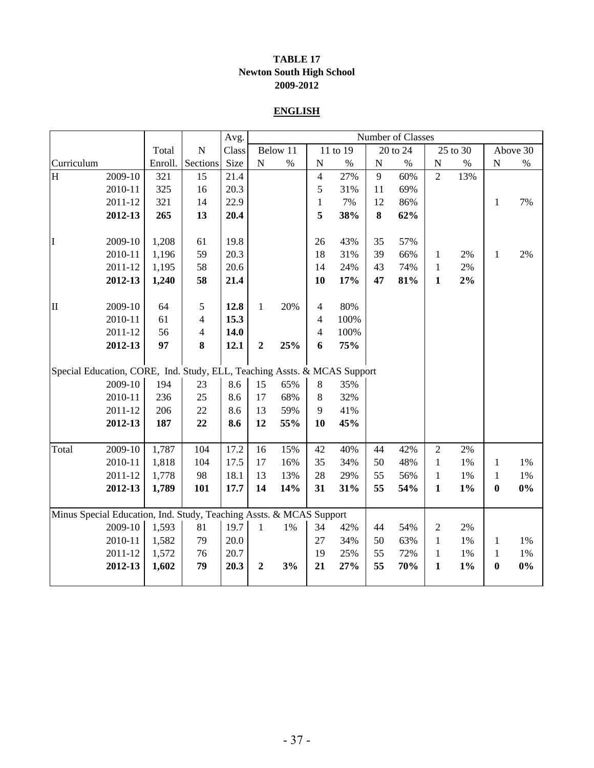**TABLE 17**
**Newton South High School**
**2009-2012**

**ENGLISH**

| | | | | Avg. | Number of Classes | | | | | | | | | |
|---|---|---|---|---|---|---|---|---|---|---|---|---|---|---|
| | | Total | N | Class | Below 11 | | 11 to 19 | | 20 to 24 | | 25 to 30 | | Above 30 | |
| Curriculum | | Enroll. | Sections | Size | N | % | N | % | N | % | N | % | N | % |
| H | 2009-10 | 321 | 15 | 21.4 | | | 4 | 27% | 9 | 60% | 2 | 13% | | |
| | 2010-11 | 325 | 16 | 20.3 | | | 5 | 31% | 11 | 69% | | | | |
| | 2011-12 | 321 | 14 | 22.9 | | | 1 | 7% | 12 | 86% | | | 1 | 7% |
| | **2012-13** | **265** | **13** | **20.4** | | | **5** | **38%** | **8** | **62%** | | | | |
| I | 2009-10 | 1,208 | 61 | 19.8 | | | 26 | 43% | 35 | 57% | | | | |
| | 2010-11 | 1,196 | 59 | 20.3 | | | 18 | 31% | 39 | 66% | 1 | 2% | 1 | 2% |
| | 2011-12 | 1,195 | 58 | 20.6 | | | 14 | 24% | 43 | 74% | 1 | 2% | | |
| | **2012-13** | **1,240** | **58** | **21.4** | | | **10** | **17%** | **47** | **81%** | **1** | **2%** | | |
| II | 2009-10 | 64 | 5 | **12.8** | 1 | 20% | 4 | 80% | | | | | | |
| | 2010-11 | 61 | 4 | **15.3** | | | 4 | 100% | | | | | | |
| | 2011-12 | 56 | 4 | **14.0** | | | 4 | 100% | | | | | | |
| | **2012-13** | **97** | **8** | **12.1** | **2** | **25%** | **6** | **75%** | | | | | | |
| Special Education, CORE, Ind. Study, ELL, Teaching Assts. & MCAS Support | | | | | | | | | | | | | | |
| | 2009-10 | 194 | 23 | 8.6 | 15 | 65% | 8 | 35% | | | | | | |
| | 2010-11 | 236 | 25 | 8.6 | 17 | 68% | 8 | 32% | | | | | | |
| | 2011-12 | 206 | 22 | 8.6 | 13 | 59% | 9 | 41% | | | | | | |
| | **2012-13** | **187** | **22** | **8.6** | **12** | **55%** | **10** | **45%** | | | | | | |
| Total | 2009-10 | 1,787 | 104 | 17.2 | 16 | 15% | 42 | 40% | 44 | 42% | 2 | 2% | | |
| | 2010-11 | 1,818 | 104 | 17.5 | 17 | 16% | 35 | 34% | 50 | 48% | 1 | 1% | 1 | 1% |
| | 2011-12 | 1,778 | 98 | 18.1 | 13 | 13% | 28 | 29% | 55 | 56% | 1 | 1% | 1 | 1% |
| | **2012-13** | **1,789** | **101** | **17.7** | **14** | **14%** | **31** | **31%** | **55** | **54%** | **1** | **1%** | **0** | **0%** |
| Minus Special Education, Ind. Study, Teaching Assts. & MCAS Support | | | | | | | | | | | | | | |
| | 2009-10 | 1,593 | 81 | 19.7 | 1 | 1% | 34 | 42% | 44 | 54% | 2 | 2% | | |
| | 2010-11 | 1,582 | 79 | 20.0 | | | 27 | 34% | 50 | 63% | 1 | 1% | 1 | 1% |
| | 2011-12 | 1,572 | 76 | 20.7 | | | 19 | 25% | 55 | 72% | 1 | 1% | 1 | 1% |
| | **2012-13** | **1,602** | **79** | **20.3** | **2** | **3%** | **21** | **27%** | **55** | **70%** | **1** | **1%** | **0** | **0%** |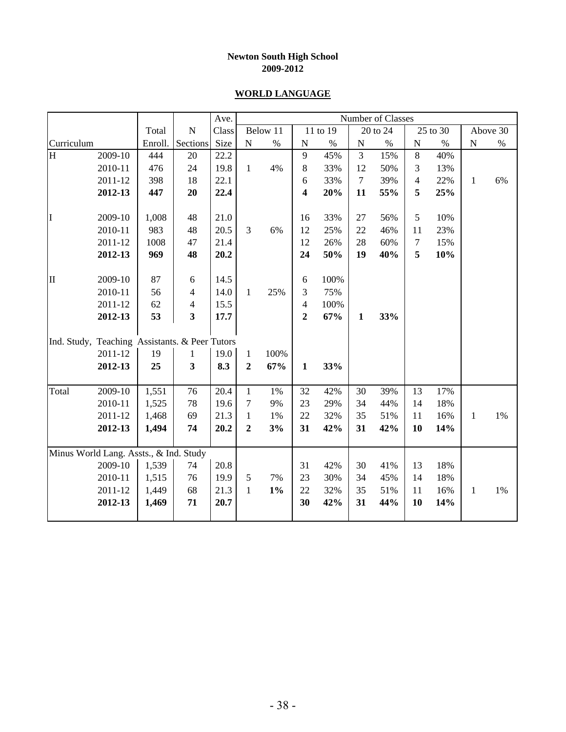**Newton South High School**
**2009-2012**

## WORLD LANGUAGE

| Curriculum | | Total Enroll. | N Sections | Ave. Class Size | Number of Classes Below 11 N | % | 11 to 19 N | % | 20 to 24 N | % | 25 to 30 N | % | Above 30 N | % |
|---|---|---|---|---|---|---|---|---|---|---|---|---|---|---|
| H | 2009-10 | 444 | 20 | 22.2 | | | 9 | 45% | 3 | 15% | 8 | 40% | | |
| | 2010-11 | 476 | 24 | 19.8 | 1 | 4% | 8 | 33% | 12 | 50% | 3 | 13% | | |
| | 2011-12 | 398 | 18 | 22.1 | | | 6 | 33% | 7 | 39% | 4 | 22% | 1 | 6% |
| | **2012-13** | **447** | **20** | **22.4** | | | **4** | **20%** | **11** | **55%** | **5** | **25%** | | |
| I | 2009-10 | 1,008 | 48 | 21.0 | | | 16 | 33% | 27 | 56% | 5 | 10% | | |
| | 2010-11 | 983 | 48 | 20.5 | 3 | 6% | 12 | 25% | 22 | 46% | 11 | 23% | | |
| | 2011-12 | 1008 | 47 | 21.4 | | | 12 | 26% | 28 | 60% | 7 | 15% | | |
| | **2012-13** | **969** | **48** | **20.2** | | | **24** | **50%** | **19** | **40%** | **5** | **10%** | | |
| II | 2009-10 | 87 | 6 | 14.5 | | | 6 | 100% | | | | | | |
| | 2010-11 | 56 | 4 | 14.0 | 1 | 25% | 3 | 75% | | | | | | |
| | 2011-12 | 62 | 4 | 15.5 | | | 4 | 100% | | | | | | |
| | **2012-13** | **53** | **3** | **17.7** | | | **2** | **67%** | **1** | **33%** | | | | |
| Ind. Study, Teaching Assistants. & Peer Tutors | | | | | | | | | | | | | | |
| | 2011-12 | 19 | 1 | 19.0 | 1 | 100% | | | | | | | | |
| | **2012-13** | **25** | **3** | **8.3** | **2** | **67%** | **1** | **33%** | | | | | | |
| Total | 2009-10 | 1,551 | 76 | 20.4 | 1 | 1% | 32 | 42% | 30 | 39% | 13 | 17% | | |
| | 2010-11 | 1,525 | 78 | 19.6 | 7 | 9% | 23 | 29% | 34 | 44% | 14 | 18% | | |
| | 2011-12 | 1,468 | 69 | 21.3 | 1 | 1% | 22 | 32% | 35 | 51% | 11 | 16% | 1 | 1% |
| | **2012-13** | **1,494** | **74** | **20.2** | **2** | **3%** | **31** | **42%** | **31** | **42%** | **10** | **14%** | | |
| Minus World Lang. Assts., & Ind. Study | | | | | | | | | | | | | | |
| | 2009-10 | 1,539 | 74 | 20.8 | | | 31 | 42% | 30 | 41% | 13 | 18% | | |
| | 2010-11 | 1,515 | 76 | 19.9 | 5 | 7% | 23 | 30% | 34 | 45% | 14 | 18% | | |
| | 2011-12 | 1,449 | 68 | 21.3 | 1 | **1%** | 22 | 32% | 35 | 51% | 11 | 16% | 1 | 1% |
| | **2012-13** | **1,469** | **71** | **20.7** | | | **30** | **42%** | **31** | **44%** | **10** | **14%** | | |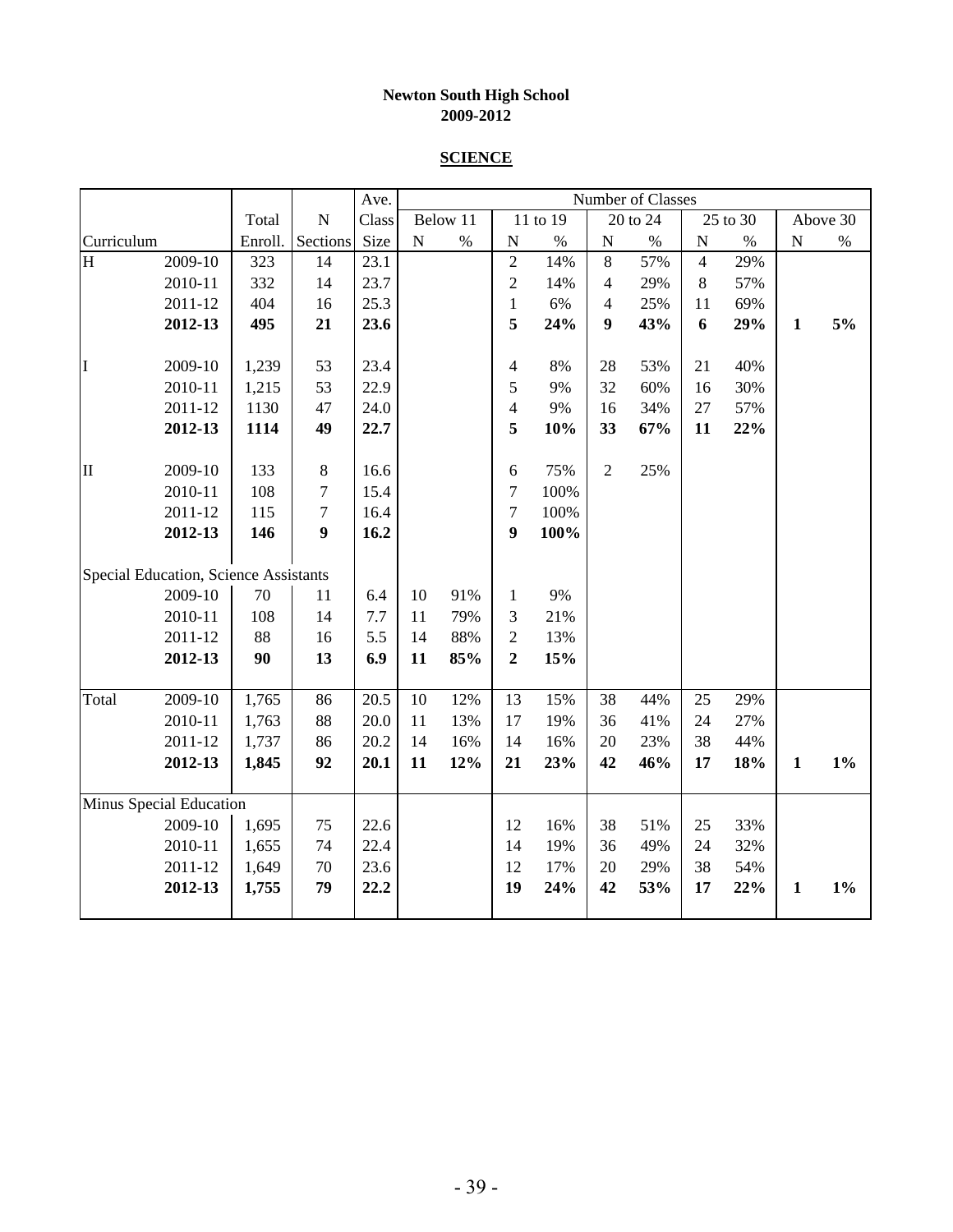**Newton South High School**
**2009-2012**

**SCIENCE**

| Curriculum | | Total Enroll. | N Sections | Ave. Class Size | Below 11 N | Below 11 % | 11 to 19 N | 11 to 19 % | 20 to 24 N | 20 to 24 % | 25 to 30 N | 25 to 30 % | Above 30 N | Above 30 % |
|---|---|---|---|---|---|---|---|---|---|---|---|---|---|---|
| H | 2009-10 | 323 | 14 | 23.1 | | | 2 | 14% | 8 | 57% | 4 | 29% | | |
| | 2010-11 | 332 | 14 | 23.7 | | | 2 | 14% | 4 | 29% | 8 | 57% | | |
| | 2011-12 | 404 | 16 | 25.3 | | | 1 | 6% | 4 | 25% | 11 | 69% | | |
| | **2012-13** | **495** | **21** | **23.6** | | | **5** | **24%** | **9** | **43%** | **6** | **29%** | **1** | **5%** |
| I | 2009-10 | 1,239 | 53 | 23.4 | | | 4 | 8% | 28 | 53% | 21 | 40% | | |
| | 2010-11 | 1,215 | 53 | 22.9 | | | 5 | 9% | 32 | 60% | 16 | 30% | | |
| | 2011-12 | 1130 | 47 | 24.0 | | | 4 | 9% | 16 | 34% | 27 | 57% | | |
| | **2012-13** | **1114** | **49** | **22.7** | | | **5** | **10%** | **33** | **67%** | **11** | **22%** | | |
| II | 2009-10 | 133 | 8 | 16.6 | | | 6 | 75% | 2 | 25% | | | | |
| | 2010-11 | 108 | 7 | 15.4 | | | 7 | 100% | | | | | | |
| | 2011-12 | 115 | 7 | 16.4 | | | 7 | 100% | | | | | | |
| | **2012-13** | **146** | **9** | **16.2** | | | **9** | **100%** | | | | | | |
| Special Education, Science Assistants | | | | | | | | | | | | | | |
| | 2009-10 | 70 | 11 | 6.4 | 10 | 91% | 1 | 9% | | | | | | |
| | 2010-11 | 108 | 14 | 7.7 | 11 | 79% | 3 | 21% | | | | | | |
| | 2011-12 | 88 | 16 | 5.5 | 14 | 88% | 2 | 13% | | | | | | |
| | **2012-13** | **90** | **13** | **6.9** | **11** | **85%** | **2** | **15%** | | | | | | |
| Total | 2009-10 | 1,765 | 86 | 20.5 | 10 | 12% | 13 | 15% | 38 | 44% | 25 | 29% | | |
| | 2010-11 | 1,763 | 88 | 20.0 | 11 | 13% | 17 | 19% | 36 | 41% | 24 | 27% | | |
| | 2011-12 | 1,737 | 86 | 20.2 | 14 | 16% | 14 | 16% | 20 | 23% | 38 | 44% | | |
| | **2012-13** | **1,845** | **92** | **20.1** | **11** | **12%** | **21** | **23%** | **42** | **46%** | **17** | **18%** | **1** | **1%** |
| Minus Special Education | | | | | | | | | | | | | | |
| | 2009-10 | 1,695 | 75 | 22.6 | | | 12 | 16% | 38 | 51% | 25 | 33% | | |
| | 2010-11 | 1,655 | 74 | 22.4 | | | 14 | 19% | 36 | 49% | 24 | 32% | | |
| | 2011-12 | 1,649 | 70 | 23.6 | | | 12 | 17% | 20 | 29% | 38 | 54% | | |
| | **2012-13** | **1,755** | **79** | **22.2** | | | **19** | **24%** | **42** | **53%** | **17** | **22%** | **1** | **1%** |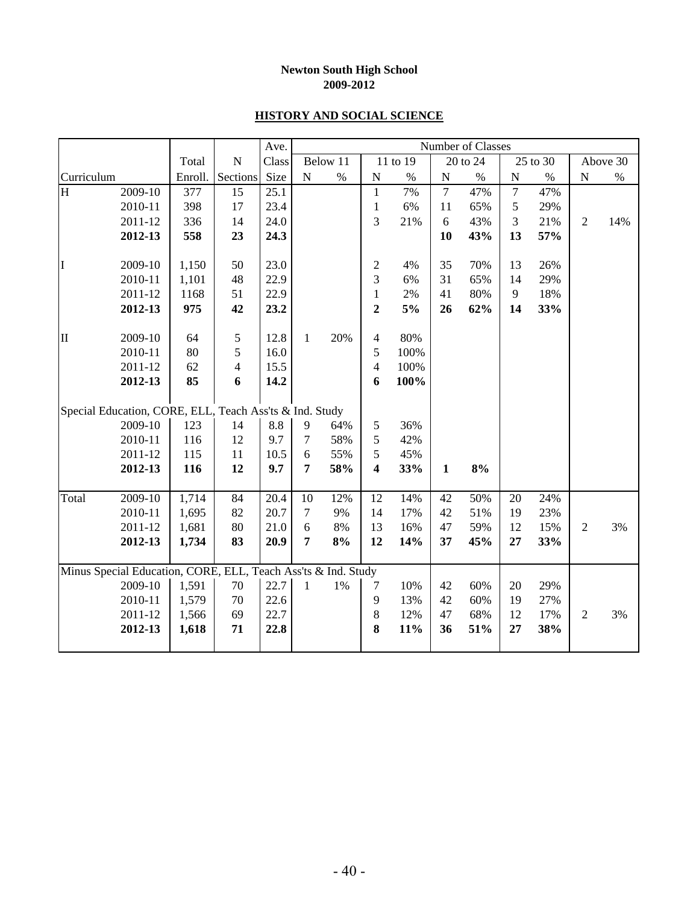**Newton South High School**
**2009-2012**

## HISTORY AND SOCIAL SCIENCE

| | | | | Ave. | Number of Classes | | | | | | | | | |
|---|---|---|---|---|---|---|---|---|---|---|---|---|---|---|
| | | Total | N | Class | Below 11 | | 11 to 19 | | 20 to 24 | | 25 to 30 | | Above 30 | |
| Curriculum | | Enroll. | Sections | Size | N | % | N | % | N | % | N | % | N | % |
| H | 2009-10 | 377 | 15 | 25.1 | | | 1 | 7% | 7 | 47% | 7 | 47% | | |
| | 2010-11 | 398 | 17 | 23.4 | | | 1 | 6% | 11 | 65% | 5 | 29% | | |
| | 2011-12 | 336 | 14 | 24.0 | | | 3 | 21% | 6 | 43% | 3 | 21% | 2 | 14% |
| | **2012-13** | **558** | **23** | **24.3** | | | | | **10** | **43%** | **13** | **57%** | | |
| I | 2009-10 | 1,150 | 50 | 23.0 | | | 2 | 4% | 35 | 70% | 13 | 26% | | |
| | 2010-11 | 1,101 | 48 | 22.9 | | | 3 | 6% | 31 | 65% | 14 | 29% | | |
| | 2011-12 | 1168 | 51 | 22.9 | | | 1 | 2% | 41 | 80% | 9 | 18% | | |
| | **2012-13** | **975** | **42** | **23.2** | | | **2** | **5%** | **26** | **62%** | **14** | **33%** | | |
| II | 2009-10 | 64 | 5 | 12.8 | 1 | 20% | 4 | 80% | | | | | | |
| | 2010-11 | 80 | 5 | 16.0 | | | 5 | 100% | | | | | | |
| | 2011-12 | 62 | 4 | 15.5 | | | 4 | 100% | | | | | | |
| | **2012-13** | **85** | **6** | **14.2** | | | **6** | **100%** | | | | | | |
| Special Education, CORE, ELL, Teach Ass'ts & Ind. Study | | | | | | | | | | | | | | |
| | 2009-10 | 123 | 14 | 8.8 | 9 | 64% | 5 | 36% | | | | | | |
| | 2010-11 | 116 | 12 | 9.7 | 7 | 58% | 5 | 42% | | | | | | |
| | 2011-12 | 115 | 11 | 10.5 | 6 | 55% | 5 | 45% | | | | | | |
| | **2012-13** | **116** | **12** | **9.7** | **7** | **58%** | **4** | **33%** | **1** | **8%** | | | | |
| Total | 2009-10 | 1,714 | 84 | 20.4 | 10 | 12% | 12 | 14% | 42 | 50% | 20 | 24% | | |
| | 2010-11 | 1,695 | 82 | 20.7 | 7 | 9% | 14 | 17% | 42 | 51% | 19 | 23% | | |
| | 2011-12 | 1,681 | 80 | 21.0 | 6 | 8% | 13 | 16% | 47 | 59% | 12 | 15% | 2 | 3% |
| | **2012-13** | **1,734** | **83** | **20.9** | **7** | **8%** | **12** | **14%** | **37** | **45%** | **27** | **33%** | | |
| Minus Special Education, CORE, ELL, Teach Ass'ts & Ind. Study | | | | | | | | | | | | | | |
| | 2009-10 | 1,591 | 70 | 22.7 | 1 | 1% | 7 | 10% | 42 | 60% | 20 | 29% | | |
| | 2010-11 | 1,579 | 70 | 22.6 | | | 9 | 13% | 42 | 60% | 19 | 27% | | |
| | 2011-12 | 1,566 | 69 | 22.7 | | | 8 | 12% | 47 | 68% | 12 | 17% | 2 | 3% |
| | **2012-13** | **1,618** | **71** | **22.8** | | | **8** | **11%** | **36** | **51%** | **27** | **38%** | | |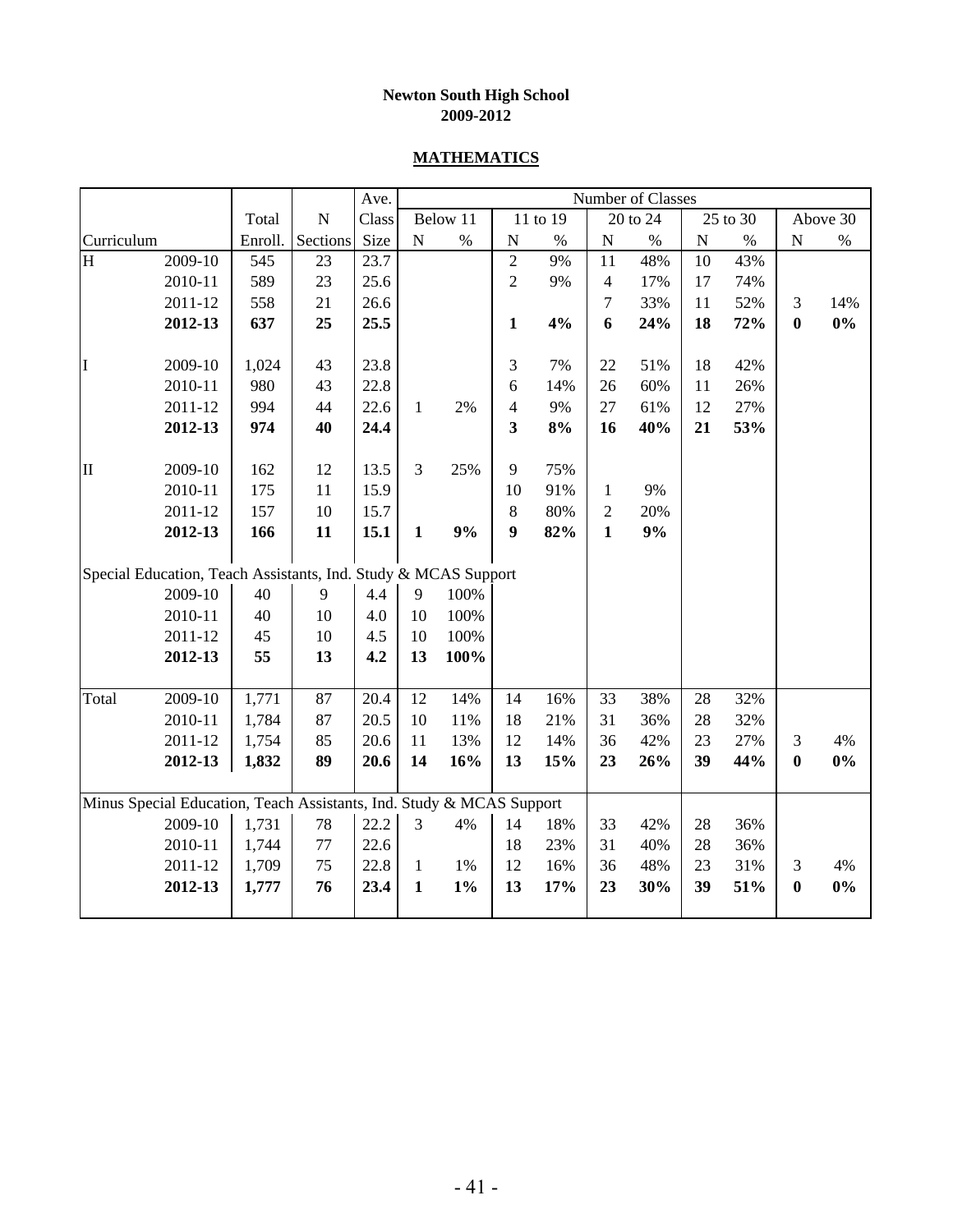**Newton South High School**
**2009-2012**

## MATHEMATICS

| | | | | Ave. | Number of Classes | | | | | | | | | |
|---|---|---|---|---|---|---|---|---|---|---|---|---|---|---|
| | | Total | N | Class | Below 11 | | 11 to 19 | | 20 to 24 | | 25 to 30 | | Above 30 | |
| Curriculum | | Enroll. | Sections | Size | N | % | N | % | N | % | N | % | N | % |
| H | 2009-10 | 545 | 23 | 23.7 | | | 2 | 9% | 11 | 48% | 10 | 43% | | |
| | 2010-11 | 589 | 23 | 25.6 | | | 2 | 9% | 4 | 17% | 17 | 74% | | |
| | 2011-12 | 558 | 21 | 26.6 | | | | | 7 | 33% | 11 | 52% | 3 | 14% |
| | **2012-13** | **637** | **25** | **25.5** | | | **1** | **4%** | **6** | **24%** | **18** | **72%** | **0** | **0%** |
| I | 2009-10 | 1,024 | 43 | 23.8 | | | 3 | 7% | 22 | 51% | 18 | 42% | | |
| | 2010-11 | 980 | 43 | 22.8 | | | 6 | 14% | 26 | 60% | 11 | 26% | | |
| | 2011-12 | 994 | 44 | 22.6 | 1 | 2% | 4 | 9% | 27 | 61% | 12 | 27% | | |
| | **2012-13** | **974** | **40** | **24.4** | | | **3** | **8%** | **16** | **40%** | **21** | **53%** | | |
| II | 2009-10 | 162 | 12 | 13.5 | 3 | 25% | 9 | 75% | | | | | | |
| | 2010-11 | 175 | 11 | 15.9 | | | 10 | 91% | 1 | 9% | | | | |
| | 2011-12 | 157 | 10 | 15.7 | | | 8 | 80% | 2 | 20% | | | | |
| | **2012-13** | **166** | **11** | **15.1** | **1** | **9%** | **9** | **82%** | **1** | **9%** | | | | |
| Special Education, Teach Assistants, Ind. Study & MCAS Support | | | | | | | | | | | | | | |
| | 2009-10 | 40 | 9 | 4.4 | 9 | 100% | | | | | | | | |
| | 2010-11 | 40 | 10 | 4.0 | 10 | 100% | | | | | | | | |
| | 2011-12 | 45 | 10 | 4.5 | 10 | 100% | | | | | | | | |
| | **2012-13** | **55** | **13** | **4.2** | **13** | **100%** | | | | | | | | |
| Total | 2009-10 | 1,771 | 87 | 20.4 | 12 | 14% | 14 | 16% | 33 | 38% | 28 | 32% | | |
| | 2010-11 | 1,784 | 87 | 20.5 | 10 | 11% | 18 | 21% | 31 | 36% | 28 | 32% | | |
| | 2011-12 | 1,754 | 85 | 20.6 | 11 | 13% | 12 | 14% | 36 | 42% | 23 | 27% | 3 | 4% |
| | **2012-13** | **1,832** | **89** | **20.6** | **14** | **16%** | **13** | **15%** | **23** | **26%** | **39** | **44%** | **0** | **0%** |
| Minus Special Education, Teach Assistants, Ind. Study & MCAS Support | | | | | | | | | | | | | | |
| | 2009-10 | 1,731 | 78 | 22.2 | 3 | 4% | 14 | 18% | 33 | 42% | 28 | 36% | | |
| | 2010-11 | 1,744 | 77 | 22.6 | | | 18 | 23% | 31 | 40% | 28 | 36% | | |
| | 2011-12 | 1,709 | 75 | 22.8 | 1 | 1% | 12 | 16% | 36 | 48% | 23 | 31% | 3 | 4% |
| | **2012-13** | **1,777** | **76** | **23.4** | **1** | **1%** | **13** | **17%** | **23** | **30%** | **39** | **51%** | **0** | **0%** |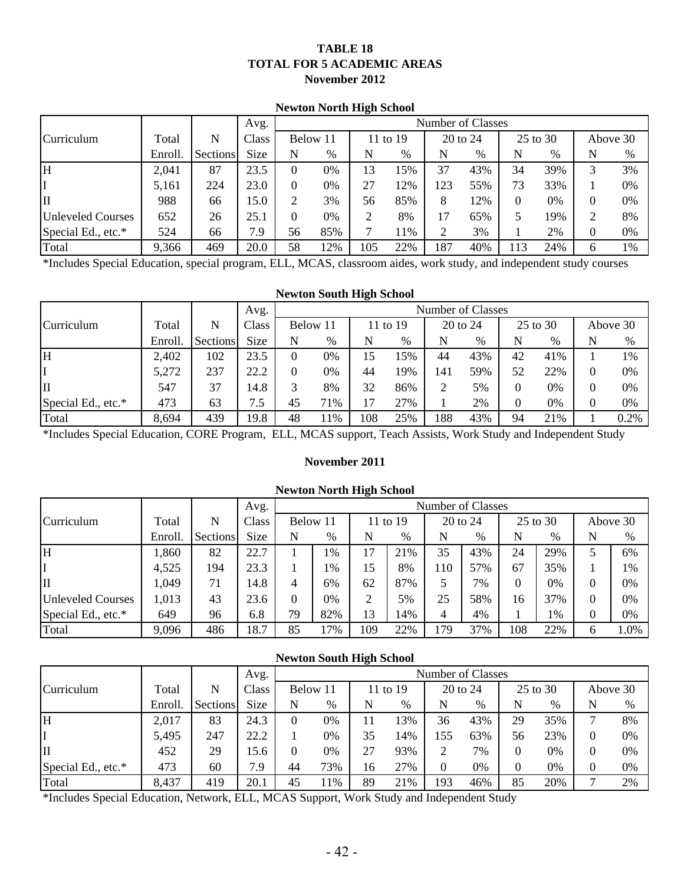# TABLE 18
## TOTAL FOR 5 ACADEMIC AREAS
### November 2012

**Newton North High School**

| Curriculum | Total Enroll. | N Sections | Avg. Class Size | Below 11 N | Below 11 % | 11 to 19 N | 11 to 19 % | 20 to 24 N | 20 to 24 % | 25 to 30 N | 25 to 30 % | Above 30 N | Above 30 % |
|---|---|---|---|---|---|---|---|---|---|---|---|---|---|
| H | 2,041 | 87 | 23.5 | 0 | 0% | 13 | 15% | 37 | 43% | 34 | 39% | 3 | 3% |
| I | 5,161 | 224 | 23.0 | 0 | 0% | 27 | 12% | 123 | 55% | 73 | 33% | 1 | 0% |
| II | 988 | 66 | 15.0 | 2 | 3% | 56 | 85% | 8 | 12% | 0 | 0% | 0 | 0% |
| Unleveled Courses | 652 | 26 | 25.1 | 0 | 0% | 2 | 8% | 17 | 65% | 5 | 19% | 2 | 8% |
| Special Ed., etc.* | 524 | 66 | 7.9 | 56 | 85% | 7 | 11% | 2 | 3% | 1 | 2% | 0 | 0% |
| Total | 9,366 | 469 | 20.0 | 58 | 12% | 105 | 22% | 187 | 40% | 113 | 24% | 6 | 1% |

*Includes Special Education, special program, ELL, MCAS, classroom aides, work study, and independent study courses

**Newton South High School**

| Curriculum | Total Enroll. | N Sections | Avg. Class Size | Below 11 N | Below 11 % | 11 to 19 N | 11 to 19 % | 20 to 24 N | 20 to 24 % | 25 to 30 N | 25 to 30 % | Above 30 N | Above 30 % |
|---|---|---|---|---|---|---|---|---|---|---|---|---|---|
| H | 2,402 | 102 | 23.5 | 0 | 0% | 15 | 15% | 44 | 43% | 42 | 41% | 1 | 1% |
| I | 5,272 | 237 | 22.2 | 0 | 0% | 44 | 19% | 141 | 59% | 52 | 22% | 0 | 0% |
| II | 547 | 37 | 14.8 | 3 | 8% | 32 | 86% | 2 | 5% | 0 | 0% | 0 | 0% |
| Special Ed., etc.* | 473 | 63 | 7.5 | 45 | 71% | 17 | 27% | 1 | 2% | 0 | 0% | 0 | 0% |
| Total | 8,694 | 439 | 19.8 | 48 | 11% | 108 | 25% | 188 | 43% | 94 | 21% | 1 | 0.2% |

*Includes Special Education, CORE Program, ELL, MCAS support, Teach Assists, Work Study and Independent Study

### November 2011

**Newton North High School**

| Curriculum | Total Enroll. | N Sections | Avg. Class Size | Below 11 N | Below 11 % | 11 to 19 N | 11 to 19 % | 20 to 24 N | 20 to 24 % | 25 to 30 N | 25 to 30 % | Above 30 N | Above 30 % |
|---|---|---|---|---|---|---|---|---|---|---|---|---|---|
| H | 1,860 | 82 | 22.7 | 1 | 1% | 17 | 21% | 35 | 43% | 24 | 29% | 5 | 6% |
| I | 4,525 | 194 | 23.3 | 1 | 1% | 15 | 8% | 110 | 57% | 67 | 35% | 1 | 1% |
| II | 1,049 | 71 | 14.8 | 4 | 6% | 62 | 87% | 5 | 7% | 0 | 0% | 0 | 0% |
| Unleveled Courses | 1,013 | 43 | 23.6 | 0 | 0% | 2 | 5% | 25 | 58% | 16 | 37% | 0 | 0% |
| Special Ed., etc.* | 649 | 96 | 6.8 | 79 | 82% | 13 | 14% | 4 | 4% | 1 | 1% | 0 | 0% |
| Total | 9,096 | 486 | 18.7 | 85 | 17% | 109 | 22% | 179 | 37% | 108 | 22% | 6 | 1.0% |

**Newton South High School**

| Curriculum | Total Enroll. | N Sections | Avg. Class Size | Below 11 N | Below 11 % | 11 to 19 N | 11 to 19 % | 20 to 24 N | 20 to 24 % | 25 to 30 N | 25 to 30 % | Above 30 N | Above 30 % |
|---|---|---|---|---|---|---|---|---|---|---|---|---|---|
| H | 2,017 | 83 | 24.3 | 0 | 0% | 11 | 13% | 36 | 43% | 29 | 35% | 7 | 8% |
| I | 5,495 | 247 | 22.2 | 1 | 0% | 35 | 14% | 155 | 63% | 56 | 23% | 0 | 0% |
| II | 452 | 29 | 15.6 | 0 | 0% | 27 | 93% | 2 | 7% | 0 | 0% | 0 | 0% |
| Special Ed., etc.* | 473 | 60 | 7.9 | 44 | 73% | 16 | 27% | 0 | 0% | 0 | 0% | 0 | 0% |
| Total | 8,437 | 419 | 20.1 | 45 | 11% | 89 | 21% | 193 | 46% | 85 | 20% | 7 | 2% |

*Includes Special Education, Network, ELL, MCAS Support, Work Study and Independent Study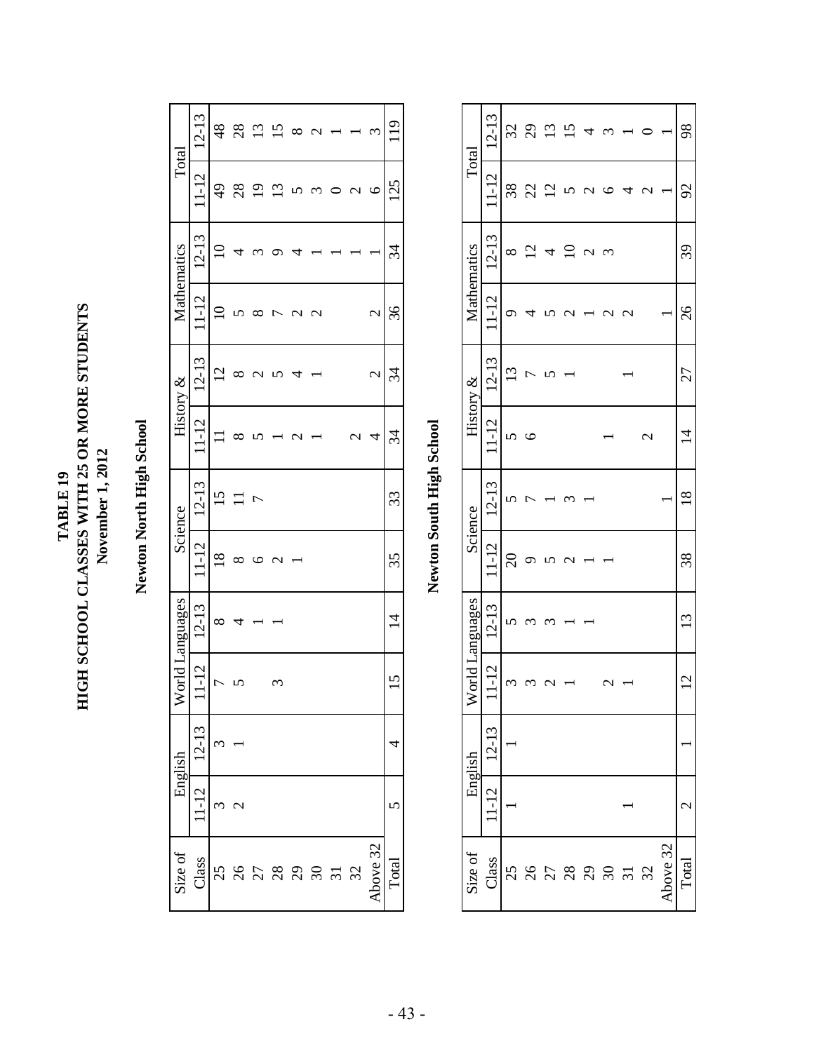# TABLE 19
# HIGH SCHOOL CLASSES WITH 25 OR MORE STUDENTS
## November 1, 2012

### Newton North High School

| Size of | English | | World Languages | | Science | | History & | | Mathematics | | Total | |
|---|---|---|---|---|---|---|---|---|---|---|---|---|
| Class | 11-12 | 12-13 | 11-12 | 12-13 | 11-12 | 12-13 | 11-12 | 12-13 | 11-12 | 12-13 | 11-12 | 12-13 |
| 25 | 3 | 3 | 7 | 8 | 18 | 15 | 11 | 12 | 10 | 10 | 49 | 48 |
| 26 | 2 | 1 | 5 | 4 | 8 | 11 | 8 | 8 | 5 | 4 | 28 | 28 |
| 27 | | | | 1 | 6 | 7 | 5 | 2 | 8 | 3 | 19 | 13 |
| 28 | | | 3 | 1 | 2 | | 1 | 5 | 7 | 9 | 13 | 15 |
| 29 | | | | | 1 | | 2 | 4 | 2 | 4 | 5 | 8 |
| 30 | | | | | | | 1 | 1 | 2 | 1 | 3 | 2 |
| 31 | | | | | | | | | | 1 | 0 | 1 |
| 32 | | | | | | | 2 | | | 1 | 2 | 1 |
| Above 32 | | | | | | | 4 | 2 | 2 | 1 | 6 | 3 |
| Total | 5 | 4 | 15 | 14 | 35 | 33 | 34 | 34 | 36 | 34 | 125 | 119 |

### Newton South High School

| Size of | English | | World Languages | | Science | | History & | | Mathematics | | Total | |
|---|---|---|---|---|---|---|---|---|---|---|---|---|
| Class | 11-12 | 12-13 | 11-12 | 12-13 | 11-12 | 12-13 | 11-12 | 12-13 | 11-12 | 12-13 | 11-12 | 12-13 |
| 25 | 1 | 1 | 3 | 5 | 20 | 5 | 5 | 13 | 9 | 8 | 38 | 32 |
| 26 | | | 3 | 3 | 9 | 7 | 6 | 7 | 4 | 12 | 22 | 29 |
| 27 | | | 2 | 3 | 5 | 1 | | 5 | 5 | 4 | 12 | 13 |
| 28 | | | 1 | 1 | 2 | 3 | | 1 | 2 | 10 | 5 | 15 |
| 29 | | | | 1 | 1 | 1 | | | 1 | 2 | 2 | 4 |
| 30 | | | 2 | | 1 | | 1 | | 2 | 3 | 6 | 3 |
| 31 | 1 | | 1 | | | | | 1 | 2 | | 4 | 1 |
| 32 | | | | | | | 2 | | | | 2 | 0 |
| Above 32 | | | | | | 1 | | | 1 | | 1 | 1 |
| Total | 2 | 1 | 12 | 13 | 38 | 18 | 14 | 27 | 26 | 39 | 92 | 98 |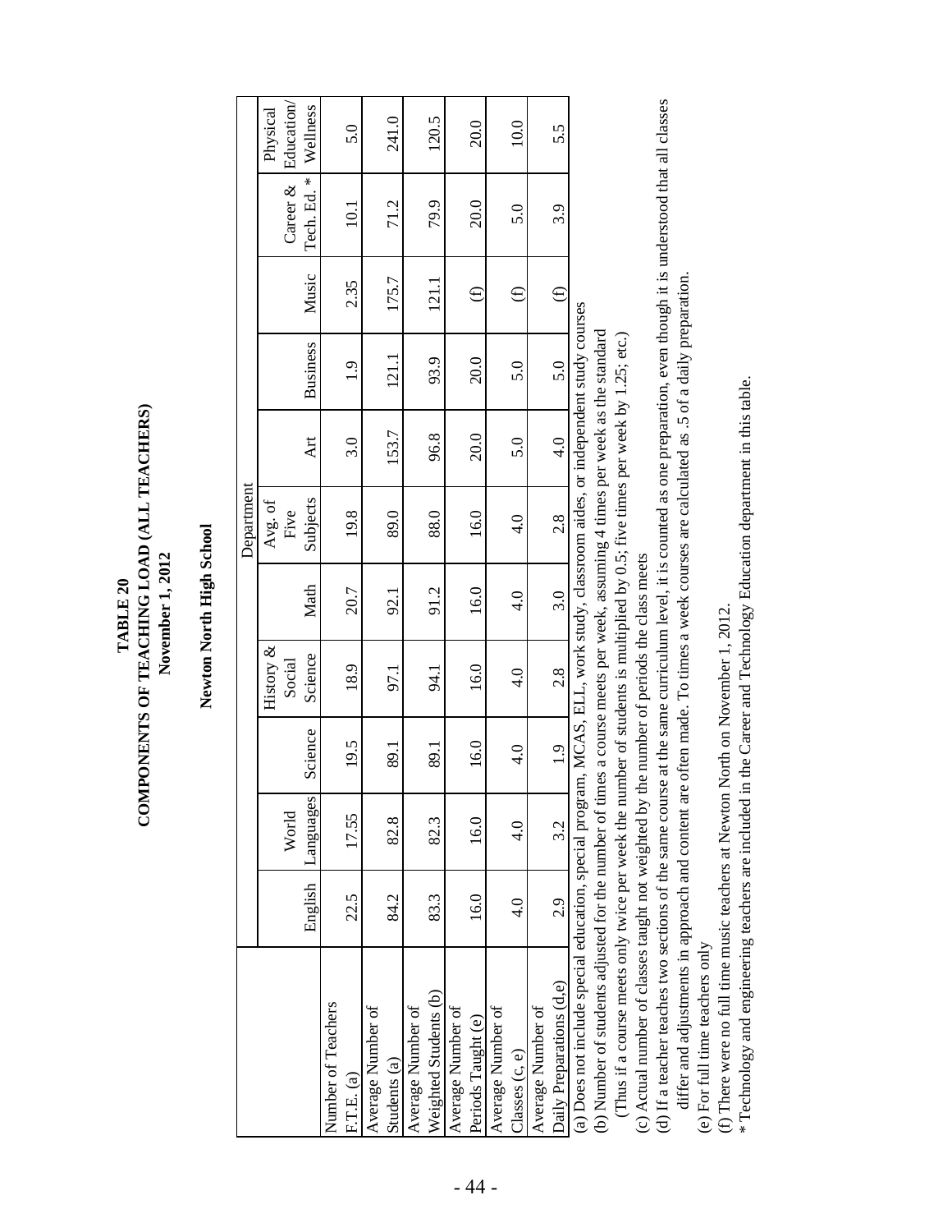# TABLE 20
## COMPONENTS OF TEACHING LOAD (ALL TEACHERS)
### November 1, 2012

### Newton North High School

| | Department | | | | | | | | | | |
|---|---|---|---|---|---|---|---|---|---|---|---|
| | English | World Languages | Science | History & Social Science | Math | Avg. of Five Subjects | Art | Business | Music | Career & Tech. Ed. * | Physical Education/ Wellness |
| Number of Teachers F.T.E. (a) | 22.5 | 17.55 | 19.5 | 18.9 | 20.7 | 19.8 | 3.0 | 1.9 | 2.35 | 10.1 | 5.0 |
| Average Number of Students (a) | 84.2 | 82.8 | 89.1 | 97.1 | 92.1 | 89.0 | 153.7 | 121.1 | 175.7 | 71.2 | 241.0 |
| Average Number of Weighted Students (b) | 83.3 | 82.3 | 89.1 | 94.1 | 91.2 | 88.0 | 96.8 | 93.9 | 121.1 | 79.9 | 120.5 |
| Average Number of Periods Taught (e) | 16.0 | 16.0 | 16.0 | 16.0 | 16.0 | 16.0 | 20.0 | 20.0 | (f) | 20.0 | 20.0 |
| Average Number of Classes (c, e) | 4.0 | 4.0 | 4.0 | 4.0 | 4.0 | 4.0 | 5.0 | 5.0 | (f) | 5.0 | 10.0 |
| Average Number of Daily Preparations (d,e) | 2.9 | 3.2 | 1.9 | 2.8 | 3.0 | 2.8 | 4.0 | 5.0 | (f) | 3.9 | 5.5 |

(a) Does not include special education, special program, MCAS, ELL, work study, classroom aides, or independent study courses

(b) Number of students adjusted for the number of times a course meets per week, assuming 4 times per week as the standard
(Thus if a course meets only twice per week the number of students is multiplied by 0.5; five times per week by 1.25; etc.)

(c) Actual number of classes taught not weighted by the number of periods the class meets

(d) If a teacher teaches two sections of the same course at the same curriculum level, it is counted as one preparation, even though it is understood that all classes differ and adjustments in approach and content are often made. To times a week courses are calculated as .5 of a daily preparation.

(e) For full time teachers only

(f) There were no full time music teachers at Newton North on November 1, 2012.

* Technology and engineering teachers are included in the Career and Technology Education department in this table.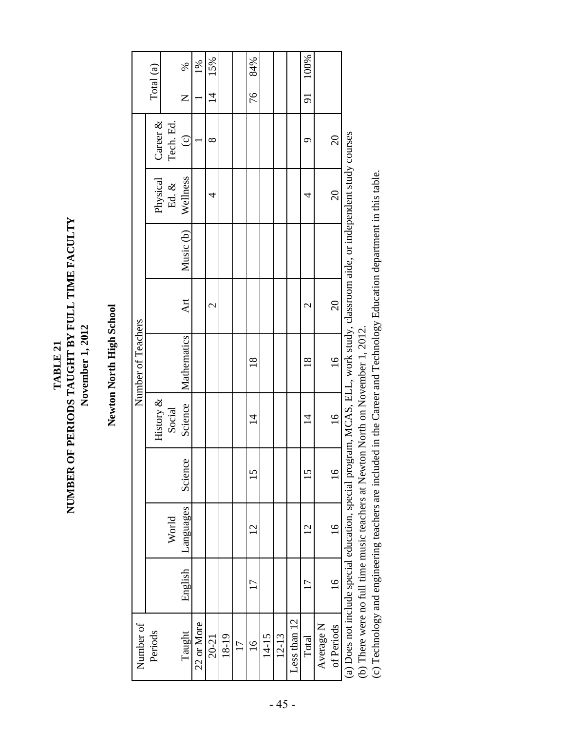# TABLE 21
## NUMBER OF PERIODS TAUGHT BY FULL TIME FACULTY
### November 1, 2012

### Newton North High School

| Number of Periods Taught | Number of Teachers | | | | | | | | | Total (a) | |
|---|---|---|---|---|---|---|---|---|---|---|---|
| | English | World Languages | Science | History & Social Science | Mathematics | Art | Music (b) | Physical Ed. & Wellness | Career & Tech. Ed. (c) | N | % |
| 22 or More | | | | | | | | | 1 | 1 | 1% |
| 20-21 | | | | | | 2 | | 4 | 8 | 14 | 15% |
| 18-19 | | | | | | | | | | | |
| 17 | | | | | | | | | | | |
| 16 | 17 | 12 | 15 | 14 | 18 | | | | | 76 | 84% |
| 14-15 | | | | | | | | | | | |
| 12-13 | | | | | | | | | | | |
| Less than 12 | | | | | | | | | | | |
| Total | 17 | 12 | 15 | 14 | 18 | 2 | | 4 | 9 | 91 | 100% |
| Average N of Periods | 16 | 16 | 16 | 16 | 16 | 20 | | 20 | 20 | | |

(a) Does not include special education, special program, MCAS, ELL, work study, classroom aide, or independent study courses

(b) There were no full time music teachers at Newton North on November 1, 2012.

(c) Technology and engineering teachers are included in the Career and Technology Education department in this table.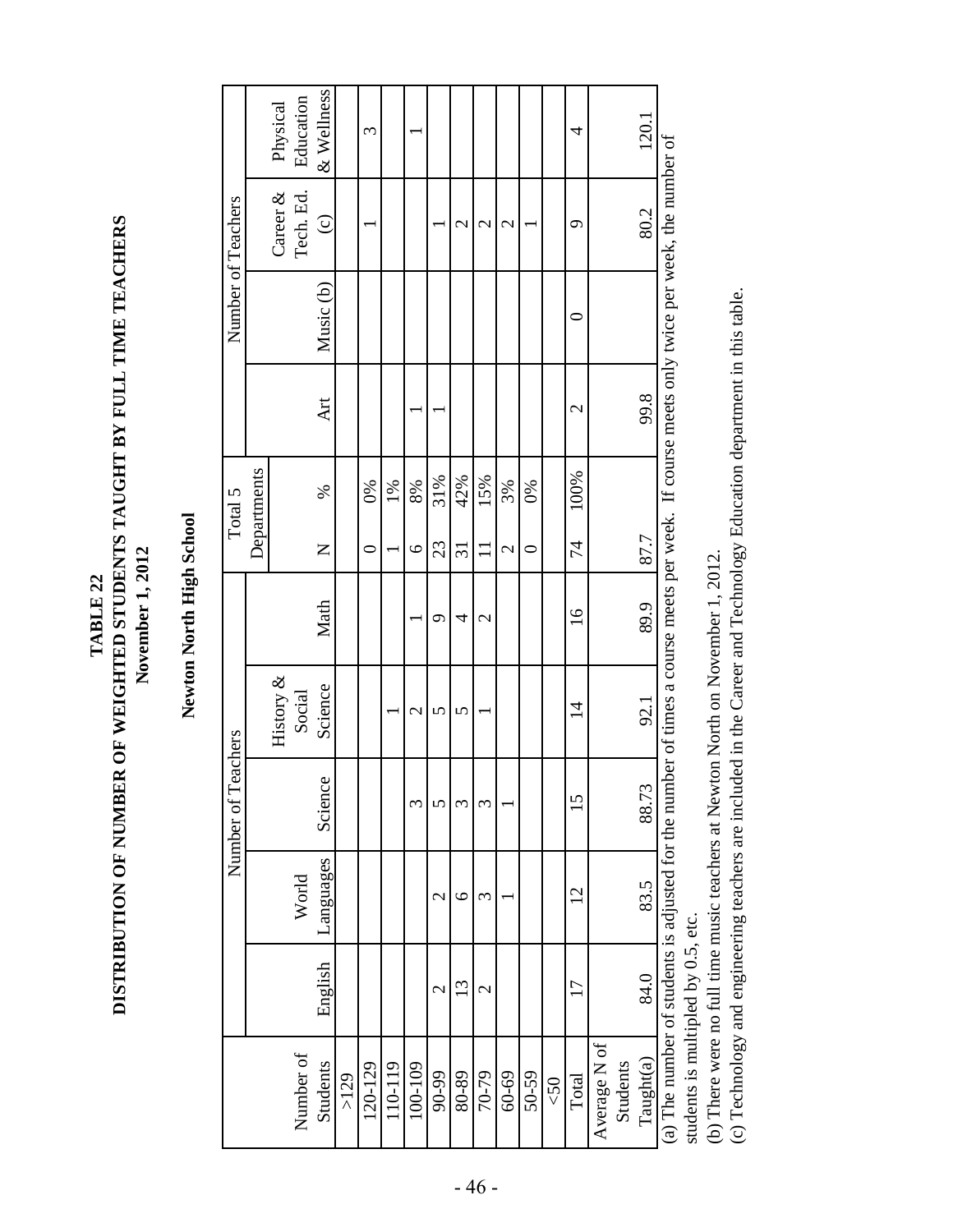# TABLE 22
## DISTRIBUTION OF NUMBER OF WEIGHTED STUDENTS TAUGHT BY FULL TIME TEACHERS
### November 1, 2012

### Newton North High School

| Number of Students | Number of Teachers | | | | | Total 5 Departments | | Number of Teachers | | | |
|---|---|---|---|---|---|---|---|---|---|---|---|
| | English | World Languages | Science | History & Social Science | Math | N | % | Art | Music (b) | Career & Tech. Ed. (c) | Physical Education & Wellness |
| >129 | | | | | | | | | | | |
| 120-129 | | | | | | 0 | 0% | | | 1 | 3 |
| 110-119 | | | | 1 | | 1 | 1% | | | | |
| 100-109 | | | 3 | 2 | 1 | 6 | 8% | 1 | | | 1 |
| 90-99 | 2 | 2 | 5 | 5 | 9 | 23 | 31% | 1 | | 1 | |
| 80-89 | 13 | 6 | 3 | 5 | 4 | 31 | 42% | | | 2 | |
| 70-79 | 2 | 3 | 3 | 1 | 2 | 11 | 15% | | | 2 | |
| 60-69 | | 1 | 1 | | | 2 | 3% | | | 2 | |
| 50-59 | | | | | | 0 | 0% | | | 1 | |
| <50 | | | | | | | | | | | |
| Total | 17 | 12 | 15 | 14 | 16 | 74 | 100% | 2 | 0 | 9 | 4 |
| Average N of Students Taught(a) | 84.0 | 83.5 | 88.73 | 92.1 | 89.9 | 87.7 | | 99.8 | | 80.2 | 120.1 |

(a) The number of students is adjusted for the number of times a course meets per week. If course meets only twice per week, the number of students is multipled by 0.5, etc.

(b) There were no full time music teachers at Newton North on November 1, 2012.

(c) Technology and engineering teachers are included in the Career and Technology Education department in this table.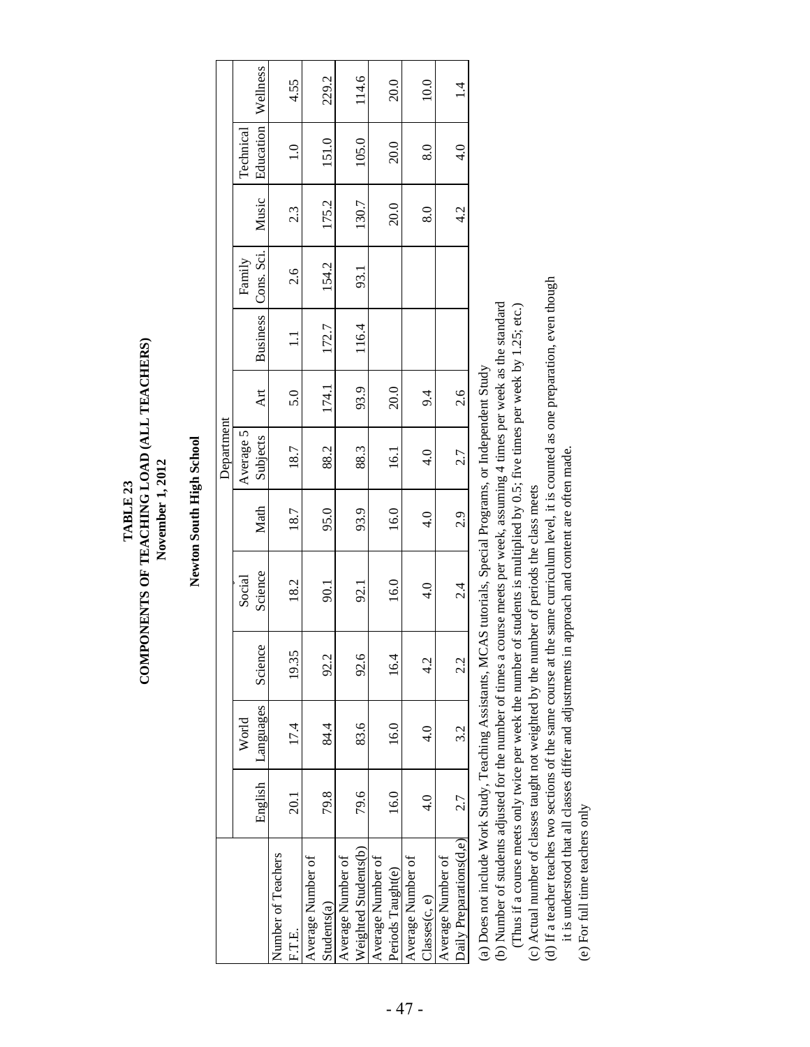# TABLE 23
## COMPONENTS OF TEACHING LOAD (ALL TEACHERS)
### November 1, 2012

### Newton South High School

| | Department | | | | | | | | | | | |
|---|---|---|---|---|---|---|---|---|---|---|---|---|
| | English | World Languages | Science | Social Science | Math | Average 5 Subjects | Art | Business | Family Cons. Sci. | Music | Technical Education | Wellness |
| Number of Teachers F.T.E. | 20.1 | 17.4 | 19.35 | 18.2 | 18.7 | 18.7 | 5.0 | 1.1 | 2.6 | 2.3 | 1.0 | 4.55 |
| Average Number of Students(a) | 79.8 | 84.4 | 92.2 | 90.1 | 95.0 | 88.2 | 174.1 | 172.7 | 154.2 | 175.2 | 151.0 | 229.2 |
| Average Number of Weighted Students(b) | 79.6 | 83.6 | 92.6 | 92.1 | 93.9 | 88.3 | 93.9 | 116.4 | 93.1 | 130.7 | 105.0 | 114.6 |
| Average Number of Periods Taught(e) | 16.0 | 16.0 | 16.4 | 16.0 | 16.0 | 16.1 | 20.0 | | | 20.0 | 20.0 | 20.0 |
| Average Number of Classes(c, e) | 4.0 | 4.0 | 4.2 | 4.0 | 4.0 | 4.0 | 9.4 | | | 8.0 | 8.0 | 10.0 |
| Average Number of Daily Preparations(d,e) | 2.7 | 3.2 | 2.2 | 2.4 | 2.9 | 2.7 | 2.6 | | | 4.2 | 4.0 | 1.4 |

(a) Does not include Work Study, Teaching Assistants, MCAS tutorials, Special Programs, or Independent Study

(b) Number of students adjusted for the number of times a course meets per week, assuming 4 times per week as the standard
(Thus if a course meets only twice per week the number of students is multiplied by 0.5; five times per week by 1.25; etc.)

(c) Actual number of classes taught not weighted by the number of periods the class meets

(d) If a teacher teaches two sections of the same course at the same curriculum level, it is counted as one preparation, even though it is understood that all classes differ and adjustments in approach and content are often made.

(e) For full time teachers only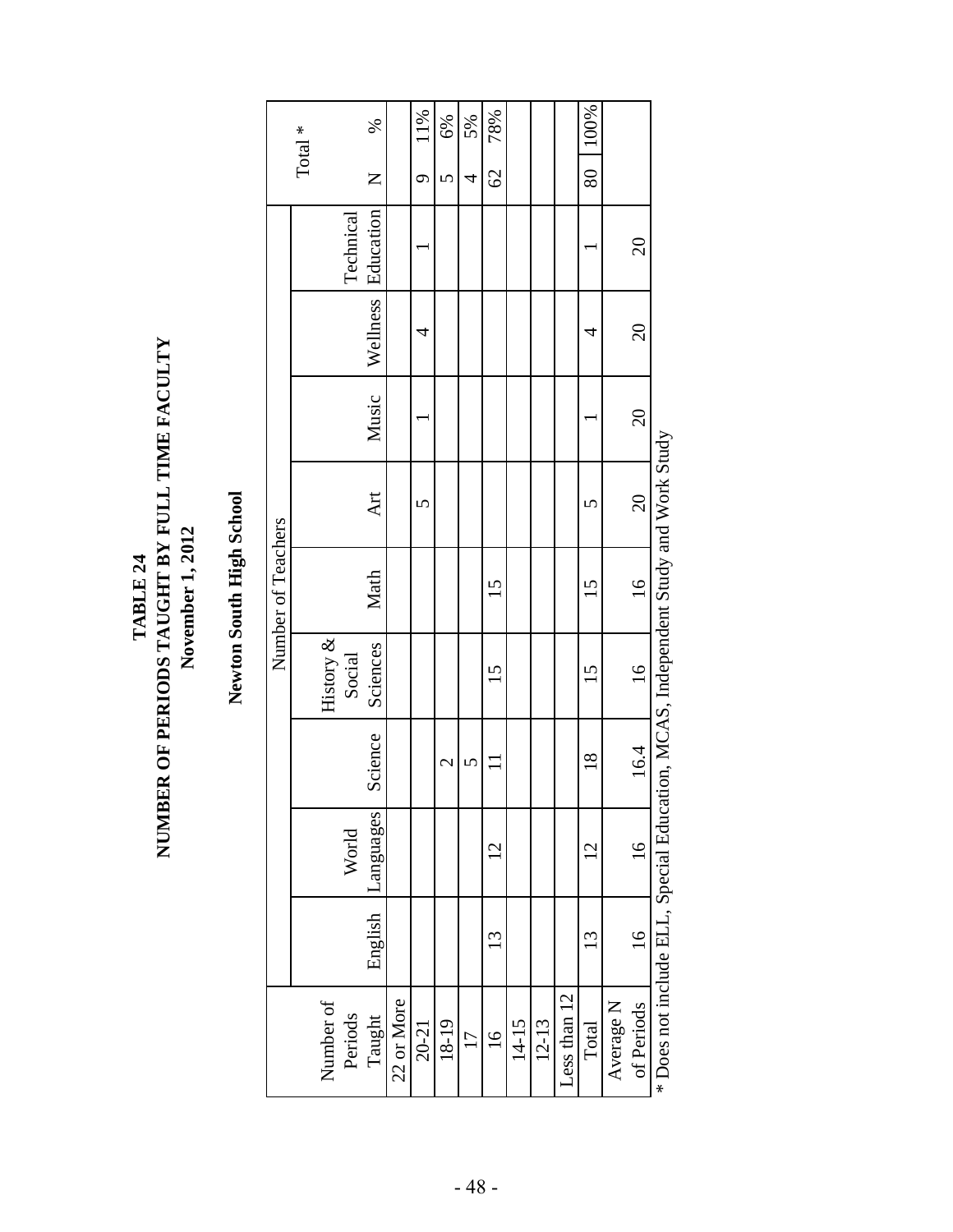# TABLE 24
# NUMBER OF PERIODS TAUGHT BY FULL TIME FACULTY
## November 1, 2012

## Newton South High School

| Number of Periods Taught | Number of Teachers | | | | | | | | | Total * | |
|---|---|---|---|---|---|---|---|---|---|---|---|
| | English | World Languages | Science | History & Social Sciences | Math | Art | Music | Wellness | Technical Education | N | % |
| 22 or More | | | | | | | | | | | |
| 20-21 | | | | | | 5 | 1 | 4 | 1 | 9 | 11% |
| 18-19 | | | 2 | | | | | | | 5 | 6% |
| 17 | | | 5 | | | | | | | 4 | 5% |
| 16 | 13 | 12 | 11 | 15 | 15 | | | | | 62 | 78% |
| 14-15 | | | | | | | | | | | |
| 12-13 | | | | | | | | | | | |
| Less than 12 | | | | | | | | | | | |
| Total | 13 | 12 | 18 | 15 | 15 | 5 | 1 | 4 | 1 | 80 | 100% |
| Average N of Periods | 16 | 16 | 16.4 | 16 | 16 | 20 | 20 | 20 | 20 | | |

* Does not include ELL, Special Education, MCAS, Independent Study and Work Study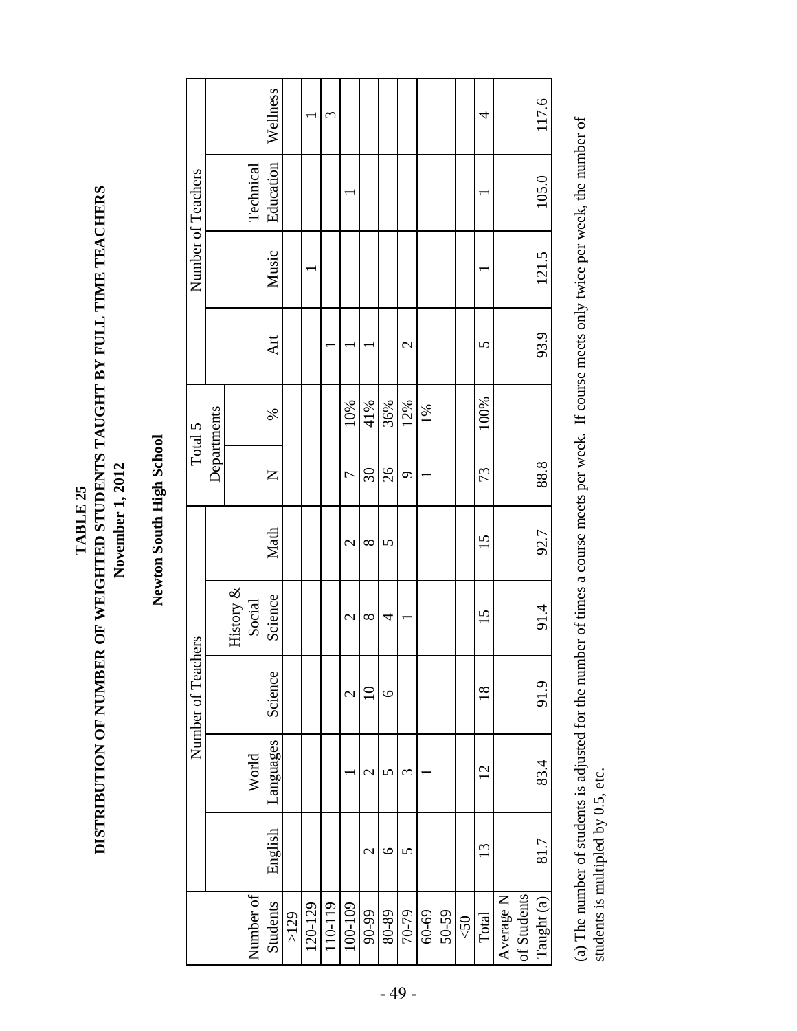**TABLE 25**

**DISTRIBUTION OF NUMBER OF WEIGHTED STUDENTS TAUGHT BY FULL TIME TEACHERS**

**November 1, 2012**

**Newton South High School**

| | Number of Teachers | | | | | Total 5 Departments | | Number of Teachers | | | |
|---|---|---|---|---|---|---|---|---|---|---|---|
| Number of Students | English | World Languages | Science | History & Social Science | Math | N | % | Art | Music | Technical Education | Wellness |
| >129 | | | | | | | | | | | |
| 120-129 | | | | | | | | | 1 | | 1 |
| 110-119 | | | | | | | | 1 | | | 3 |
| 100-109 | | 1 | 2 | 2 | 2 | 7 | 10% | 1 | | 1 | |
| 90-99 | 2 | 2 | 10 | 8 | 8 | 30 | 41% | 1 | | | |
| 80-89 | 6 | 5 | 6 | 4 | 5 | 26 | 36% | | | | |
| 70-79 | 5 | 3 | | 1 | | 9 | 12% | 2 | | | |
| 60-69 | | 1 | | | | 1 | 1% | | | | |
| 50-59 | | | | | | | | | | | |
| <50 | | | | | | | | | | | |
| Total | 13 | 12 | 18 | 15 | 15 | 73 | 100% | 5 | 1 | 1 | 4 |
| Average N of Students Taught (a) | 81.7 | 83.4 | 91.9 | 91.4 | 92.7 | 88.8 | | 93.9 | 121.5 | 105.0 | 117.6 |

(a) The number of students is adjusted for the number of times a course meets per week. If course meets only twice per week, the number of students is multipled by 0.5, etc.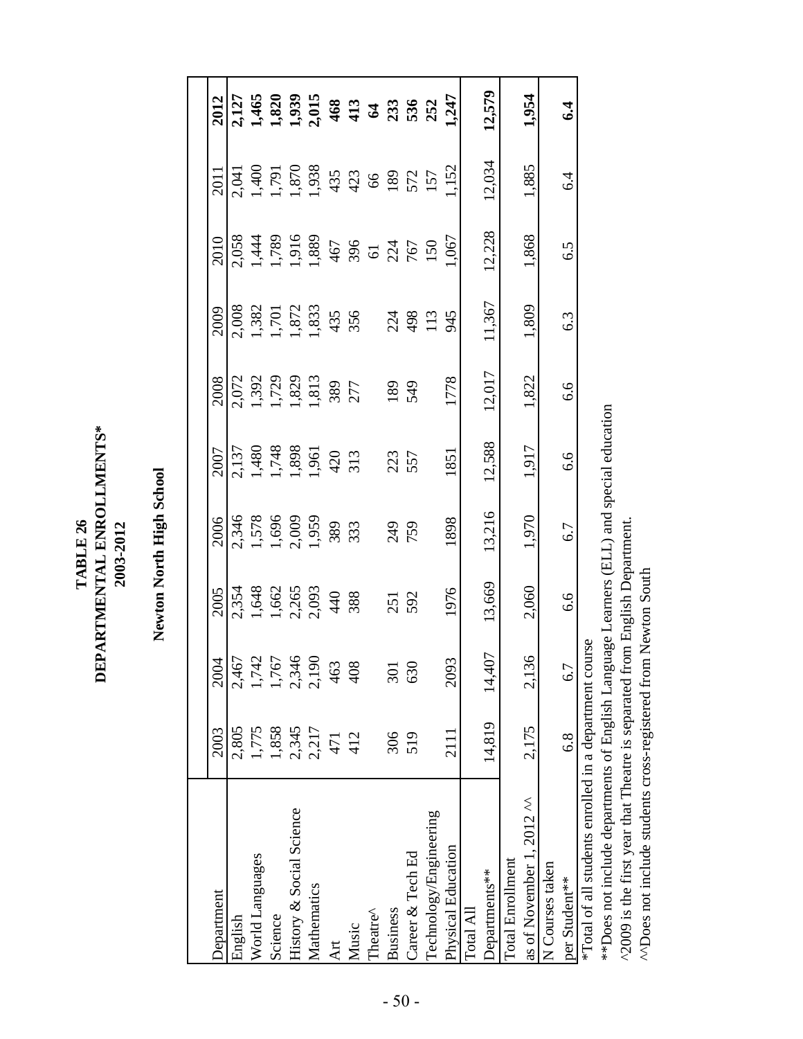# TABLE 26
## DEPARTMENTAL ENROLLMENTS*
## 2003-2012

## Newton North High School

| Department | 2003 | 2004 | 2005 | 2006 | 2007 | 2008 | 2009 | 2010 | 2011 | **2012** |
|---|---|---|---|---|---|---|---|---|---|---|
| English | 2,805 | 2,467 | 2,354 | 2,346 | 2,137 | 2,072 | 2,008 | 2,058 | 2,041 | **2,127** |
| World Languages | 1,775 | 1,742 | 1,648 | 1,578 | 1,480 | 1,392 | 1,382 | 1,444 | 1,400 | **1,465** |
| Science | 1,858 | 1,767 | 1,662 | 1,696 | 1,748 | 1,729 | 1,701 | 1,789 | 1,791 | **1,820** |
| History & Social Science | 2,345 | 2,346 | 2,265 | 2,009 | 1,898 | 1,829 | 1,872 | 1,916 | 1,870 | **1,939** |
| Mathematics | 2,217 | 2,190 | 2,093 | 1,959 | 1,961 | 1,813 | 1,833 | 1,889 | 1,938 | **2,015** |
| Art | 471 | 463 | 440 | 389 | 420 | 389 | 435 | 467 | 435 | **468** |
| Music | 412 | 408 | 388 | 333 | 313 | 277 | 356 | 396 | 423 | **413** |
| Theatre^ | | | | | | | | 61 | 66 | **64** |
| Business | 306 | 301 | 251 | 249 | 223 | 189 | 224 | 224 | 189 | **233** |
| Career & Tech Ed | 519 | 630 | 592 | 759 | 557 | 549 | 498 | 767 | 572 | **536** |
| Technology/Engineering | | | | | | | 113 | 150 | 157 | **252** |
| Physical Education | 2111 | 2093 | 1976 | 1898 | 1851 | 1778 | 945 | 1,067 | 1,152 | **1,247** |
| Total All Departments** | 14,819 | 14,407 | 13,669 | 13,216 | 12,588 | 12,017 | 11,367 | 12,228 | 12,034 | **12,579** |
| Total Enrollment as of November 1, 2012 ^^ | 2,175 | 2,136 | 2,060 | 1,970 | 1,917 | 1,822 | 1,809 | 1,868 | 1,885 | **1,954** |
| N Courses taken per Student** | 6.8 | 6.7 | 6.6 | 6.7 | 6.6 | 6.6 | 6.3 | 6.5 | 6.4 | **6.4** |

*Total of all students enrolled in a department course

**Does not include departments of English Language Learners (ELL) and special education

^2009 is the first year that Theatre is separated from English Department.

^^Does not include students cross-registered from Newton South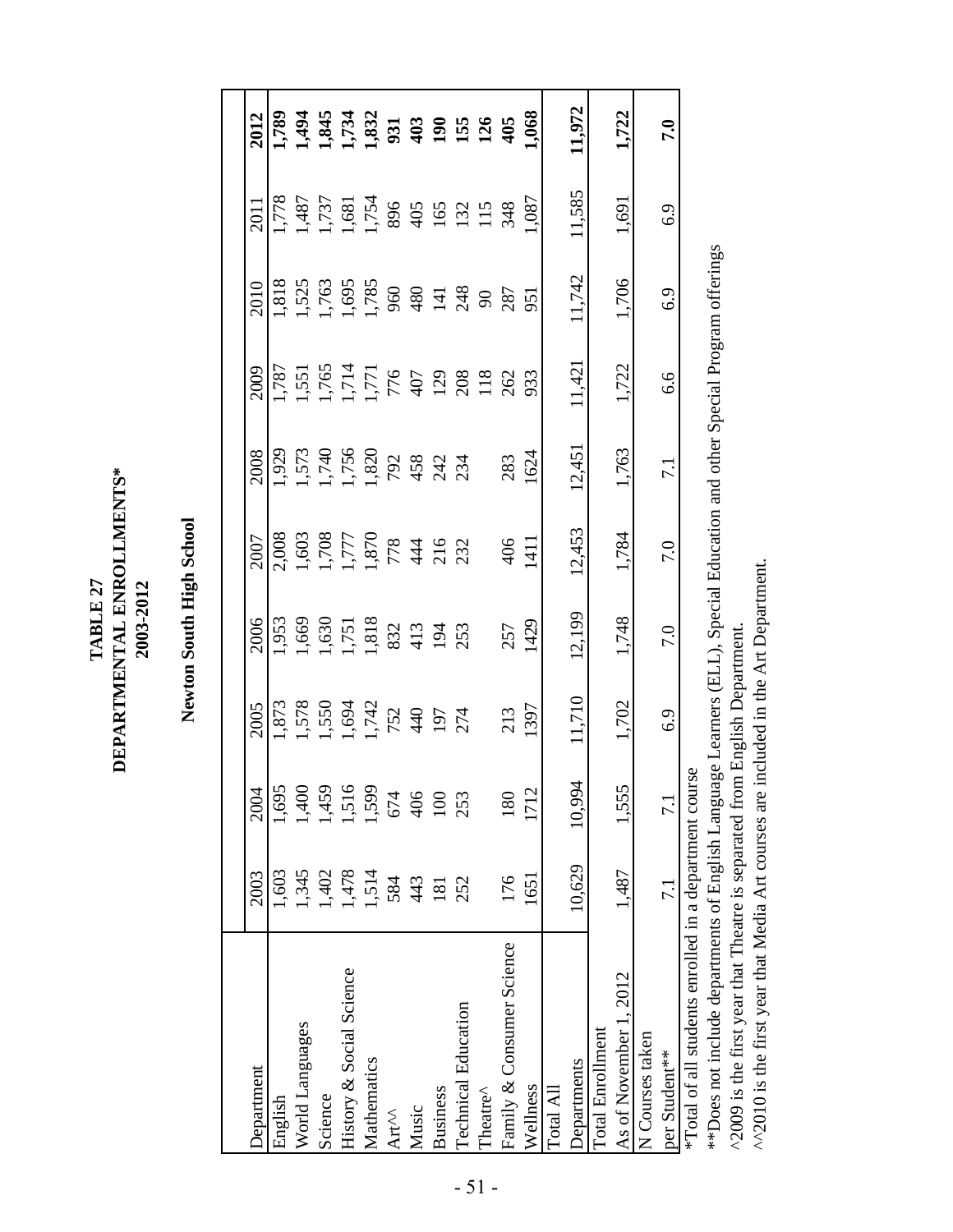# TABLE 27
# DEPARTMENTAL ENROLLMENTS*
## 2003-2012

## Newton South High School

| Department | 2003 | 2004 | 2005 | 2006 | 2007 | 2008 | 2009 | 2010 | 2011 | **2012** |
|---|---|---|---|---|---|---|---|---|---|---|
| English | 1,603 | 1,695 | 1,873 | 1,953 | 2,008 | 1,929 | 1,787 | 1,818 | 1,778 | **1,789** |
| World Languages | 1,345 | 1,400 | 1,578 | 1,669 | 1,603 | 1,573 | 1,551 | 1,525 | 1,487 | **1,494** |
| Science | 1,402 | 1,459 | 1,550 | 1,630 | 1,708 | 1,740 | 1,765 | 1,763 | 1,737 | **1,845** |
| History & Social Science | 1,478 | 1,516 | 1,694 | 1,751 | 1,777 | 1,756 | 1,714 | 1,695 | 1,681 | **1,734** |
| Mathematics | 1,514 | 1,599 | 1,742 | 1,818 | 1,870 | 1,820 | 1,771 | 1,785 | 1,754 | **1,832** |
| Art^^ | 584 | 674 | 752 | 832 | 778 | 792 | 776 | 960 | 896 | **931** |
| Music | 443 | 406 | 440 | 413 | 444 | 458 | 407 | 480 | 405 | **403** |
| Business | 181 | 100 | 197 | 194 | 216 | 242 | 129 | 141 | 165 | **190** |
| Technical Education | 252 | 253 | 274 | 253 | 232 | 234 | 208 | 248 | 132 | **155** |
| Theatre^ | | | | | | | 118 | 90 | 115 | **126** |
| Family & Consumer Science | 176 | 180 | 213 | 257 | 406 | 283 | 262 | 287 | 348 | **405** |
| Wellness | 1651 | 1712 | 1397 | 1429 | 1411 | 1624 | 933 | 951 | 1,087 | **1,068** |
| Total All Departments | 10,629 | 10,994 | 11,710 | 12,199 | 12,453 | 12,451 | 11,421 | 11,742 | 11,585 | **11,972** |
| Total Enrollment As of November 1, 2012 | 1,487 | 1,555 | 1,702 | 1,748 | 1,784 | 1,763 | 1,722 | 1,706 | 1,691 | **1,722** |
| N Courses taken per Student** | 7.1 | 7.1 | 6.9 | 7.0 | 7.0 | 7.1 | 6.6 | 6.9 | 6.9 | **7.0** |

*Total of all students enrolled in a department course

**Does not include departments of English Language Learners (ELL), Special Education and other Special Program offerings

^2009 is the first year that Theatre is separated from English Department.

^^2010 is the first year that Media Art courses are included in the Art Department.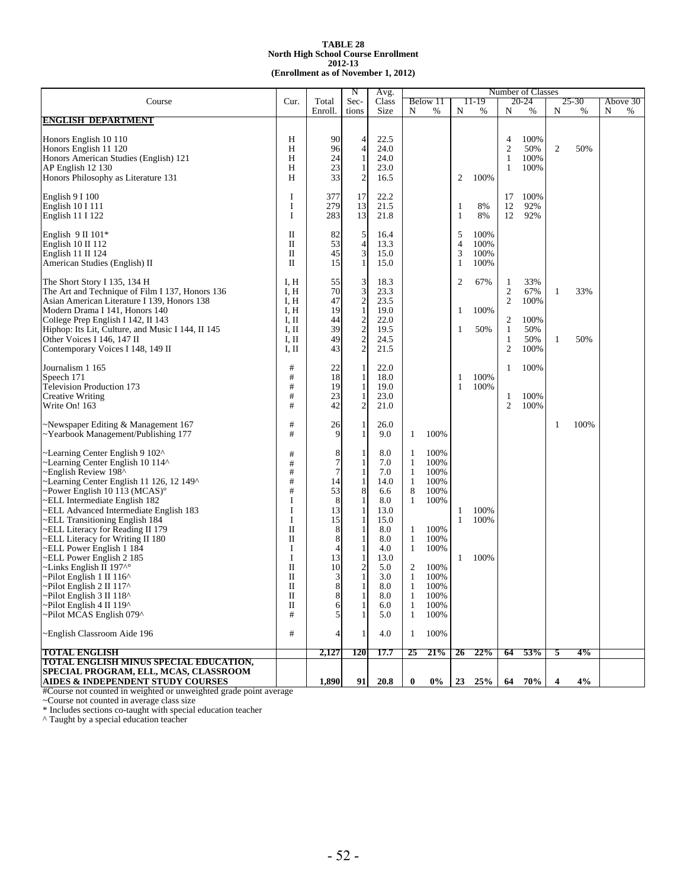**TABLE 28**
**North High School Course Enrollment**
**2012-13**
**(Enrollment as of November 1, 2012)**

| Course | Cur. | Total Enroll. | N Sec-tions | Avg. Class Size | Below 11 N | Below 11 % | 11-19 N | 11-19 % | 20-24 N | 20-24 % | 25-30 N | 25-30 % | Above 30 N | Above 30 % |
|---|---|---|---|---|---|---|---|---|---|---|---|---|---|---|
| **ENGLISH DEPARTMENT** | | | | | | | | | | | | | | |
| Honors English 10 110 | H | 90 | 4 | 22.5 | | | | | 4 | 100% | | | | |
| Honors English 11 120 | H | 96 | 4 | 24.0 | | | | | 2 | 50% | 2 | 50% | | |
| Honors American Studies (English) 121 | H | 24 | 1 | 24.0 | | | | | 1 | 100% | | | | |
| AP English 12 130 | H | 23 | 1 | 23.0 | | | | | 1 | 100% | | | | |
| Honors Philosophy as Literature 131 | H | 33 | 2 | 16.5 | | | 2 | 100% | | | | | | |
| English 9 I 100 | I | 377 | 17 | 22.2 | | | | | 17 | 100% | | | | |
| English 10 I 111 | I | 279 | 13 | 21.5 | | | 1 | 8% | 12 | 92% | | | | |
| English 11 I 122 | I | 283 | 13 | 21.8 | | | 1 | 8% | 12 | 92% | | | | |
| English 9 II 101* | II | 82 | 5 | 16.4 | | | 5 | 100% | | | | | | |
| English 10 II 112 | II | 53 | 4 | 13.3 | | | 4 | 100% | | | | | | |
| English 11 II 124 | II | 45 | 3 | 15.0 | | | 3 | 100% | | | | | | |
| American Studies (English) II | II | 15 | 1 | 15.0 | | | 1 | 100% | | | | | | |
| The Short Story I 135, 134 H | I, H | 55 | 3 | 18.3 | | | 2 | 67% | 1 | 33% | | | | |
| The Art and Technique of Film I 137, Honors 136 | I, H | 70 | 3 | 23.3 | | | | | 2 | 67% | 1 | 33% | | |
| Asian American Literature I 139, Honors 138 | I, H | 47 | 2 | 23.5 | | | | | 2 | 100% | | | | |
| Modern Drama I 141, Honors 140 | I, H | 19 | 1 | 19.0 | | | 1 | 100% | | | | | | |
| College Prep English I 142, II 143 | I, II | 44 | 2 | 22.0 | | | | | 2 | 100% | | | | |
| Hiphop: Its Lit, Culture, and Music I 144, II 145 | I, II | 39 | 2 | 19.5 | | | 1 | 50% | 1 | 50% | | | | |
| Other Voices I 146, 147 II | I, II | 49 | 2 | 24.5 | | | | | 1 | 50% | 1 | 50% | | |
| Contemporary Voices I 148, 149 II | I, II | 43 | 2 | 21.5 | | | | | 2 | 100% | | | | |
| Journalism 1 165 | # | 22 | 1 | 22.0 | | | | | 1 | 100% | | | | |
| Speech 171 | # | 18 | 1 | 18.0 | | | 1 | 100% | | | | | | |
| Television Production 173 | # | 19 | 1 | 19.0 | | | 1 | 100% | | | | | | |
| Creative Writing | # | 23 | 1 | 23.0 | | | | | 1 | 100% | | | | |
| Write On! 163 | # | 42 | 2 | 21.0 | | | | | 2 | 100% | | | | |
| ~Newspaper Editing & Management 167 | # | 26 | 1 | 26.0 | | | | | | | 1 | 100% | | |
| ~Yearbook Management/Publishing 177 | # | 9 | 1 | 9.0 | 1 | 100% | | | | | | | | |
| ~Learning Center English 9 102^ | # | 8 | 1 | 8.0 | 1 | 100% | | | | | | | | |
| ~Learning Center English 10 114^ | # | 7 | 1 | 7.0 | 1 | 100% | | | | | | | | |
| ~English Review 198^ | # | 7 | 1 | 7.0 | 1 | 100% | | | | | | | | |
| ~Learning Center English 11 126, 12 149^ | # | 14 | 1 | 14.0 | 1 | 100% | | | | | | | | |
| ~Power English 10 113 (MCAS)° | # | 53 | 8 | 6.6 | 8 | 100% | | | | | | | | |
| ~ELL Intermediate English 182 | I | 8 | 1 | 8.0 | 1 | 100% | | | | | | | | |
| ~ELL Advanced Intermediate English 183 | I | 13 | 1 | 13.0 | | | 1 | 100% | | | | | | |
| ~ELL Transitioning English 184 | I | 15 | 1 | 15.0 | | | 1 | 100% | | | | | | |
| ~ELL Literacy for Reading II 179 | II | 8 | 1 | 8.0 | 1 | 100% | | | | | | | | |
| ~ELL Literacy for Writing II 180 | II | 8 | 1 | 8.0 | 1 | 100% | | | | | | | | |
| ~ELL Power English 1 184 | I | 4 | 1 | 4.0 | 1 | 100% | | | | | | | | |
| ~ELL Power English 2 185 | I | 13 | 1 | 13.0 | | | 1 | 100% | | | | | | |
| ~Links English II 197^° | II | 10 | 2 | 5.0 | 2 | 100% | | | | | | | | |
| ~Pilot English 1 II 116^ | II | 3 | 1 | 3.0 | 1 | 100% | | | | | | | | |
| ~Pilot English 2 II 117^ | II | 8 | 1 | 8.0 | 1 | 100% | | | | | | | | |
| ~Pilot English 3 II 118^ | II | 8 | 1 | 8.0 | 1 | 100% | | | | | | | | |
| ~Pilot English 4 II 119^ | II | 6 | 1 | 6.0 | 1 | 100% | | | | | | | | |
| ~Pilot MCAS English 079^ | # | 5 | 1 | 5.0 | 1 | 100% | | | | | | | | |
| ~English Classroom Aide 196 | # | 4 | 1 | 4.0 | 1 | 100% | | | | | | | | |
| **TOTAL ENGLISH** | | **2,127** | **120** | **17.7** | **25** | **21%** | **26** | **22%** | **64** | **53%** | **5** | **4%** | | |
| **TOTAL ENGLISH MINUS SPECIAL EDUCATION, SPECIAL PROGRAM, ELL, MCAS, CLASSROOM AIDES & INDEPENDENT STUDY COURSES** | | **1,890** | **91** | **20.8** | **0** | **0%** | **23** | **25%** | **64** | **70%** | **4** | **4%** | | |

#Course not counted in weighted or unweighted grade point average
~Course not counted in average class size
* Includes sections co-taught with special education teacher
^ Taught by a special education teacher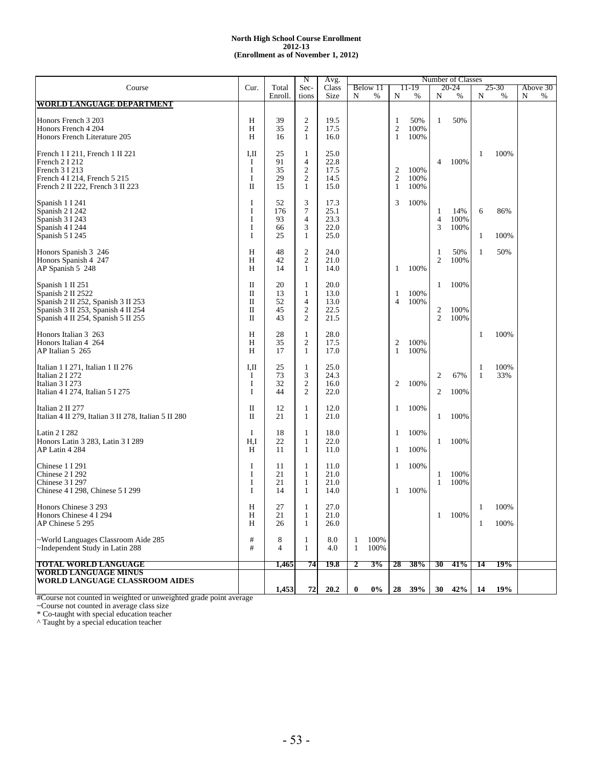# North High School Course Enrollment
## 2012-13
### (Enrollment as of November 1, 2012)

| Course | Cur. | Total Enroll. | N Sec-tions | Avg. Class Size | Below 11 N | Below 11 % | 11-19 N | 11-19 % | 20-24 N | 20-24 % | 25-30 N | 25-30 % | Above 30 N | Above 30 % |
|---|---|---|---|---|---|---|---|---|---|---|---|---|---|---|
| **WORLD LANGUAGE DEPARTMENT** | | | | | | | | | | | | | | |
| Honors French 3 203 | H | 39 | 2 | 19.5 | | | 1 | 50% | 1 | 50% | | | | |
| Honors French 4 204 | H | 35 | 2 | 17.5 | | | 2 | 100% | | | | | | |
| Honors French Literature 205 | H | 16 | 1 | 16.0 | | | 1 | 100% | | | | | | |
| French 1 I 211, French 1 II 221 | I,II | 25 | 1 | 25.0 | | | | | | | 1 | 100% | | |
| French 2 I 212 | I | 91 | 4 | 22.8 | | | | | 4 | 100% | | | | |
| French 3 I 213 | I | 35 | 2 | 17.5 | | | 2 | 100% | | | | | | |
| French 4 I 214, French 5 215 | I | 29 | 2 | 14.5 | | | 2 | 100% | | | | | | |
| French 2 II 222, French 3 II 223 | II | 15 | 1 | 15.0 | | | 1 | 100% | | | | | | |
| Spanish 1 I 241 | I | 52 | 3 | 17.3 | | | 3 | 100% | | | | | | |
| Spanish 2 I 242 | I | 176 | 7 | 25.1 | | | | | 1 | 14% | 6 | 86% | | |
| Spanish 3 I 243 | I | 93 | 4 | 23.3 | | | | | 4 | 100% | | | | |
| Spanish 4 I 244 | I | 66 | 3 | 22.0 | | | | | 3 | 100% | | | | |
| Spanish 5 I 245 | I | 25 | 1 | 25.0 | | | | | | | 1 | 100% | | |
| Honors Spanish 3 246 | H | 48 | 2 | 24.0 | | | | | 1 | 50% | 1 | 50% | | |
| Honors Spanish 4 247 | H | 42 | 2 | 21.0 | | | | | 2 | 100% | | | | |
| AP Spanish 5 248 | H | 14 | 1 | 14.0 | | | 1 | 100% | | | | | | |
| Spanish 1 II 251 | II | 20 | 1 | 20.0 | | | | | 1 | 100% | | | | |
| Spanish 2 II 2522 | II | 13 | 1 | 13.0 | | | 1 | 100% | | | | | | |
| Spanish 2 II 252, Spanish 3 II 253 | II | 52 | 4 | 13.0 | | | 4 | 100% | | | | | | |
| Spanish 3 II 253, Spanish 4 II 254 | II | 45 | 2 | 22.5 | | | | | 2 | 100% | | | | |
| Spanish 4 II 254, Spanish 5 II 255 | II | 43 | 2 | 21.5 | | | | | 2 | 100% | | | | |
| Honors Italian 3 263 | H | 28 | 1 | 28.0 | | | | | | | 1 | 100% | | |
| Honors Italian 4 264 | H | 35 | 2 | 17.5 | | | 2 | 100% | | | | | | |
| AP Italian 5 265 | H | 17 | 1 | 17.0 | | | 1 | 100% | | | | | | |
| Italian 1 I 271, Italian 1 II 276 | I,II | 25 | 1 | 25.0 | | | | | | | 1 | 100% | | |
| Italian 2 I 272 | I | 73 | 3 | 24.3 | | | | | 2 | 67% | 1 | 33% | | |
| Italian 3 I 273 | I | 32 | 2 | 16.0 | | | 2 | 100% | | | | | | |
| Italian 4 I 274, Italian 5 I 275 | I | 44 | 2 | 22.0 | | | | | 2 | 100% | | | | |
| Italian 2 II 277 | II | 12 | 1 | 12.0 | | | 1 | 100% | | | | | | |
| Italian 4 II 279, Italian 3 II 278, Italian 5 II 280 | II | 21 | 1 | 21.0 | | | | | 1 | 100% | | | | |
| Latin 2 I 282 | I | 18 | 1 | 18.0 | | | 1 | 100% | | | | | | |
| Honors Latin 3 283, Latin 3 I 289 | H,I | 22 | 1 | 22.0 | | | | | 1 | 100% | | | | |
| AP Latin 4 284 | H | 11 | 1 | 11.0 | | | 1 | 100% | | | | | | |
| Chinese 1 I 291 | I | 11 | 1 | 11.0 | | | 1 | 100% | | | | | | |
| Chinese 2 I 292 | I | 21 | 1 | 21.0 | | | | | 1 | 100% | | | | |
| Chinese 3 I 297 | I | 21 | 1 | 21.0 | | | | | 1 | 100% | | | | |
| Chinese 4 I 298, Chinese 5 I 299 | I | 14 | 1 | 14.0 | | | 1 | 100% | | | | | | |
| Honors Chinese 3 293 | H | 27 | 1 | 27.0 | | | | | | | 1 | 100% | | |
| Honors Chinese 4 I 294 | H | 21 | 1 | 21.0 | | | | | 1 | 100% | | | | |
| AP Chinese 5 295 | H | 26 | 1 | 26.0 | | | | | | | 1 | 100% | | |
| ~World Languages Classroom Aide 285 | # | 8 | 1 | 8.0 | 1 | 100% | | | | | | | | |
| ~Independent Study in Latin 288 | # | 4 | 1 | 4.0 | 1 | 100% | | | | | | | | |
| **TOTAL WORLD LANGUAGE** | | **1,465** | **74** | **19.8** | **2** | **3%** | **28** | **38%** | **30** | **41%** | **14** | **19%** | | |
| **WORLD LANGUAGE MINUS WORLD LANGUAGE CLASSROOM AIDES** | | **1,453** | **72** | **20.2** | **0** | **0%** | **28** | **39%** | **30** | **42%** | **14** | **19%** | | |

#Course not counted in weighted or unweighted grade point average

~Course not counted in average class size

\* Co-taught with special education teacher

^ Taught by a special education teacher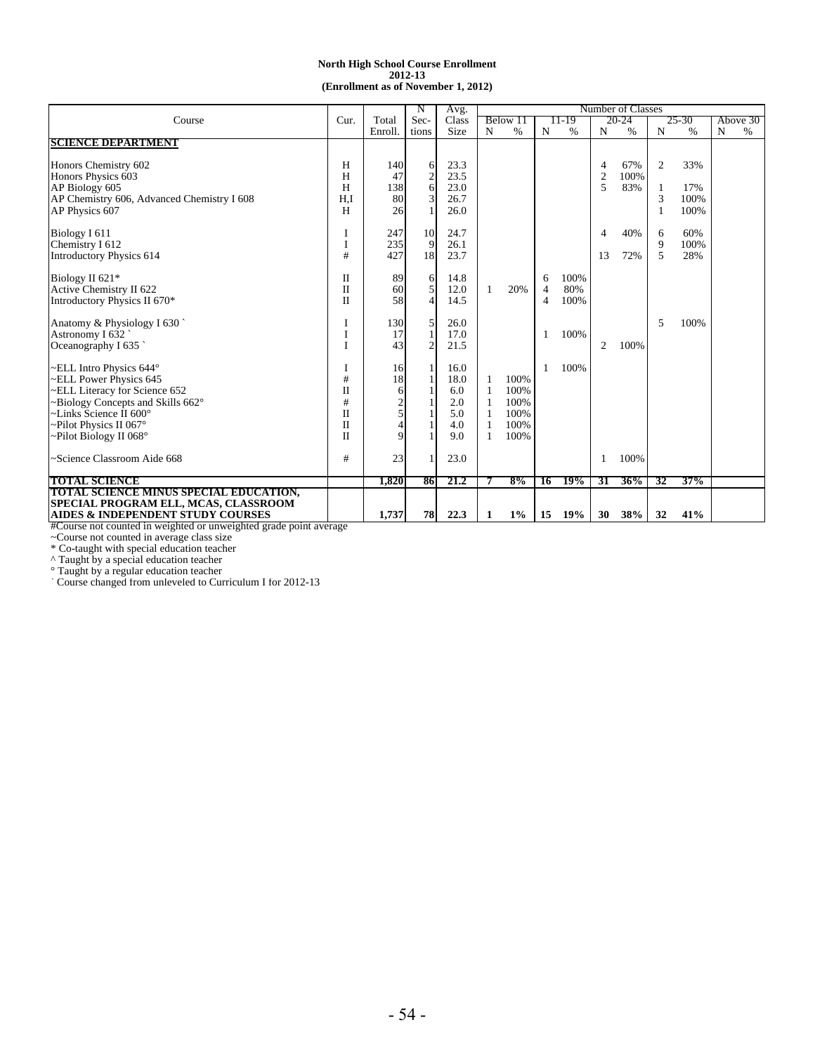**North High School Course Enrollment**
**2012-13**
**(Enrollment as of November 1, 2012)**

| Course | Cur. | Total Enroll. | N Sections | Avg. Class Size | Below 11 N | Below 11 % | 11-19 N | 11-19 % | 20-24 N | 20-24 % | 25-30 N | 25-30 % | Above 30 N | Above 30 % |
|---|---|---|---|---|---|---|---|---|---|---|---|---|---|---|
| **SCIENCE DEPARTMENT** | | | | | | | | | | | | | | |
| Honors Chemistry 602 | H | 140 | 6 | 23.3 | | | | | 4 | 67% | 2 | 33% | | |
| Honors Physics 603 | H | 47 | 2 | 23.5 | | | | | 2 | 100% | | | | |
| AP Biology 605 | H | 138 | 6 | 23.0 | | | | | 5 | 83% | 1 | 17% | | |
| AP Chemistry 606, Advanced Chemistry I 608 | H,I | 80 | 3 | 26.7 | | | | | | | 3 | 100% | | |
| AP Physics 607 | H | 26 | 1 | 26.0 | | | | | | | 1 | 100% | | |
| Biology I 611 | I | 247 | 10 | 24.7 | | | | | 4 | 40% | 6 | 60% | | |
| Chemistry I 612 | I | 235 | 9 | 26.1 | | | | | | | 9 | 100% | | |
| Introductory Physics 614 | # | 427 | 18 | 23.7 | | | | | 13 | 72% | 5 | 28% | | |
| Biology II 621* | II | 89 | 6 | 14.8 | | | 6 | 100% | | | | | | |
| Active Chemistry II 622 | II | 60 | 5 | 12.0 | 1 | 20% | 4 | 80% | | | | | | |
| Introductory Physics II 670* | II | 58 | 4 | 14.5 | | | 4 | 100% | | | | | | |
| Anatomy & Physiology I 630 ` | I | 130 | 5 | 26.0 | | | | | | | 5 | 100% | | |
| Astronomy I 632 ` | I | 17 | 1 | 17.0 | | | 1 | 100% | | | | | | |
| Oceanography I 635 ` | I | 43 | 2 | 21.5 | | | | | 2 | 100% | | | | |
| ~ELL Intro Physics 644° | I | 16 | 1 | 16.0 | | | 1 | 100% | | | | | | |
| ~ELL Power Physics 645 | # | 18 | 1 | 18.0 | 1 | 100% | | | | | | | | |
| ~ELL Literacy for Science 652 | II | 6 | 1 | 6.0 | 1 | 100% | | | | | | | | |
| ~Biology Concepts and Skills 662° | # | 2 | 1 | 2.0 | 1 | 100% | | | | | | | | |
| ~Links Science II 600° | II | 5 | 1 | 5.0 | 1 | 100% | | | | | | | | |
| ~Pilot Physics II 067° | II | 4 | 1 | 4.0 | 1 | 100% | | | | | | | | |
| ~Pilot Biology II 068° | II | 9 | 1 | 9.0 | 1 | 100% | | | | | | | | |
| ~Science Classroom Aide 668 | # | 23 | 1 | 23.0 | | | | | 1 | 100% | | | | |
| **TOTAL SCIENCE** | | **1,820** | **86** | **21.2** | **7** | **8%** | **16** | **19%** | **31** | **36%** | **32** | **37%** | | |
| **TOTAL SCIENCE MINUS SPECIAL EDUCATION, SPECIAL PROGRAM ELL, MCAS, CLASSROOM AIDES & INDEPENDENT STUDY COURSES** | | **1,737** | **78** | **22.3** | **1** | **1%** | **15** | **19%** | **30** | **38%** | **32** | **41%** | | |

#Course not counted in weighted or unweighted grade point average
~Course not counted in average class size
* Co-taught with special education teacher
^ Taught by a special education teacher
° Taught by a regular education teacher
` Course changed from unleveled to Curriculum I for 2012-13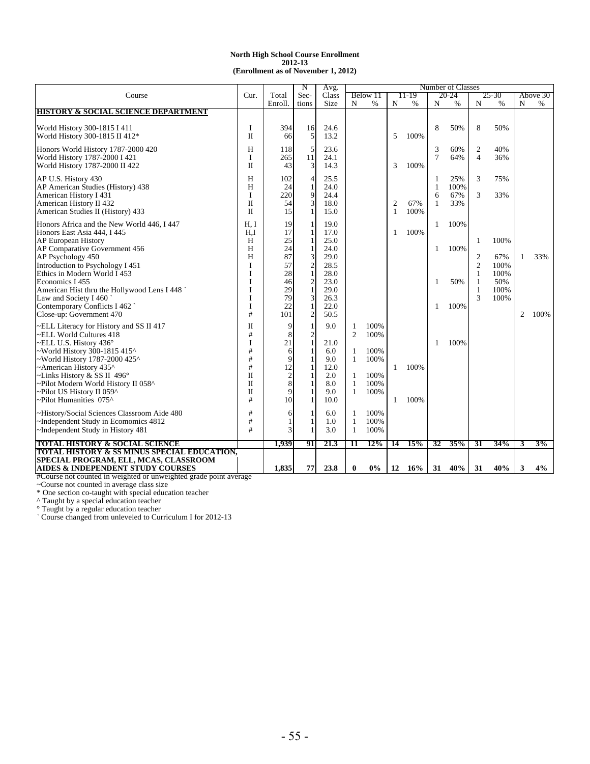**North High School Course Enrollment**
**2012-13**
**(Enrollment as of November 1, 2012)**

| Course | Cur. | Total Enroll. | N Sec-tions | Avg. Class Size | Number of Classes: Below 11 N | Below 11 % | 11-19 N | 11-19 % | 20-24 N | 20-24 % | 25-30 N | 25-30 % | Above 30 N | Above 30 % |
|---|---|---|---|---|---|---|---|---|---|---|---|---|---|---|
| **HISTORY & SOCIAL SCIENCE DEPARTMENT** | | | | | | | | | | | | | | |
| World History 300-1815 I 411 | I | 394 | 16 | 24.6 | | | | | 8 | 50% | 8 | 50% | | |
| World History 300-1815 II 412* | II | 66 | 5 | 13.2 | | | 5 | 100% | | | | | | |
| Honors World History 1787-2000 420 | H | 118 | 5 | 23.6 | | | | | 3 | 60% | 2 | 40% | | |
| World History 1787-2000 I 421 | I | 265 | 11 | 24.1 | | | | | 7 | 64% | 4 | 36% | | |
| World History 1787-2000 II 422 | II | 43 | 3 | 14.3 | | | 3 | 100% | | | | | | |
| AP U.S. History 430 | H | 102 | 4 | 25.5 | | | | | 1 | 25% | 3 | 75% | | |
| AP American Studies (History) 438 | H | 24 | 1 | 24.0 | | | | | 1 | 100% | | | | |
| American History I 431 | I | 220 | 9 | 24.4 | | | | | 6 | 67% | 3 | 33% | | |
| American History II 432 | II | 54 | 3 | 18.0 | | | 2 | 67% | 1 | 33% | | | | |
| American Studies II (History) 433 | II | 15 | 1 | 15.0 | | | 1 | 100% | | | | | | |
| Honors Africa and the New World 446, I 447 | H, I | 19 | 1 | 19.0 | | | | | 1 | 100% | | | | |
| Honors East Asia 444, I 445 | H,I | 17 | 1 | 17.0 | | | 1 | 100% | | | | | | |
| AP European History | H | 25 | 1 | 25.0 | | | | | | | 1 | 100% | | |
| AP Comparative Government 456 | H | 24 | 1 | 24.0 | | | | | 1 | 100% | | | | |
| AP Psychology 450 | H | 87 | 3 | 29.0 | | | | | | | 2 | 67% | 1 | 33% |
| Introduction to Psychology I 451 | I | 57 | 2 | 28.5 | | | | | | | 2 | 100% | | |
| Ethics in Modern World I 453 | I | 28 | 1 | 28.0 | | | | | | | 1 | 100% | | |
| Economics I 455 | I | 46 | 2 | 23.0 | | | | | 1 | 50% | 1 | 50% | | |
| American Hist thru the Hollywood Lens I 448 ` | I | 29 | 1 | 29.0 | | | | | | | 1 | 100% | | |
| Law and Society I 460 ` | I | 79 | 3 | 26.3 | | | | | | | 3 | 100% | | |
| Contemporary Conflicts I 462 ` | I | 22 | 1 | 22.0 | | | | | 1 | 100% | | | | |
| Close-up: Government 470 | # | 101 | 2 | 50.5 | | | | | | | | | 2 | 100% |
| ~ELL Literacy for History and SS II 417 | II | 9 | 1 | 9.0 | 1 | 100% | | | | | | | | |
| ~ELL World Cultures 418 | # | 8 | 2 | | 2 | 100% | | | | | | | | |
| ~ELL U.S. History 436° | I | 21 | 1 | 21.0 | | | | | 1 | 100% | | | | |
| ~World History 300-1815 415^ | # | 6 | 1 | 6.0 | 1 | 100% | | | | | | | | |
| ~World History 1787-2000 425^ | # | 9 | 1 | 9.0 | 1 | 100% | | | | | | | | |
| ~American History 435^ | # | 12 | 1 | 12.0 | | | 1 | 100% | | | | | | |
| ~Links History & SS II 496° | II | 2 | 1 | 2.0 | 1 | 100% | | | | | | | | |
| ~Pilot Modern World History II 058^ | II | 8 | 1 | 8.0 | 1 | 100% | | | | | | | | |
| ~Pilot US History II 059^ | II | 9 | 1 | 9.0 | 1 | 100% | | | | | | | | |
| ~Pilot Humanities 075^ | # | 10 | 1 | 10.0 | | | 1 | 100% | | | | | | |
| ~History/Social Sciences Classroom Aide 480 | # | 6 | 1 | 6.0 | 1 | 100% | | | | | | | | |
| ~Independent Study in Ecomomics 4812 | # | 1 | 1 | 1.0 | 1 | 100% | | | | | | | | |
| ~Independent Study in History 481 | # | 3 | 1 | 3.0 | 1 | 100% | | | | | | | | |
| **TOTAL HISTORY & SOCIAL SCIENCE** | | **1,939** | **91** | **21.3** | **11** | **12%** | **14** | **15%** | **32** | **35%** | **31** | **34%** | **3** | **3%** |
| **TOTAL HISTORY & SS MINUS SPECIAL EDUCATION, SPECIAL PROGRAM, ELL, MCAS, CLASSROOM AIDES & INDEPENDENT STUDY COURSES** | | **1,835** | **77** | **23.8** | **0** | **0%** | **12** | **16%** | **31** | **40%** | **31** | **40%** | **3** | **4%** |

#Course not counted in weighted or unweighted grade point average
~Course not counted in average class size
* One section co-taught with special education teacher
^ Taught by a special education teacher
° Taught by a regular education teacher
` Course changed from unleveled to Curriculum I for 2012-13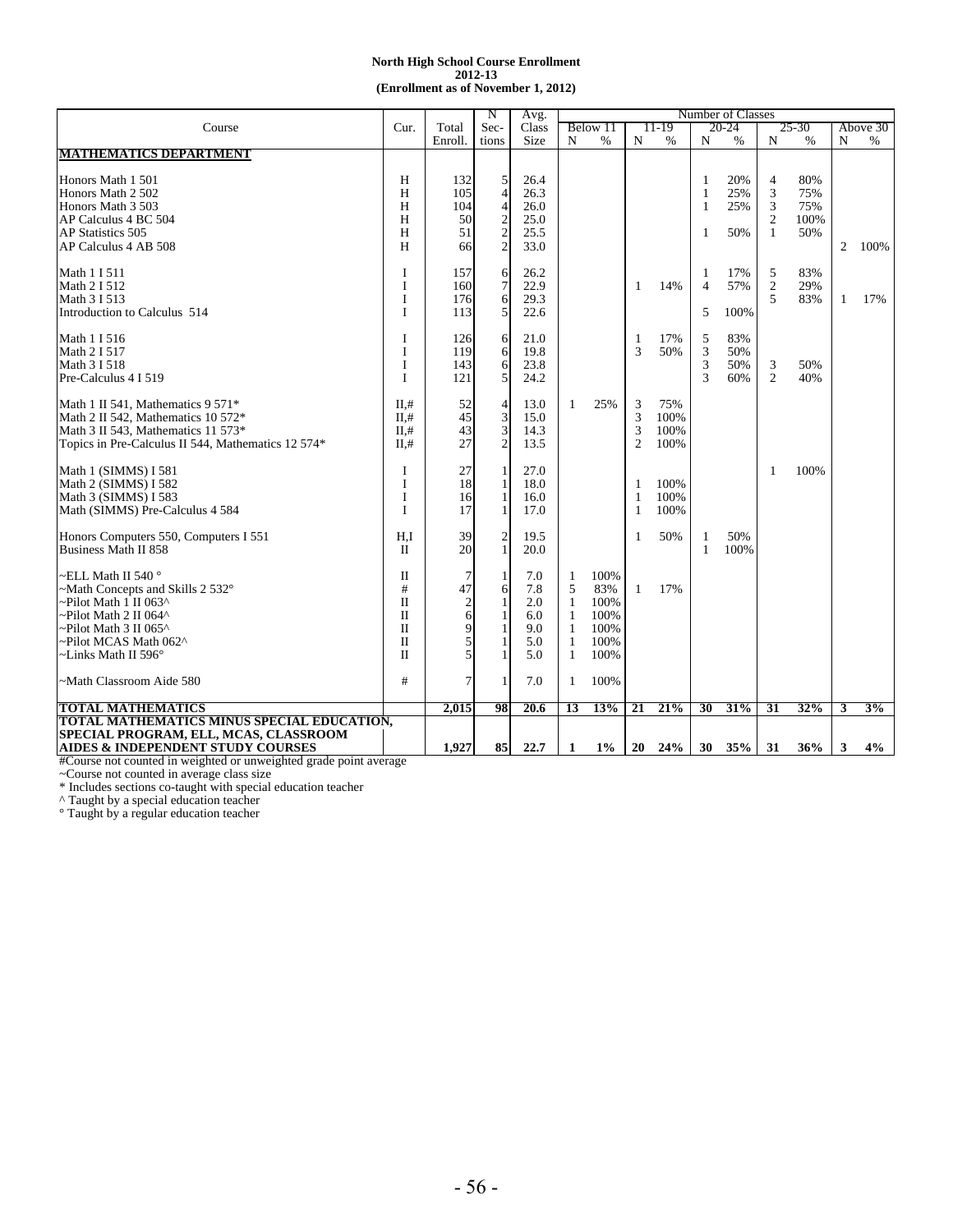**North High School Course Enrollment**
**2012-13**
**(Enrollment as of November 1, 2012)**

| Course | Cur. | Total Enroll. | N Sec-tions | Avg. Class Size | Number of Classes: Below 11 N | % | 11-19 N | % | 20-24 N | % | 25-30 N | % | Above 30 N | % |
|---|---|---|---|---|---|---|---|---|---|---|---|---|---|---|
| **MATHEMATICS DEPARTMENT** | | | | | | | | | | | | | | |
| Honors Math 1 501 | H | 132 | 5 | 26.4 | | | | | 1 | 20% | 4 | 80% | | |
| Honors Math 2 502 | H | 105 | 4 | 26.3 | | | | | 1 | 25% | 3 | 75% | | |
| Honors Math 3 503 | H | 104 | 4 | 26.0 | | | | | 1 | 25% | 3 | 75% | | |
| AP Calculus 4 BC 504 | H | 50 | 2 | 25.0 | | | | | | | 2 | 100% | | |
| AP Statistics 505 | H | 51 | 2 | 25.5 | | | | | 1 | 50% | 1 | 50% | | |
| AP Calculus 4 AB 508 | H | 66 | 2 | 33.0 | | | | | | | | | 2 | 100% |
| Math 1 I 511 | I | 157 | 6 | 26.2 | | | | | 1 | 17% | 5 | 83% | | |
| Math 2 I 512 | I | 160 | 7 | 22.9 | | | 1 | 14% | 4 | 57% | 2 | 29% | | |
| Math 3 I 513 | I | 176 | 6 | 29.3 | | | | | | | 5 | 83% | 1 | 17% |
| Introduction to Calculus 514 | I | 113 | 5 | 22.6 | | | | | 5 | 100% | | | | |
| Math 1 I 516 | I | 126 | 6 | 21.0 | | | 1 | 17% | 5 | 83% | | | | |
| Math 2 I 517 | I | 119 | 6 | 19.8 | | | 3 | 50% | 3 | 50% | | | | |
| Math 3 I 518 | I | 143 | 6 | 23.8 | | | | | 3 | 50% | 3 | 50% | | |
| Pre-Calculus 4 I 519 | I | 121 | 5 | 24.2 | | | | | 3 | 60% | 2 | 40% | | |
| Math 1 II 541, Mathematics 9 571* | II,# | 52 | 4 | 13.0 | 1 | 25% | 3 | 75% | | | | | | |
| Math 2 II 542, Mathematics 10 572* | II,# | 45 | 3 | 15.0 | | | 3 | 100% | | | | | | |
| Math 3 II 543, Mathematics 11 573* | II,# | 43 | 3 | 14.3 | | | 3 | 100% | | | | | | |
| Topics in Pre-Calculus II 544, Mathematics 12 574* | II,# | 27 | 2 | 13.5 | | | 2 | 100% | | | | | | |
| Math 1 (SIMMS) I 581 | I | 27 | 1 | 27.0 | | | | | | | 1 | 100% | | |
| Math 2 (SIMMS) I 582 | I | 18 | 1 | 18.0 | | | 1 | 100% | | | | | | |
| Math 3 (SIMMS) I 583 | I | 16 | 1 | 16.0 | | | 1 | 100% | | | | | | |
| Math (SIMMS) Pre-Calculus 4 584 | I | 17 | 1 | 17.0 | | | 1 | 100% | | | | | | |
| Honors Computers 550, Computers I 551 | H,I | 39 | 2 | 19.5 | | | 1 | 50% | 1 | 50% | | | | |
| Business Math II 858 | II | 20 | 1 | 20.0 | | | | | 1 | 100% | | | | |
| ~ELL Math II 540 ° | II | 7 | 1 | 7.0 | 1 | 100% | | | | | | | | |
| ~Math Concepts and Skills 2 532° | # | 47 | 6 | 7.8 | 5 | 83% | 1 | 17% | | | | | | |
| ~Pilot Math 1 II 063^ | II | 2 | 1 | 2.0 | 1 | 100% | | | | | | | | |
| ~Pilot Math 2 II 064^ | II | 6 | 1 | 6.0 | 1 | 100% | | | | | | | | |
| ~Pilot Math 3 II 065^ | II | 9 | 1 | 9.0 | 1 | 100% | | | | | | | | |
| ~Pilot MCAS Math 062^ | II | 5 | 1 | 5.0 | 1 | 100% | | | | | | | | |
| ~Links Math II 596° | II | 5 | 1 | 5.0 | 1 | 100% | | | | | | | | |
| ~Math Classroom Aide 580 | # | 7 | 1 | 7.0 | 1 | 100% | | | | | | | | |
| **TOTAL MATHEMATICS** | | **2,015** | **98** | **20.6** | **13** | **13%** | **21** | **21%** | **30** | **31%** | **31** | **32%** | **3** | **3%** |
| **TOTAL MATHEMATICS MINUS SPECIAL EDUCATION, SPECIAL PROGRAM, ELL, MCAS, CLASSROOM AIDES & INDEPENDENT STUDY COURSES** | | **1,927** | **85** | **22.7** | **1** | **1%** | **20** | **24%** | **30** | **35%** | **31** | **36%** | **3** | **4%** |

#Course not counted in weighted or unweighted grade point average
~Course not counted in average class size
* Includes sections co-taught with special education teacher
^ Taught by a special education teacher
° Taught by a regular education teacher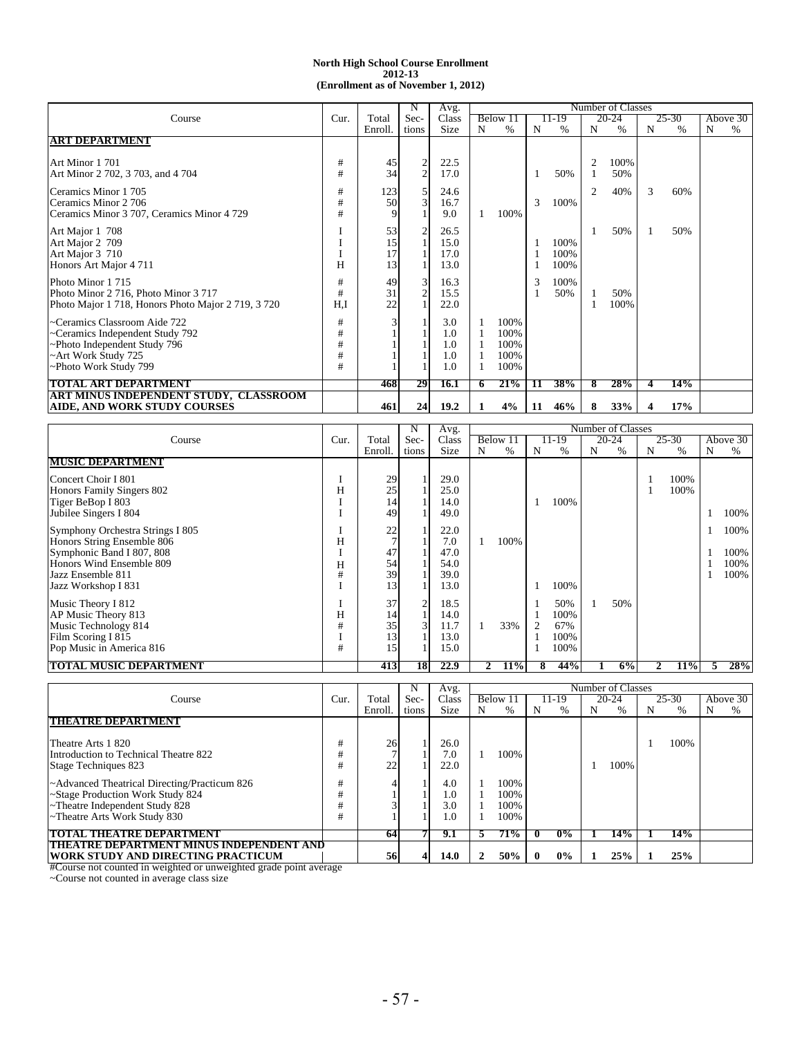**North High School Course Enrollment**
**2012-13**
**(Enrollment as of November 1, 2012)**

| Course | Cur. | Total Enroll. | N Sections | Avg. Class Size | Below 11 N | Below 11 % | 11-19 N | 11-19 % | 20-24 N | 20-24 % | 25-30 N | 25-30 % | Above 30 N | Above 30 % |
|---|---|---|---|---|---|---|---|---|---|---|---|---|---|---|
| **ART DEPARTMENT** | | | | | | | | | | | | | | |
| Art Minor 1 701 | # | 45 | 2 | 22.5 | | | | | 2 | 100% | | | | |
| Art Minor 2 702, 3 703, and 4 704 | # | 34 | 2 | 17.0 | | | 1 | 50% | 1 | 50% | | | | |
| Ceramics Minor 1 705 | # | 123 | 5 | 24.6 | | | | | 2 | 40% | 3 | 60% | | |
| Ceramics Minor 2 706 | # | 50 | 3 | 16.7 | | | 3 | 100% | | | | | | |
| Ceramics Minor 3 707, Ceramics Minor 4 729 | # | 9 | 1 | 9.0 | 1 | 100% | | | | | | | | |
| Art Major 1 708 | I | 53 | 2 | 26.5 | | | | | 1 | 50% | 1 | 50% | | |
| Art Major 2 709 | I | 15 | 1 | 15.0 | | | 1 | 100% | | | | | | |
| Art Major 3 710 | I | 17 | 1 | 17.0 | | | 1 | 100% | | | | | | |
| Honors Art Major 4 711 | H | 13 | 1 | 13.0 | | | 1 | 100% | | | | | | |
| Photo Minor 1 715 | # | 49 | 3 | 16.3 | | | 3 | 100% | | | | | | |
| Photo Minor 2 716, Photo Minor 3 717 | # | 31 | 2 | 15.5 | | | 1 | 50% | 1 | 50% | | | | |
| Photo Major 1 718, Honors Photo Major 2 719, 3 720 | H,I | 22 | 1 | 22.0 | | | | | 1 | 100% | | | | |
| ~Ceramics Classroom Aide 722 | # | 3 | 1 | 3.0 | 1 | 100% | | | | | | | | |
| ~Ceramics Independent Study 792 | # | 1 | 1 | 1.0 | 1 | 100% | | | | | | | | |
| ~Photo Independent Study 796 | # | 1 | 1 | 1.0 | 1 | 100% | | | | | | | | |
| ~Art Work Study 725 | # | 1 | 1 | 1.0 | 1 | 100% | | | | | | | | |
| ~Photo Work Study 799 | # | 1 | 1 | 1.0 | 1 | 100% | | | | | | | | |
| **TOTAL ART DEPARTMENT** | | **468** | **29** | **16.1** | **6** | **21%** | **11** | **38%** | **8** | **28%** | **4** | **14%** | | |
| **ART MINUS INDEPENDENT STUDY, CLASSROOM AIDE, AND WORK STUDY COURSES** | | **461** | **24** | **19.2** | **1** | **4%** | **11** | **46%** | **8** | **33%** | **4** | **17%** | | |

| Course | Cur. | Total Enroll. | N Sections | Avg. Class Size | Below 11 N | Below 11 % | 11-19 N | 11-19 % | 20-24 N | 20-24 % | 25-30 N | 25-30 % | Above 30 N | Above 30 % |
|---|---|---|---|---|---|---|---|---|---|---|---|---|---|---|
| **MUSIC DEPARTMENT** | | | | | | | | | | | | | | |
| Concert Choir I 801 | I | 29 | 1 | 29.0 | | | | | | | 1 | 100% | | |
| Honors Family Singers 802 | H | 25 | 1 | 25.0 | | | | | | | 1 | 100% | | |
| Tiger BeBop I 803 | I | 14 | 1 | 14.0 | | | 1 | 100% | | | | | | |
| Jubilee Singers I 804 | I | 49 | 1 | 49.0 | | | | | | | | | 1 | 100% |
| Symphony Orchestra Strings I 805 | I | 22 | 1 | 22.0 | | | | | | | | | 1 | 100% |
| Honors String Ensemble 806 | H | 7 | 1 | 7.0 | 1 | 100% | | | | | | | | |
| Symphonic Band I 807, 808 | I | 47 | 1 | 47.0 | | | | | | | | | 1 | 100% |
| Honors Wind Ensemble 809 | H | 54 | 1 | 54.0 | | | | | | | | | 1 | 100% |
| Jazz Ensemble 811 | # | 39 | 1 | 39.0 | | | | | | | | | 1 | 100% |
| Jazz Workshop I 831 | I | 13 | 1 | 13.0 | | | 1 | 100% | | | | | | |
| Music Theory I 812 | I | 37 | 2 | 18.5 | | | 1 | 50% | 1 | 50% | | | | |
| AP Music Theory 813 | H | 14 | 1 | 14.0 | | | 1 | 100% | | | | | | |
| Music Technology 814 | # | 35 | 3 | 11.7 | 1 | 33% | 2 | 67% | | | | | | |
| Film Scoring I 815 | I | 13 | 1 | 13.0 | | | 1 | 100% | | | | | | |
| Pop Music in America 816 | # | 15 | 1 | 15.0 | | | 1 | 100% | | | | | | |
| **TOTAL MUSIC DEPARTMENT** | | **413** | **18** | **22.9** | **2** | **11%** | **8** | **44%** | **1** | **6%** | **2** | **11%** | **5** | **28%** |

| Course | Cur. | Total Enroll. | N Sections | Avg. Class Size | Below 11 N | Below 11 % | 11-19 N | 11-19 % | 20-24 N | 20-24 % | 25-30 N | 25-30 % | Above 30 N | Above 30 % |
|---|---|---|---|---|---|---|---|---|---|---|---|---|---|---|
| **THEATRE DEPARTMENT** | | | | | | | | | | | | | | |
| Theatre Arts 1 820 | # | 26 | 1 | 26.0 | | | | | | | 1 | 100% | | |
| Introduction to Technical Theatre 822 | # | 7 | 1 | 7.0 | 1 | 100% | | | | | | | | |
| Stage Techniques 823 | # | 22 | 1 | 22.0 | | | | | 1 | 100% | | | | |
| ~Advanced Theatrical Directing/Practicum 826 | # | 4 | 1 | 4.0 | 1 | 100% | | | | | | | | |
| ~Stage Production Work Study 824 | # | 1 | 1 | 1.0 | 1 | 100% | | | | | | | | |
| ~Theatre Independent Study 828 | # | 3 | 1 | 3.0 | 1 | 100% | | | | | | | | |
| ~Theatre Arts Work Study 830 | # | 1 | 1 | 1.0 | 1 | 100% | | | | | | | | |
| **TOTAL THEATRE DEPARTMENT** | | **64** | **7** | **9.1** | **5** | **71%** | **0** | **0%** | **1** | **14%** | **1** | **14%** | | |
| **THEATRE DEPARTMENT MINUS INDEPENDENT AND WORK STUDY AND DIRECTING PRACTICUM** | | **56** | **4** | **14.0** | **2** | **50%** | **0** | **0%** | **1** | **25%** | **1** | **25%** | | |

#Course not counted in weighted or unweighted grade point average
~Course not counted in average class size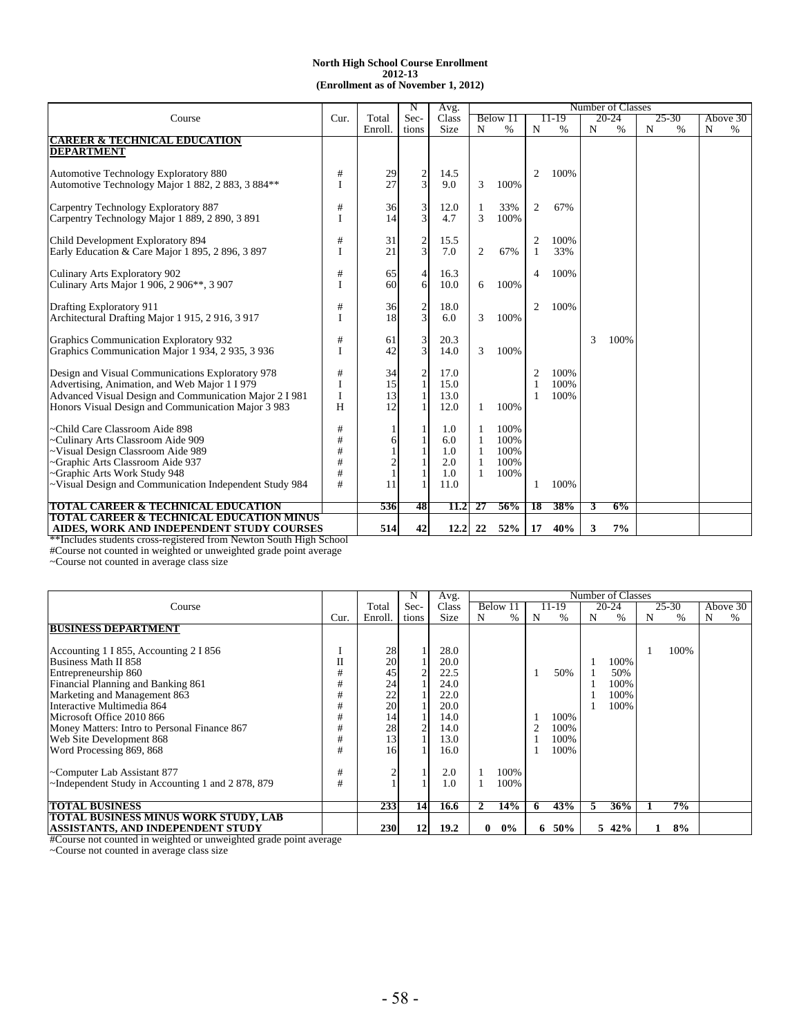**North High School Course Enrollment**
**2012-13**
**(Enrollment as of November 1, 2012)**

| Course | Cur. | Total Enroll. | N Sec-tions | Avg. Class Size | Below 11 N | Below 11 % | 11-19 N | 11-19 % | 20-24 N | 20-24 % | 25-30 N | 25-30 % | Above 30 N | Above 30 % |
|---|---|---|---|---|---|---|---|---|---|---|---|---|---|---|
| **CAREER & TECHNICAL EDUCATION DEPARTMENT** | | | | | | | | | | | | | | |
| Automotive Technology Exploratory 880 | # | 29 | 2 | 14.5 | | | 2 | 100% | | | | | | |
| Automotive Technology Major 1 882, 2 883, 3 884** | I | 27 | 3 | 9.0 | 3 | 100% | | | | | | | | |
| Carpentry Technology Exploratory 887 | # | 36 | 3 | 12.0 | 1 | 33% | 2 | 67% | | | | | | |
| Carpentry Technology Major 1 889, 2 890, 3 891 | I | 14 | 3 | 4.7 | 3 | 100% | | | | | | | | |
| Child Development Exploratory 894 | # | 31 | 2 | 15.5 | | | 2 | 100% | | | | | | |
| Early Education & Care Major 1 895, 2 896, 3 897 | I | 21 | 3 | 7.0 | 2 | 67% | 1 | 33% | | | | | | |
| Culinary Arts Exploratory 902 | # | 65 | 4 | 16.3 | | | 4 | 100% | | | | | | |
| Culinary Arts Major 1 906, 2 906**, 3 907 | I | 60 | 6 | 10.0 | 6 | 100% | | | | | | | | |
| Drafting Exploratory 911 | # | 36 | 2 | 18.0 | | | 2 | 100% | | | | | | |
| Architectural Drafting Major 1 915, 2 916, 3 917 | I | 18 | 3 | 6.0 | 3 | 100% | | | | | | | | |
| Graphics Communication Exploratory 932 | # | 61 | 3 | 20.3 | | | | | 3 | 100% | | | | |
| Graphics Communication Major 1 934, 2 935, 3 936 | I | 42 | 3 | 14.0 | 3 | 100% | | | | | | | | |
| Design and Visual Communications Exploratory 978 | # | 34 | 2 | 17.0 | | | 2 | 100% | | | | | | |
| Advertising, Animation, and Web Major 1 I 979 | I | 15 | 1 | 15.0 | | | 1 | 100% | | | | | | |
| Advanced Visual Design and Communication Major 2 I 981 | I | 13 | 1 | 13.0 | | | 1 | 100% | | | | | | |
| Honors Visual Design and Communication Major 3 983 | H | 12 | 1 | 12.0 | 1 | 100% | | | | | | | | |
| ~Child Care Classroom Aide 898 | # | 1 | 1 | 1.0 | 1 | 100% | | | | | | | | |
| ~Culinary Arts Classroom Aide 909 | # | 6 | 1 | 6.0 | 1 | 100% | | | | | | | | |
| ~Visual Design Classroom Aide 989 | # | 1 | 1 | 1.0 | 1 | 100% | | | | | | | | |
| ~Graphic Arts Classroom Aide 937 | # | 2 | 1 | 2.0 | 1 | 100% | | | | | | | | |
| ~Graphic Arts Work Study 948 | # | 1 | 1 | 1.0 | 1 | 100% | | | | | | | | |
| ~Visual Design and Communication Independent Study 984 | # | 11 | 1 | 11.0 | | | 1 | 100% | | | | | | |
| **TOTAL CAREER & TECHNICAL EDUCATION** | | **536** | **48** | **11.2** | **27** | **56%** | **18** | **38%** | **3** | **6%** | | | | |
| **TOTAL CAREER & TECHNICAL EDUCATION MINUS AIDES, WORK AND INDEPENDENT STUDY COURSES** | | **514** | **42** | **12.2** | **22** | **52%** | **17** | **40%** | **3** | **7%** | | | | |

**Includes students cross-registered from Newton South High School
#Course not counted in weighted or unweighted grade point average
~Course not counted in average class size

| Course | Cur. | Total Enroll. | N Sec-tions | Avg. Class Size | Below 11 N | Below 11 % | 11-19 N | 11-19 % | 20-24 N | 20-24 % | 25-30 N | 25-30 % | Above 30 N | Above 30 % |
|---|---|---|---|---|---|---|---|---|---|---|---|---|---|---|
| **BUSINESS DEPARTMENT** | | | | | | | | | | | | | | |
| Accounting 1 I 855, Accounting 2 I 856 | I | 28 | 1 | 28.0 | | | | | | | 1 | 100% | | |
| Business Math II 858 | II | 20 | 1 | 20.0 | | | | | 1 | 100% | | | | |
| Entrepreneurship 860 | # | 45 | 2 | 22.5 | | | 1 | 50% | 1 | 50% | | | | |
| Financial Planning and Banking 861 | # | 24 | 1 | 24.0 | | | | | 1 | 100% | | | | |
| Marketing and Management 863 | # | 22 | 1 | 22.0 | | | | | 1 | 100% | | | | |
| Interactive Multimedia 864 | # | 20 | 1 | 20.0 | | | | | 1 | 100% | | | | |
| Microsoft Office 2010 866 | # | 14 | 1 | 14.0 | | | 1 | 100% | | | | | | |
| Money Matters: Intro to Personal Finance 867 | # | 28 | 2 | 14.0 | | | 2 | 100% | | | | | | |
| Web Site Development 868 | # | 13 | 1 | 13.0 | | | 1 | 100% | | | | | | |
| Word Processing 869, 868 | # | 16 | 1 | 16.0 | | | 1 | 100% | | | | | | |
| ~Computer Lab Assistant 877 | # | 2 | 1 | 2.0 | 1 | 100% | | | | | | | | |
| ~Independent Study in Accounting 1 and 2 878, 879 | # | 1 | 1 | 1.0 | 1 | 100% | | | | | | | | |
| **TOTAL BUSINESS** | | **233** | **14** | **16.6** | **2** | **14%** | **6** | **43%** | **5** | **36%** | **1** | **7%** | | |
| **TOTAL BUSINESS MINUS WORK STUDY, LAB ASSISTANTS, AND INDEPENDENT STUDY** | | **230** | **12** | **19.2** | **0** | **0%** | **6** | **50%** | **5** | **42%** | **1** | **8%** | | |

#Course not counted in weighted or unweighted grade point average
~Course not counted in average class size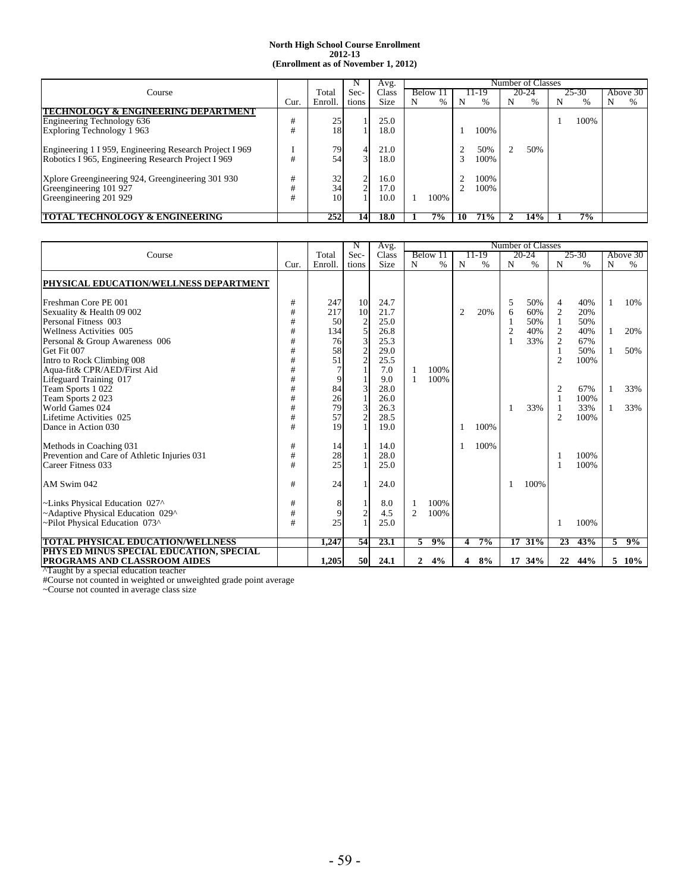**North High School Course Enrollment**
**2012-13**
**(Enrollment as of November 1, 2012)**

| Course | Cur. | Total Enroll. | N Sec-tions | Avg. Class Size | Below 11 N | Below 11 % | 11-19 N | 11-19 % | 20-24 N | 20-24 % | 25-30 N | 25-30 % | Above 30 N | Above 30 % |
|---|---|---|---|---|---|---|---|---|---|---|---|---|---|---|
| **TECHNOLOGY & ENGINEERING DEPARTMENT** | | | | | | | | | | | | | | |
| Engineering Technology 636 | # | 25 | 1 | 25.0 | | | | | | | 1 | 100% | | |
| Exploring Technology 1 963 | # | 18 | 1 | 18.0 | | | 1 | 100% | | | | | | |
| Engineering 1 I 959, Engineering Research Project I 969 | I | 79 | 4 | 21.0 | | | 2 | 50% | 2 | 50% | | | | |
| Robotics I 965, Engineering Research Project I 969 | # | 54 | 3 | 18.0 | | | 3 | 100% | | | | | | |
| Xplore Greengineering 924, Greengineering 301 930 | # | 32 | 2 | 16.0 | | | 2 | 100% | | | | | | |
| Greengineering 101 927 | # | 34 | 2 | 17.0 | | | 2 | 100% | | | | | | |
| Greengineering 201 929 | # | 10 | 1 | 10.0 | 1 | 100% | | | | | | | | |
| **TOTAL TECHNOLOGY & ENGINEERING** | | **252** | **14** | **18.0** | **1** | **7%** | **10** | **71%** | **2** | **14%** | **1** | **7%** | | |

| Course | Cur. | Total Enroll. | N Sec-tions | Avg. Class Size | Below 11 N | Below 11 % | 11-19 N | 11-19 % | 20-24 N | 20-24 % | 25-30 N | 25-30 % | Above 30 N | Above 30 % |
|---|---|---|---|---|---|---|---|---|---|---|---|---|---|---|
| **PHYSICAL EDUCATION/WELLNESS DEPARTMENT** | | | | | | | | | | | | | | |
| Freshman Core PE 001 | # | 247 | 10 | 24.7 | | | | | 5 | 50% | 4 | 40% | 1 | 10% |
| Sexuality & Health 09 002 | # | 217 | 10 | 21.7 | | | 2 | 20% | 6 | 60% | 2 | 20% | | |
| Personal Fitness 003 | # | 50 | 2 | 25.0 | | | | | 1 | 50% | 1 | 50% | | |
| Wellness Activities 005 | # | 134 | 5 | 26.8 | | | | | 2 | 40% | 2 | 40% | 1 | 20% |
| Personal & Group Awareness 006 | # | 76 | 3 | 25.3 | | | | | 1 | 33% | 2 | 67% | | |
| Get Fit 007 | # | 58 | 2 | 29.0 | | | | | | | 1 | 50% | 1 | 50% |
| Intro to Rock Climbing 008 | # | 51 | 2 | 25.5 | | | | | | | 2 | 100% | | |
| Aqua-fit& CPR/AED/First Aid | # | 7 | 1 | 7.0 | 1 | 100% | | | | | | | | |
| Lifeguard Training 017 | # | 9 | 1 | 9.0 | 1 | 100% | | | | | | | | |
| Team Sports 1 022 | # | 84 | 3 | 28.0 | | | | | | | 2 | 67% | 1 | 33% |
| Team Sports 2 023 | # | 26 | 1 | 26.0 | | | | | | | 1 | 100% | | |
| World Games 024 | # | 79 | 3 | 26.3 | | | | | 1 | 33% | 1 | 33% | 1 | 33% |
| Lifetime Activities 025 | # | 57 | 2 | 28.5 | | | | | | | 2 | 100% | | |
| Dance in Action 030 | # | 19 | 1 | 19.0 | | | 1 | 100% | | | | | | |
| Methods in Coaching 031 | # | 14 | 1 | 14.0 | | | 1 | 100% | | | | | | |
| Prevention and Care of Athletic Injuries 031 | # | 28 | 1 | 28.0 | | | | | | | 1 | 100% | | |
| Career Fitness 033 | # | 25 | 1 | 25.0 | | | | | | | 1 | 100% | | |
| AM Swim 042 | # | 24 | 1 | 24.0 | | | | | 1 | 100% | | | | |
| ~Links Physical Education 027^ | # | 8 | 1 | 8.0 | 1 | 100% | | | | | | | | |
| ~Adaptive Physical Education 029^ | # | 9 | 2 | 4.5 | 2 | 100% | | | | | | | | |
| ~Pilot Physical Education 073^ | # | 25 | 1 | 25.0 | | | | | | | 1 | 100% | | |
| **TOTAL PHYSICAL EDUCATION/WELLNESS** | | **1,247** | **54** | **23.1** | **5** | **9%** | **4** | **7%** | **17** | **31%** | **23** | **43%** | **5** | **9%** |
| **PHYS ED MINUS SPECIAL EDUCATION, SPECIAL PROGRAMS AND CLASSROOM AIDES** | | **1,205** | **50** | **24.1** | **2** | **4%** | **4** | **8%** | **17** | **34%** | **22** | **44%** | **5** | **10%** |

^Taught by a special education teacher
#Course not counted in weighted or unweighted grade point average
~Course not counted in average class size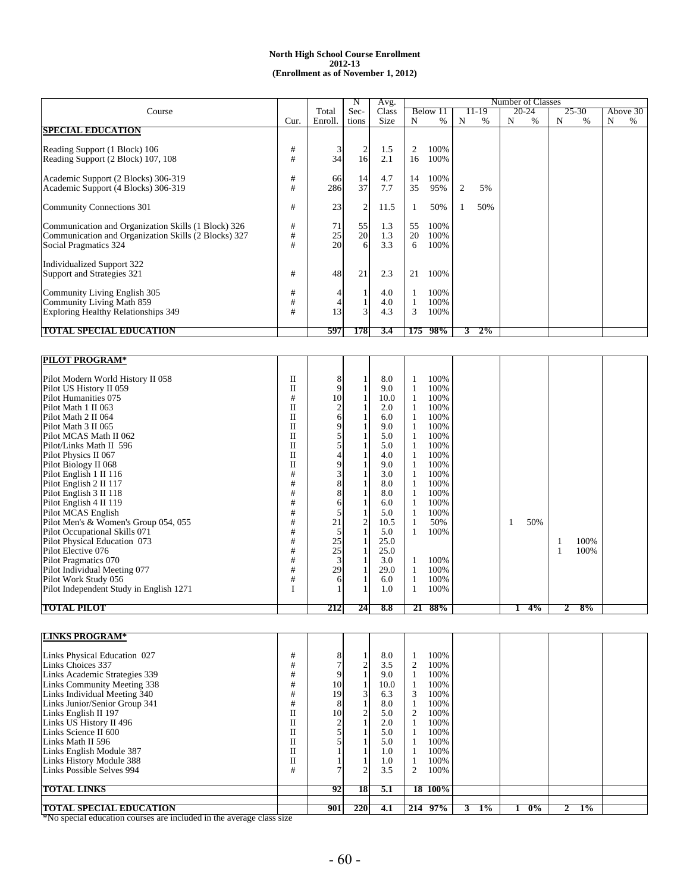**North High School Course Enrollment**
**2012-13**
**(Enrollment as of November 1, 2012)**

| Course | Cur. | Total Enroll. | N Sections | Avg. Class Size | Below 11 N | Below 11 % | 11-19 N | 11-19 % | 20-24 N | 20-24 % | 25-30 N | 25-30 % | Above 30 N | Above 30 % |
|---|---|---|---|---|---|---|---|---|---|---|---|---|---|---|
| **SPECIAL EDUCATION** | | | | | | | | | | | | | | |
| Reading Support (1 Block) 106 | # | 3 | 2 | 1.5 | 2 | 100% | | | | | | | | |
| Reading Support (2 Block) 107, 108 | # | 34 | 16 | 2.1 | 16 | 100% | | | | | | | | |
| Academic Support (2 Blocks) 306-319 | # | 66 | 14 | 4.7 | 14 | 100% | | | | | | | | |
| Academic Support (4 Blocks) 306-319 | # | 286 | 37 | 7.7 | 35 | 95% | 2 | 5% | | | | | | |
| Community Connections 301 | # | 23 | 2 | 11.5 | 1 | 50% | 1 | 50% | | | | | | |
| Communication and Organization Skills (1 Block) 326 | # | 71 | 55 | 1.3 | 55 | 100% | | | | | | | | |
| Communication and Organization Skills (2 Blocks) 327 | # | 25 | 20 | 1.3 | 20 | 100% | | | | | | | | |
| Social Pragmatics 324 | # | 20 | 6 | 3.3 | 6 | 100% | | | | | | | | |
| Individualized Support 322 | | | | | | | | | | | | | | |
| Support and Strategies 321 | # | 48 | 21 | 2.3 | 21 | 100% | | | | | | | | |
| Community Living English 305 | # | 4 | 1 | 4.0 | 1 | 100% | | | | | | | | |
| Community Living Math 859 | # | 4 | 1 | 4.0 | 1 | 100% | | | | | | | | |
| Exploring Healthy Relationships 349 | # | 13 | 3 | 4.3 | 3 | 100% | | | | | | | | |
| **TOTAL SPECIAL EDUCATION** | | **597** | **178** | **3.4** | **175** | **98%** | **3** | **2%** | | | | | | |
| **PILOT PROGRAM*** | | | | | | | | | | | | | | |
| Pilot Modern World History II 058 | II | 8 | 1 | 8.0 | 1 | 100% | | | | | | | | |
| Pilot US History II 059 | II | 9 | 1 | 9.0 | 1 | 100% | | | | | | | | |
| Pilot Humanities 075 | # | 10 | 1 | 10.0 | 1 | 100% | | | | | | | | |
| Pilot Math 1 II 063 | II | 2 | 1 | 2.0 | 1 | 100% | | | | | | | | |
| Pilot Math 2 II 064 | II | 6 | 1 | 6.0 | 1 | 100% | | | | | | | | |
| Pilot Math 3 II 065 | II | 9 | 1 | 9.0 | 1 | 100% | | | | | | | | |
| Pilot MCAS Math II 062 | II | 5 | 1 | 5.0 | 1 | 100% | | | | | | | | |
| Pilot/Links Math II 596 | II | 5 | 1 | 5.0 | 1 | 100% | | | | | | | | |
| Pilot Physics II 067 | II | 4 | 1 | 4.0 | 1 | 100% | | | | | | | | |
| Pilot Biology II 068 | II | 9 | 1 | 9.0 | 1 | 100% | | | | | | | | |
| Pilot English 1 II 116 | # | 3 | 1 | 3.0 | 1 | 100% | | | | | | | | |
| Pilot English 2 II 117 | # | 8 | 1 | 8.0 | 1 | 100% | | | | | | | | |
| Pilot English 3 II 118 | # | 8 | 1 | 8.0 | 1 | 100% | | | | | | | | |
| Pilot English 4 II 119 | # | 6 | 1 | 6.0 | 1 | 100% | | | | | | | | |
| Pilot MCAS English | # | 5 | 1 | 5.0 | 1 | 100% | | | | | | | | |
| Pilot Men's & Women's Group 054, 055 | # | 21 | 2 | 10.5 | 1 | 50% | | | 1 | 50% | | | | |
| Pilot Occupational Skills 071 | # | 5 | 1 | 5.0 | 1 | 100% | | | | | | | | |
| Pilot Physical Education 073 | # | 25 | 1 | 25.0 | | | | | | | 1 | 100% | | |
| Pilot Elective 076 | # | 25 | 1 | 25.0 | | | | | | | 1 | 100% | | |
| Pilot Pragmatics 070 | # | 3 | 1 | 3.0 | 1 | 100% | | | | | | | | |
| Pilot Individual Meeting 077 | # | 29 | 1 | 29.0 | 1 | 100% | | | | | | | | |
| Pilot Work Study 056 | # | 6 | 1 | 6.0 | 1 | 100% | | | | | | | | |
| Pilot Independent Study in English 1271 | I | 1 | 1 | 1.0 | 1 | 100% | | | | | | | | |
| **TOTAL PILOT** | | **212** | **24** | **8.8** | **21** | **88%** | | | **1** | **4%** | **2** | **8%** | | |
| **LINKS PROGRAM*** | | | | | | | | | | | | | | |
| Links Physical Education 027 | # | 8 | 1 | 8.0 | 1 | 100% | | | | | | | | |
| Links Choices 337 | # | 7 | 2 | 3.5 | 2 | 100% | | | | | | | | |
| Links Academic Strategies 339 | # | 9 | 1 | 9.0 | 1 | 100% | | | | | | | | |
| Links Community Meeting 338 | # | 10 | 1 | 10.0 | 1 | 100% | | | | | | | | |
| Links Individual Meeting 340 | # | 19 | 3 | 6.3 | 3 | 100% | | | | | | | | |
| Links Junior/Senior Group 341 | # | 8 | 1 | 8.0 | 1 | 100% | | | | | | | | |
| Links English II 197 | II | 10 | 2 | 5.0 | 2 | 100% | | | | | | | | |
| Links US History II 496 | II | 2 | 1 | 2.0 | 1 | 100% | | | | | | | | |
| Links Science II 600 | II | 5 | 1 | 5.0 | 1 | 100% | | | | | | | | |
| Links Math II 596 | II | 5 | 1 | 5.0 | 1 | 100% | | | | | | | | |
| Links English Module 387 | II | 1 | 1 | 1.0 | 1 | 100% | | | | | | | | |
| Links History Module 388 | II | 1 | 1 | 1.0 | 1 | 100% | | | | | | | | |
| Links Possible Selves 994 | # | 7 | 2 | 3.5 | 2 | 100% | | | | | | | | |
| **TOTAL LINKS** | | **92** | **18** | **5.1** | **18** | **100%** | | | | | | | | |
| **TOTAL SPECIAL EDUCATION** | | **901** | **220** | **4.1** | **214** | **97%** | **3** | **1%** | **1** | **0%** | **2** | **1%** | | |

*No special education courses are included in the average class size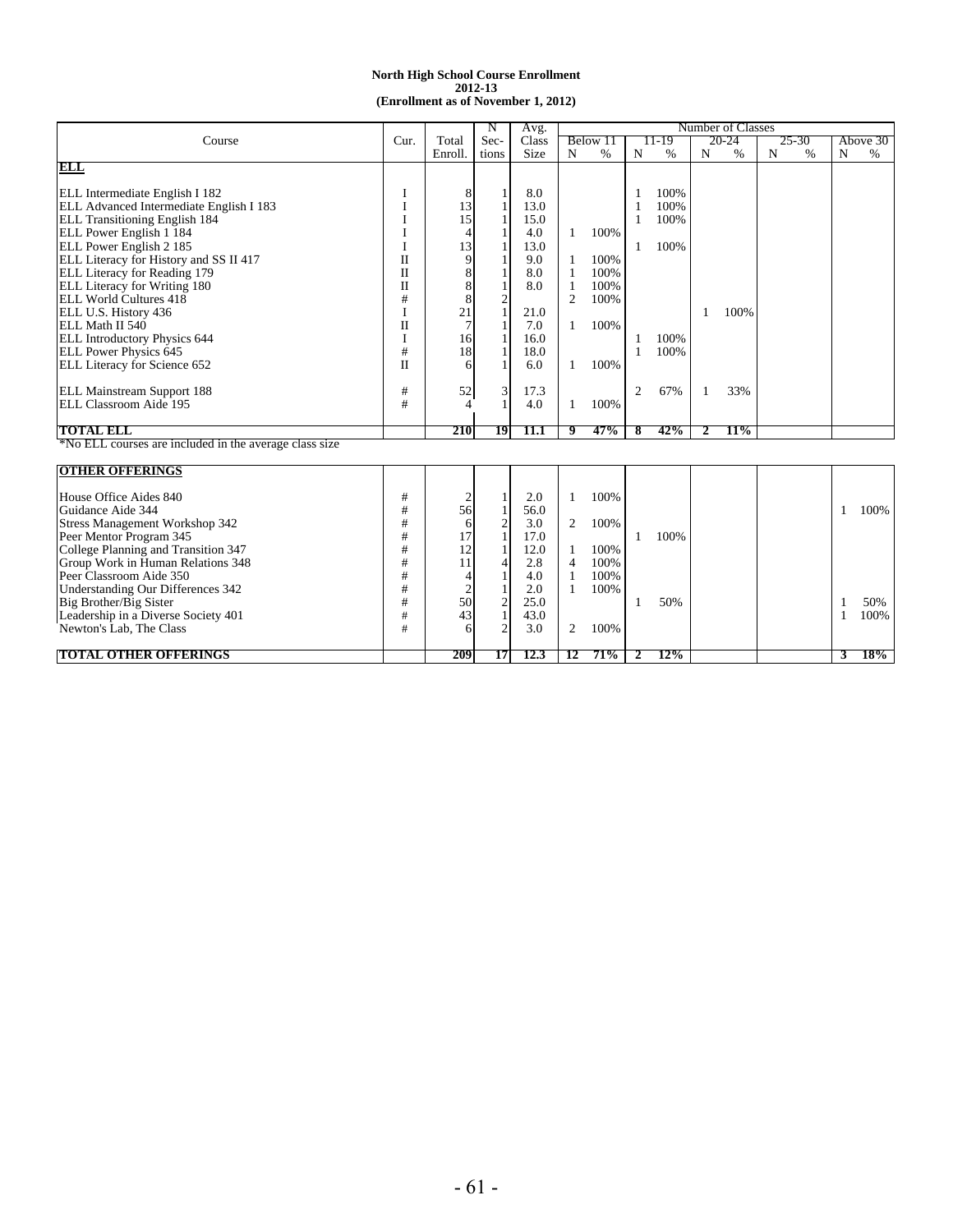**North High School Course Enrollment**
**2012-13**
**(Enrollment as of November 1, 2012)**

| Course | Cur. | Total Enroll. | N Sections | Avg. Class Size | Below 11 N | Below 11 % | 11-19 N | 11-19 % | 20-24 N | 20-24 % | 25-30 N | 25-30 % | Above 30 N | Above 30 % |
|---|---|---|---|---|---|---|---|---|---|---|---|---|---|---|
| **ELL** | | | | | | | | | | | | | | |
| ELL Intermediate English I 182 | I | 8 | 1 | 8.0 | | | 1 | 100% | | | | | | |
| ELL Advanced Intermediate English I 183 | I | 13 | 1 | 13.0 | | | 1 | 100% | | | | | | |
| ELL Transitioning English 184 | I | 15 | 1 | 15.0 | | | 1 | 100% | | | | | | |
| ELL Power English 1 184 | I | 4 | 1 | 4.0 | 1 | 100% | | | | | | | | |
| ELL Power English 2 185 | I | 13 | 1 | 13.0 | | | 1 | 100% | | | | | | |
| ELL Literacy for History and SS II 417 | II | 9 | 1 | 9.0 | 1 | 100% | | | | | | | | |
| ELL Literacy for Reading 179 | II | 8 | 1 | 8.0 | 1 | 100% | | | | | | | | |
| ELL Literacy for Writing 180 | II | 8 | 1 | 8.0 | 1 | 100% | | | | | | | | |
| ELL World Cultures 418 | # | 8 | 2 | | 2 | 100% | | | | | | | | |
| ELL U.S. History 436 | I | 21 | 1 | 21.0 | | | | | 1 | 100% | | | | |
| ELL Math II 540 | II | 7 | 1 | 7.0 | 1 | 100% | | | | | | | | |
| ELL Introductory Physics 644 | I | 16 | 1 | 16.0 | | | 1 | 100% | | | | | | |
| ELL Power Physics 645 | # | 18 | 1 | 18.0 | | | 1 | 100% | | | | | | |
| ELL Literacy for Science 652 | II | 6 | 1 | 6.0 | 1 | 100% | | | | | | | | |
| ELL Mainstream Support 188 | # | 52 | 3 | 17.3 | | | 2 | 67% | 1 | 33% | | | | |
| ELL Classroom Aide 195 | # | 4 | 1 | 4.0 | 1 | 100% | | | | | | | | |
| **TOTAL ELL** | | **210** | **19** | **11.1** | **9** | **47%** | **8** | **42%** | **2** | **11%** | | | | |

*No ELL courses are included in the average class size

| Course | Cur. | Total Enroll. | N Sections | Avg. Class Size | Below 11 N | Below 11 % | 11-19 N | 11-19 % | 20-24 N | 20-24 % | 25-30 N | 25-30 % | Above 30 N | Above 30 % |
|---|---|---|---|---|---|---|---|---|---|---|---|---|---|---|
| **OTHER OFFERINGS** | | | | | | | | | | | | | | |
| House Office Aides 840 | # | 2 | 1 | 2.0 | 1 | 100% | | | | | | | | |
| Guidance Aide 344 | # | 56 | 1 | 56.0 | | | | | | | | | 1 | 100% |
| Stress Management Workshop 342 | # | 6 | 2 | 3.0 | 2 | 100% | | | | | | | | |
| Peer Mentor Program 345 | # | 17 | 1 | 17.0 | | | 1 | 100% | | | | | | |
| College Planning and Transition 347 | # | 12 | 1 | 12.0 | 1 | 100% | | | | | | | | |
| Group Work in Human Relations 348 | # | 11 | 4 | 2.8 | 4 | 100% | | | | | | | | |
| Peer Classroom Aide 350 | # | 4 | 1 | 4.0 | 1 | 100% | | | | | | | | |
| Understanding Our Differences 342 | # | 2 | 1 | 2.0 | 1 | 100% | | | | | | | | |
| Big Brother/Big Sister | # | 50 | 2 | 25.0 | | | 1 | 50% | | | | | 1 | 50% |
| Leadership in a Diverse Society 401 | # | 43 | 1 | 43.0 | | | | | | | | | 1 | 100% |
| Newton's Lab, The Class | # | 6 | 2 | 3.0 | 2 | 100% | | | | | | | | |
| **TOTAL OTHER OFFERINGS** | | **209** | **17** | **12.3** | **12** | **71%** | **2** | **12%** | | | | | **3** | **18%** |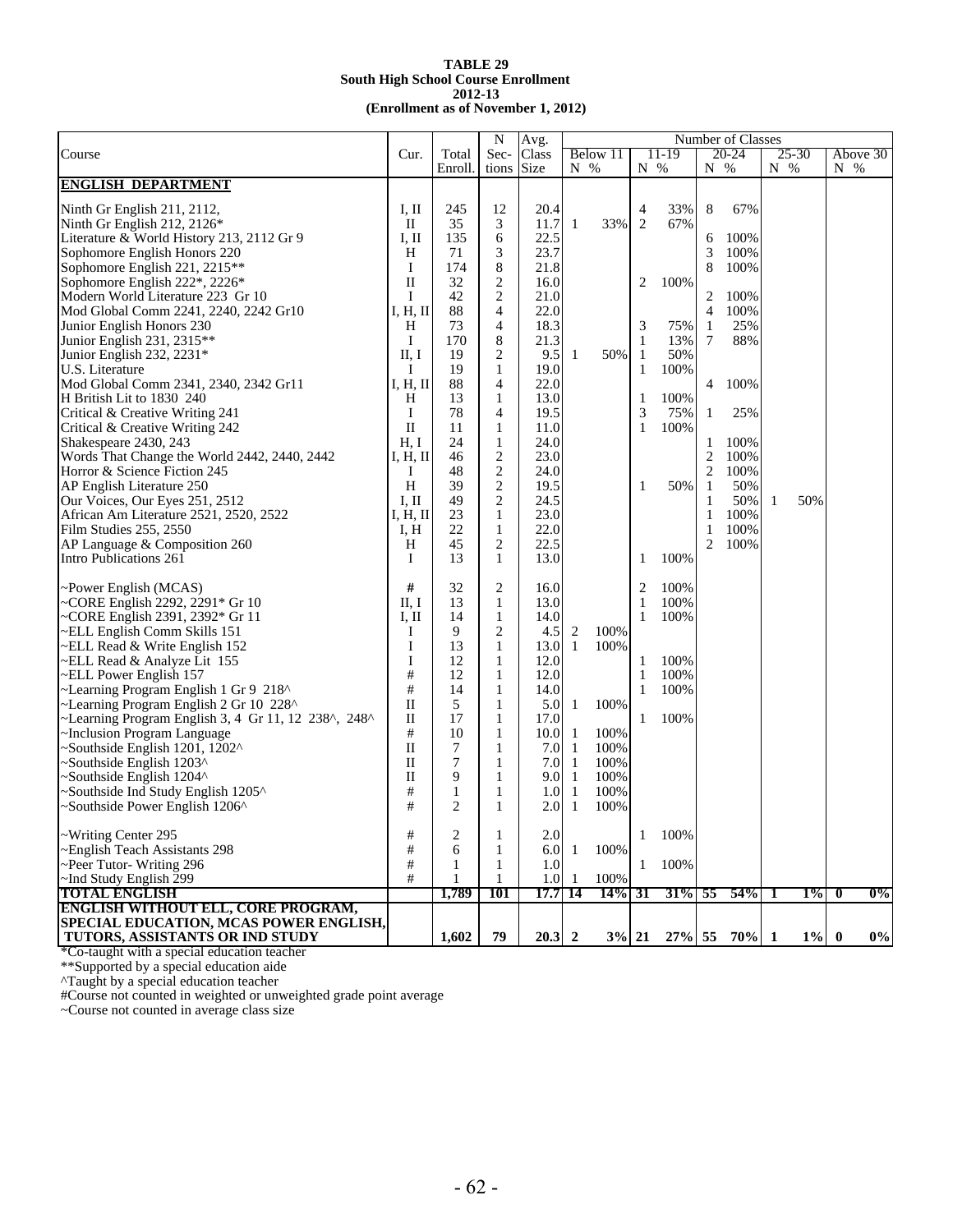**TABLE 29**
**South High School Course Enrollment**
**2012-13**
**(Enrollment as of November 1, 2012)**

| Course | Cur. | Total Enroll. | N Sections | Avg. Class Size | Below 11 N | Below 11 % | 11-19 N | 11-19 % | 20-24 N | 20-24 % | 25-30 N | 25-30 % | Above 30 N | Above 30 % |
|---|---|---|---|---|---|---|---|---|---|---|---|---|---|---|
| **ENGLISH DEPARTMENT** | | | | | | | | | | | | | | |
| Ninth Gr English 211, 2112, | I, II | 245 | 12 | 20.4 | | | 4 | 33% | 8 | 67% | | | | |
| Ninth Gr English 212, 2126* | II | 35 | 3 | 11.7 | 1 | 33% | 2 | 67% | | | | | | |
| Literature & World History 213, 2112 Gr 9 | I, II | 135 | 6 | 22.5 | | | | | 6 | 100% | | | | |
| Sophomore English Honors 220 | H | 71 | 3 | 23.7 | | | | | 3 | 100% | | | | |
| Sophomore English 221, 2215** | I | 174 | 8 | 21.8 | | | | | 8 | 100% | | | | |
| Sophomore English 222*, 2226* | II | 32 | 2 | 16.0 | | | 2 | 100% | | | | | | |
| Modern World Literature 223 Gr 10 | I | 42 | 2 | 21.0 | | | | | 2 | 100% | | | | |
| Mod Global Comm 2241, 2240, 2242 Gr10 | I, H, II | 88 | 4 | 22.0 | | | | | 4 | 100% | | | | |
| Junior English Honors 230 | H | 73 | 4 | 18.3 | | | 3 | 75% | 1 | 25% | | | | |
| Junior English 231, 2315** | I | 170 | 8 | 21.3 | | | 1 | 13% | 7 | 88% | | | | |
| Junior English 232, 2231* | II, I | 19 | 2 | 9.5 | 1 | 50% | 1 | 50% | | | | | | |
| U.S. Literature | I | 19 | 1 | 19.0 | | | 1 | 100% | | | | | | |
| Mod Global Comm 2341, 2340, 2342 Gr11 | I, H, II | 88 | 4 | 22.0 | | | | | 4 | 100% | | | | |
| H British Lit to 1830 240 | H | 13 | 1 | 13.0 | | | 1 | 100% | | | | | | |
| Critical & Creative Writing 241 | I | 78 | 4 | 19.5 | | | 3 | 75% | 1 | 25% | | | | |
| Critical & Creative Writing 242 | II | 11 | 1 | 11.0 | | | 1 | 100% | | | | | | |
| Shakespeare 2430, 243 | H, I | 24 | 1 | 24.0 | | | | | 1 | 100% | | | | |
| Words That Change the World 2442, 2440, 2442 | I, H, II | 46 | 2 | 23.0 | | | | | 2 | 100% | | | | |
| Horror & Science Fiction 245 | I | 48 | 2 | 24.0 | | | | | 2 | 100% | | | | |
| AP English Literature 250 | H | 39 | 2 | 19.5 | | | 1 | 50% | 1 | 50% | | | | |
| Our Voices, Our Eyes 251, 2512 | I, II | 49 | 2 | 24.5 | | | | | 1 | 50% | 1 | 50% | | |
| African Am Literature 2521, 2520, 2522 | I, H, II | 23 | 1 | 23.0 | | | | | 1 | 100% | | | | |
| Film Studies 255, 2550 | I, H | 22 | 1 | 22.0 | | | | | 1 | 100% | | | | |
| AP Language & Composition 260 | H | 45 | 2 | 22.5 | | | | | 2 | 100% | | | | |
| Intro Publications 261 | I | 13 | 1 | 13.0 | | | 1 | 100% | | | | | | |
| ~Power English (MCAS) | # | 32 | 2 | 16.0 | | | 2 | 100% | | | | | | |
| ~CORE English 2292, 2291* Gr 10 | II, I | 13 | 1 | 13.0 | | | 1 | 100% | | | | | | |
| ~CORE English 2391, 2392* Gr 11 | I, II | 14 | 1 | 14.0 | | | 1 | 100% | | | | | | |
| ~ELL English Comm Skills 151 | I | 9 | 2 | 4.5 | 2 | 100% | | | | | | | | |
| ~ELL Read & Write English 152 | I | 13 | 1 | 13.0 | 1 | 100% | | | | | | | | |
| ~ELL Read & Analyze Lit 155 | I | 12 | 1 | 12.0 | | | 1 | 100% | | | | | | |
| ~ELL Power English 157 | # | 12 | 1 | 12.0 | | | 1 | 100% | | | | | | |
| ~Learning Program English 1 Gr 9 218^ | # | 14 | 1 | 14.0 | | | 1 | 100% | | | | | | |
| ~Learning Program English 2 Gr 10 228^ | II | 5 | 1 | 5.0 | 1 | 100% | | | | | | | | |
| ~Learning Program English 3, 4 Gr 11, 12 238^, 248^ | II | 17 | 1 | 17.0 | | | 1 | 100% | | | | | | |
| ~Inclusion Program Language | # | 10 | 1 | 10.0 | 1 | 100% | | | | | | | | |
| ~Southside English 1201, 1202^ | II | 7 | 1 | 7.0 | 1 | 100% | | | | | | | | |
| ~Southside English 1203^ | II | 7 | 1 | 7.0 | 1 | 100% | | | | | | | | |
| ~Southside English 1204^ | II | 9 | 1 | 9.0 | 1 | 100% | | | | | | | | |
| ~Southside Ind Study English 1205^ | # | 1 | 1 | 1.0 | 1 | 100% | | | | | | | | |
| ~Southside Power English 1206^ | # | 2 | 1 | 2.0 | 1 | 100% | | | | | | | | |
| ~Writing Center 295 | # | 2 | 1 | 2.0 | | | 1 | 100% | | | | | | |
| ~English Teach Assistants 298 | # | 6 | 1 | 6.0 | 1 | 100% | | | | | | | | |
| ~Peer Tutor- Writing 296 | # | 1 | 1 | 1.0 | | | 1 | 100% | | | | | | |
| ~Ind Study English 299 | # | 1 | 1 | 1.0 | 1 | 100% | | | | | | | | |
| **TOTAL ENGLISH** | | **1,789** | **101** | **17.7** | **14** | **14%** | **31** | **31%** | **55** | **54%** | **1** | **1%** | **0** | **0%** |
| **ENGLISH WITHOUT ELL, CORE PROGRAM, SPECIAL EDUCATION, MCAS POWER ENGLISH, TUTORS, ASSISTANTS OR IND STUDY** | | **1,602** | **79** | **20.3** | **2** | **3%** | **21** | **27%** | **55** | **70%** | **1** | **1%** | **0** | **0%** |

*Co-taught with a special education teacher
**Supported by a special education aide
^Taught by a special education teacher
#Course not counted in weighted or unweighted grade point average
~Course not counted in average class size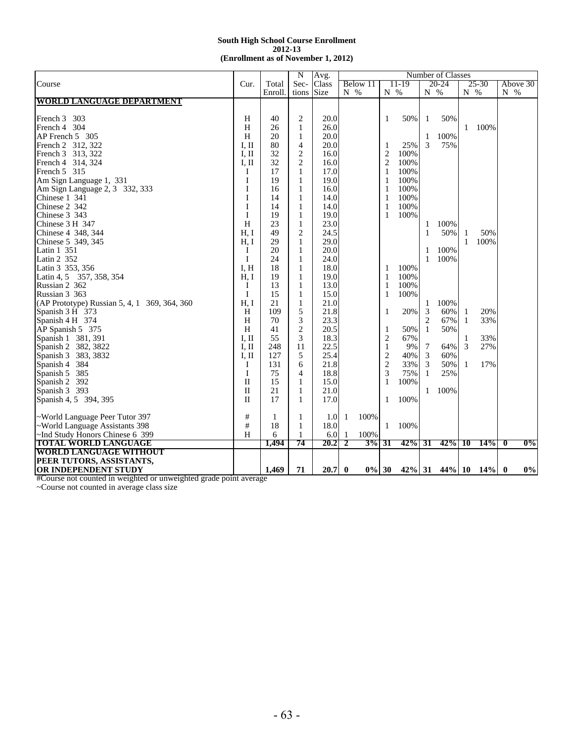**South High School Course Enrollment**
**2012-13**
**(Enrollment as of November 1, 2012)**

| Course | Cur. | Total Enroll. | N Sections | Avg. Class Size | Below 11 N | Below 11 % | 11-19 N | 11-19 % | 20-24 N | 20-24 % | 25-30 N | 25-30 % | Above 30 N | Above 30 % |
|---|---|---|---|---|---|---|---|---|---|---|---|---|---|---|
| **WORLD LANGUAGE DEPARTMENT** | | | | | | | | | | | | | | |
| French 3 303 | H | 40 | 2 | 20.0 | | | 1 | 50% | 1 | 50% | | | | |
| French 4 304 | H | 26 | 1 | 26.0 | | | | | | | 1 | 100% | | |
| AP French 5 305 | H | 20 | 1 | 20.0 | | | | | 1 | 100% | | | | |
| French 2 312, 322 | I, II | 80 | 4 | 20.0 | | | 1 | 25% | 3 | 75% | | | | |
| French 3 313, 322 | I, II | 32 | 2 | 16.0 | | | 2 | 100% | | | | | | |
| French 4 314, 324 | I, II | 32 | 2 | 16.0 | | | 2 | 100% | | | | | | |
| French 5 315 | I | 17 | 1 | 17.0 | | | 1 | 100% | | | | | | |
| Am Sign Language 1, 331 | I | 19 | 1 | 19.0 | | | 1 | 100% | | | | | | |
| Am Sign Language 2, 3 332, 333 | I | 16 | 1 | 16.0 | | | 1 | 100% | | | | | | |
| Chinese 1 341 | I | 14 | 1 | 14.0 | | | 1 | 100% | | | | | | |
| Chinese 2 342 | I | 14 | 1 | 14.0 | | | 1 | 100% | | | | | | |
| Chinese 3 343 | I | 19 | 1 | 19.0 | | | 1 | 100% | | | | | | |
| Chinese 3 H 347 | H | 23 | 1 | 23.0 | | | | | 1 | 100% | | | | |
| Chinese 4 348, 344 | H, I | 49 | 2 | 24.5 | | | | | 1 | 50% | 1 | 50% | | |
| Chinese 5 349, 345 | H, I | 29 | 1 | 29.0 | | | | | | | 1 | 100% | | |
| Latin 1 351 | I | 20 | 1 | 20.0 | | | | | 1 | 100% | | | | |
| Latin 2 352 | I | 24 | 1 | 24.0 | | | | | 1 | 100% | | | | |
| Latin 3 353, 356 | I, H | 18 | 1 | 18.0 | | | 1 | 100% | | | | | | |
| Latin 4, 5 357, 358, 354 | H, I | 19 | 1 | 19.0 | | | 1 | 100% | | | | | | |
| Russian 2 362 | I | 13 | 1 | 13.0 | | | 1 | 100% | | | | | | |
| Russian 3 363 | I | 15 | 1 | 15.0 | | | 1 | 100% | | | | | | |
| (AP Prototype) Russian 5, 4, 1 369, 364, 360 | H, I | 21 | 1 | 21.0 | | | | | 1 | 100% | | | | |
| Spanish 3 H 373 | H | 109 | 5 | 21.8 | | | 1 | 20% | 3 | 60% | 1 | 20% | | |
| Spanish 4 H 374 | H | 70 | 3 | 23.3 | | | | | 2 | 67% | 1 | 33% | | |
| AP Spanish 5 375 | H | 41 | 2 | 20.5 | | | 1 | 50% | 1 | 50% | | | | |
| Spanish 1 381, 391 | I, II | 55 | 3 | 18.3 | | | 2 | 67% | | | 1 | 33% | | |
| Spanish 2 382, 3822 | I, II | 248 | 11 | 22.5 | | | 1 | 9% | 7 | 64% | 3 | 27% | | |
| Spanish 3 383, 3832 | I, II | 127 | 5 | 25.4 | | | 2 | 40% | 3 | 60% | | | | |
| Spanish 4 384 | I | 131 | 6 | 21.8 | | | 2 | 33% | 3 | 50% | 1 | 17% | | |
| Spanish 5 385 | I | 75 | 4 | 18.8 | | | 3 | 75% | 1 | 25% | | | | |
| Spanish 2 392 | II | 15 | 1 | 15.0 | | | 1 | 100% | | | | | | |
| Spanish 3 393 | II | 21 | 1 | 21.0 | | | | | 1 | 100% | | | | |
| Spanish 4, 5 394, 395 | II | 17 | 1 | 17.0 | | | 1 | 100% | | | | | | |
| ~World Language Peer Tutor 397 | # | 1 | 1 | 1.0 | 1 | 100% | | | | | | | | |
| ~World Language Assistants 398 | # | 18 | 1 | 18.0 | | | 1 | 100% | | | | | | |
| ~Ind Study Honors Chinese 6 399 | H | 6 | 1 | 6.0 | 1 | 100% | | | | | | | | |
| **TOTAL WORLD LANGUAGE** | | **1,494** | **74** | **20.2** | **2** | **3%** | **31** | **42%** | **31** | **42%** | **10** | **14%** | **0** | **0%** |
| **WORLD LANGUAGE WITHOUT PEER TUTORS, ASSISTANTS, OR INDEPENDENT STUDY** | | **1,469** | **71** | **20.7** | **0** | **0%** | **30** | **42%** | **31** | **44%** | **10** | **14%** | **0** | **0%** |

#Course not counted in weighted or unweighted grade point average
~Course not counted in average class size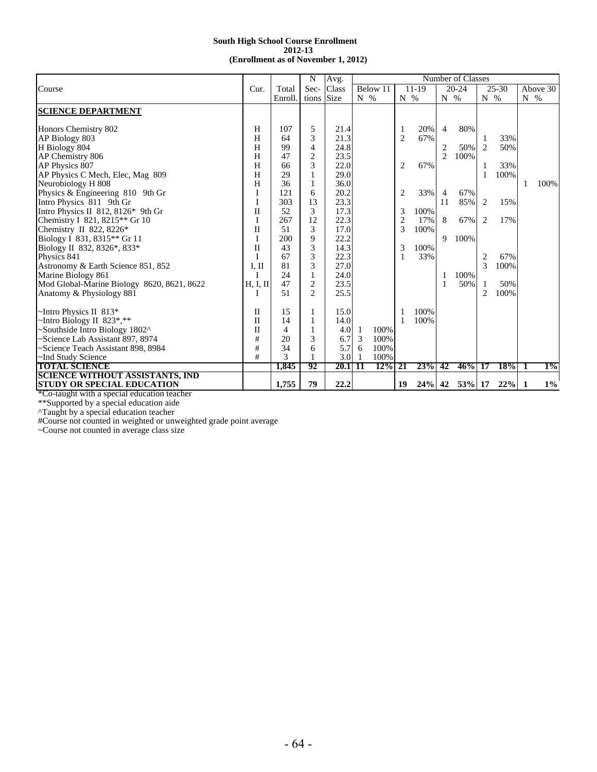**South High School Course Enrollment**
**2012-13**
**(Enrollment as of November 1, 2012)**

| Course | Cur. | Total Enroll. | N Sec-tions | Avg. Class Size | Below 11 N | Below 11 % | 11-19 N | 11-19 % | 20-24 N | 20-24 % | 25-30 N | 25-30 % | Above 30 N | Above 30 % |
|---|---|---|---|---|---|---|---|---|---|---|---|---|---|---|
| **SCIENCE DEPARTMENT** | | | | | | | | | | | | | | |
| Honors Chemistry 802 | H | 107 | 5 | 21.4 | | | 1 | 20% | 4 | 80% | | | | |
| AP Biology 803 | H | 64 | 3 | 21.3 | | | 2 | 67% | | | 1 | 33% | | |
| H Biology 804 | H | 99 | 4 | 24.8 | | | | | 2 | 50% | 2 | 50% | | |
| AP Chemistry 806 | H | 47 | 2 | 23.5 | | | | | 2 | 100% | | | | |
| AP Physics 807 | H | 66 | 3 | 22.0 | | | 2 | 67% | | | 1 | 33% | | |
| AP Physics C Mech, Elec, Mag 809 | H | 29 | 1 | 29.0 | | | | | | | 1 | 100% | | |
| Neurobiology H 808 | H | 36 | 1 | 36.0 | | | | | | | | | 1 | 100% |
| Physics & Engineering 810 9th Gr | I | 121 | 6 | 20.2 | | | 2 | 33% | 4 | 67% | | | | |
| Intro Physics 811 9th Gr | I | 303 | 13 | 23.3 | | | | | 11 | 85% | 2 | 15% | | |
| Intro Physics II 812, 8126* 9th Gr | II | 52 | 3 | 17.3 | | | 3 | 100% | | | | | | |
| Chemistry I 821, 8215** Gr 10 | I | 267 | 12 | 22.3 | | | 2 | 17% | 8 | 67% | 2 | 17% | | |
| Chemistry II 822, 8226* | II | 51 | 3 | 17.0 | | | 3 | 100% | | | | | | |
| Biology I 831, 8315** Gr 11 | I | 200 | 9 | 22.2 | | | | | 9 | 100% | | | | |
| Biology II 832, 8326*, 833* | II | 43 | 3 | 14.3 | | | 3 | 100% | | | | | | |
| Physics 841 | I | 67 | 3 | 22.3 | | | 1 | 33% | | | 2 | 67% | | |
| Astronomy & Earth Science 851, 852 | I, II | 81 | 3 | 27.0 | | | | | | | 3 | 100% | | |
| Marine Biology 861 | I | 24 | 1 | 24.0 | | | | | 1 | 100% | | | | |
| Mod Global-Marine Biology 8620, 8621, 8622 | H, I, II | 47 | 2 | 23.5 | | | | | 1 | 50% | 1 | 50% | | |
| Anatomy & Physiology 881 | I | 51 | 2 | 25.5 | | | | | | | 2 | 100% | | |
| ~Intro Physics II 813* | II | 15 | 1 | 15.0 | | | 1 | 100% | | | | | | |
| ~Intro Biology II 823*,** | II | 14 | 1 | 14.0 | | | 1 | 100% | | | | | | |
| ~Southside Intro Biology 1802^ | II | 4 | 1 | 4.0 | 1 | 100% | | | | | | | | |
| ~Science Lab Assistant 897, 8974 | # | 20 | 3 | 6.7 | 3 | 100% | | | | | | | | |
| ~Science Teach Assistant 898, 8984 | # | 34 | 6 | 5.7 | 6 | 100% | | | | | | | | |
| ~Ind Study Science | # | 3 | 1 | 3.0 | 1 | 100% | | | | | | | | |
| **TOTAL SCIENCE** | | **1,845** | **92** | **20.1** | **11** | **12%** | **21** | **23%** | **42** | **46%** | **17** | **18%** | **1** | **1%** |
| **SCIENCE WITHOUT ASSISTANTS, IND STUDY OR SPECIAL EDUCATION** | | **1,755** | **79** | **22.2** | | | **19** | **24%** | **42** | **53%** | **17** | **22%** | **1** | **1%** |

*Co-taught with a special education teacher
**Supported by a special education aide
^Taught by a special education teacher
#Course not counted in weighted or unweighted grade point average
~Course not counted in average class size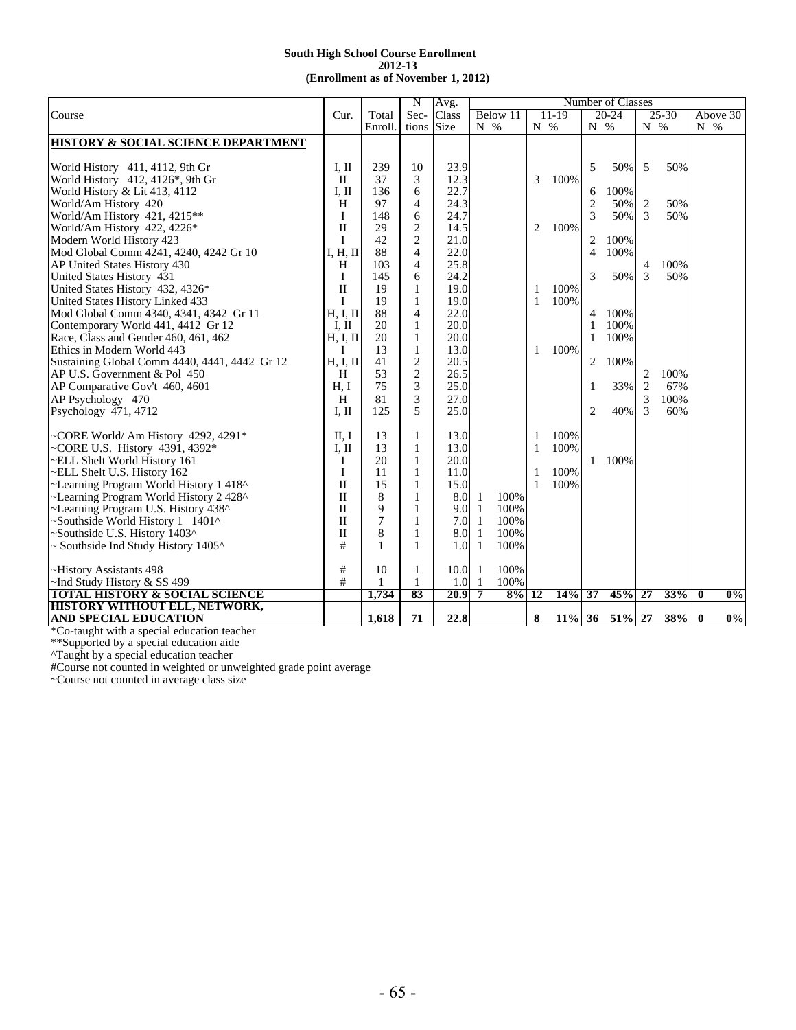**South High School Course Enrollment**
**2012-13**
**(Enrollment as of November 1, 2012)**

| Course | Cur. | Total Enroll. | N Sections | Avg. Class Size | Below 11 N | Below 11 % | 11-19 N | 11-19 % | 20-24 N | 20-24 % | 25-30 N | 25-30 % | Above 30 N | Above 30 % |
|---|---|---|---|---|---|---|---|---|---|---|---|---|---|---|
| **HISTORY & SOCIAL SCIENCE DEPARTMENT** | | | | | | | | | | | | | | |
| World History 411, 4112, 9th Gr | I, II | 239 | 10 | 23.9 | | | | | 5 | 50% | 5 | 50% | | |
| World History 412, 4126*, 9th Gr | II | 37 | 3 | 12.3 | | | 3 | 100% | | | | | | |
| World History & Lit 413, 4112 | I, II | 136 | 6 | 22.7 | | | | | 6 | 100% | | | | |
| World/Am History 420 | H | 97 | 4 | 24.3 | | | | | 2 | 50% | 2 | 50% | | |
| World/Am History 421, 4215** | I | 148 | 6 | 24.7 | | | | | 3 | 50% | 3 | 50% | | |
| World/Am History 422, 4226* | II | 29 | 2 | 14.5 | | | 2 | 100% | | | | | | |
| Modern World History 423 | I | 42 | 2 | 21.0 | | | | | 2 | 100% | | | | |
| Mod Global Comm 4241, 4240, 4242 Gr 10 | I, H, II | 88 | 4 | 22.0 | | | | | 4 | 100% | | | | |
| AP United States History 430 | H | 103 | 4 | 25.8 | | | | | | | 4 | 100% | | |
| United States History 431 | I | 145 | 6 | 24.2 | | | | | 3 | 50% | 3 | 50% | | |
| United States History 432, 4326* | II | 19 | 1 | 19.0 | | | 1 | 100% | | | | | | |
| United States History Linked 433 | I | 19 | 1 | 19.0 | | | 1 | 100% | | | | | | |
| Mod Global Comm 4340, 4341, 4342 Gr 11 | H, I, II | 88 | 4 | 22.0 | | | | | 4 | 100% | | | | |
| Contemporary World 441, 4412 Gr 12 | I, II | 20 | 1 | 20.0 | | | | | 1 | 100% | | | | |
| Race, Class and Gender 460, 461, 462 | H, I, II | 20 | 1 | 20.0 | | | | | 1 | 100% | | | | |
| Ethics in Modern World 443 | I | 13 | 1 | 13.0 | | | 1 | 100% | | | | | | |
| Sustaining Global Comm 4440, 4441, 4442 Gr 12 | H, I, II | 41 | 2 | 20.5 | | | | | 2 | 100% | | | | |
| AP U.S. Government & Pol 450 | H | 53 | 2 | 26.5 | | | | | | | 2 | 100% | | |
| AP Comparative Gov't 460, 4601 | H, I | 75 | 3 | 25.0 | | | | | 1 | 33% | 2 | 67% | | |
| AP Psychology 470 | H | 81 | 3 | 27.0 | | | | | | | 3 | 100% | | |
| Psychology 471, 4712 | I, II | 125 | 5 | 25.0 | | | | | 2 | 40% | 3 | 60% | | |
| ~CORE World/ Am History 4292, 4291* | II, I | 13 | 1 | 13.0 | | | 1 | 100% | | | | | | |
| ~CORE U.S. History 4391, 4392* | I, II | 13 | 1 | 13.0 | | | 1 | 100% | | | | | | |
| ~ELL Shelt World History 161 | I | 20 | 1 | 20.0 | | | | | 1 | 100% | | | | |
| ~ELL Shelt U.S. History 162 | I | 11 | 1 | 11.0 | | | 1 | 100% | | | | | | |
| ~Learning Program World History 1 418^ | II | 15 | 1 | 15.0 | | | 1 | 100% | | | | | | |
| ~Learning Program World History 2 428^ | II | 8 | 1 | 8.0 | 1 | 100% | | | | | | | | |
| ~Learning Program U.S. History 438^ | II | 9 | 1 | 9.0 | 1 | 100% | | | | | | | | |
| ~Southside World History 1 1401^ | II | 7 | 1 | 7.0 | 1 | 100% | | | | | | | | |
| ~Southside U.S. History 1403^ | II | 8 | 1 | 8.0 | 1 | 100% | | | | | | | | |
| ~ Southside Ind Study History 1405^ | # | 1 | 1 | 1.0 | 1 | 100% | | | | | | | | |
| ~History Assistants 498 | # | 10 | 1 | 10.0 | 1 | 100% | | | | | | | | |
| ~Ind Study History & SS 499 | # | 1 | 1 | 1.0 | 1 | 100% | | | | | | | | |
| **TOTAL HISTORY & SOCIAL SCIENCE** | | **1,734** | **83** | **20.9** | **7** | **8%** | **12** | **14%** | **37** | **45%** | **27** | **33%** | **0** | **0%** |
| **HISTORY WITHOUT ELL, NETWORK, AND SPECIAL EDUCATION** | | **1,618** | **71** | **22.8** | | | **8** | **11%** | **36** | **51%** | **27** | **38%** | **0** | **0%** |

*Co-taught with a special education teacher
**Supported by a special education aide
^Taught by a special education teacher
#Course not counted in weighted or unweighted grade point average
~Course not counted in average class size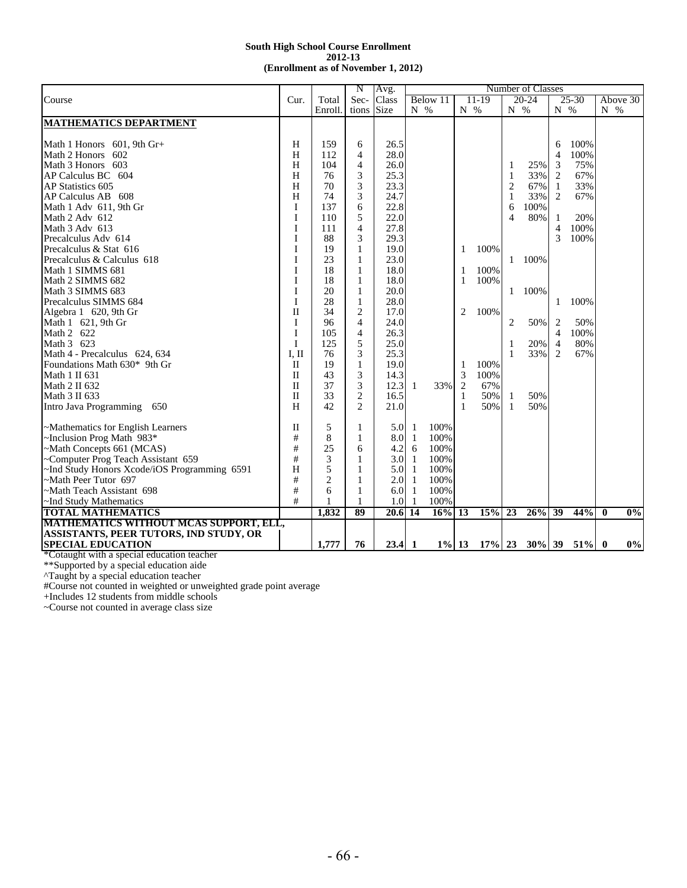**South High School Course Enrollment**
**2012-13**
**(Enrollment as of November 1, 2012)**

| Course | Cur. | Total Enroll. | N Sec-tions | Avg. Class Size | Number of Classes Below 11 N | % | 11-19 N | % | 20-24 N | % | 25-30 N | % | Above 30 N | % |
|---|---|---|---|---|---|---|---|---|---|---|---|---|---|---|
| **MATHEMATICS DEPARTMENT** | | | | | | | | | | | | | | |
| Math 1 Honors 601, 9th Gr+ | H | 159 | 6 | 26.5 | | | | | | | 6 | 100% | | |
| Math 2 Honors 602 | H | 112 | 4 | 28.0 | | | | | | | 4 | 100% | | |
| Math 3 Honors 603 | H | 104 | 4 | 26.0 | | | | | 1 | 25% | 3 | 75% | | |
| AP Calculus BC 604 | H | 76 | 3 | 25.3 | | | | | 1 | 33% | 2 | 67% | | |
| AP Statistics 605 | H | 70 | 3 | 23.3 | | | | | 2 | 67% | 1 | 33% | | |
| AP Calculus AB 608 | H | 74 | 3 | 24.7 | | | | | 1 | 33% | 2 | 67% | | |
| Math 1 Adv 611, 9th Gr | I | 137 | 6 | 22.8 | | | | | 6 | 100% | | | | |
| Math 2 Adv 612 | I | 110 | 5 | 22.0 | | | | | 4 | 80% | 1 | 20% | | |
| Math 3 Adv 613 | I | 111 | 4 | 27.8 | | | | | | | 4 | 100% | | |
| Precalculus Adv 614 | I | 88 | 3 | 29.3 | | | | | | | 3 | 100% | | |
| Precalculus & Stat 616 | I | 19 | 1 | 19.0 | | | 1 | 100% | | | | | | |
| Precalculus & Calculus 618 | I | 23 | 1 | 23.0 | | | | | 1 | 100% | | | | |
| Math 1 SIMMS 681 | I | 18 | 1 | 18.0 | | | 1 | 100% | | | | | | |
| Math 2 SIMMS 682 | I | 18 | 1 | 18.0 | | | 1 | 100% | | | | | | |
| Math 3 SIMMS 683 | I | 20 | 1 | 20.0 | | | | | 1 | 100% | | | | |
| Precalculus SIMMS 684 | I | 28 | 1 | 28.0 | | | | | | | 1 | 100% | | |
| Algebra 1 620, 9th Gr | II | 34 | 2 | 17.0 | | | 2 | 100% | | | | | | |
| Math 1 621, 9th Gr | I | 96 | 4 | 24.0 | | | | | 2 | 50% | 2 | 50% | | |
| Math 2 622 | I | 105 | 4 | 26.3 | | | | | | | 4 | 100% | | |
| Math 3 623 | I | 125 | 5 | 25.0 | | | | | 1 | 20% | 4 | 80% | | |
| Math 4 - Precalculus 624, 634 | I, II | 76 | 3 | 25.3 | | | | | 1 | 33% | 2 | 67% | | |
| Foundations Math 630* 9th Gr | II | 19 | 1 | 19.0 | | | 1 | 100% | | | | | | |
| Math 1 II 631 | II | 43 | 3 | 14.3 | | | 3 | 100% | | | | | | |
| Math 2 II 632 | II | 37 | 3 | 12.3 | 1 | 33% | 2 | 67% | | | | | | |
| Math 3 II 633 | II | 33 | 2 | 16.5 | | | 1 | 50% | 1 | 50% | | | | |
| Intro Java Programming 650 | H | 42 | 2 | 21.0 | | | 1 | 50% | 1 | 50% | | | | |
| ~Mathematics for English Learners | II | 5 | 1 | 5.0 | 1 | 100% | | | | | | | | |
| ~Inclusion Prog Math 983* | # | 8 | 1 | 8.0 | 1 | 100% | | | | | | | | |
| ~Math Concepts 661 (MCAS) | # | 25 | 6 | 4.2 | 6 | 100% | | | | | | | | |
| ~Computer Prog Teach Assistant 659 | # | 3 | 1 | 3.0 | 1 | 100% | | | | | | | | |
| ~Ind Study Honors Xcode/iOS Programming 6591 | H | 5 | 1 | 5.0 | 1 | 100% | | | | | | | | |
| ~Math Peer Tutor 697 | # | 2 | 1 | 2.0 | 1 | 100% | | | | | | | | |
| ~Math Teach Assistant 698 | # | 6 | 1 | 6.0 | 1 | 100% | | | | | | | | |
| ~Ind Study Mathematics | # | 1 | 1 | 1.0 | 1 | 100% | | | | | | | | |
| **TOTAL MATHEMATICS** | | **1,832** | **89** | **20.6** | **14** | **16%** | **13** | **15%** | **23** | **26%** | **39** | **44%** | **0** | **0%** |
| **MATHEMATICS WITHOUT MCAS SUPPORT, ELL, ASSISTANTS, PEER TUTORS, IND STUDY, OR SPECIAL EDUCATION** | | **1,777** | **76** | **23.4** | **1** | **1%** | **13** | **17%** | **23** | **30%** | **39** | **51%** | **0** | **0%** |

*Cotaught with a special education teacher
**Supported by a special education aide
^Taught by a special education teacher
#Course not counted in weighted or unweighted grade point average
+Includes 12 students from middle schools
~Course not counted in average class size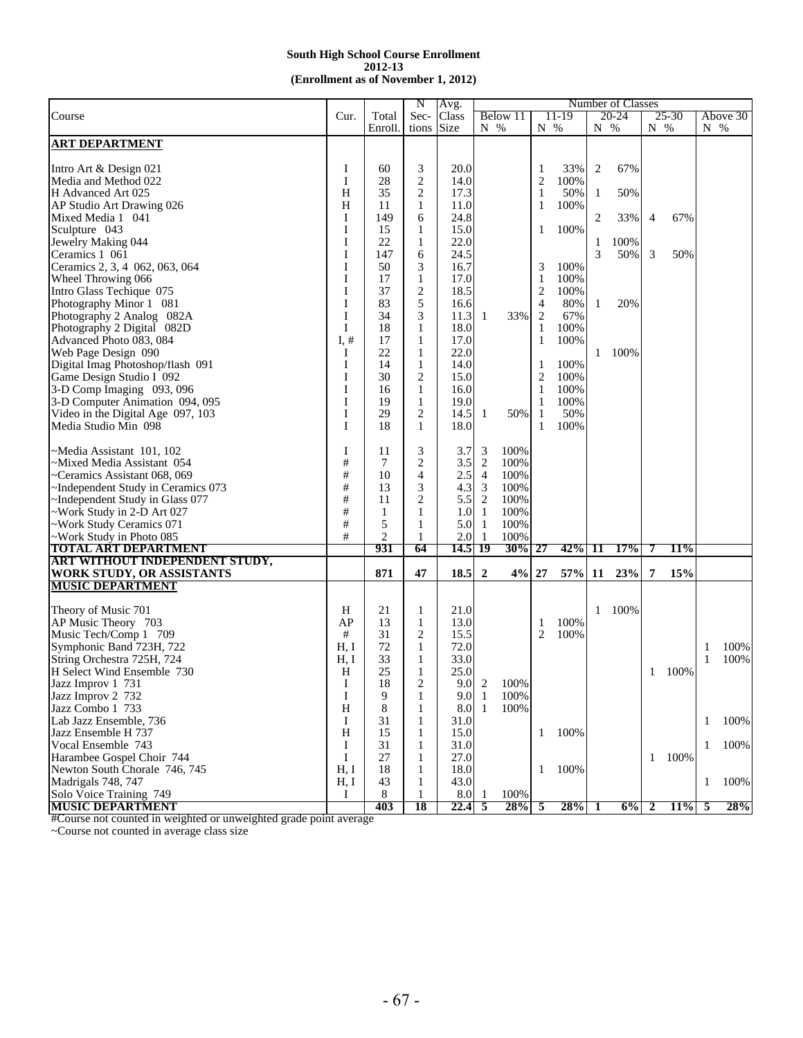**South High School Course Enrollment**
**2012-13**
**(Enrollment as of November 1, 2012)**

| Course | Cur. | Total Enroll. | N Sec-tions | Avg. Class Size | Number of Classes: Below 11 N | % | 11-19 N | % | 20-24 N | % | 25-30 N | % | Above 30 N | % |
|---|---|---|---|---|---|---|---|---|---|---|---|---|---|---|
| **ART DEPARTMENT** | | | | | | | | | | | | | | |
| Intro Art & Design 021 | I | 60 | 3 | 20.0 | | | 1 | 33% | 2 | 67% | | | | |
| Media and Method 022 | I | 28 | 2 | 14.0 | | | 2 | 100% | | | | | | |
| H Advanced Art 025 | H | 35 | 2 | 17.3 | | | 1 | 50% | 1 | 50% | | | | |
| AP Studio Art Drawing 026 | H | 11 | 1 | 11.0 | | | 1 | 100% | | | | | | |
| Mixed Media 1 041 | I | 149 | 6 | 24.8 | | | | | 2 | 33% | 4 | 67% | | |
| Sculpture 043 | I | 15 | 1 | 15.0 | | | 1 | 100% | | | | | | |
| Jewelry Making 044 | I | 22 | 1 | 22.0 | | | | | 1 | 100% | | | | |
| Ceramics 1 061 | I | 147 | 6 | 24.5 | | | | | 3 | 50% | 3 | 50% | | |
| Ceramics 2, 3, 4 062, 063, 064 | I | 50 | 3 | 16.7 | | | 3 | 100% | | | | | | |
| Wheel Throwing 066 | I | 17 | 1 | 17.0 | | | 1 | 100% | | | | | | |
| Intro Glass Techique 075 | I | 37 | 2 | 18.5 | | | 2 | 100% | | | | | | |
| Photography Minor 1 081 | I | 83 | 5 | 16.6 | | | 4 | 80% | 1 | 20% | | | | |
| Photography 2 Analog 082A | I | 34 | 3 | 11.3 | 1 | 33% | 2 | 67% | | | | | | |
| Photography 2 Digital 082D | I | 18 | 1 | 18.0 | | | 1 | 100% | | | | | | |
| Advanced Photo 083, 084 | I, # | 17 | 1 | 17.0 | | | 1 | 100% | | | | | | |
| Web Page Design 090 | I | 22 | 1 | 22.0 | | | | | 1 | 100% | | | | |
| Digital Imag Photoshop/flash 091 | I | 14 | 1 | 14.0 | | | 1 | 100% | | | | | | |
| Game Design Studio I 092 | I | 30 | 2 | 15.0 | | | 2 | 100% | | | | | | |
| 3-D Comp Imaging 093, 096 | I | 16 | 1 | 16.0 | | | 1 | 100% | | | | | | |
| 3-D Computer Animation 094, 095 | I | 19 | 1 | 19.0 | | | 1 | 100% | | | | | | |
| Video in the Digital Age 097, 103 | I | 29 | 2 | 14.5 | 1 | 50% | 1 | 50% | | | | | | |
| Media Studio Min 098 | I | 18 | 1 | 18.0 | | | 1 | 100% | | | | | | |
| ~Media Assistant 101, 102 | I | 11 | 3 | 3.7 | 3 | 100% | | | | | | | | |
| ~Mixed Media Assistant 054 | # | 7 | 2 | 3.5 | 2 | 100% | | | | | | | | |
| ~Ceramics Assistant 068, 069 | # | 10 | 4 | 2.5 | 4 | 100% | | | | | | | | |
| ~Independent Study in Ceramics 073 | # | 13 | 3 | 4.3 | 3 | 100% | | | | | | | | |
| ~Independent Study in Glass 077 | # | 11 | 2 | 5.5 | 2 | 100% | | | | | | | | |
| ~Work Study in 2-D Art 027 | # | 1 | 1 | 1.0 | 1 | 100% | | | | | | | | |
| ~Work Study Ceramics 071 | # | 5 | 1 | 5.0 | 1 | 100% | | | | | | | | |
| ~Work Study in Photo 085 | # | 2 | 1 | 2.0 | 1 | 100% | | | | | | | | |
| **TOTAL ART DEPARTMENT** | | **931** | **64** | **14.5** | **19** | **30%** | **27** | **42%** | **11** | **17%** | **7** | **11%** | | |
| **ART WITHOUT INDEPENDENT STUDY, WORK STUDY, OR ASSISTANTS** | | **871** | **47** | **18.5** | **2** | **4%** | **27** | **57%** | **11** | **23%** | **7** | **15%** | | |
| **MUSIC DEPARTMENT** | | | | | | | | | | | | | | |
| Theory of Music 701 | H | 21 | 1 | 21.0 | | | | | 1 | 100% | | | | |
| AP Music Theory 703 | AP | 13 | 1 | 13.0 | | | 1 | 100% | | | | | | |
| Music Tech/Comp 1 709 | # | 31 | 2 | 15.5 | | | 2 | 100% | | | | | | |
| Symphonic Band 723H, 722 | H, I | 72 | 1 | 72.0 | | | | | | | | | 1 | 100% |
| String Orchestra 725H, 724 | H, I | 33 | 1 | 33.0 | | | | | | | | | 1 | 100% |
| H Select Wind Ensemble 730 | H | 25 | 1 | 25.0 | | | | | | | 1 | 100% | | |
| Jazz Improv 1 731 | I | 18 | 2 | 9.0 | 2 | 100% | | | | | | | | |
| Jazz Improv 2 732 | I | 9 | 1 | 9.0 | 1 | 100% | | | | | | | | |
| Jazz Combo 1 733 | H | 8 | 1 | 8.0 | 1 | 100% | | | | | | | | |
| Lab Jazz Ensemble, 736 | I | 31 | 1 | 31.0 | | | | | | | | | 1 | 100% |
| Jazz Ensemble H 737 | H | 15 | 1 | 15.0 | | | 1 | 100% | | | | | | |
| Vocal Ensemble 743 | I | 31 | 1 | 31.0 | | | | | | | | | 1 | 100% |
| Harambee Gospel Choir 744 | I | 27 | 1 | 27.0 | | | | | | | 1 | 100% | | |
| Newton South Chorale 746, 745 | H, I | 18 | 1 | 18.0 | | | 1 | 100% | | | | | | |
| Madrigals 748, 747 | H, I | 43 | 1 | 43.0 | | | | | | | | | 1 | 100% |
| Solo Voice Training 749 | I | 8 | 1 | 8.0 | 1 | 100% | | | | | | | | |
| **MUSIC DEPARTMENT** | | **403** | **18** | **22.4** | **5** | **28%** | **5** | **28%** | **1** | **6%** | **2** | **11%** | **5** | **28%** |

#Course not counted in weighted or unweighted grade point average

~Course not counted in average class size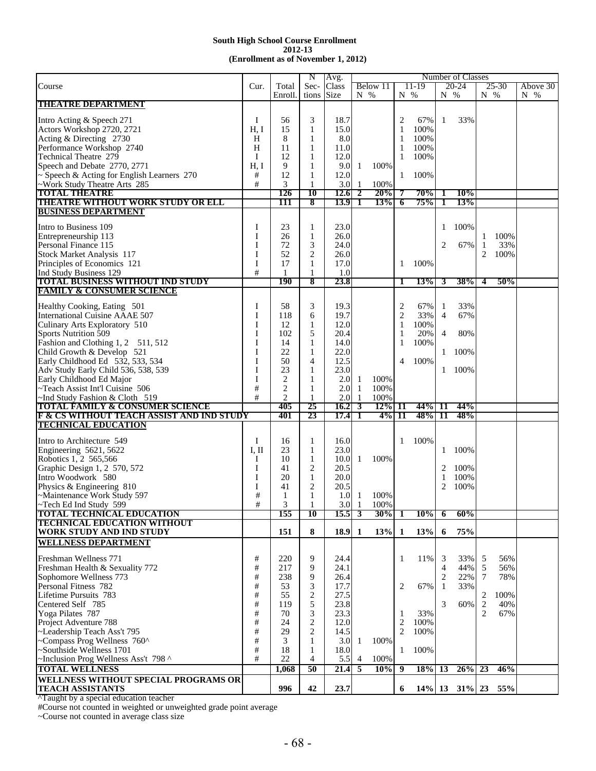**South High School Course Enrollment**
**2012-13**
**(Enrollment as of November 1, 2012)**

| Course | Cur. | Total Enroll. | N Sections | Avg. Class Size | Below 11 N | Below 11 % | 11-19 N | 11-19 % | 20-24 N | 20-24 % | 25-30 N | 25-30 % | Above 30 N | Above 30 % |
|---|---|---|---|---|---|---|---|---|---|---|---|---|---|---|
| **THEATRE DEPARTMENT** | | | | | | | | | | | | | | |
| Intro Acting & Speech 271 | I | 56 | 3 | 18.7 | | | 2 | 67% | 1 | 33% | | | | |
| Actors Workshop 2720, 2721 | H, I | 15 | 1 | 15.0 | | | 1 | 100% | | | | | | |
| Acting & Directing 2730 | H | 8 | 1 | 8.0 | | | 1 | 100% | | | | | | |
| Performance Workshop 2740 | H | 11 | 1 | 11.0 | | | 1 | 100% | | | | | | |
| Technical Theatre 279 | I | 12 | 1 | 12.0 | | | 1 | 100% | | | | | | |
| Speech and Debate 2770, 2771 | H, I | 9 | 1 | 9.0 | 1 | 100% | | | | | | | | |
| ~ Speech & Acting for English Learners 270 | # | 12 | 1 | 12.0 | | | 1 | 100% | | | | | | |
| ~Work Study Theatre Arts 285 | # | 3 | 1 | 3.0 | 1 | 100% | | | | | | | | |
| **TOTAL THEATRE** | | **126** | **10** | **12.6** | **2** | **20%** | **7** | **70%** | **1** | **10%** | | | | |
| **THEATRE WITHOUT WORK STUDY OR ELL** | | **111** | **8** | **13.9** | **1** | **13%** | **6** | **75%** | **1** | **13%** | | | | |
| **BUSINESS DEPARTMENT** | | | | | | | | | | | | | | |
| Intro to Business 109 | I | 23 | 1 | 23.0 | | | | | 1 | 100% | | | | |
| Entrepreneurship 113 | I | 26 | 1 | 26.0 | | | | | | | 1 | 100% | | |
| Personal Finance 115 | I | 72 | 3 | 24.0 | | | | | 2 | 67% | 1 | 33% | | |
| Stock Market Analysis 117 | I | 52 | 2 | 26.0 | | | | | | | 2 | 100% | | |
| Principles of Economics 121 | I | 17 | 1 | 17.0 | | | 1 | 100% | | | | | | |
| Ind Study Business 129 | # | 1 | 1 | 1.0 | | | | | | | | | | |
| **TOTAL BUSINESS WITHOUT IND STUDY** | | **190** | **8** | **23.8** | | | **1** | **13%** | **3** | **38%** | **4** | **50%** | | |
| **FAMILY & CONSUMER SCIENCE** | | | | | | | | | | | | | | |
| Healthy Cooking, Eating 501 | I | 58 | 3 | 19.3 | | | 2 | 67% | 1 | 33% | | | | |
| International Cuisine AAAE 507 | I | 118 | 6 | 19.7 | | | 2 | 33% | 4 | 67% | | | | |
| Culinary Arts Exploratory 510 | I | 12 | 1 | 12.0 | | | 1 | 100% | | | | | | |
| Sports Nutrition 509 | I | 102 | 5 | 20.4 | | | 1 | 20% | 4 | 80% | | | | |
| Fashion and Clothing 1, 2 511, 512 | I | 14 | 1 | 14.0 | | | 1 | 100% | | | | | | |
| Child Growth & Develop 521 | I | 22 | 1 | 22.0 | | | | | 1 | 100% | | | | |
| Early Childhood Ed 532, 533, 534 | I | 50 | 4 | 12.5 | | | 4 | 100% | | | | | | |
| Adv Study Early Child 536, 538, 539 | I | 23 | 1 | 23.0 | | | | | 1 | 100% | | | | |
| Early Childhood Ed Major | I | 2 | 1 | 2.0 | 1 | 100% | | | | | | | | |
| ~Teach Assist Int'l Cuisine 506 | # | 2 | 1 | 2.0 | 1 | 100% | | | | | | | | |
| ~Ind Study Fashion & Cloth 519 | # | 2 | 1 | 2.0 | 1 | 100% | | | | | | | | |
| **TOTAL FAMILY & CONSUMER SCIENCE** | | **405** | **25** | **16.2** | **3** | **12%** | **11** | **44%** | **11** | **44%** | | | | |
| **F & CS WITHOUT TEACH ASSIST AND IND STUDY** | | **401** | **23** | **17.4** | **1** | **4%** | **11** | **48%** | **11** | **48%** | | | | |
| **TECHNICAL EDUCATION** | | | | | | | | | | | | | | |
| Intro to Architecture 549 | I | 16 | 1 | 16.0 | | | 1 | 100% | | | | | | |
| Engineering 5621, 5622 | I, II | 23 | 1 | 23.0 | | | | | 1 | 100% | | | | |
| Robotics 1, 2 565,566 | I | 10 | 1 | 10.0 | 1 | 100% | | | | | | | | |
| Graphic Design 1, 2 570, 572 | I | 41 | 2 | 20.5 | | | | | 2 | 100% | | | | |
| Intro Woodwork 580 | I | 20 | 1 | 20.0 | | | | | 1 | 100% | | | | |
| Physics & Engineering 810 | I | 41 | 2 | 20.5 | | | | | 2 | 100% | | | | |
| ~Maintenance Work Study 597 | # | 1 | 1 | 1.0 | 1 | 100% | | | | | | | | |
| ~Tech Ed Ind Study 599 | # | 3 | 1 | 3.0 | 1 | 100% | | | | | | | | |
| **TOTAL TECHNICAL EDUCATION** | | **155** | **10** | **15.5** | **3** | **30%** | **1** | **10%** | **6** | **60%** | | | | |
| **TECHNICAL EDUCATION WITHOUT WORK STUDY AND IND STUDY** | | **151** | **8** | **18.9** | **1** | **13%** | **1** | **13%** | **6** | **75%** | | | | |
| **WELLNESS DEPARTMENT** | | | | | | | | | | | | | | |
| Freshman Wellness 771 | # | 220 | 9 | 24.4 | | | 1 | 11% | 3 | 33% | 5 | 56% | | |
| Freshman Health & Sexuality 772 | # | 217 | 9 | 24.1 | | | | | 4 | 44% | 5 | 56% | | |
| Sophomore Wellness 773 | # | 238 | 9 | 26.4 | | | | | 2 | 22% | 7 | 78% | | |
| Personal Fitness 782 | # | 53 | 3 | 17.7 | | | 2 | 67% | 1 | 33% | | | | |
| Lifetime Pursuits 783 | # | 55 | 2 | 27.5 | | | | | | | 2 | 100% | | |
| Centered Self 785 | # | 119 | 5 | 23.8 | | | | | 3 | 60% | 2 | 40% | | |
| Yoga Pilates 787 | # | 70 | 3 | 23.3 | | | 1 | 33% | | | 2 | 67% | | |
| Project Adventure 788 | # | 24 | 2 | 12.0 | | | 2 | 100% | | | | | | |
| ~Leadership Teach Ass't 795 | # | 29 | 2 | 14.5 | | | 2 | 100% | | | | | | |
| ~Compass Prog Wellness 760^ | # | 3 | 1 | 3.0 | 1 | 100% | | | | | | | | |
| ~Southside Wellness 1701 | # | 18 | 1 | 18.0 | | | 1 | 100% | | | | | | |
| ~Inclusion Prog Wellness Ass't 798 ^ | # | 22 | 4 | 5.5 | 4 | 100% | | | | | | | | |
| **TOTAL WELLNESS** | | **1,068** | **50** | **21.4** | **5** | **10%** | **9** | **18%** | **13** | **26%** | **23** | **46%** | | |
| **WELLNESS WITHOUT SPECIAL PROGRAMS OR TEACH ASSISTANTS** | | **996** | **42** | **23.7** | | | **6** | **14%** | **13** | **31%** | **23** | **55%** | | |

^Taught by a special education teacher

#Course not counted in weighted or unweighted grade point average

~Course not counted in average class size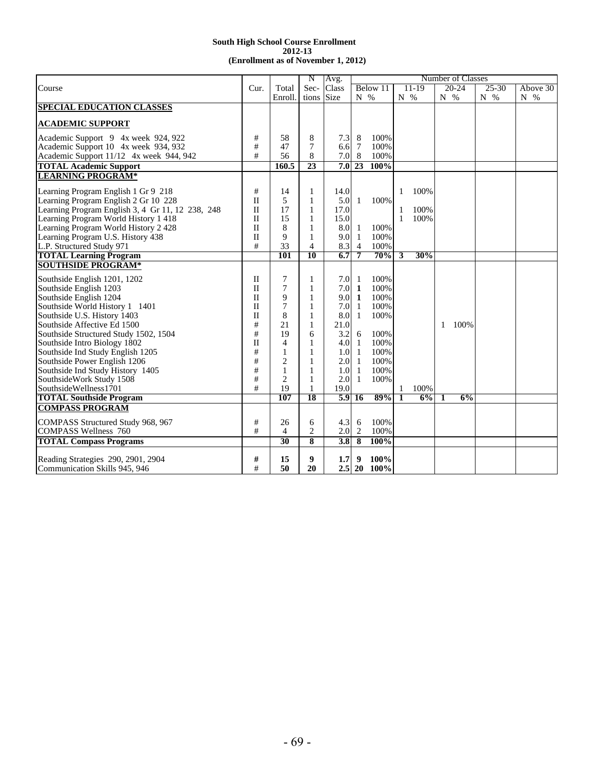**South High School Course Enrollment**
**2012-13**
**(Enrollment as of November 1, 2012)**

| Course | Cur. | Total Enroll. | N Sec-tions | Avg. Class Size | Number of Classes Below 11 N | % | 11-19 N | % | 20-24 N | % | 25-30 N | % | Above 30 N | % |
|---|---|---|---|---|---|---|---|---|---|---|---|---|---|---|
| **SPECIAL EDUCATION CLASSES** | | | | | | | | | | | | | | |
| **ACADEMIC SUPPORT** | | | | | | | | | | | | | | |
| Academic Support 9 4x week 924, 922 | # | 58 | 8 | 7.3 | 8 | 100% | | | | | | | | |
| Academic Support 10 4x week 934, 932 | # | 47 | 7 | 6.6 | 7 | 100% | | | | | | | | |
| Academic Support 11/12 4x week 944, 942 | # | 56 | 8 | 7.0 | 8 | 100% | | | | | | | | |
| **TOTAL Academic Support** | | **160.5** | **23** | **7.0** | **23** | **100%** | | | | | | | | |
| **LEARNING PROGRAM*** | | | | | | | | | | | | | | |
| Learning Program English 1 Gr 9 218 | # | 14 | 1 | 14.0 | | | 1 | 100% | | | | | | |
| Learning Program English 2 Gr 10 228 | II | 5 | 1 | 5.0 | 1 | 100% | | | | | | | | |
| Learning Program English 3, 4 Gr 11, 12 238, 248 | II | 17 | 1 | 17.0 | | | 1 | 100% | | | | | | |
| Learning Program World History 1 418 | II | 15 | 1 | 15.0 | | | 1 | 100% | | | | | | |
| Learning Program World History 2 428 | II | 8 | 1 | 8.0 | 1 | 100% | | | | | | | | |
| Learning Program U.S. History 438 | II | 9 | 1 | 9.0 | 1 | 100% | | | | | | | | |
| L.P. Structured Study 971 | # | 33 | 4 | 8.3 | 4 | 100% | | | | | | | | |
| **TOTAL Learning Program** | | **101** | **10** | **6.7** | **7** | **70%** | **3** | **30%** | | | | | | |
| **SOUTHSIDE PROGRAM*** | | | | | | | | | | | | | | |
| Southside English 1201, 1202 | II | 7 | 1 | 7.0 | 1 | 100% | | | | | | | | |
| Southside English 1203 | II | 7 | 1 | 7.0 | **1** | 100% | | | | | | | | |
| Southside English 1204 | II | 9 | 1 | 9.0 | **1** | 100% | | | | | | | | |
| Southside World History 1 1401 | II | 7 | 1 | 7.0 | 1 | 100% | | | | | | | | |
| Southside U.S. History 1403 | II | 8 | 1 | 8.0 | 1 | 100% | | | | | | | | |
| Southside Affective Ed 1500 | # | 21 | 1 | 21.0 | | | | | 1 | 100% | | | | |
| Southside Structured Study 1502, 1504 | # | 19 | 6 | 3.2 | 6 | 100% | | | | | | | | |
| Southside Intro Biology 1802 | II | 4 | 1 | 4.0 | 1 | 100% | | | | | | | | |
| Southside Ind Study English 1205 | # | 1 | 1 | 1.0 | 1 | 100% | | | | | | | | |
| Southside Power English 1206 | # | 2 | 1 | 2.0 | 1 | 100% | | | | | | | | |
| Southside Ind Study History 1405 | # | 1 | 1 | 1.0 | 1 | 100% | | | | | | | | |
| SouthsideWork Study 1508 | # | 2 | 1 | 2.0 | 1 | 100% | | | | | | | | |
| SouthsideWellness1701 | # | 19 | 1 | 19.0 | | | 1 | 100% | | | | | | |
| **TOTAL Southside Program** | | **107** | **18** | **5.9** | **16** | **89%** | **1** | **6%** | **1** | **6%** | | | | |
| **COMPASS PROGRAM** | | | | | | | | | | | | | | |
| COMPASS Structured Study 968, 967 | # | 26 | 6 | 4.3 | 6 | 100% | | | | | | | | |
| COMPASS Wellness 760 | # | 4 | 2 | 2.0 | 2 | 100% | | | | | | | | |
| **TOTAL Compass Programs** | | **30** | **8** | **3.8** | **8** | **100%** | | | | | | | | |
| Reading Strategies 290, 2901, 2904 | **#** | **15** | **9** | **1.7** | **9** | **100%** | | | | | | | | |
| Communication Skills 945, 946 | # | **50** | **20** | **2.5** | **20** | **100%** | | | | | | | | |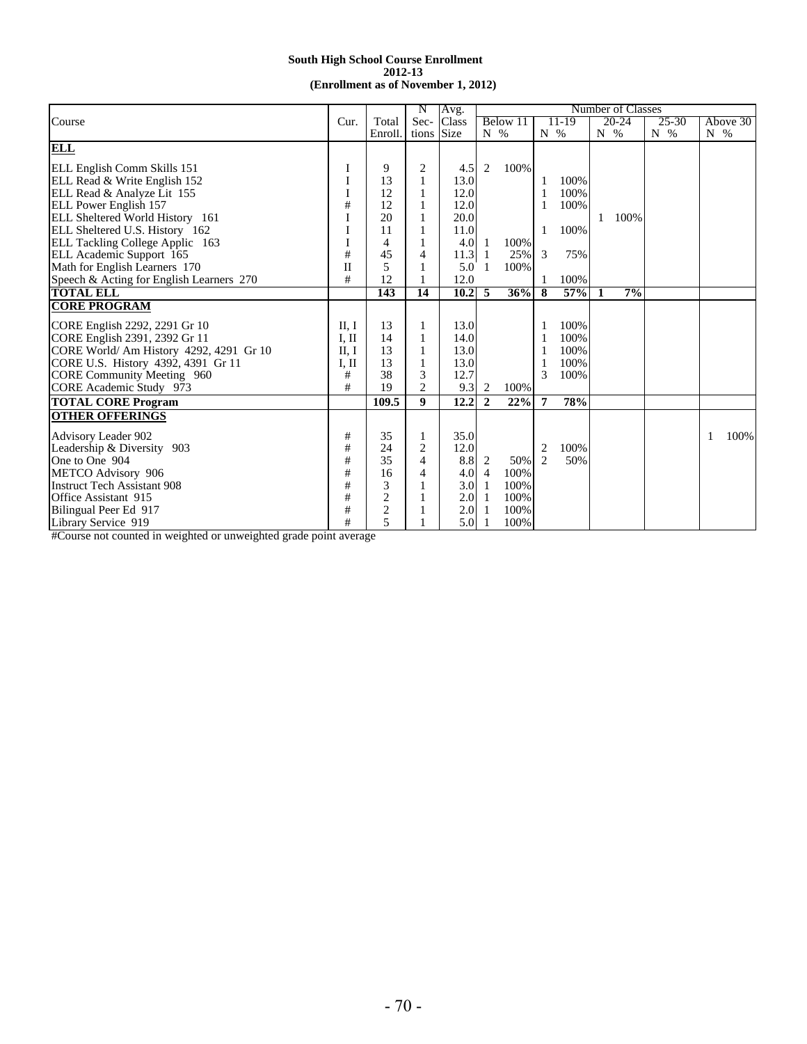**South High School Course Enrollment**
**2012-13**
**(Enrollment as of November 1, 2012)**

| Course | Cur. | Total Enroll. | N Sec-tions | Avg. Class Size | Number of Classes Below 11 N | % | 11-19 N | % | 20-24 N | % | 25-30 N | % | Above 30 N | % |
|---|---|---|---|---|---|---|---|---|---|---|---|---|---|---|
| **ELL** | | | | | | | | | | | | | | |
| ELL English Comm Skills 151 | I | 9 | 2 | 4.5 | 2 | 100% | | | | | | | | |
| ELL Read & Write English 152 | I | 13 | 1 | 13.0 | | | 1 | 100% | | | | | | |
| ELL Read & Analyze Lit 155 | I | 12 | 1 | 12.0 | | | 1 | 100% | | | | | | |
| ELL Power English 157 | # | 12 | 1 | 12.0 | | | 1 | 100% | | | | | | |
| ELL Sheltered World History 161 | I | 20 | 1 | 20.0 | | | | | 1 | 100% | | | | |
| ELL Sheltered U.S. History 162 | I | 11 | 1 | 11.0 | | | 1 | 100% | | | | | | |
| ELL Tackling College Applic 163 | I | 4 | 1 | 4.0 | 1 | 100% | | | | | | | | |
| ELL Academic Support 165 | # | 45 | 4 | 11.3 | 1 | 25% | 3 | 75% | | | | | | |
| Math for English Learners 170 | II | 5 | 1 | 5.0 | 1 | 100% | | | | | | | | |
| Speech & Acting for English Learners 270 | # | 12 | 1 | 12.0 | | | 1 | 100% | | | | | | |
| **TOTAL ELL** | | **143** | **14** | **10.2** | **5** | **36%** | **8** | **57%** | **1** | **7%** | | | | |
| **CORE PROGRAM** | | | | | | | | | | | | | | |
| CORE English 2292, 2291 Gr 10 | II, I | 13 | 1 | 13.0 | | | 1 | 100% | | | | | | |
| CORE English 2391, 2392 Gr 11 | I, II | 14 | 1 | 14.0 | | | 1 | 100% | | | | | | |
| CORE World/ Am History 4292, 4291 Gr 10 | II, I | 13 | 1 | 13.0 | | | 1 | 100% | | | | | | |
| CORE U.S. History 4392, 4391 Gr 11 | I, II | 13 | 1 | 13.0 | | | 1 | 100% | | | | | | |
| CORE Community Meeting 960 | # | 38 | 3 | 12.7 | | | 3 | 100% | | | | | | |
| CORE Academic Study 973 | # | 19 | 2 | 9.3 | 2 | 100% | | | | | | | | |
| **TOTAL CORE Program** | | **109.5** | **9** | **12.2** | **2** | **22%** | **7** | **78%** | | | | | | |
| **OTHER OFFERINGS** | | | | | | | | | | | | | | |
| Advisory Leader 902 | # | 35 | 1 | 35.0 | | | | | | | | | 1 | 100% |
| Leadership & Diversity 903 | # | 24 | 2 | 12.0 | | | 2 | 100% | | | | | | |
| One to One 904 | # | 35 | 4 | 8.8 | 2 | 50% | 2 | 50% | | | | | | |
| METCO Advisory 906 | # | 16 | 4 | 4.0 | 4 | 100% | | | | | | | | |
| Instruct Tech Assistant 908 | # | 3 | 1 | 3.0 | 1 | 100% | | | | | | | | |
| Office Assistant 915 | # | 2 | 1 | 2.0 | 1 | 100% | | | | | | | | |
| Bilingual Peer Ed 917 | # | 2 | 1 | 2.0 | 1 | 100% | | | | | | | | |
| Library Service 919 | # | 5 | 1 | 5.0 | 1 | 100% | | | | | | | | |

#Course not counted in weighted or unweighted grade point average